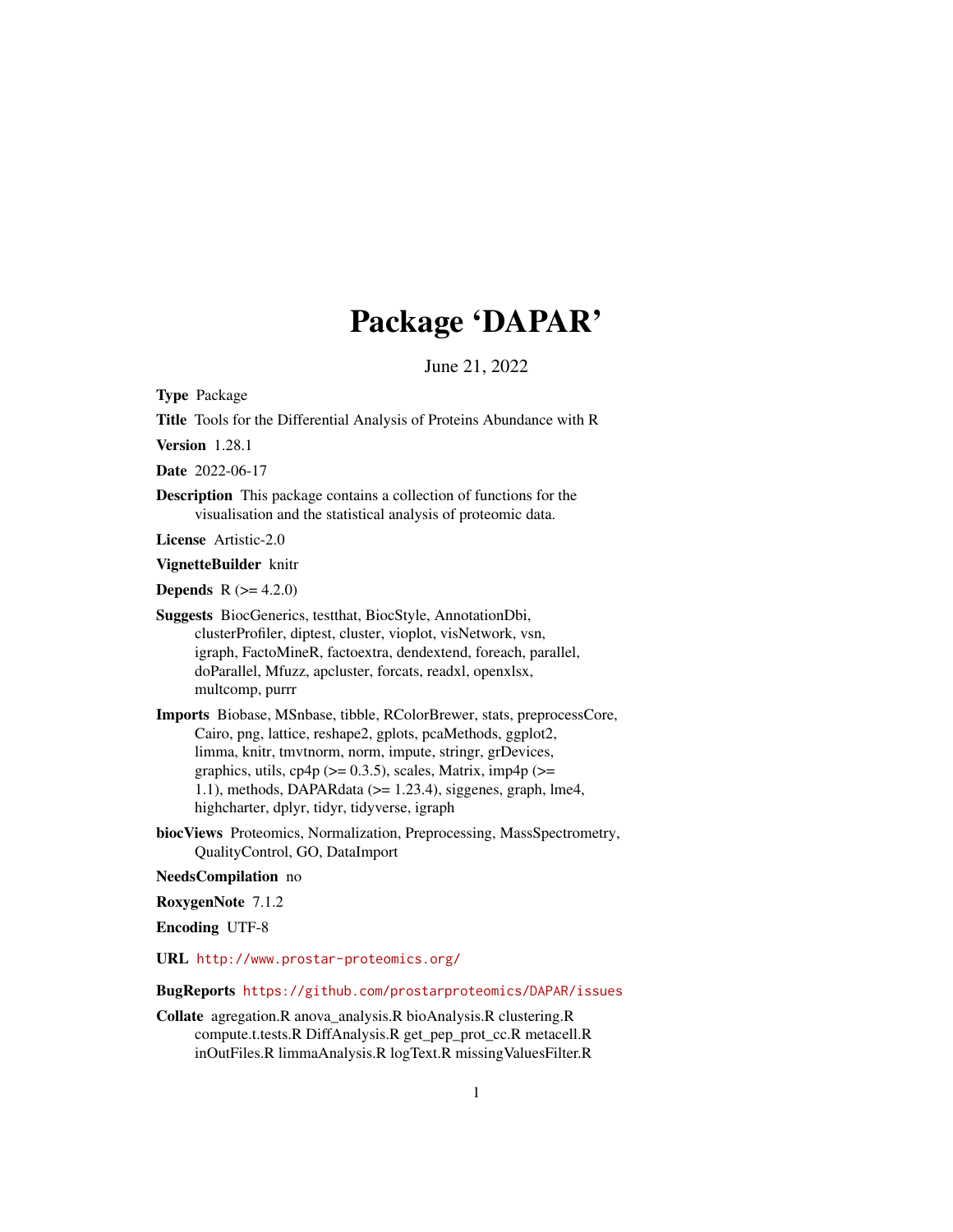# Package 'DAPAR'

June 21, 2022

**Type** Package

**Title** Tools for the Differential Analysis of Proteins Abundance with R

**Version** 1.28.1

**Date** 2022-06-17

**Description** This package contains a collection of functions for the visualisation and the statistical analysis of proteomic data.

**License** Artistic-2.0

**VignetteBuilder** knitr

**Depends** R (>= 4.2.0)

**Suggests** BiocGenerics, testthat, BiocStyle, AnnotationDbi, clusterProfiler, diptest, cluster, vioplot, visNetwork, vsn, igraph, FactoMineR, factoextra, dendextend, foreach, parallel, doParallel, Mfuzz, apcluster, forcats, readxl, openxlsx, multcomp, purrr

**Imports** Biobase, MSnbase, tibble, RColorBrewer, stats, preprocessCore, Cairo, png, lattice, reshape2, gplots, pcaMethods, ggplot2, limma, knitr, tmvtnorm, norm, impute, stringr, grDevices, graphics, utils, cp4p (>= 0.3.5), scales, Matrix, imp4p (>= 1.1), methods, DAPARdata (>= 1.23.4), siggenes, graph, lme4, highcharter, dplyr, tidyr, tidyverse, igraph

**biocViews** Proteomics, Normalization, Preprocessing, MassSpectrometry, QualityControl, GO, DataImport

**NeedsCompilation** no

**RoxygenNote** 7.1.2

**Encoding** UTF-8

**URL** http://www.prostar-proteomics.org/

**BugReports** https://github.com/prostarproteomics/DAPAR/issues

**Collate** agregation.R anova_analysis.R bioAnalysis.R clustering.R compute.t.tests.R DiffAnalysis.R get_pep_prot_cc.R metacell.R inOutFiles.R limmaAnalysis.R logText.R missingValuesFilter.R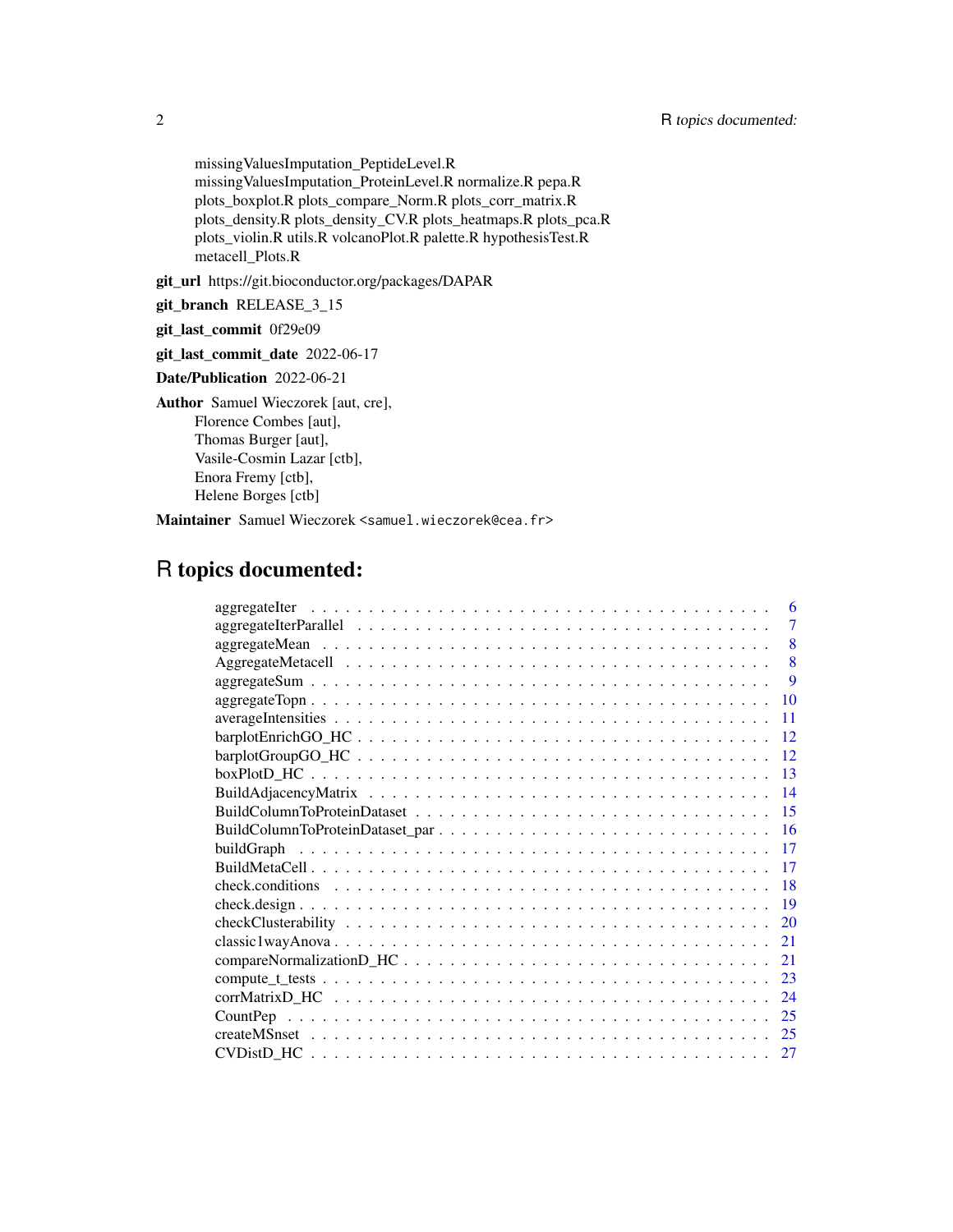missingValuesImputation_PeptideLevel.R
missingValuesImputation_ProteinLevel.R normalize.R pepa.R
plots_boxplot.R plots_compare_Norm.R plots_corr_matrix.R
plots_density.R plots_density_CV.R plots_heatmaps.R plots_pca.R
plots_violin.R utils.R volcanoPlot.R palette.R hypothesisTest.R
metacell_Plots.R

**git_url** https://git.bioconductor.org/packages/DAPAR

**git_branch** RELEASE_3_15

**git_last_commit** 0f29e09

**git_last_commit_date** 2022-06-17

**Date/Publication** 2022-06-21

**Author** Samuel Wieczorek [aut, cre],
Florence Combes [aut],
Thomas Burger [aut],
Vasile-Cosmin Lazar [ctb],
Enora Fremy [ctb],
Helene Borges [ctb]

**Maintainer** Samuel Wieczorek <samuel.wieczorek@cea.fr>

# R topics documented:

- aggregateIter . . . . . . . . . . . . . . . . . . . . . . . . . . . . . . . . . . . . . . 6
- aggregateIterParallel . . . . . . . . . . . . . . . . . . . . . . . . . . . . . . . . . . 7
- aggregateMean . . . . . . . . . . . . . . . . . . . . . . . . . . . . . . . . . . . . . 8
- AggregateMetacell . . . . . . . . . . . . . . . . . . . . . . . . . . . . . . . . . . . 8
- aggregateSum . . . . . . . . . . . . . . . . . . . . . . . . . . . . . . . . . . . . . . 9
- aggregateTopn . . . . . . . . . . . . . . . . . . . . . . . . . . . . . . . . . . . . . 10
- averageIntensities . . . . . . . . . . . . . . . . . . . . . . . . . . . . . . . . . . . 11
- barplotEnrichGO_HC . . . . . . . . . . . . . . . . . . . . . . . . . . . . . . . . . 12
- barplotGroupGO_HC . . . . . . . . . . . . . . . . . . . . . . . . . . . . . . . . . 12
- boxPlotD_HC . . . . . . . . . . . . . . . . . . . . . . . . . . . . . . . . . . . . . 13
- BuildAdjacencyMatrix . . . . . . . . . . . . . . . . . . . . . . . . . . . . . . . . 14
- BuildColumnToProteinDataset . . . . . . . . . . . . . . . . . . . . . . . . . . . . 15
- BuildColumnToProteinDataset_par . . . . . . . . . . . . . . . . . . . . . . . . . . 16
- buildGraph . . . . . . . . . . . . . . . . . . . . . . . . . . . . . . . . . . . . . . 17
- BuildMetaCell . . . . . . . . . . . . . . . . . . . . . . . . . . . . . . . . . . . . . 17
- check.conditions . . . . . . . . . . . . . . . . . . . . . . . . . . . . . . . . . . . 18
- check.design . . . . . . . . . . . . . . . . . . . . . . . . . . . . . . . . . . . . . 19
- checkClusterability . . . . . . . . . . . . . . . . . . . . . . . . . . . . . . . . . . 20
- classic1wayAnova . . . . . . . . . . . . . . . . . . . . . . . . . . . . . . . . . . . 21
- compareNormalizationD_HC . . . . . . . . . . . . . . . . . . . . . . . . . . . . . 21
- compute_t_tests . . . . . . . . . . . . . . . . . . . . . . . . . . . . . . . . . . . 23
- corrMatrixD_HC . . . . . . . . . . . . . . . . . . . . . . . . . . . . . . . . . . . 24
- CountPep . . . . . . . . . . . . . . . . . . . . . . . . . . . . . . . . . . . . . . . 25
- createMSnset . . . . . . . . . . . . . . . . . . . . . . . . . . . . . . . . . . . . . 25
- CVDistD_HC . . . . . . . . . . . . . . . . . . . . . . . . . . . . . . . . . . . . . 27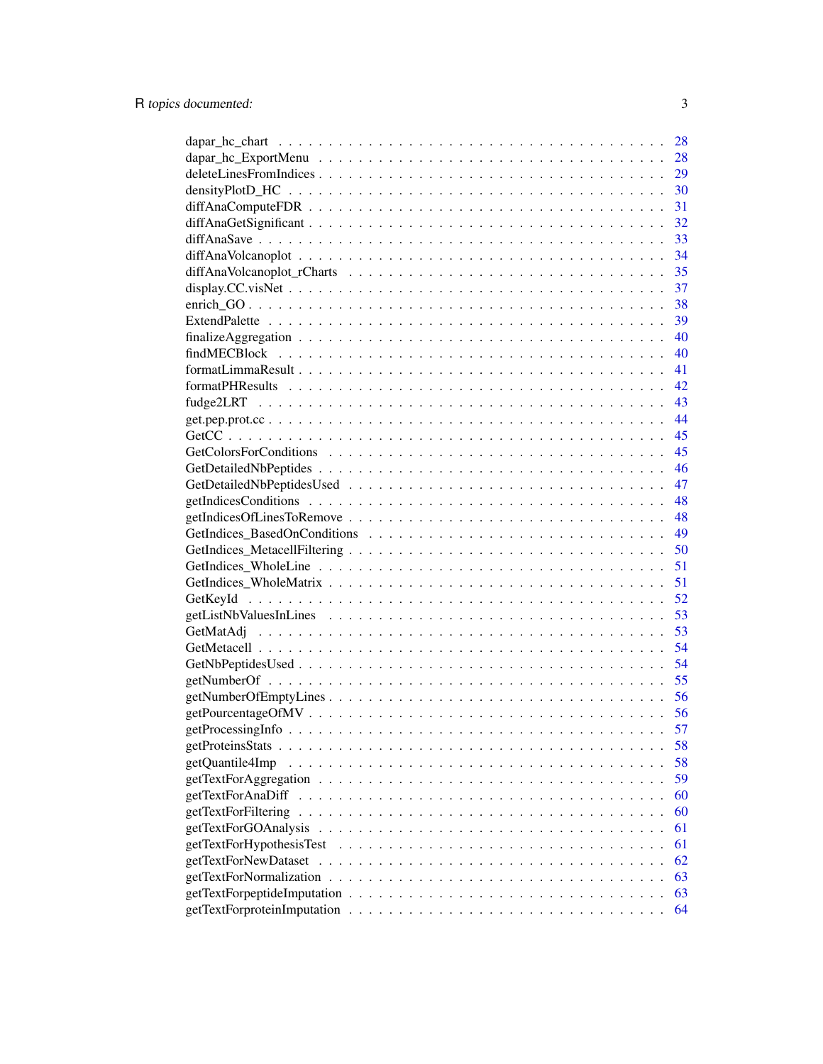dapar_hc_chart . . . . . . . . . . . . . . . . . . . . . . . . . . . . . . . . . . . . . . 28
dapar_hc_ExportMenu . . . . . . . . . . . . . . . . . . . . . . . . . . . . . . . . . . . 28
deleteLinesFromIndices . . . . . . . . . . . . . . . . . . . . . . . . . . . . . . . . . . 29
densityPlotD_HC . . . . . . . . . . . . . . . . . . . . . . . . . . . . . . . . . . . . . 30
diffAnaComputeFDR . . . . . . . . . . . . . . . . . . . . . . . . . . . . . . . . . . . . 31
diffAnaGetSignificant . . . . . . . . . . . . . . . . . . . . . . . . . . . . . . . . . . . 32
diffAnaSave . . . . . . . . . . . . . . . . . . . . . . . . . . . . . . . . . . . . . . . . 33
diffAnaVolcanoplot . . . . . . . . . . . . . . . . . . . . . . . . . . . . . . . . . . . . 34
diffAnaVolcanoplot_rCharts . . . . . . . . . . . . . . . . . . . . . . . . . . . . . . . . 35
display.CC.visNet . . . . . . . . . . . . . . . . . . . . . . . . . . . . . . . . . . . . . 37
enrich_GO . . . . . . . . . . . . . . . . . . . . . . . . . . . . . . . . . . . . . . . . . 38
ExtendPalette . . . . . . . . . . . . . . . . . . . . . . . . . . . . . . . . . . . . . . . 39
finalizeAggregation . . . . . . . . . . . . . . . . . . . . . . . . . . . . . . . . . . . . 40
findMECBlock . . . . . . . . . . . . . . . . . . . . . . . . . . . . . . . . . . . . . . . 40
formatLimmaResult . . . . . . . . . . . . . . . . . . . . . . . . . . . . . . . . . . . . . 41
formatPHResults . . . . . . . . . . . . . . . . . . . . . . . . . . . . . . . . . . . . . . 42
fudge2LRT . . . . . . . . . . . . . . . . . . . . . . . . . . . . . . . . . . . . . . . . . 43
get.pep.prot.cc . . . . . . . . . . . . . . . . . . . . . . . . . . . . . . . . . . . . . . 44
GetCC . . . . . . . . . . . . . . . . . . . . . . . . . . . . . . . . . . . . . . . . . . . 45
GetColorsForConditions . . . . . . . . . . . . . . . . . . . . . . . . . . . . . . . . . . 45
GetDetailedNbPeptides . . . . . . . . . . . . . . . . . . . . . . . . . . . . . . . . . . . 46
GetDetailedNbPeptidesUsed . . . . . . . . . . . . . . . . . . . . . . . . . . . . . . . . . 47
getIndicesConditions . . . . . . . . . . . . . . . . . . . . . . . . . . . . . . . . . . . . 48
getIndicesOfLinesToRemove . . . . . . . . . . . . . . . . . . . . . . . . . . . . . . . . . 48
GetIndices_BasedOnConditions . . . . . . . . . . . . . . . . . . . . . . . . . . . . . . . 49
GetIndices_MetacellFiltering . . . . . . . . . . . . . . . . . . . . . . . . . . . . . . . . 50
GetIndices_WholeLine . . . . . . . . . . . . . . . . . . . . . . . . . . . . . . . . . . . . 51
GetIndices_WholeMatrix . . . . . . . . . . . . . . . . . . . . . . . . . . . . . . . . . . . 51
GetKeyId . . . . . . . . . . . . . . . . . . . . . . . . . . . . . . . . . . . . . . . . . . 52
getListNbValuesInLines . . . . . . . . . . . . . . . . . . . . . . . . . . . . . . . . . . . 53
GetMatAdj . . . . . . . . . . . . . . . . . . . . . . . . . . . . . . . . . . . . . . . . . . 53
GetMetacell . . . . . . . . . . . . . . . . . . . . . . . . . . . . . . . . . . . . . . . . . 54
GetNbPeptidesUsed . . . . . . . . . . . . . . . . . . . . . . . . . . . . . . . . . . . . . 54
getNumberOf . . . . . . . . . . . . . . . . . . . . . . . . . . . . . . . . . . . . . . . . 55
getNumberOfEmptyLines . . . . . . . . . . . . . . . . . . . . . . . . . . . . . . . . . . . 56
getPourcentageOfMV . . . . . . . . . . . . . . . . . . . . . . . . . . . . . . . . . . . . . 56
getProcessingInfo . . . . . . . . . . . . . . . . . . . . . . . . . . . . . . . . . . . . . . 57
getProteinsStats . . . . . . . . . . . . . . . . . . . . . . . . . . . . . . . . . . . . . . 58
getQuantile4Imp . . . . . . . . . . . . . . . . . . . . . . . . . . . . . . . . . . . . . . 58
getTextForAggregation . . . . . . . . . . . . . . . . . . . . . . . . . . . . . . . . . . . 59
getTextForAnaDiff . . . . . . . . . . . . . . . . . . . . . . . . . . . . . . . . . . . . . 60
getTextForFiltering . . . . . . . . . . . . . . . . . . . . . . . . . . . . . . . . . . . . 60
getTextForGOAnalysis . . . . . . . . . . . . . . . . . . . . . . . . . . . . . . . . . . . . 61
getTextForHypothesisTest . . . . . . . . . . . . . . . . . . . . . . . . . . . . . . . . . 61
getTextForNewDataset . . . . . . . . . . . . . . . . . . . . . . . . . . . . . . . . . . . 62
getTextForNormalization . . . . . . . . . . . . . . . . . . . . . . . . . . . . . . . . . . 63
getTextForpeptideImputation . . . . . . . . . . . . . . . . . . . . . . . . . . . . . . . . 63
getTextForproteinImputation . . . . . . . . . . . . . . . . . . . . . . . . . . . . . . . . 64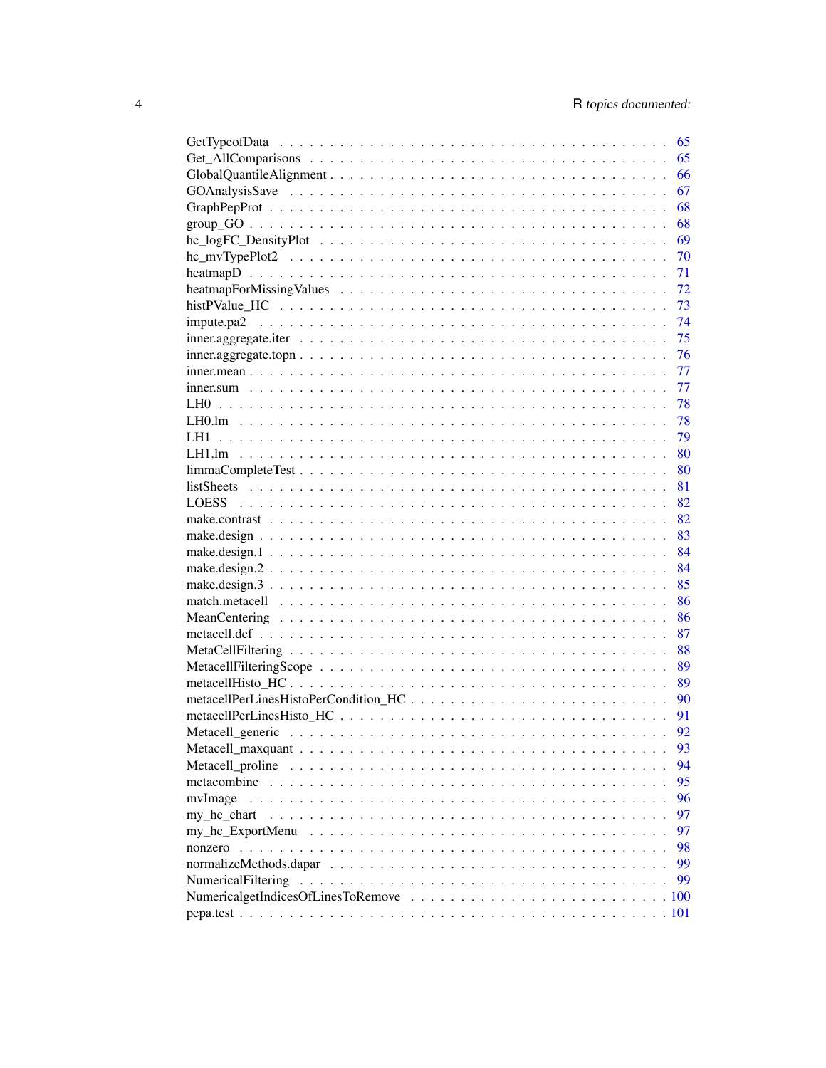GetTypeofData . . . . . . . . . . . . . . . . . . . . . . . . . . . . . . . . . . . 65
Get_AllComparisons . . . . . . . . . . . . . . . . . . . . . . . . . . . . . . . . . 65
GlobalQuantileAlignment . . . . . . . . . . . . . . . . . . . . . . . . . . . . . . . 66
GOAnalysisSave . . . . . . . . . . . . . . . . . . . . . . . . . . . . . . . . . . . 67
GraphPepProt . . . . . . . . . . . . . . . . . . . . . . . . . . . . . . . . . . . . 68
group_GO . . . . . . . . . . . . . . . . . . . . . . . . . . . . . . . . . . . . . . 68
hc_logFC_DensityPlot . . . . . . . . . . . . . . . . . . . . . . . . . . . . . . . . 69
hc_mvTypePlot2 . . . . . . . . . . . . . . . . . . . . . . . . . . . . . . . . . . . 70
heatmapD . . . . . . . . . . . . . . . . . . . . . . . . . . . . . . . . . . . . . . 71
heatmapForMissingValues . . . . . . . . . . . . . . . . . . . . . . . . . . . . . . . 72
histPValue_HC . . . . . . . . . . . . . . . . . . . . . . . . . . . . . . . . . . . . 73
impute.pa2 . . . . . . . . . . . . . . . . . . . . . . . . . . . . . . . . . . . . . 74
inner.aggregate.iter . . . . . . . . . . . . . . . . . . . . . . . . . . . . . . . . . 75
inner.aggregate.topn . . . . . . . . . . . . . . . . . . . . . . . . . . . . . . . . . 76
inner.mean . . . . . . . . . . . . . . . . . . . . . . . . . . . . . . . . . . . . . 77
inner.sum . . . . . . . . . . . . . . . . . . . . . . . . . . . . . . . . . . . . . . 77
LH0 . . . . . . . . . . . . . . . . . . . . . . . . . . . . . . . . . . . . . . . . 78
LH0.lm . . . . . . . . . . . . . . . . . . . . . . . . . . . . . . . . . . . . . . . 78
LH1 . . . . . . . . . . . . . . . . . . . . . . . . . . . . . . . . . . . . . . . . 79
LH1.lm . . . . . . . . . . . . . . . . . . . . . . . . . . . . . . . . . . . . . . . 80
limmaCompleteTest . . . . . . . . . . . . . . . . . . . . . . . . . . . . . . . . . . 80
listSheets . . . . . . . . . . . . . . . . . . . . . . . . . . . . . . . . . . . . . 81
LOESS . . . . . . . . . . . . . . . . . . . . . . . . . . . . . . . . . . . . . . . 82
make.contrast . . . . . . . . . . . . . . . . . . . . . . . . . . . . . . . . . . . . 82
make.design . . . . . . . . . . . . . . . . . . . . . . . . . . . . . . . . . . . . . 83
make.design.1 . . . . . . . . . . . . . . . . . . . . . . . . . . . . . . . . . . . . 84
make.design.2 . . . . . . . . . . . . . . . . . . . . . . . . . . . . . . . . . . . . 84
make.design.3 . . . . . . . . . . . . . . . . . . . . . . . . . . . . . . . . . . . . 85
match.metacell . . . . . . . . . . . . . . . . . . . . . . . . . . . . . . . . . . . . 86
MeanCentering . . . . . . . . . . . . . . . . . . . . . . . . . . . . . . . . . . . . 86
metacell.def . . . . . . . . . . . . . . . . . . . . . . . . . . . . . . . . . . . . . 87
MetaCellFiltering . . . . . . . . . . . . . . . . . . . . . . . . . . . . . . . . . . 88
MetacellFilteringScope . . . . . . . . . . . . . . . . . . . . . . . . . . . . . . . . 89
metacellHisto_HC . . . . . . . . . . . . . . . . . . . . . . . . . . . . . . . . . . . 89
metacellPerLinesHistoPerCondition_HC . . . . . . . . . . . . . . . . . . . . . . . . . 90
metacellPerLinesHisto_HC . . . . . . . . . . . . . . . . . . . . . . . . . . . . . . . 91
Metacell_generic . . . . . . . . . . . . . . . . . . . . . . . . . . . . . . . . . . . 92
Metacell_maxquant . . . . . . . . . . . . . . . . . . . . . . . . . . . . . . . . . . 93
Metacell_proline . . . . . . . . . . . . . . . . . . . . . . . . . . . . . . . . . . . 94
metacombine . . . . . . . . . . . . . . . . . . . . . . . . . . . . . . . . . . . . . 95
mvImage . . . . . . . . . . . . . . . . . . . . . . . . . . . . . . . . . . . . . . . 96
my_hc_chart . . . . . . . . . . . . . . . . . . . . . . . . . . . . . . . . . . . . . 97
my_hc_ExportMenu . . . . . . . . . . . . . . . . . . . . . . . . . . . . . . . . . . 97
nonzero . . . . . . . . . . . . . . . . . . . . . . . . . . . . . . . . . . . . . . . 98
normalizeMethods.dapar . . . . . . . . . . . . . . . . . . . . . . . . . . . . . . . . 99
NumericalFiltering . . . . . . . . . . . . . . . . . . . . . . . . . . . . . . . . . . 99
NumericalgetIndicesOfLinesToRemove . . . . . . . . . . . . . . . . . . . . . . . . . . 100
pepa.test . . . . . . . . . . . . . . . . . . . . . . . . . . . . . . . . . . . . . . 101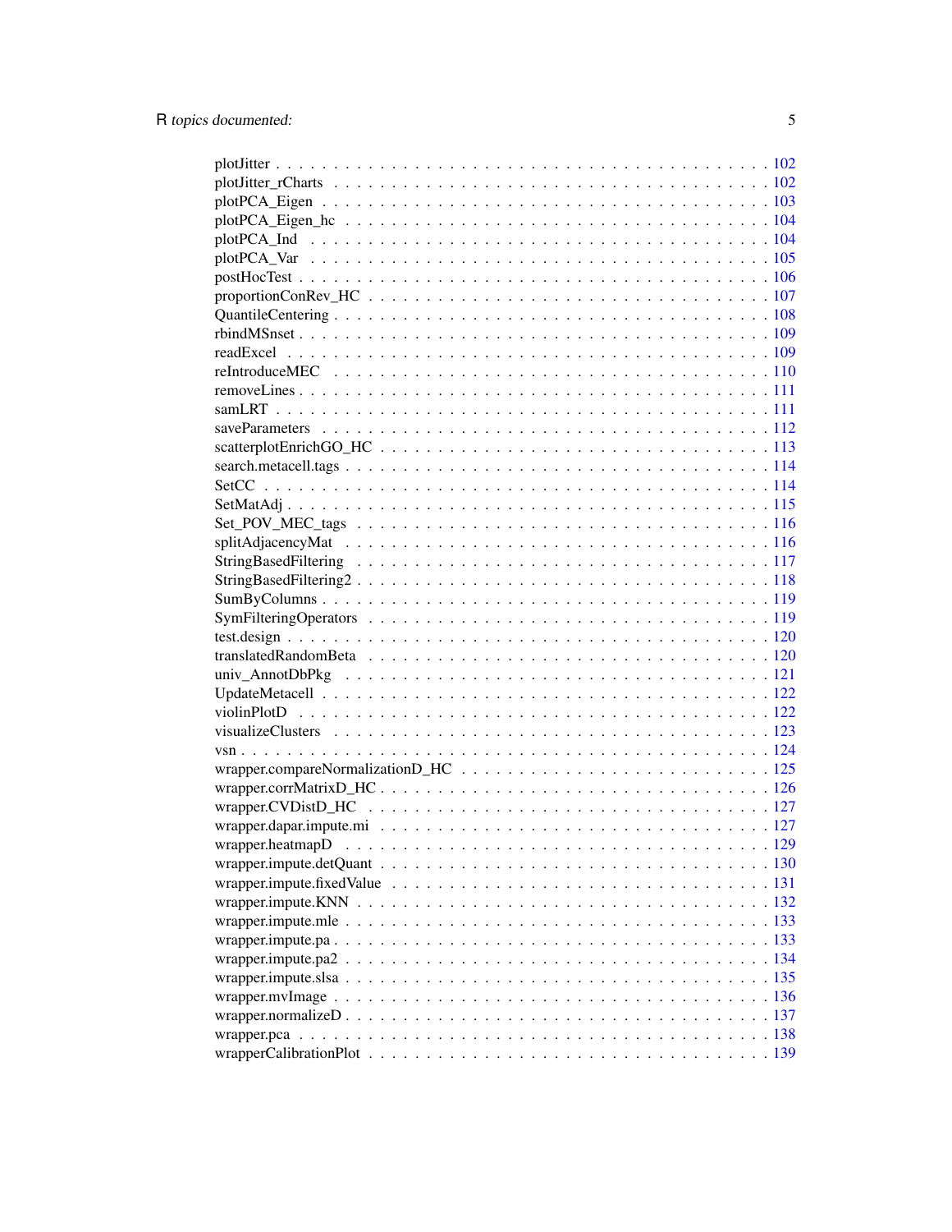plotJitter . . . . . . . . . . . . . . . . . . . . . . . . . . . . . . . . . . . . . . . 102
plotJitter_rCharts . . . . . . . . . . . . . . . . . . . . . . . . . . . . . . . . . . 102
plotPCA_Eigen . . . . . . . . . . . . . . . . . . . . . . . . . . . . . . . . . . . . 103
plotPCA_Eigen_hc . . . . . . . . . . . . . . . . . . . . . . . . . . . . . . . . . . 104
plotPCA_Ind . . . . . . . . . . . . . . . . . . . . . . . . . . . . . . . . . . . . . 104
plotPCA_Var . . . . . . . . . . . . . . . . . . . . . . . . . . . . . . . . . . . . . 105
postHocTest . . . . . . . . . . . . . . . . . . . . . . . . . . . . . . . . . . . . . 106
proportionConRev_HC . . . . . . . . . . . . . . . . . . . . . . . . . . . . . . . . 107
QuantileCentering . . . . . . . . . . . . . . . . . . . . . . . . . . . . . . . . . . 108
rbindMSnset . . . . . . . . . . . . . . . . . . . . . . . . . . . . . . . . . . . . . 109
readExcel . . . . . . . . . . . . . . . . . . . . . . . . . . . . . . . . . . . . . . 109
reIntroduceMEC . . . . . . . . . . . . . . . . . . . . . . . . . . . . . . . . . . . 110
removeLines . . . . . . . . . . . . . . . . . . . . . . . . . . . . . . . . . . . . . 111
samLRT . . . . . . . . . . . . . . . . . . . . . . . . . . . . . . . . . . . . . . . 111
saveParameters . . . . . . . . . . . . . . . . . . . . . . . . . . . . . . . . . . . 112
scatterplotEnrichGO_HC . . . . . . . . . . . . . . . . . . . . . . . . . . . . . . . 113
search.metacell.tags . . . . . . . . . . . . . . . . . . . . . . . . . . . . . . . . . 114
SetCC . . . . . . . . . . . . . . . . . . . . . . . . . . . . . . . . . . . . . . . . 114
SetMatAdj . . . . . . . . . . . . . . . . . . . . . . . . . . . . . . . . . . . . . . 115
Set_POV_MEC_tags . . . . . . . . . . . . . . . . . . . . . . . . . . . . . . . . . 116
splitAdjacencyMat . . . . . . . . . . . . . . . . . . . . . . . . . . . . . . . . . . 116
StringBasedFiltering . . . . . . . . . . . . . . . . . . . . . . . . . . . . . . . . . 117
StringBasedFiltering2 . . . . . . . . . . . . . . . . . . . . . . . . . . . . . . . . 118
SumByColumns . . . . . . . . . . . . . . . . . . . . . . . . . . . . . . . . . . . . 119
SymFilteringOperators . . . . . . . . . . . . . . . . . . . . . . . . . . . . . . . . 119
test.design . . . . . . . . . . . . . . . . . . . . . . . . . . . . . . . . . . . . . . 120
translatedRandomBeta . . . . . . . . . . . . . . . . . . . . . . . . . . . . . . . . 120
univ_AnnotDbPkg . . . . . . . . . . . . . . . . . . . . . . . . . . . . . . . . . . 121
UpdateMetacell . . . . . . . . . . . . . . . . . . . . . . . . . . . . . . . . . . . . 122
violinPlotD . . . . . . . . . . . . . . . . . . . . . . . . . . . . . . . . . . . . . . 122
visualizeClusters . . . . . . . . . . . . . . . . . . . . . . . . . . . . . . . . . . . 123
vsn . . . . . . . . . . . . . . . . . . . . . . . . . . . . . . . . . . . . . . . . . . 124
wrapper.compareNormalizationD_HC . . . . . . . . . . . . . . . . . . . . . . . . . 125
wrapper.corrMatrixD_HC . . . . . . . . . . . . . . . . . . . . . . . . . . . . . . . 126
wrapper.CVDistD_HC . . . . . . . . . . . . . . . . . . . . . . . . . . . . . . . . . 127
wrapper.dapar.impute.mi . . . . . . . . . . . . . . . . . . . . . . . . . . . . . . . 127
wrapper.heatmapD . . . . . . . . . . . . . . . . . . . . . . . . . . . . . . . . . . 129
wrapper.impute.detQuant . . . . . . . . . . . . . . . . . . . . . . . . . . . . . . . 130
wrapper.impute.fixedValue . . . . . . . . . . . . . . . . . . . . . . . . . . . . . . 131
wrapper.impute.KNN . . . . . . . . . . . . . . . . . . . . . . . . . . . . . . . . . 132
wrapper.impute.mle . . . . . . . . . . . . . . . . . . . . . . . . . . . . . . . . . . 133
wrapper.impute.pa . . . . . . . . . . . . . . . . . . . . . . . . . . . . . . . . . . 133
wrapper.impute.pa2 . . . . . . . . . . . . . . . . . . . . . . . . . . . . . . . . . . 134
wrapper.impute.slsa . . . . . . . . . . . . . . . . . . . . . . . . . . . . . . . . . . 135
wrapper.mvImage . . . . . . . . . . . . . . . . . . . . . . . . . . . . . . . . . . . 136
wrapper.normalizeD . . . . . . . . . . . . . . . . . . . . . . . . . . . . . . . . . . 137
wrapper.pca . . . . . . . . . . . . . . . . . . . . . . . . . . . . . . . . . . . . . . 138
wrapperCalibrationPlot . . . . . . . . . . . . . . . . . . . . . . . . . . . . . . . . 139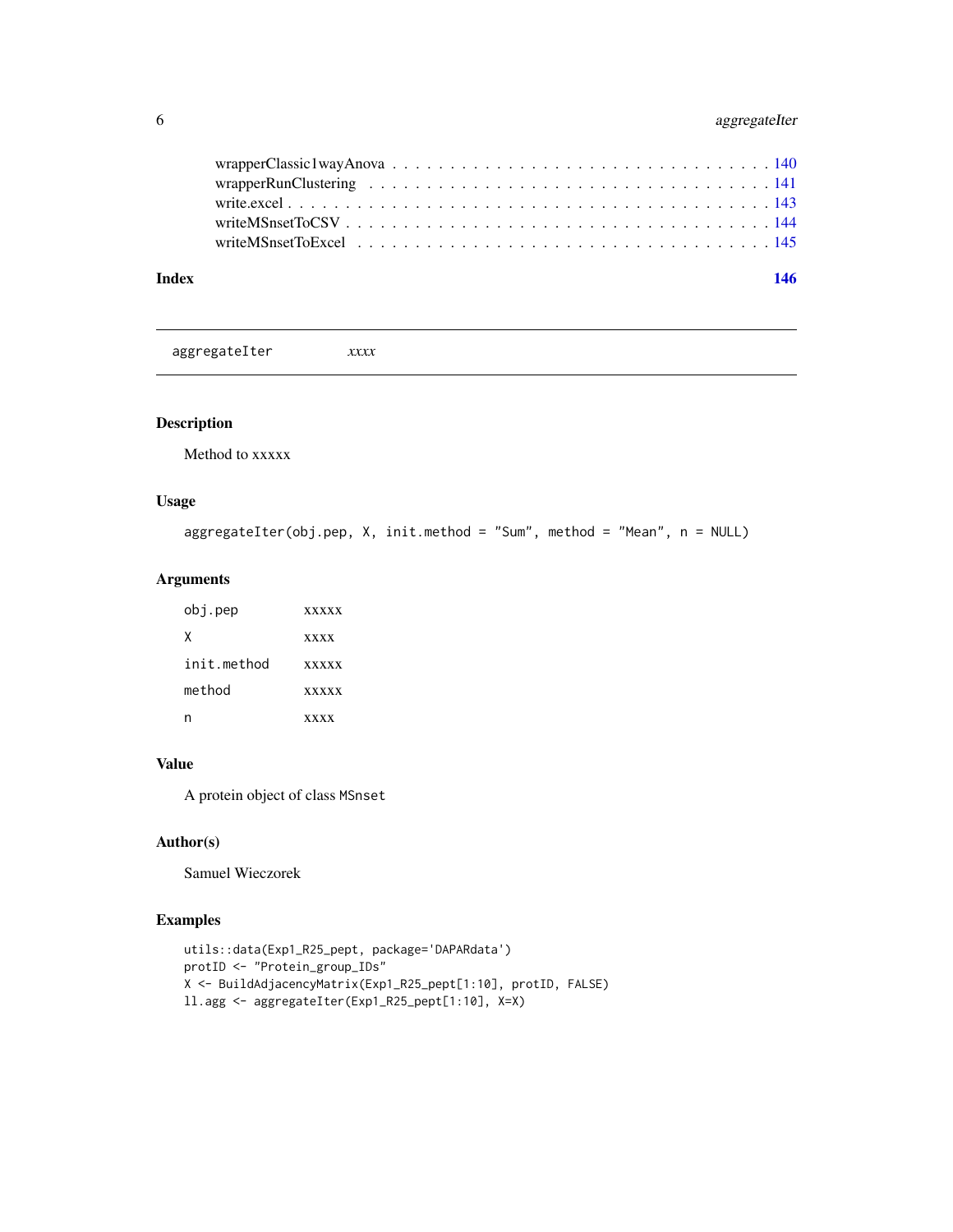wrapperClassic1wayAnova . . . . . . . . . . . . . . . . . . . . . . . . . . . . . . 140
wrapperRunClustering . . . . . . . . . . . . . . . . . . . . . . . . . . . . . . . 141
write.excel . . . . . . . . . . . . . . . . . . . . . . . . . . . . . . . . . . . . 143
writeMSnsetToCSV . . . . . . . . . . . . . . . . . . . . . . . . . . . . . . . . . 144
writeMSnsetToExcel . . . . . . . . . . . . . . . . . . . . . . . . . . . . . . . . 145

**Index** **146**

---

`aggregateIter` *xxxx*

---

## Description

Method to xxxxx

## Usage

```
aggregateIter(obj.pep, X, init.method = "Sum", method = "Mean", n = NULL)
```

## Arguments

| | |
|---|---|
| `obj.pep` | xxxxx |
| `X` | xxxx |
| `init.method` | xxxxx |
| `method` | xxxxx |
| `n` | xxxx |

## Value

A protein object of class `MSnset`

## Author(s)

Samuel Wieczorek

## Examples

```
utils::data(Exp1_R25_pept, package='DAPARdata')
protID <- "Protein_group_IDs"
X <- BuildAdjacencyMatrix(Exp1_R25_pept[1:10], protID, FALSE)
ll.agg <- aggregateIter(Exp1_R25_pept[1:10], X=X)
```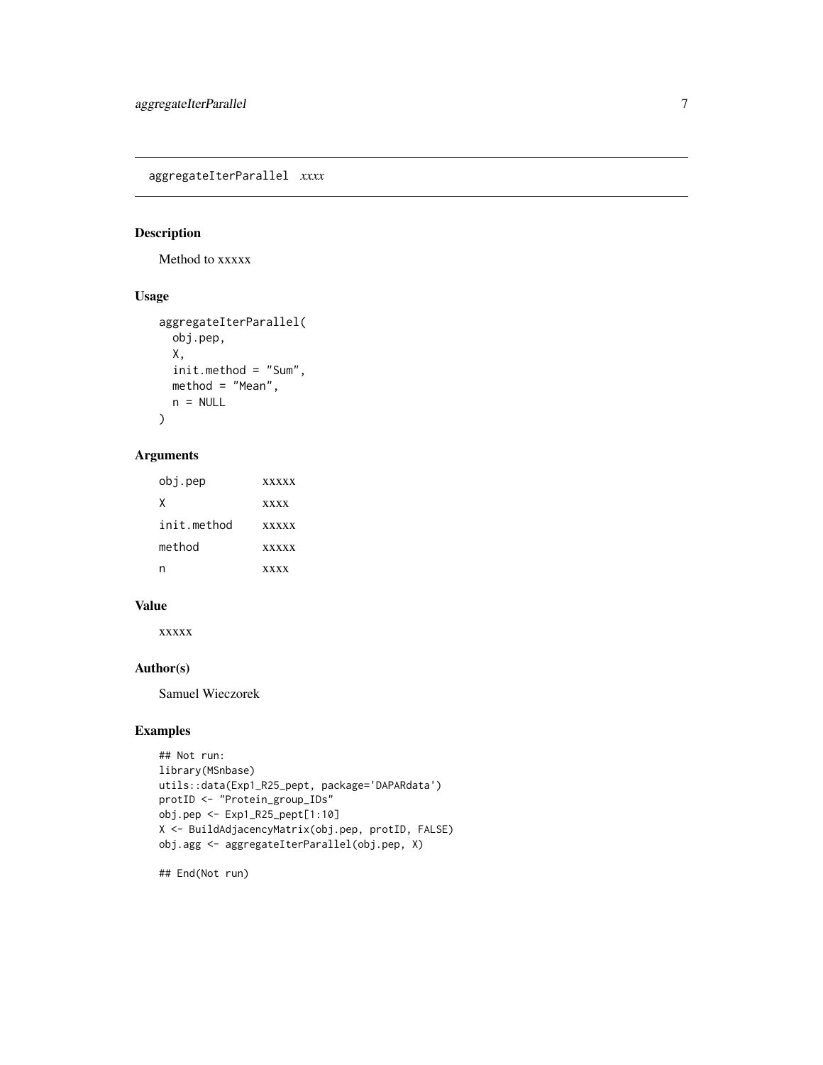## aggregateIterParallel *xxxx*

### Description

Method to xxxxx

### Usage

```
aggregateIterParallel(
  obj.pep,
  X,
  init.method = "Sum",
  method = "Mean",
  n = NULL
)
```

### Arguments

| | |
|---|---|
| obj.pep | xxxxx |
| X | xxxx |
| init.method | xxxxx |
| method | xxxxx |
| n | xxxx |

### Value

xxxxx

### Author(s)

Samuel Wieczorek

### Examples

```
## Not run:
library(MSnbase)
utils::data(Exp1_R25_pept, package='DAPARdata')
protID <- "Protein_group_IDs"
obj.pep <- Exp1_R25_pept[1:10]
X <- BuildAdjacencyMatrix(obj.pep, protID, FALSE)
obj.agg <- aggregateIterParallel(obj.pep, X)

## End(Not run)
```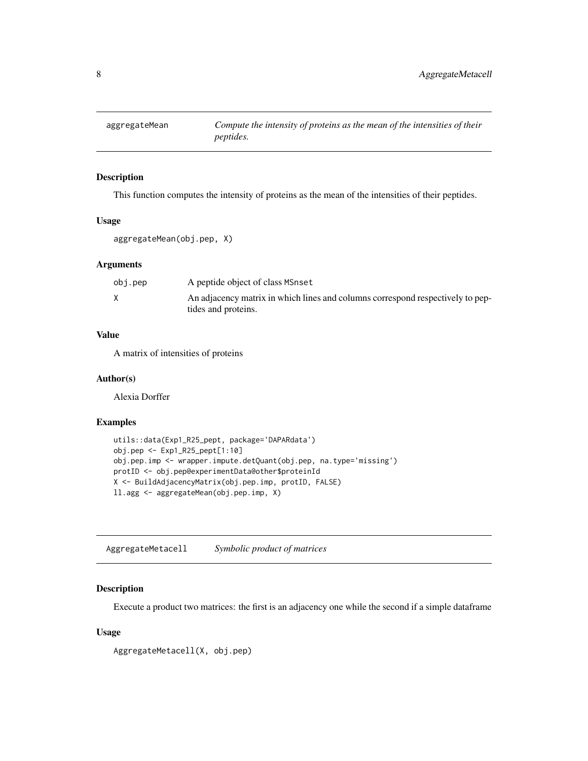## aggregateMean — *Compute the intensity of proteins as the mean of the intensities of their peptides.*

### Description

This function computes the intensity of proteins as the mean of the intensities of their peptides.

### Usage

```
aggregateMean(obj.pep, X)
```

### Arguments

| | |
|---|---|
| obj.pep | A peptide object of class `MSnset` |
| X | An adjacency matrix in which lines and columns correspond respectively to peptides and proteins. |

### Value

A matrix of intensities of proteins

### Author(s)

Alexia Dorffer

### Examples

```
utils::data(Exp1_R25_pept, package='DAPARdata')
obj.pep <- Exp1_R25_pept[1:10]
obj.pep.imp <- wrapper.impute.detQuant(obj.pep, na.type='missing')
protID <- obj.pep@experimentData@other$proteinId
X <- BuildAdjacencyMatrix(obj.pep.imp, protID, FALSE)
ll.agg <- aggregateMean(obj.pep.imp, X)
```

## AggregateMetacell — *Symbolic product of matrices*

### Description

Execute a product two matrices: the first is an adjacency one while the second if a simple dataframe

### Usage

```
AggregateMetacell(X, obj.pep)
```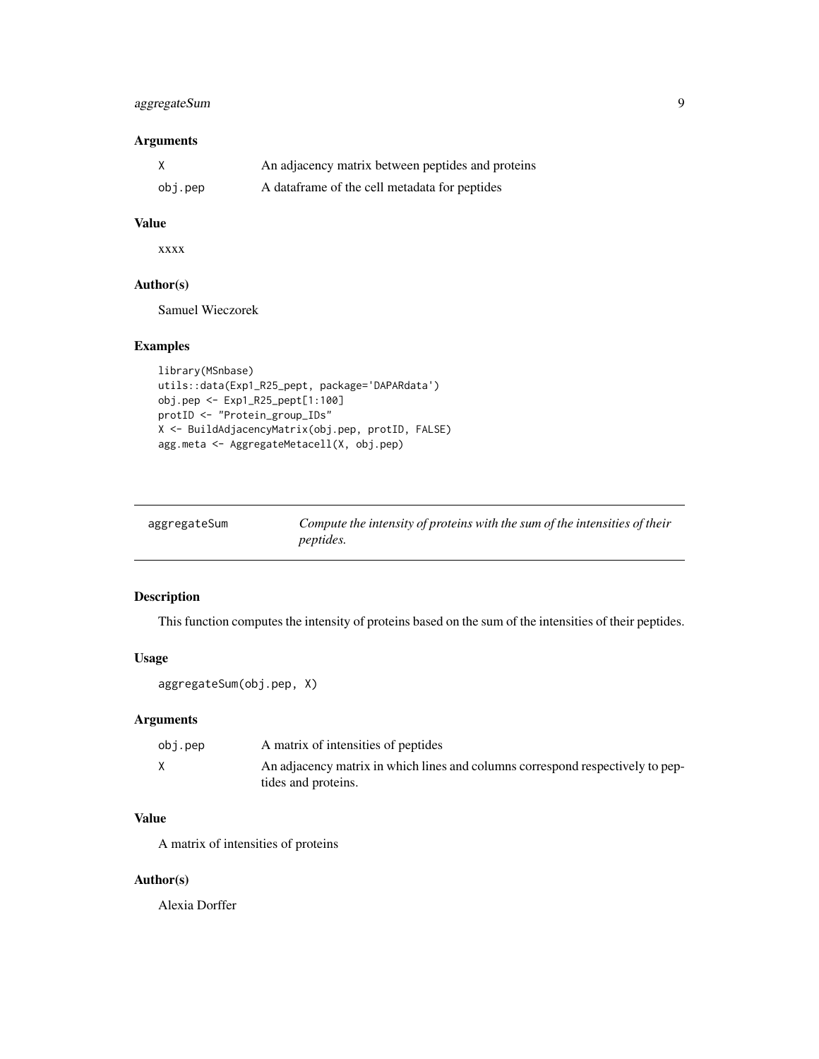### Arguments

| | |
|---|---|
| X | An adjacency matrix between peptides and proteins |
| obj.pep | A dataframe of the cell metadata for peptides |

### Value

xxxx

### Author(s)

Samuel Wieczorek

### Examples

```
library(MSnbase)
utils::data(Exp1_R25_pept, package='DAPARdata')
obj.pep <- Exp1_R25_pept[1:100]
protID <- "Protein_group_IDs"
X <- BuildAdjacencyMatrix(obj.pep, protID, FALSE)
agg.meta <- AggregateMetacell(X, obj.pep)
```

---

## aggregateSum — *Compute the intensity of proteins with the sum of the intensities of their peptides.*

---

### Description

This function computes the intensity of proteins based on the sum of the intensities of their peptides.

### Usage

```
aggregateSum(obj.pep, X)
```

### Arguments

| | |
|---|---|
| obj.pep | A matrix of intensities of peptides |
| X | An adjacency matrix in which lines and columns correspond respectively to peptides and proteins. |

### Value

A matrix of intensities of proteins

### Author(s)

Alexia Dorffer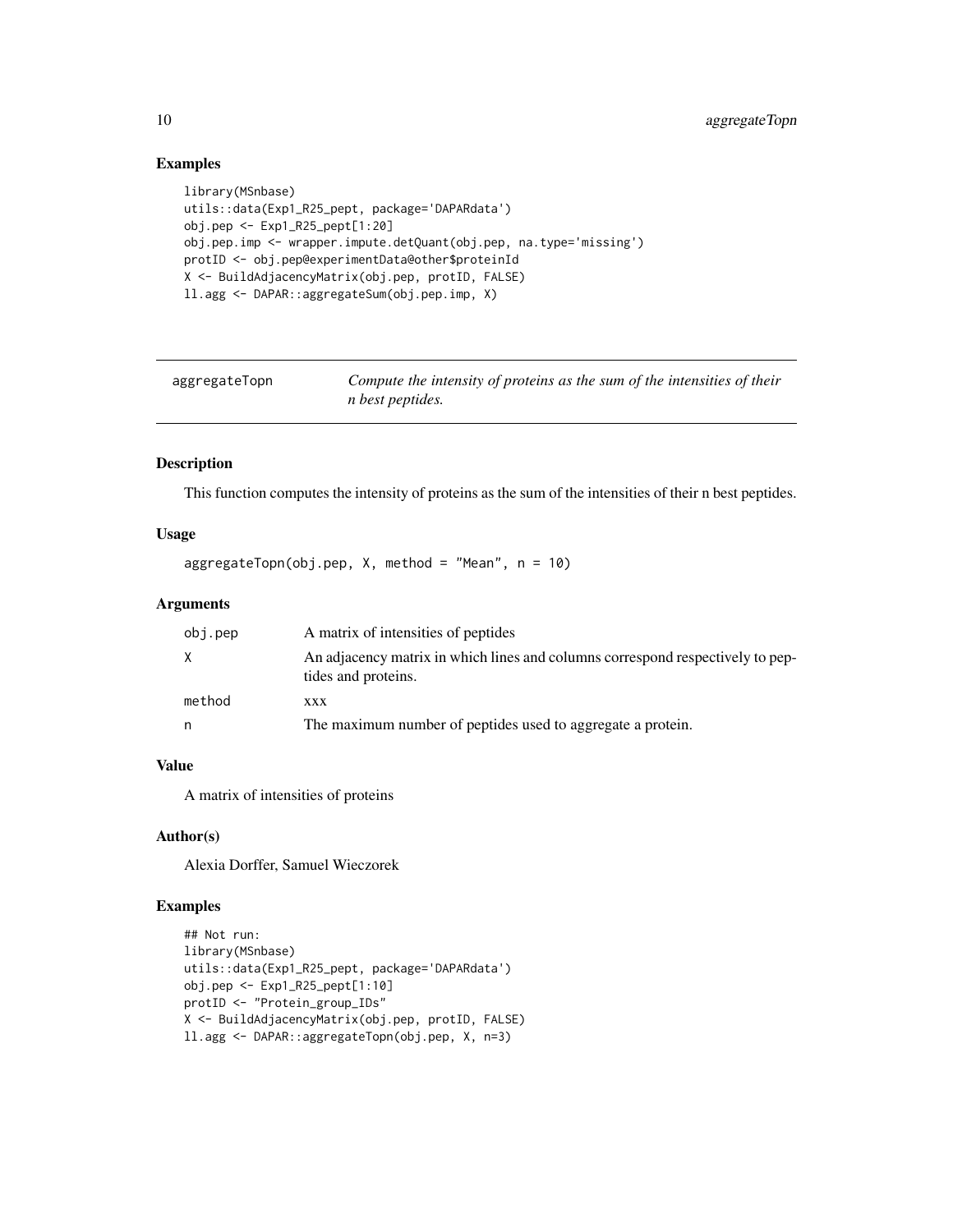## Examples

```
library(MSnbase)
utils::data(Exp1_R25_pept, package='DAPARdata')
obj.pep <- Exp1_R25_pept[1:20]
obj.pep.imp <- wrapper.impute.detQuant(obj.pep, na.type='missing')
protID <- obj.pep@experimentData@other$proteinId
X <- BuildAdjacencyMatrix(obj.pep, protID, FALSE)
ll.agg <- DAPAR::aggregateSum(obj.pep.imp, X)
```

---

# aggregateTopn

*Compute the intensity of proteins as the sum of the intensities of their n best peptides.*

---

## Description

This function computes the intensity of proteins as the sum of the intensities of their n best peptides.

## Usage

```
aggregateTopn(obj.pep, X, method = "Mean", n = 10)
```

## Arguments

| | |
|---|---|
| obj.pep | A matrix of intensities of peptides |
| X | An adjacency matrix in which lines and columns correspond respectively to peptides and proteins. |
| method | xxx |
| n | The maximum number of peptides used to aggregate a protein. |

## Value

A matrix of intensities of proteins

## Author(s)

Alexia Dorffer, Samuel Wieczorek

## Examples

```
## Not run:
library(MSnbase)
utils::data(Exp1_R25_pept, package='DAPARdata')
obj.pep <- Exp1_R25_pept[1:10]
protID <- "Protein_group_IDs"
X <- BuildAdjacencyMatrix(obj.pep, protID, FALSE)
ll.agg <- DAPAR::aggregateTopn(obj.pep, X, n=3)
```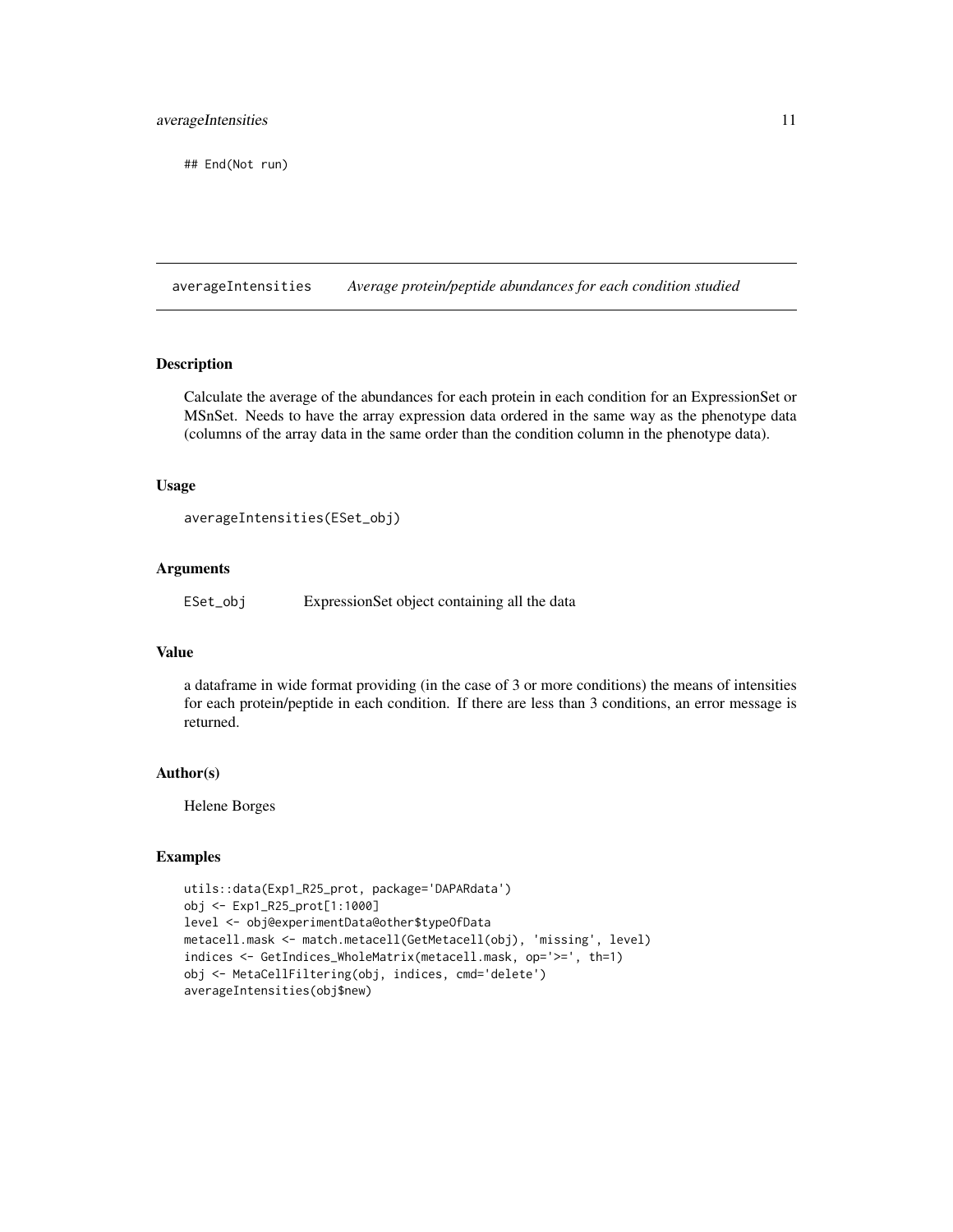```
## End(Not run)
```

## averageIntensities *Average protein/peptide abundances for each condition studied*

### Description

Calculate the average of the abundances for each protein in each condition for an ExpressionSet or MSnSet. Needs to have the array expression data ordered in the same way as the phenotype data (columns of the array data in the same order than the condition column in the phenotype data).

### Usage

```
averageIntensities(ESet_obj)
```

### Arguments

| | |
|---|---|
| ESet_obj | ExpressionSet object containing all the data |

### Value

a dataframe in wide format providing (in the case of 3 or more conditions) the means of intensities for each protein/peptide in each condition. If there are less than 3 conditions, an error message is returned.

### Author(s)

Helene Borges

### Examples

```
utils::data(Exp1_R25_prot, package='DAPARdata')
obj <- Exp1_R25_prot[1:1000]
level <- obj@experimentData@other$typeOfData
metacell.mask <- match.metacell(GetMetacell(obj), 'missing', level)
indices <- GetIndices_WholeMatrix(metacell.mask, op='>=', th=1)
obj <- MetaCellFiltering(obj, indices, cmd='delete')
averageIntensities(obj$new)
```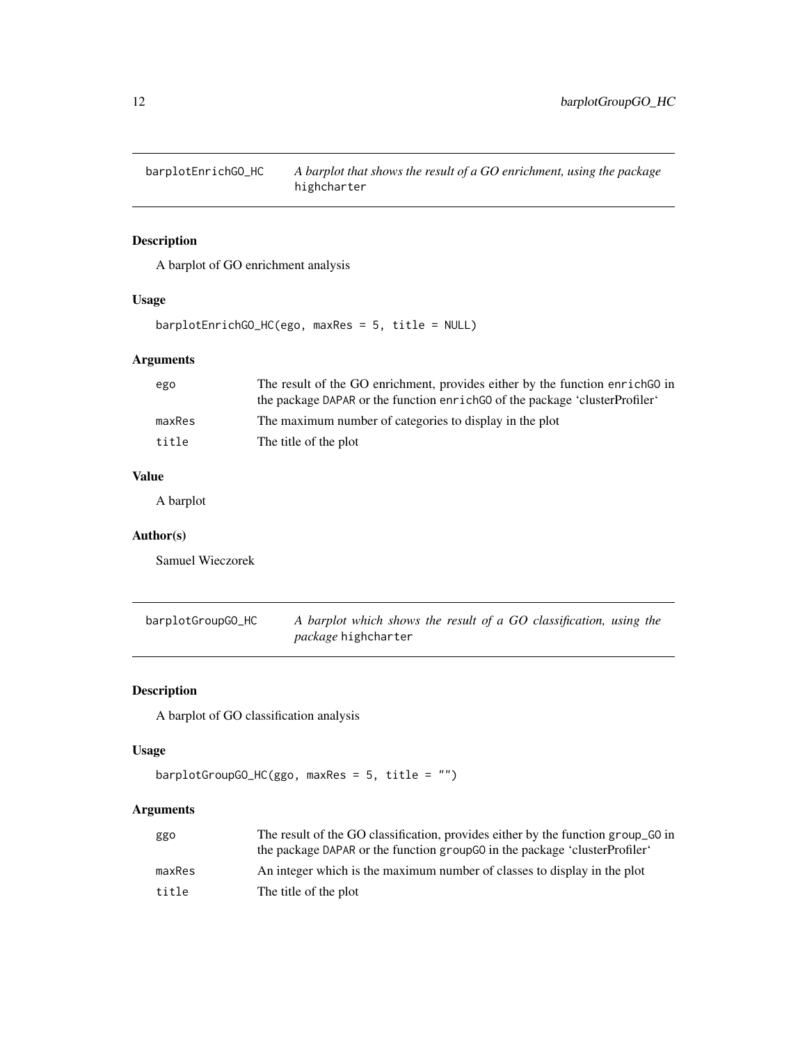## barplotEnrichGO_HC — *A barplot that shows the result of a GO enrichment, using the package* `highcharter`

### Description

A barplot of GO enrichment analysis

### Usage

```
barplotEnrichGO_HC(ego, maxRes = 5, title = NULL)
```

### Arguments

| | |
|---|---|
| ego | The result of the GO enrichment, provides either by the function enrichGO in the package DAPAR or the function enrichGO of the package 'clusterProfiler' |
| maxRes | The maximum number of categories to display in the plot |
| title | The title of the plot |

### Value

A barplot

### Author(s)

Samuel Wieczorek

## barplotGroupGO_HC — *A barplot which shows the result of a GO classification, using the package* `highcharter`

### Description

A barplot of GO classification analysis

### Usage

```
barplotGroupGO_HC(ggo, maxRes = 5, title = "")
```

### Arguments

| | |
|---|---|
| ggo | The result of the GO classification, provides either by the function group_GO in the package DAPAR or the function groupGO in the package 'clusterProfiler' |
| maxRes | An integer which is the maximum number of classes to display in the plot |
| title | The title of the plot |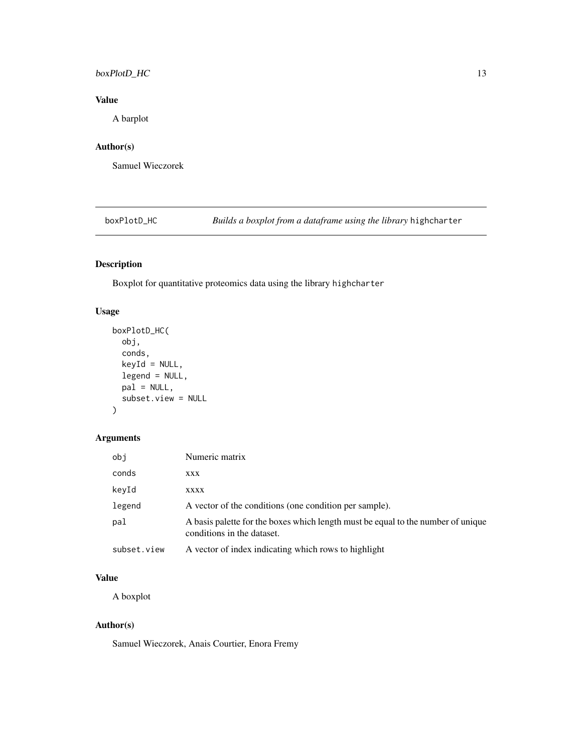## Value

A barplot

## Author(s)

Samuel Wieczorek

---

## boxPlotD_HC — *Builds a boxplot from a dataframe using the library* `highcharter`

### Description

Boxplot for quantitative proteomics data using the library `highcharter`

### Usage

```
boxPlotD_HC(
  obj,
  conds,
  keyId = NULL,
  legend = NULL,
  pal = NULL,
  subset.view = NULL
)
```

### Arguments

| | |
|---|---|
| `obj` | Numeric matrix |
| `conds` | xxx |
| `keyId` | xxxx |
| `legend` | A vector of the conditions (one condition per sample). |
| `pal` | A basis palette for the boxes which length must be equal to the number of unique conditions in the dataset. |
| `subset.view` | A vector of index indicating which rows to highlight |

### Value

A boxplot

### Author(s)

Samuel Wieczorek, Anais Courtier, Enora Fremy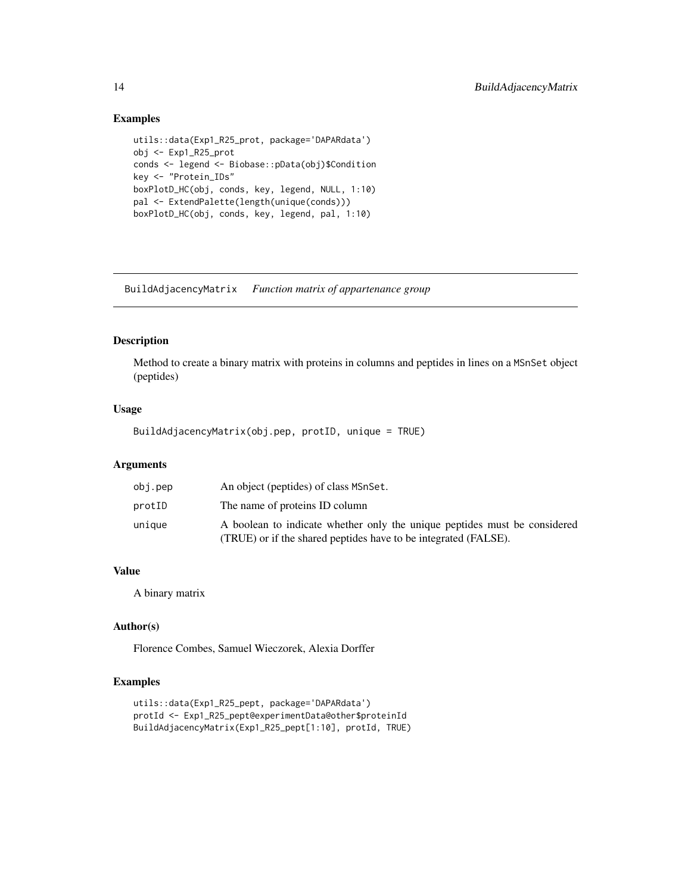### Examples

```
utils::data(Exp1_R25_prot, package='DAPARdata')
obj <- Exp1_R25_prot
conds <- legend <- Biobase::pData(obj)$Condition
key <- "Protein_IDs"
boxPlotD_HC(obj, conds, key, legend, NULL, 1:10)
pal <- ExtendPalette(length(unique(conds)))
boxPlotD_HC(obj, conds, key, legend, pal, 1:10)
```

---

## BuildAdjacencyMatrix *Function matrix of appartenance group*

### Description

Method to create a binary matrix with proteins in columns and peptides in lines on a MSnSet object (peptides)

### Usage

```
BuildAdjacencyMatrix(obj.pep, protID, unique = TRUE)
```

### Arguments

| | |
|---|---|
| obj.pep | An object (peptides) of class MSnSet. |
| protID | The name of proteins ID column |
| unique | A boolean to indicate whether only the unique peptides must be considered (TRUE) or if the shared peptides have to be integrated (FALSE). |

### Value

A binary matrix

### Author(s)

Florence Combes, Samuel Wieczorek, Alexia Dorffer

### Examples

```
utils::data(Exp1_R25_pept, package='DAPARdata')
protId <- Exp1_R25_pept@experimentData@other$proteinId
BuildAdjacencyMatrix(Exp1_R25_pept[1:10], protId, TRUE)
```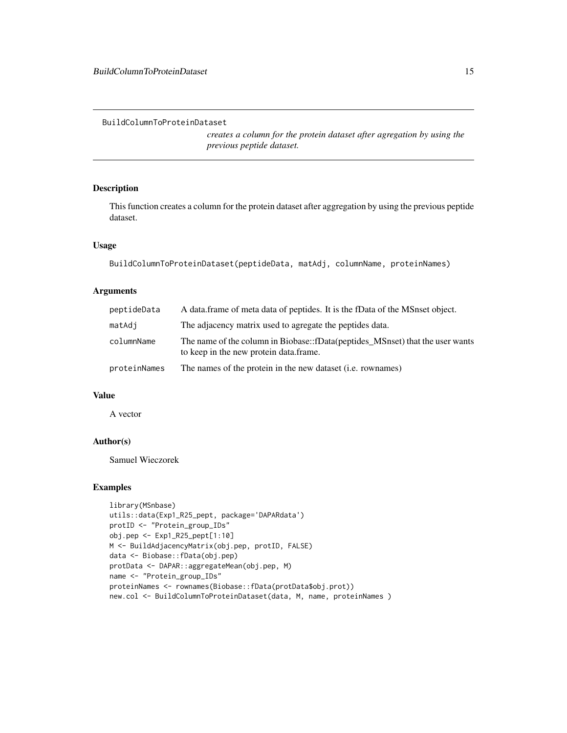# BuildColumnToProteinDataset

*creates a column for the protein dataset after agregation by using the previous peptide dataset.*

## Description

This function creates a column for the protein dataset after aggregation by using the previous peptide dataset.

## Usage

```
BuildColumnToProteinDataset(peptideData, matAdj, columnName, proteinNames)
```

## Arguments

| | |
|---|---|
| peptideData | A data.frame of meta data of peptides. It is the fData of the MSnset object. |
| matAdj | The adjacency matrix used to agregate the peptides data. |
| columnName | The name of the column in Biobase::fData(peptides_MSnset) that the user wants to keep in the new protein data.frame. |
| proteinNames | The names of the protein in the new dataset (i.e. rownames) |

## Value

A vector

## Author(s)

Samuel Wieczorek

## Examples

```
library(MSnbase)
utils::data(Exp1_R25_pept, package='DAPARdata')
protID <- "Protein_group_IDs"
obj.pep <- Exp1_R25_pept[1:10]
M <- BuildAdjacencyMatrix(obj.pep, protID, FALSE)
data <- Biobase::fData(obj.pep)
protData <- DAPAR::aggregateMean(obj.pep, M)
name <- "Protein_group_IDs"
proteinNames <- rownames(Biobase::fData(protData$obj.prot))
new.col <- BuildColumnToProteinDataset(data, M, name, proteinNames )
```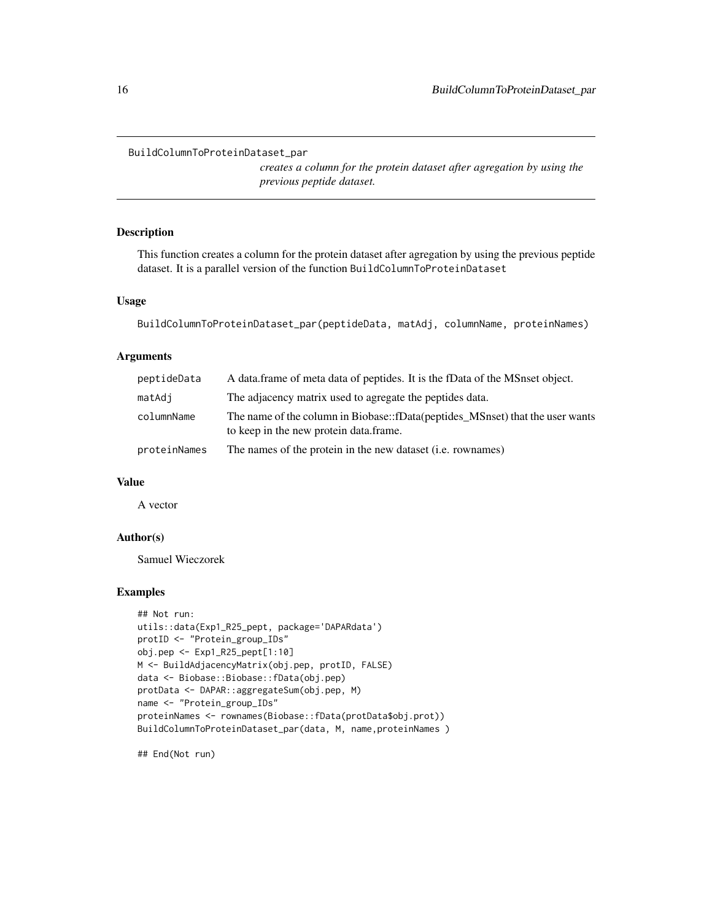BuildColumnToProteinDataset_par

*creates a column for the protein dataset after agregation by using the previous peptide dataset.*

### Description

This function creates a column for the protein dataset after agregation by using the previous peptide dataset. It is a parallel version of the function `BuildColumnToProteinDataset`

### Usage

```
BuildColumnToProteinDataset_par(peptideData, matAdj, columnName, proteinNames)
```

### Arguments

| | |
|---|---|
| `peptideData` | A data.frame of meta data of peptides. It is the fData of the MSnset object. |
| `matAdj` | The adjacency matrix used to agregate the peptides data. |
| `columnName` | The name of the column in Biobase::fData(peptides_MSnset) that the user wants to keep in the new protein data.frame. |
| `proteinNames` | The names of the protein in the new dataset (i.e. rownames) |

### Value

A vector

### Author(s)

Samuel Wieczorek

### Examples

```
## Not run:
utils::data(Exp1_R25_pept, package='DAPARdata')
protID <- "Protein_group_IDs"
obj.pep <- Exp1_R25_pept[1:10]
M <- BuildAdjacencyMatrix(obj.pep, protID, FALSE)
data <- Biobase::Biobase::fData(obj.pep)
protData <- DAPAR::aggregateSum(obj.pep, M)
name <- "Protein_group_IDs"
proteinNames <- rownames(Biobase::fData(protData$obj.prot))
BuildColumnToProteinDataset_par(data, M, name,proteinNames )

## End(Not run)
```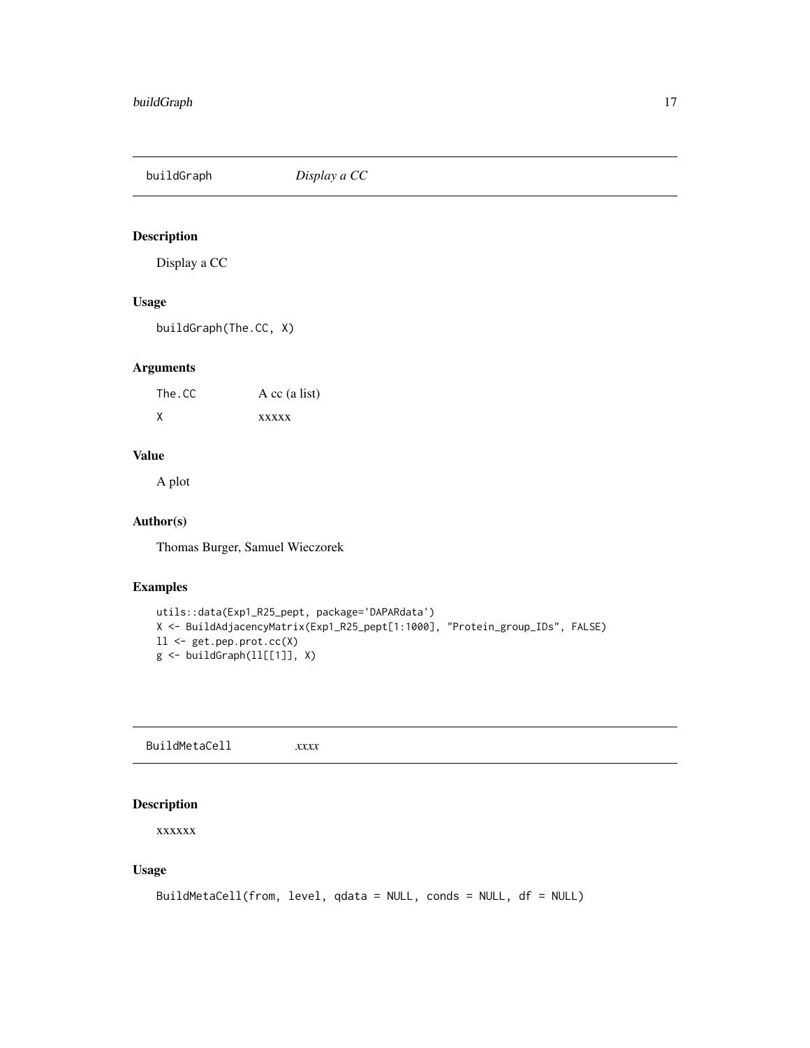## buildGraph *Display a CC*

### Description

Display a CC

### Usage

```
buildGraph(The.CC, X)
```

### Arguments

| | |
|---|---|
| The.CC | A cc (a list) |
| X | xxxxx |

### Value

A plot

### Author(s)

Thomas Burger, Samuel Wieczorek

### Examples

```
utils::data(Exp1_R25_pept, package='DAPARdata')
X <- BuildAdjacencyMatrix(Exp1_R25_pept[1:1000], "Protein_group_IDs", FALSE)
ll <- get.pep.prot.cc(X)
g <- buildGraph(ll[[1]], X)
```

## BuildMetaCell *xxxx*

### Description

xxxxxx

### Usage

```
BuildMetaCell(from, level, qdata = NULL, conds = NULL, df = NULL)
```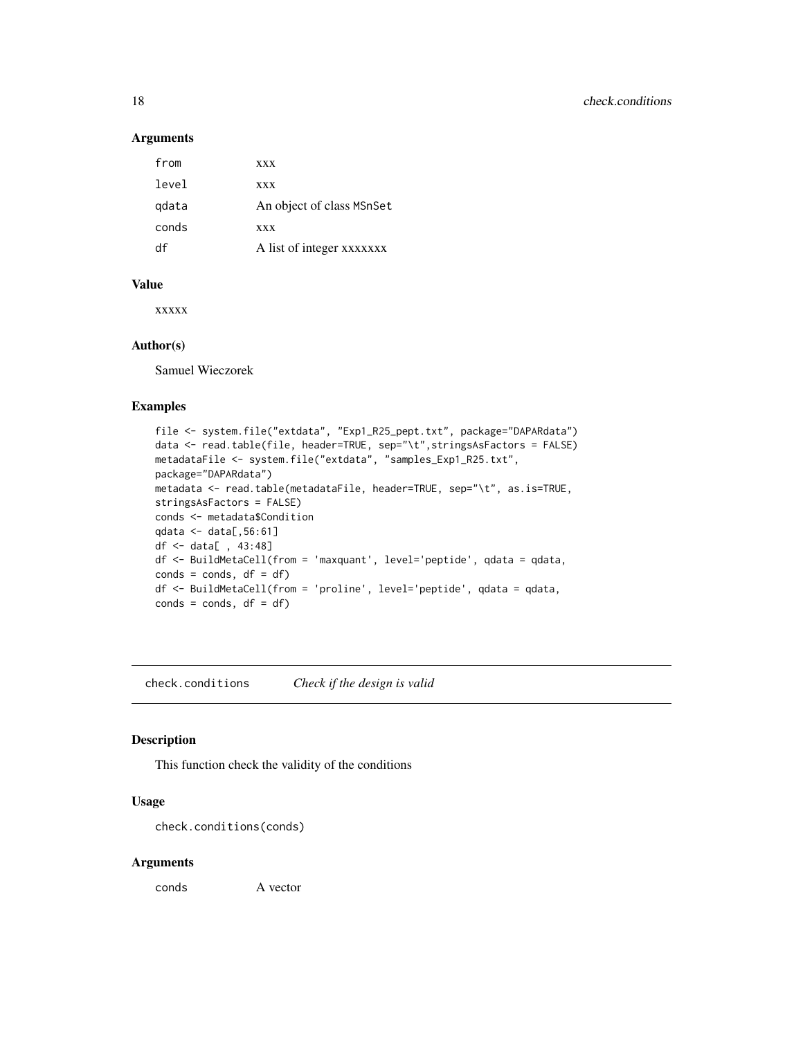### Arguments

| | |
|---|---|
| from | xxx |
| level | xxx |
| qdata | An object of class MSnSet |
| conds | xxx |
| df | A list of integer xxxxxxx |

### Value

xxxxx

### Author(s)

Samuel Wieczorek

### Examples

```
file <- system.file("extdata", "Exp1_R25_pept.txt", package="DAPARdata")
data <- read.table(file, header=TRUE, sep="\t",stringsAsFactors = FALSE)
metadataFile <- system.file("extdata", "samples_Exp1_R25.txt",
package="DAPARdata")
metadata <- read.table(metadataFile, header=TRUE, sep="\t", as.is=TRUE,
stringsAsFactors = FALSE)
conds <- metadata$Condition
qdata <- data[,56:61]
df <- data[ , 43:48]
df <- BuildMetaCell(from = 'maxquant', level='peptide', qdata = qdata,
conds = conds, df = df)
df <- BuildMetaCell(from = 'proline', level='peptide', qdata = qdata,
conds = conds, df = df)
```

---

## check.conditions *Check if the design is valid*

### Description

This function check the validity of the conditions

### Usage

```
check.conditions(conds)
```

### Arguments

| | |
|---|---|
| conds | A vector |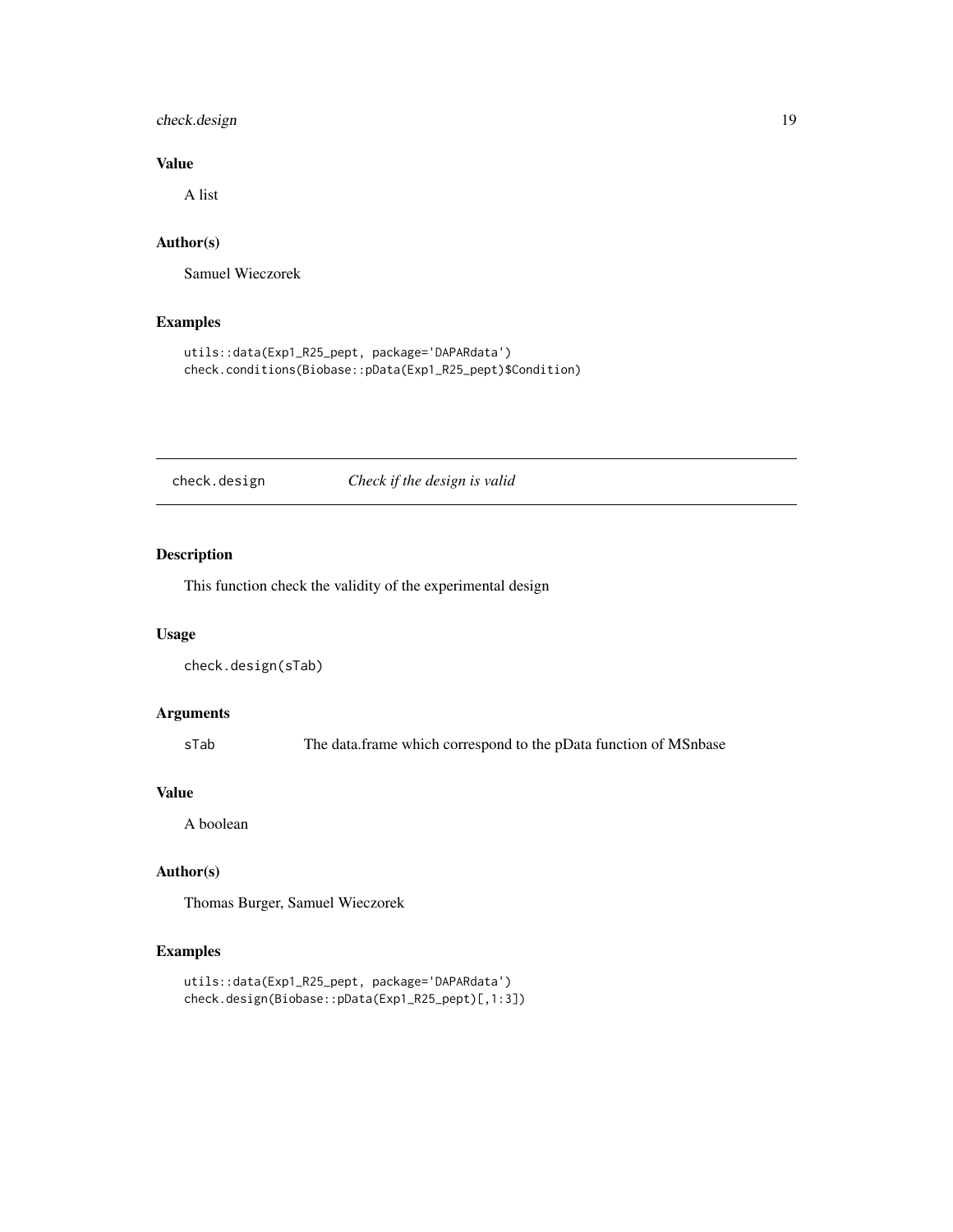## Value

A list

## Author(s)

Samuel Wieczorek

## Examples

```
utils::data(Exp1_R25_pept, package='DAPARdata')
check.conditions(Biobase::pData(Exp1_R25_pept)$Condition)
```

---

# check.design — *Check if the design is valid*

## Description

This function check the validity of the experimental design

## Usage

```
check.design(sTab)
```

## Arguments

| | |
|---|---|
| sTab | The data.frame which correspond to the pData function of MSnbase |

## Value

A boolean

## Author(s)

Thomas Burger, Samuel Wieczorek

## Examples

```
utils::data(Exp1_R25_pept, package='DAPARdata')
check.design(Biobase::pData(Exp1_R25_pept)[,1:3])
```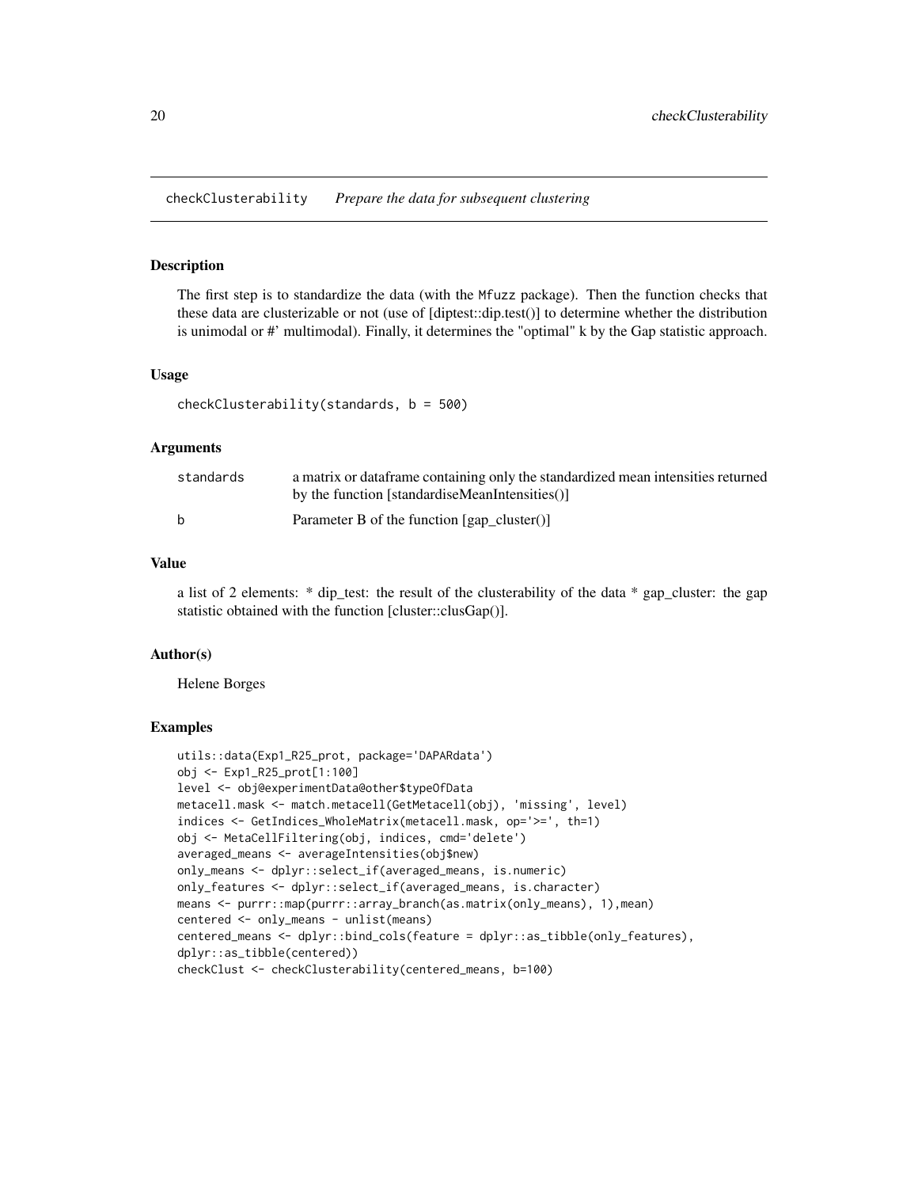# checkClusterability *Prepare the data for subsequent clustering*

## Description

The first step is to standardize the data (with the `Mfuzz` package). Then the function checks that these data are clusterizable or not (use of [diptest::dip.test()] to determine whether the distribution is unimodal or #' multimodal). Finally, it determines the "optimal" k by the Gap statistic approach.

## Usage

```
checkClusterability(standards, b = 500)
```

## Arguments

| | |
|---|---|
| standards | a matrix or dataframe containing only the standardized mean intensities returned by the function [standardiseMeanIntensities()] |
| b | Parameter B of the function [gap_cluster()] |

## Value

a list of 2 elements: * dip_test: the result of the clusterability of the data * gap_cluster: the gap statistic obtained with the function [cluster::clusGap()].

## Author(s)

Helene Borges

## Examples

```
utils::data(Exp1_R25_prot, package='DAPARdata')
obj <- Exp1_R25_prot[1:100]
level <- obj@experimentData@other$typeOfData
metacell.mask <- match.metacell(GetMetacell(obj), 'missing', level)
indices <- GetIndices_WholeMatrix(metacell.mask, op='>=', th=1)
obj <- MetaCellFiltering(obj, indices, cmd='delete')
averaged_means <- averageIntensities(obj$new)
only_means <- dplyr::select_if(averaged_means, is.numeric)
only_features <- dplyr::select_if(averaged_means, is.character)
means <- purrr::map(purrr::array_branch(as.matrix(only_means), 1),mean)
centered <- only_means - unlist(means)
centered_means <- dplyr::bind_cols(feature = dplyr::as_tibble(only_features),
dplyr::as_tibble(centered))
checkClust <- checkClusterability(centered_means, b=100)
```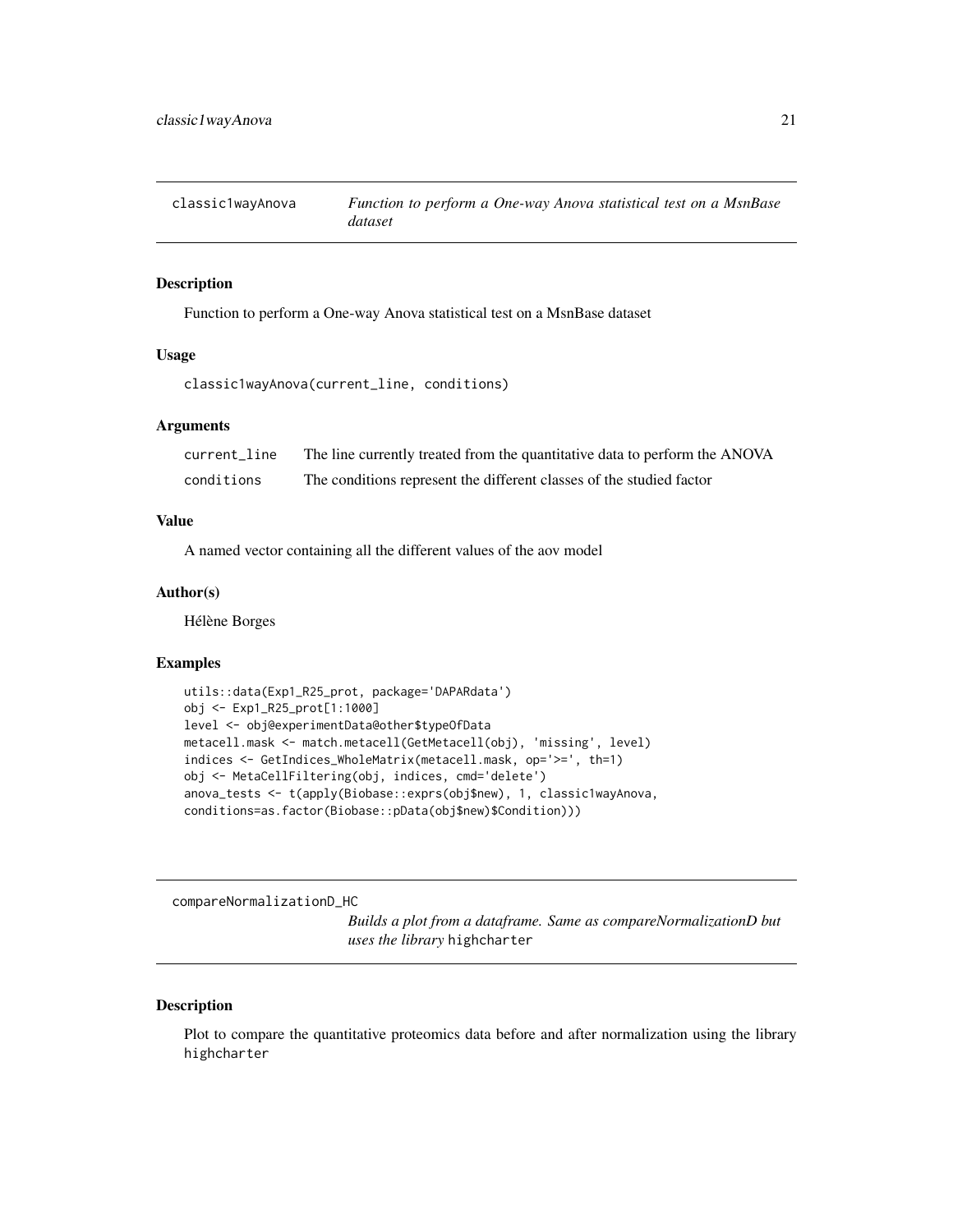## classic1wayAnova — *Function to perform a One-way Anova statistical test on a MsnBase dataset*

### Description

Function to perform a One-way Anova statistical test on a MsnBase dataset

### Usage

```
classic1wayAnova(current_line, conditions)
```

### Arguments

| | |
|---|---|
| current_line | The line currently treated from the quantitative data to perform the ANOVA |
| conditions | The conditions represent the different classes of the studied factor |

### Value

A named vector containing all the different values of the aov model

### Author(s)

Hélène Borges

### Examples

```
utils::data(Exp1_R25_prot, package='DAPARdata')
obj <- Exp1_R25_prot[1:1000]
level <- obj@experimentData@other$typeOfData
metacell.mask <- match.metacell(GetMetacell(obj), 'missing', level)
indices <- GetIndices_WholeMatrix(metacell.mask, op='>=', th=1)
obj <- MetaCellFiltering(obj, indices, cmd='delete')
anova_tests <- t(apply(Biobase::exprs(obj$new), 1, classic1wayAnova,
conditions=as.factor(Biobase::pData(obj$new)$Condition)))
```

## compareNormalizationD_HC — *Builds a plot from a dataframe. Same as compareNormalizationD but uses the library* highcharter

### Description

Plot to compare the quantitative proteomics data before and after normalization using the library highcharter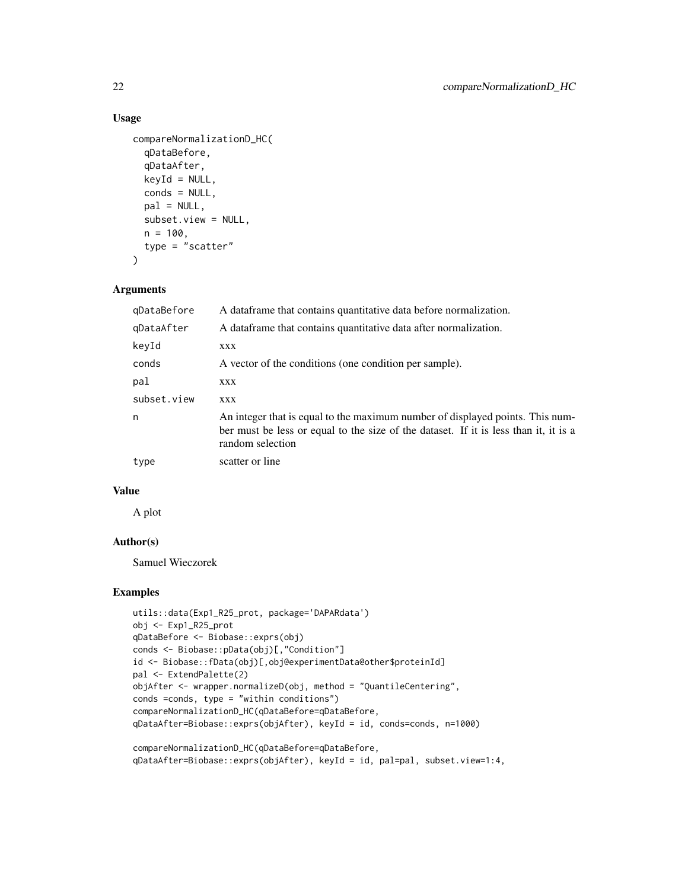### Usage

```
compareNormalizationD_HC(
  qDataBefore,
  qDataAfter,
  keyId = NULL,
  conds = NULL,
  pal = NULL,
  subset.view = NULL,
  n = 100,
  type = "scatter"
)
```

### Arguments

| | |
|---|---|
| qDataBefore | A dataframe that contains quantitative data before normalization. |
| qDataAfter | A dataframe that contains quantitative data after normalization. |
| keyId | xxx |
| conds | A vector of the conditions (one condition per sample). |
| pal | xxx |
| subset.view | xxx |
| n | An integer that is equal to the maximum number of displayed points. This number must be less or equal to the size of the dataset. If it is less than it, it is a random selection |
| type | scatter or line |

### Value

A plot

### Author(s)

Samuel Wieczorek

### Examples

```
utils::data(Exp1_R25_prot, package='DAPARdata')
obj <- Exp1_R25_prot
qDataBefore <- Biobase::exprs(obj)
conds <- Biobase::pData(obj)[,"Condition"]
id <- Biobase::fData(obj)[,obj@experimentData@other$proteinId]
pal <- ExtendPalette(2)
objAfter <- wrapper.normalizeD(obj, method = "QuantileCentering",
conds =conds, type = "within conditions")
compareNormalizationD_HC(qDataBefore=qDataBefore,
qDataAfter=Biobase::exprs(objAfter), keyId = id, conds=conds, n=1000)

compareNormalizationD_HC(qDataBefore=qDataBefore,
qDataAfter=Biobase::exprs(objAfter), keyId = id, pal=pal, subset.view=1:4,
```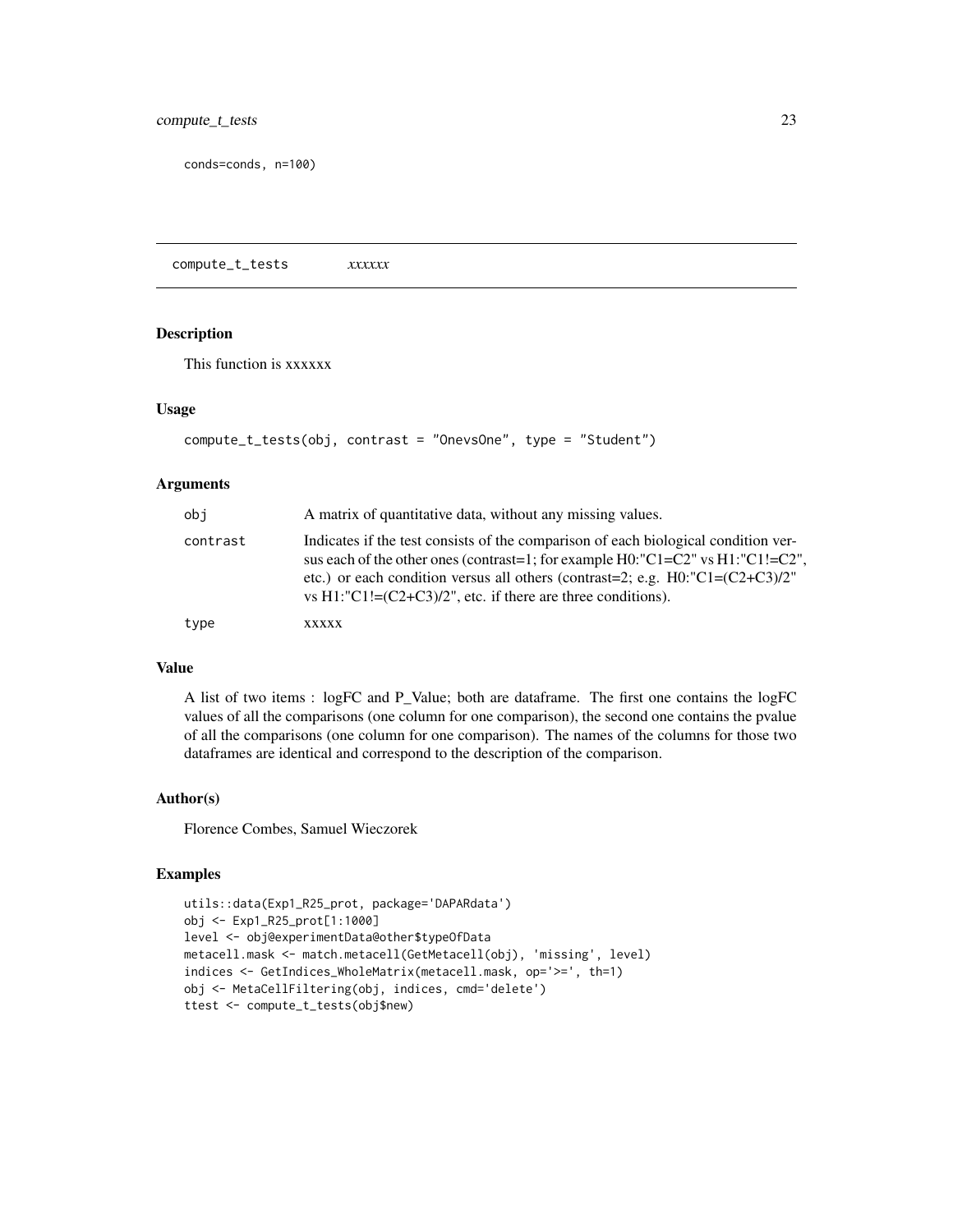```
conds=conds, n=100)
```

## compute_t_tests    *xxxxxx*

### Description

This function is xxxxxx

### Usage

```
compute_t_tests(obj, contrast = "OnevsOne", type = "Student")
```

### Arguments

| | |
|---|---|
| obj | A matrix of quantitative data, without any missing values. |
| contrast | Indicates if the test consists of the comparison of each biological condition versus each of the other ones (contrast=1; for example H0:"C1=C2" vs H1:"C1!=C2", etc.) or each condition versus all others (contrast=2; e.g. H0:"C1=(C2+C3)/2" vs H1:"C1!=(C2+C3)/2", etc. if there are three conditions). |
| type | xxxxx |

### Value

A list of two items : logFC and P_Value; both are dataframe. The first one contains the logFC values of all the comparisons (one column for one comparison), the second one contains the pvalue of all the comparisons (one column for one comparison). The names of the columns for those two dataframes are identical and correspond to the description of the comparison.

### Author(s)

Florence Combes, Samuel Wieczorek

### Examples

```
utils::data(Exp1_R25_prot, package='DAPARdata')
obj <- Exp1_R25_prot[1:1000]
level <- obj@experimentData@other$typeOfData
metacell.mask <- match.metacell(GetMetacell(obj), 'missing', level)
indices <- GetIndices_WholeMatrix(metacell.mask, op='>=', th=1)
obj <- MetaCellFiltering(obj, indices, cmd='delete')
ttest <- compute_t_tests(obj$new)
```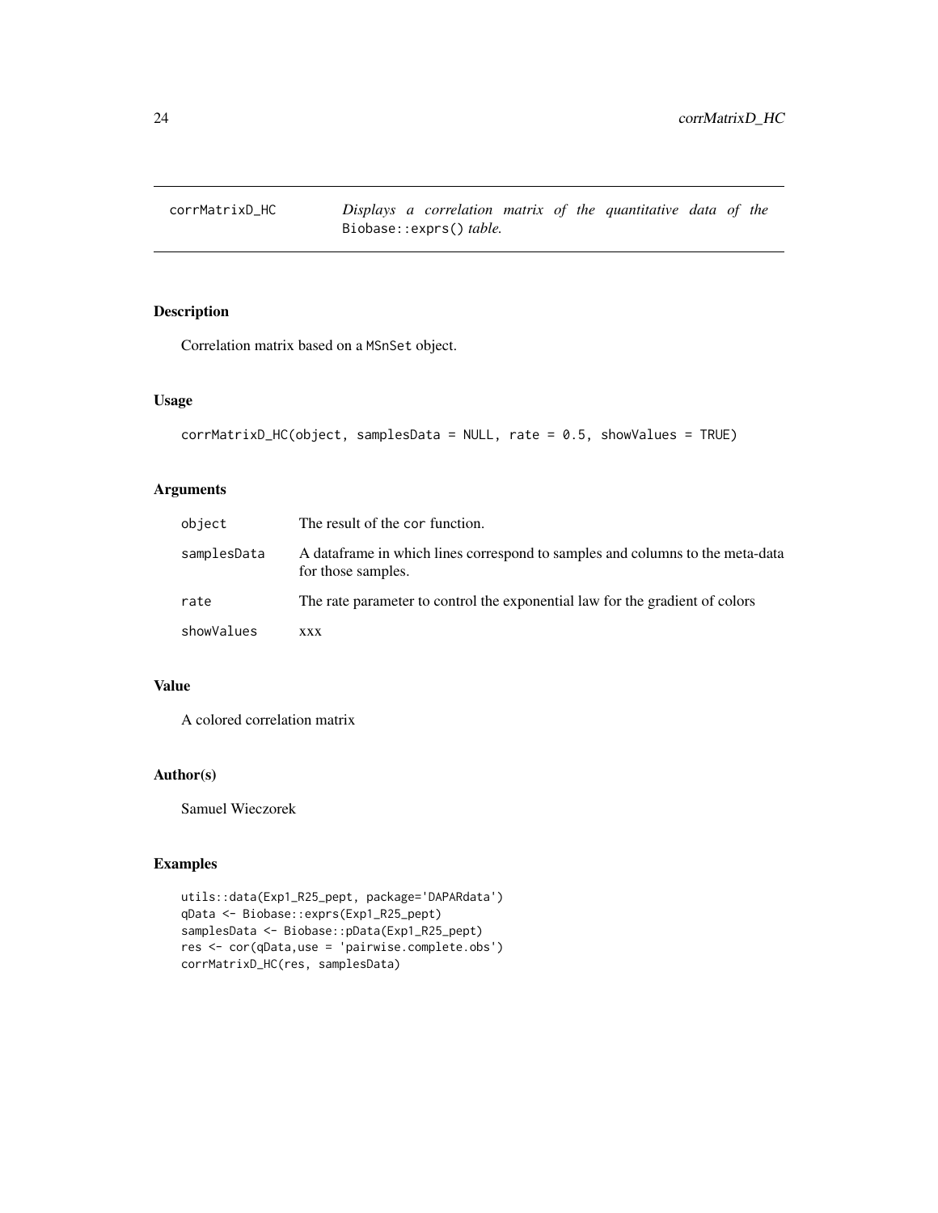corrMatrixD_HC — *Displays a correlation matrix of the quantitative data of the* `Biobase::exprs()` *table.*

## Description

Correlation matrix based on a `MSnSet` object.

## Usage

```
corrMatrixD_HC(object, samplesData = NULL, rate = 0.5, showValues = TRUE)
```

## Arguments

| | |
|---|---|
| `object` | The result of the `cor` function. |
| `samplesData` | A dataframe in which lines correspond to samples and columns to the meta-data for those samples. |
| `rate` | The rate parameter to control the exponential law for the gradient of colors |
| `showValues` | xxx |

## Value

A colored correlation matrix

## Author(s)

Samuel Wieczorek

## Examples

```
utils::data(Exp1_R25_pept, package='DAPARdata')
qData <- Biobase::exprs(Exp1_R25_pept)
samplesData <- Biobase::pData(Exp1_R25_pept)
res <- cor(qData,use = 'pairwise.complete.obs')
corrMatrixD_HC(res, samplesData)
```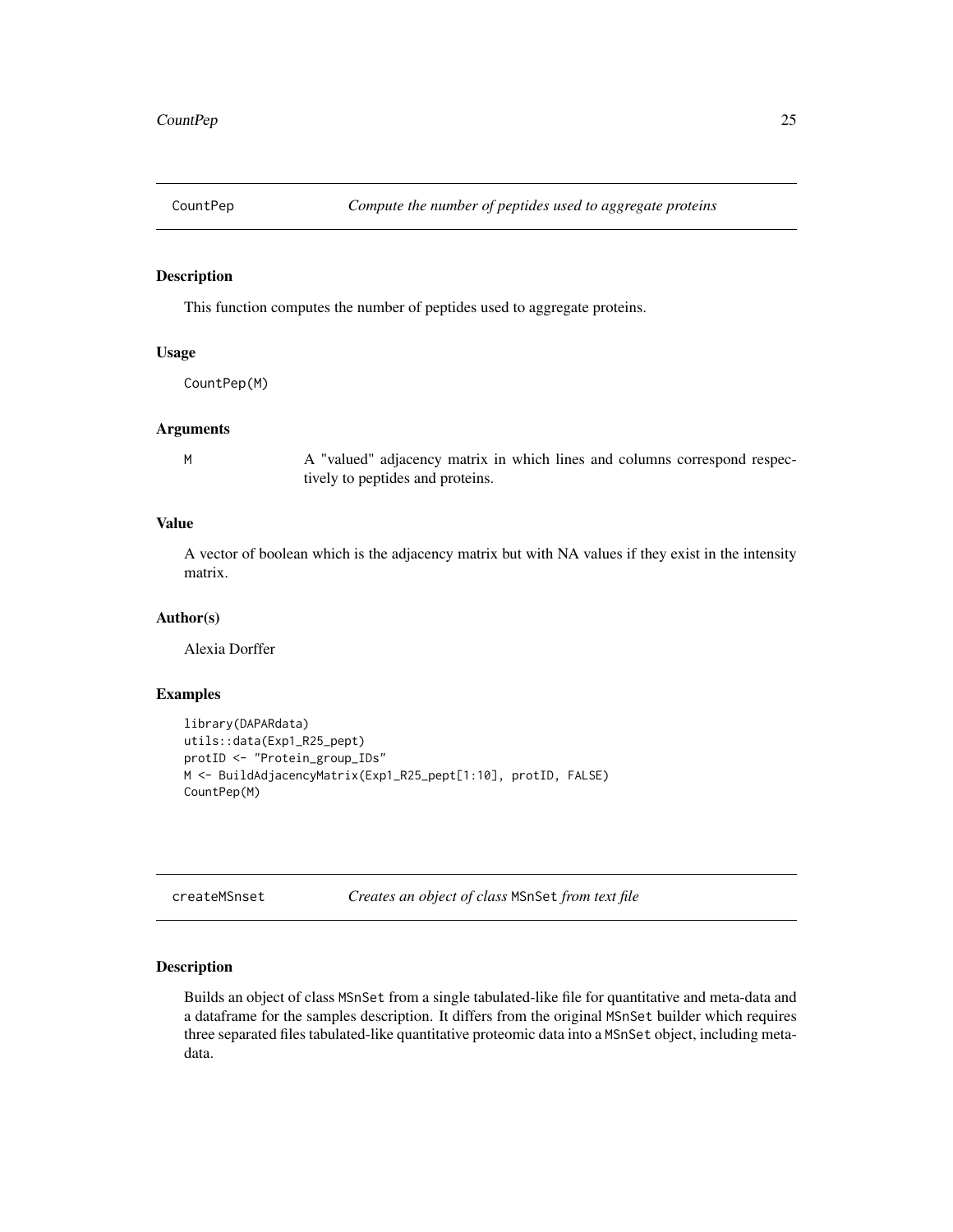## CountPep — *Compute the number of peptides used to aggregate proteins*

### Description

This function computes the number of peptides used to aggregate proteins.

### Usage

```
CountPep(M)
```

### Arguments

| | |
|---|---|
| M | A "valued" adjacency matrix in which lines and columns correspond respectively to peptides and proteins. |

### Value

A vector of boolean which is the adjacency matrix but with NA values if they exist in the intensity matrix.

### Author(s)

Alexia Dorffer

### Examples

```
library(DAPARdata)
utils::data(Exp1_R25_pept)
protID <- "Protein_group_IDs"
M <- BuildAdjacencyMatrix(Exp1_R25_pept[1:10], protID, FALSE)
CountPep(M)
```

## createMSnset — *Creates an object of class* `MSnSet` *from text file*

### Description

Builds an object of class `MSnSet` from a single tabulated-like file for quantitative and meta-data and a dataframe for the samples description. It differs from the original `MSnSet` builder which requires three separated files tabulated-like quantitative proteomic data into a `MSnSet` object, including meta-data.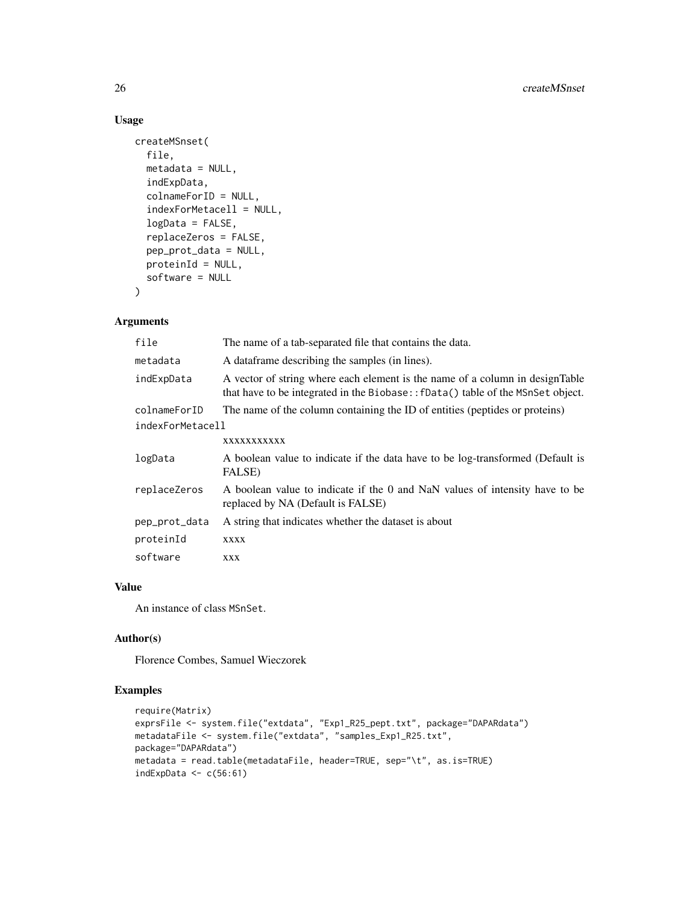## Usage

```
createMSnset(
  file,
  metadata = NULL,
  indExpData,
  colnameForID = NULL,
  indexForMetacell = NULL,
  logData = FALSE,
  replaceZeros = FALSE,
  pep_prot_data = NULL,
  proteinId = NULL,
  software = NULL
)
```

## Arguments

| Argument | Description |
|---|---|
| file | The name of a tab-separated file that contains the data. |
| metadata | A dataframe describing the samples (in lines). |
| indExpData | A vector of string where each element is the name of a column in designTable that have to be integrated in the `Biobase::fData()` table of the `MSnSet` object. |
| colnameForID | The name of the column containing the ID of entities (peptides or proteins) |
| indexForMetacell | xxxxxxxxxxx |
| logData | A boolean value to indicate if the data have to be log-transformed (Default is FALSE) |
| replaceZeros | A boolean value to indicate if the 0 and NaN values of intensity have to be replaced by NA (Default is FALSE) |
| pep_prot_data | A string that indicates whether the dataset is about |
| proteinId | xxxx |
| software | xxx |

## Value

An instance of class `MSnSet`.

## Author(s)

Florence Combes, Samuel Wieczorek

## Examples

```
require(Matrix)
exprsFile <- system.file("extdata", "Exp1_R25_pept.txt", package="DAPARdata")
metadataFile <- system.file("extdata", "samples_Exp1_R25.txt",
package="DAPARdata")
metadata = read.table(metadataFile, header=TRUE, sep="\t", as.is=TRUE)
indExpData <- c(56:61)
```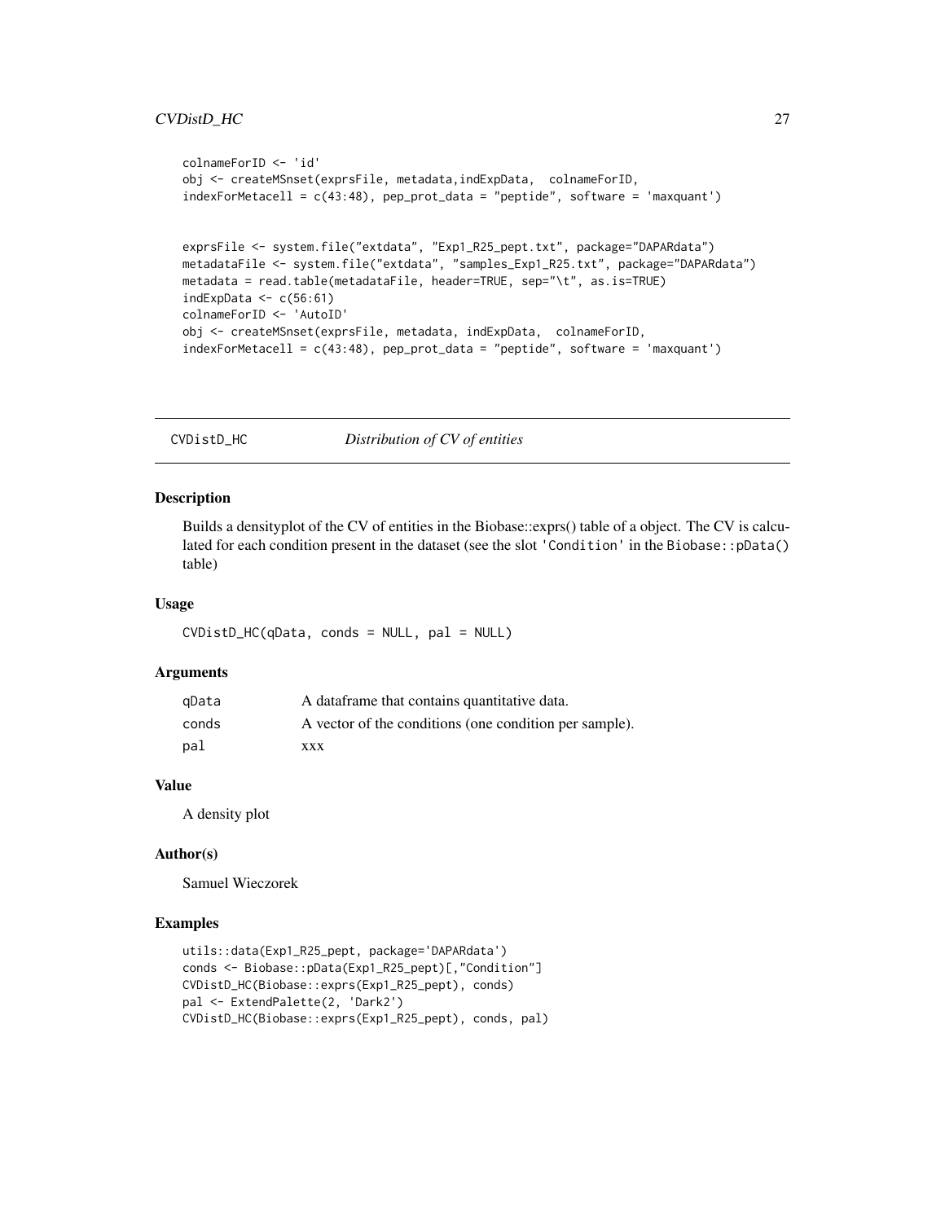```
colnameForID <- 'id'
obj <- createMSnset(exprsFile, metadata,indExpData,  colnameForID,
indexForMetacell = c(43:48), pep_prot_data = "peptide", software = 'maxquant')


exprsFile <- system.file("extdata", "Exp1_R25_pept.txt", package="DAPARdata")
metadataFile <- system.file("extdata", "samples_Exp1_R25.txt", package="DAPARdata")
metadata = read.table(metadataFile, header=TRUE, sep="\t", as.is=TRUE)
indExpData <- c(56:61)
colnameForID <- 'AutoID'
obj <- createMSnset(exprsFile, metadata, indExpData,  colnameForID,
indexForMetacell = c(43:48), pep_prot_data = "peptide", software = 'maxquant')
```

## CVDistD_HC — *Distribution of CV of entities*

### Description

Builds a densityplot of the CV of entities in the Biobase::exprs() table of a object. The CV is calculated for each condition present in the dataset (see the slot 'Condition' in the Biobase::pData() table)

### Usage

```
CVDistD_HC(qData, conds = NULL, pal = NULL)
```

### Arguments

| | |
|---|---|
| qData | A dataframe that contains quantitative data. |
| conds | A vector of the conditions (one condition per sample). |
| pal | xxx |

### Value

A density plot

### Author(s)

Samuel Wieczorek

### Examples

```
utils::data(Exp1_R25_pept, package='DAPARdata')
conds <- Biobase::pData(Exp1_R25_pept)[,"Condition"]
CVDistD_HC(Biobase::exprs(Exp1_R25_pept), conds)
pal <- ExtendPalette(2, 'Dark2')
CVDistD_HC(Biobase::exprs(Exp1_R25_pept), conds, pal)
```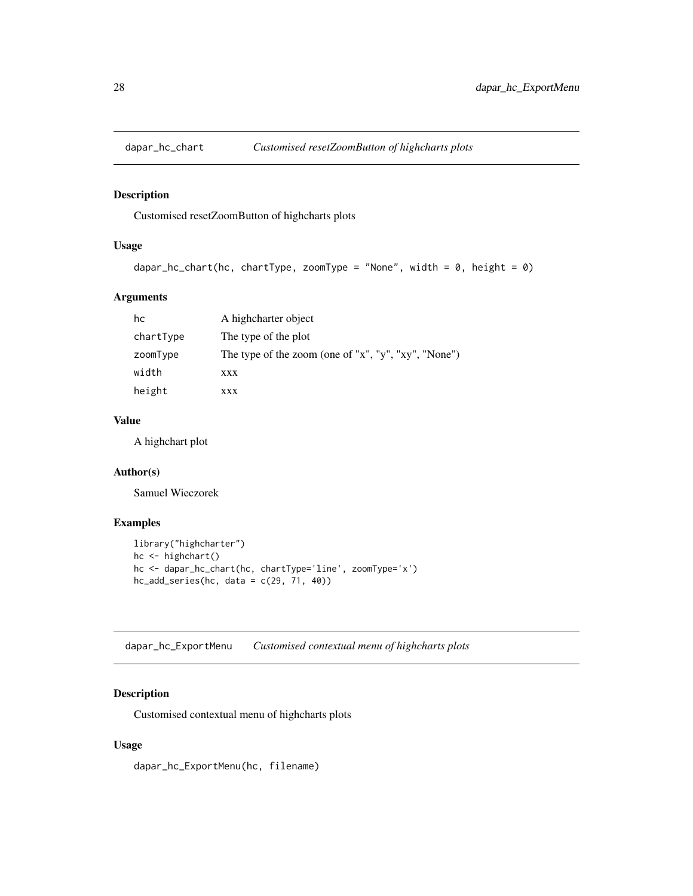## dapar_hc_chart *Customised resetZoomButton of highcharts plots*

### Description

Customised resetZoomButton of highcharts plots

### Usage

```
dapar_hc_chart(hc, chartType, zoomType = "None", width = 0, height = 0)
```

### Arguments

| | |
|---|---|
| hc | A highcharter object |
| chartType | The type of the plot |
| zoomType | The type of the zoom (one of "x", "y", "xy", "None") |
| width | xxx |
| height | xxx |

### Value

A highchart plot

### Author(s)

Samuel Wieczorek

### Examples

```
library("highcharter")
hc <- highchart()
hc <- dapar_hc_chart(hc, chartType='line', zoomType='x')
hc_add_series(hc, data = c(29, 71, 40))
```

## dapar_hc_ExportMenu *Customised contextual menu of highcharts plots*

### Description

Customised contextual menu of highcharts plots

### Usage

```
dapar_hc_ExportMenu(hc, filename)
```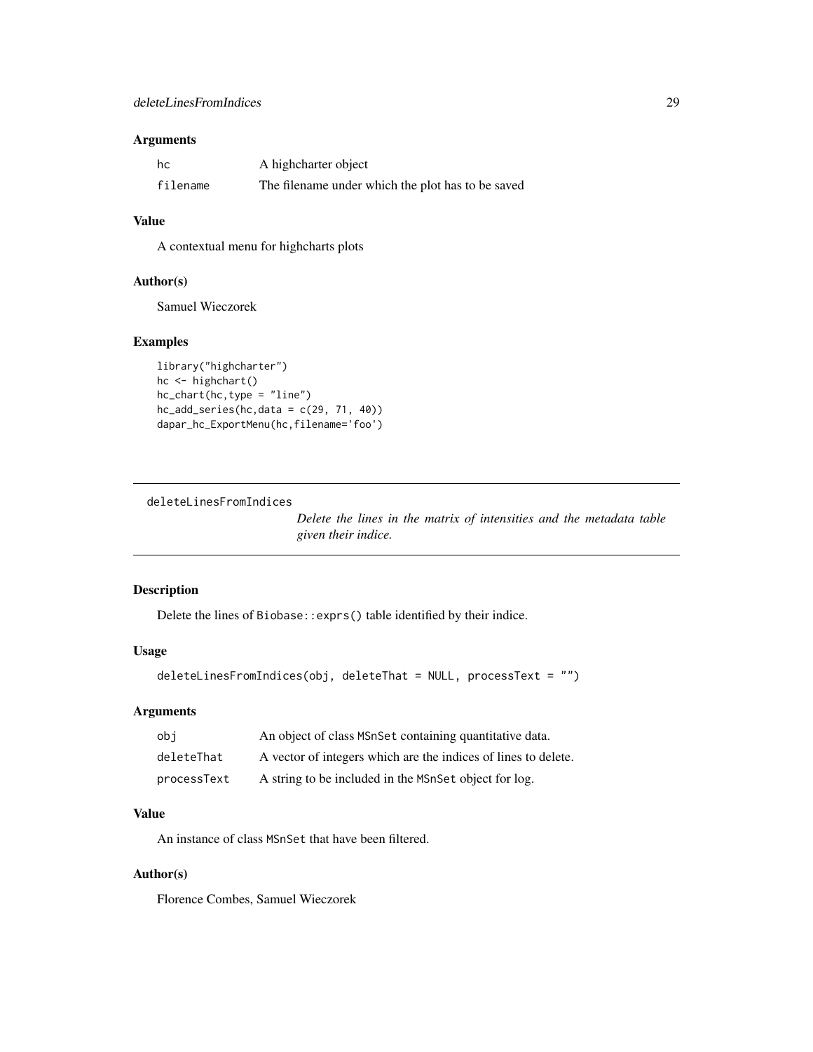### Arguments

| | |
|---|---|
| `hc` | A highcharter object |
| `filename` | The filename under which the plot has to be saved |

### Value

A contextual menu for highcharts plots

### Author(s)

Samuel Wieczorek

### Examples

```
library("highcharter")
hc <- highchart()
hc_chart(hc,type = "line")
hc_add_series(hc,data = c(29, 71, 40))
dapar_hc_ExportMenu(hc,filename='foo')
```

---

## deleteLinesFromIndices

*Delete the lines in the matrix of intensities and the metadata table given their indice.*

---

### Description

Delete the lines of `Biobase::exprs()` table identified by their indice.

### Usage

```
deleteLinesFromIndices(obj, deleteThat = NULL, processText = "")
```

### Arguments

| | |
|---|---|
| `obj` | An object of class `MSnSet` containing quantitative data. |
| `deleteThat` | A vector of integers which are the indices of lines to delete. |
| `processText` | A string to be included in the `MSnSet` object for log. |

### Value

An instance of class `MSnSet` that have been filtered.

### Author(s)

Florence Combes, Samuel Wieczorek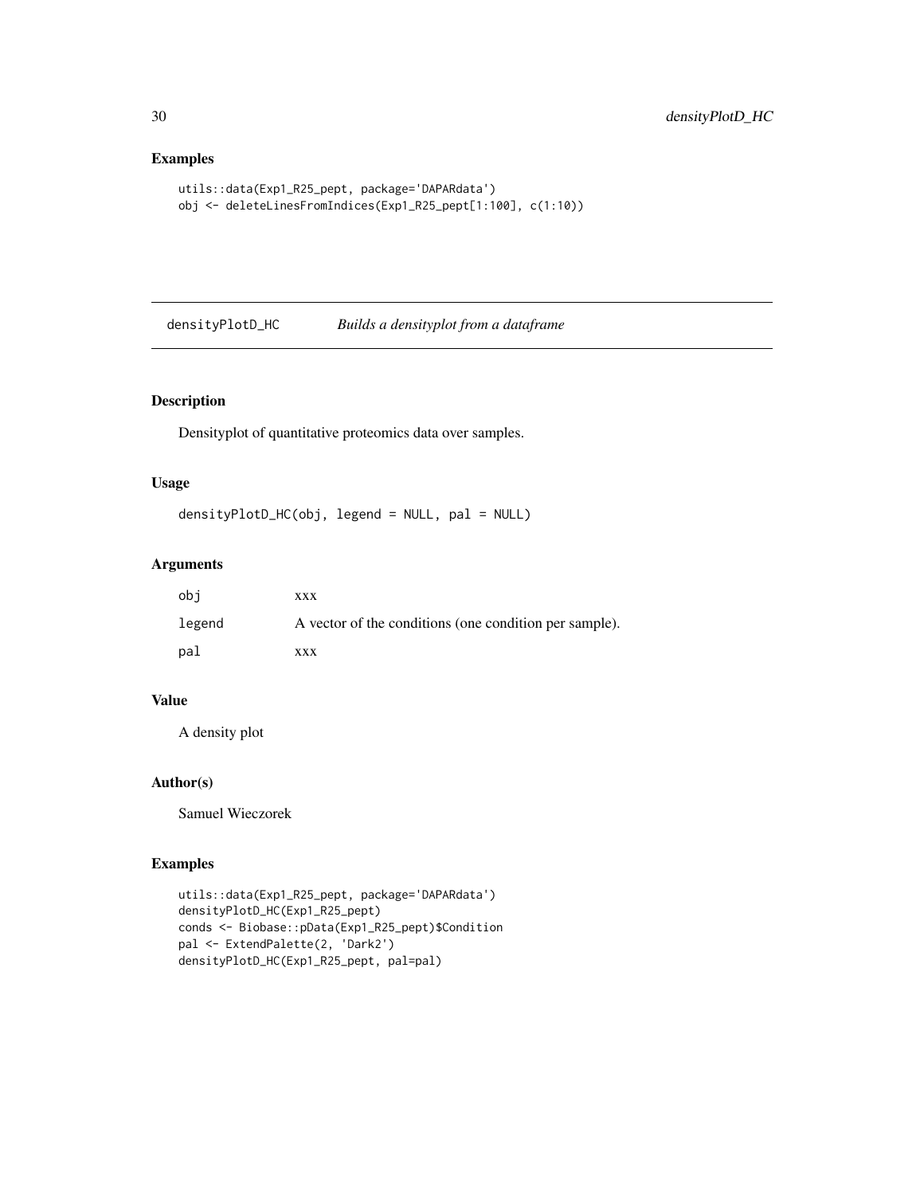## Examples

```
utils::data(Exp1_R25_pept, package='DAPARdata')
obj <- deleteLinesFromIndices(Exp1_R25_pept[1:100], c(1:10))
```

---

# densityPlotD_HC *Builds a densityplot from a dataframe*

---

## Description

Densityplot of quantitative proteomics data over samples.

## Usage

```
densityPlotD_HC(obj, legend = NULL, pal = NULL)
```

## Arguments

| | |
|---|---|
| obj | xxx |
| legend | A vector of the conditions (one condition per sample). |
| pal | xxx |

## Value

A density plot

## Author(s)

Samuel Wieczorek

## Examples

```
utils::data(Exp1_R25_pept, package='DAPARdata')
densityPlotD_HC(Exp1_R25_pept)
conds <- Biobase::pData(Exp1_R25_pept)$Condition
pal <- ExtendPalette(2, 'Dark2')
densityPlotD_HC(Exp1_R25_pept, pal=pal)
```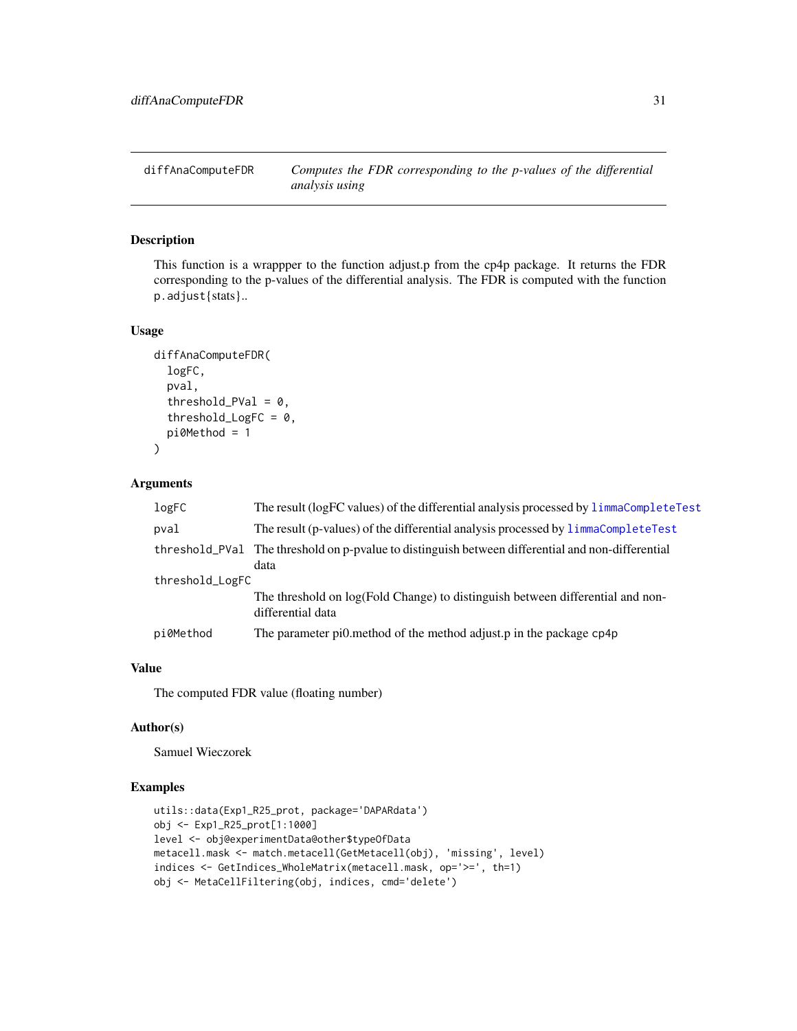# diffAnaComputeFDR

*Computes the FDR corresponding to the p-values of the differential analysis using*

## Description

This function is a wrappper to the function adjust.p from the cp4p package. It returns the FDR corresponding to the p-values of the differential analysis. The FDR is computed with the function `p.adjust{stats}`..

## Usage

```
diffAnaComputeFDR(
  logFC,
  pval,
  threshold_PVal = 0,
  threshold_LogFC = 0,
  pi0Method = 1
)
```

## Arguments

| | |
|---|---|
| `logFC` | The result (logFC values) of the differential analysis processed by `limmaCompleteTest` |
| `pval` | The result (p-values) of the differential analysis processed by `limmaCompleteTest` |
| `threshold_PVal` | The threshold on p-pvalue to distinguish between differential and non-differential data |
| `threshold_LogFC` | The threshold on log(Fold Change) to distinguish between differential and non-differential data |
| `pi0Method` | The parameter pi0.method of the method adjust.p in the package `cp4p` |

## Value

The computed FDR value (floating number)

## Author(s)

Samuel Wieczorek

## Examples

```
utils::data(Exp1_R25_prot, package='DAPARdata')
obj <- Exp1_R25_prot[1:1000]
level <- obj@experimentData@other$typeOfData
metacell.mask <- match.metacell(GetMetacell(obj), 'missing', level)
indices <- GetIndices_WholeMatrix(metacell.mask, op='>=', th=1)
obj <- MetaCellFiltering(obj, indices, cmd='delete')
```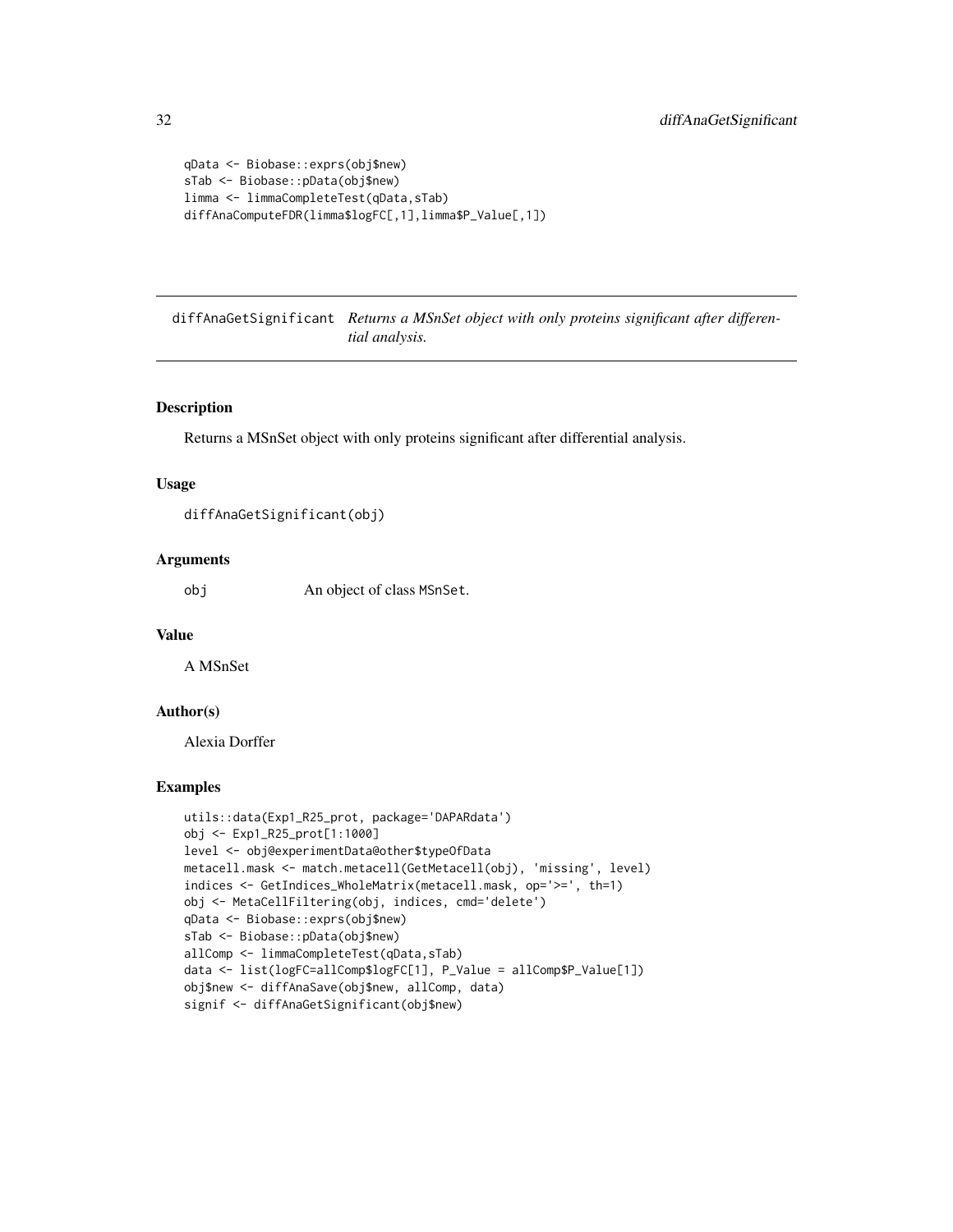```
qData <- Biobase::exprs(obj$new)
sTab <- Biobase::pData(obj$new)
limma <- limmaCompleteTest(qData,sTab)
diffAnaComputeFDR(limma$logFC[,1],limma$P_Value[,1])
```

## diffAnaGetSignificant *Returns a MSnSet object with only proteins significant after differential analysis.*

### Description

Returns a MSnSet object with only proteins significant after differential analysis.

### Usage

```
diffAnaGetSignificant(obj)
```

### Arguments

| | |
|---|---|
| obj | An object of class MSnSet. |

### Value

A MSnSet

### Author(s)

Alexia Dorffer

### Examples

```
utils::data(Exp1_R25_prot, package='DAPARdata')
obj <- Exp1_R25_prot[1:1000]
level <- obj@experimentData@other$typeOfData
metacell.mask <- match.metacell(GetMetacell(obj), 'missing', level)
indices <- GetIndices_WholeMatrix(metacell.mask, op='>=', th=1)
obj <- MetaCellFiltering(obj, indices, cmd='delete')
qData <- Biobase::exprs(obj$new)
sTab <- Biobase::pData(obj$new)
allComp <- limmaCompleteTest(qData,sTab)
data <- list(logFC=allComp$logFC[1], P_Value = allComp$P_Value[1])
obj$new <- diffAnaSave(obj$new, allComp, data)
signif <- diffAnaGetSignificant(obj$new)
```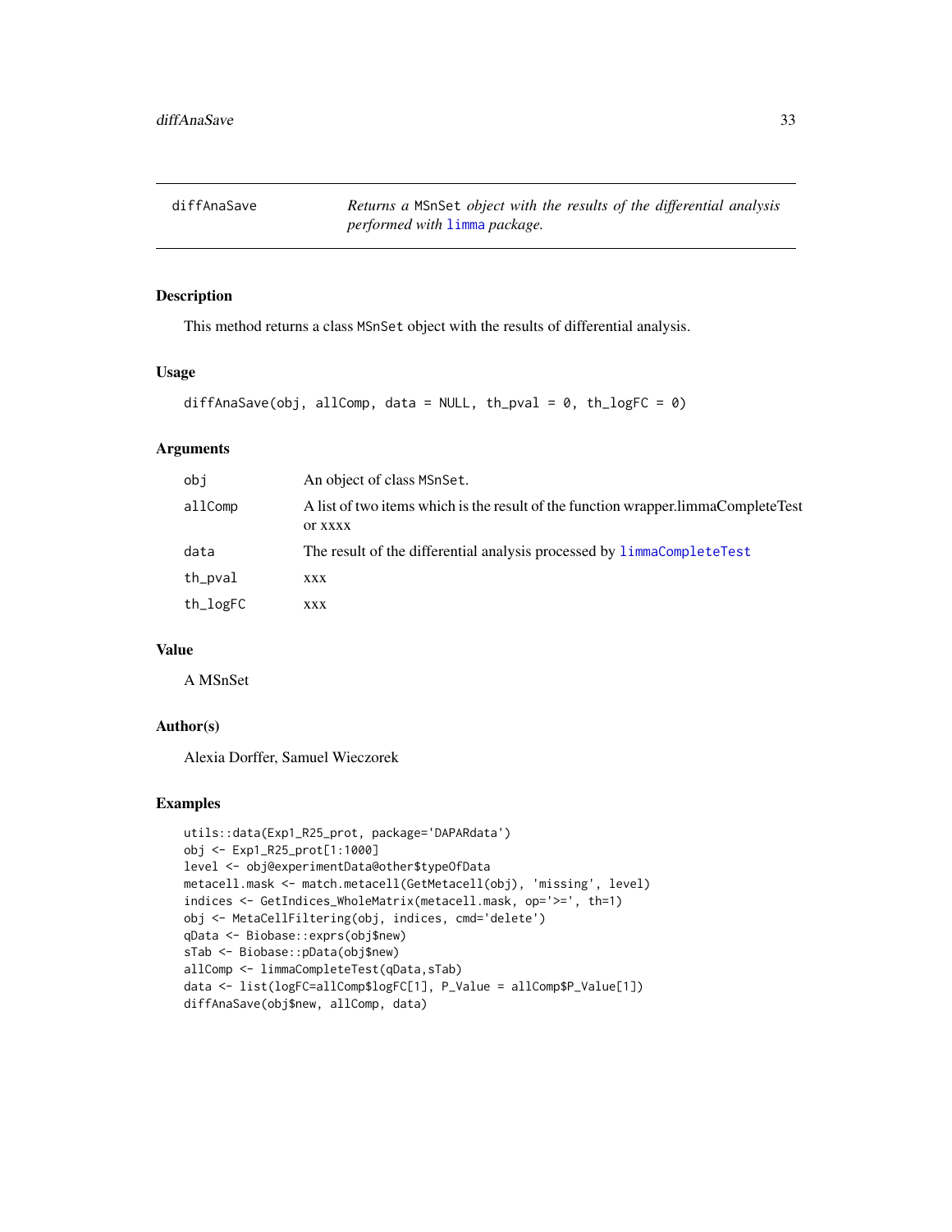# diffAnaSave

*Returns a* `MSnSet` *object with the results of the differential analysis performed with* `limma` *package.*

## Description

This method returns a class `MSnSet` object with the results of differential analysis.

## Usage

```
diffAnaSave(obj, allComp, data = NULL, th_pval = 0, th_logFC = 0)
```

## Arguments

| | |
|---|---|
| `obj` | An object of class `MSnSet`. |
| `allComp` | A list of two items which is the result of the function wrapper.limmaCompleteTest or xxxx |
| `data` | The result of the differential analysis processed by `limmaCompleteTest` |
| `th_pval` | xxx |
| `th_logFC` | xxx |

## Value

A MSnSet

## Author(s)

Alexia Dorffer, Samuel Wieczorek

## Examples

```
utils::data(Exp1_R25_prot, package='DAPARdata')
obj <- Exp1_R25_prot[1:1000]
level <- obj@experimentData@other$typeOfData
metacell.mask <- match.metacell(GetMetacell(obj), 'missing', level)
indices <- GetIndices_WholeMatrix(metacell.mask, op='>=', th=1)
obj <- MetaCellFiltering(obj, indices, cmd='delete')
qData <- Biobase::exprs(obj$new)
sTab <- Biobase::pData(obj$new)
allComp <- limmaCompleteTest(qData,sTab)
data <- list(logFC=allComp$logFC[1], P_Value = allComp$P_Value[1])
diffAnaSave(obj$new, allComp, data)
```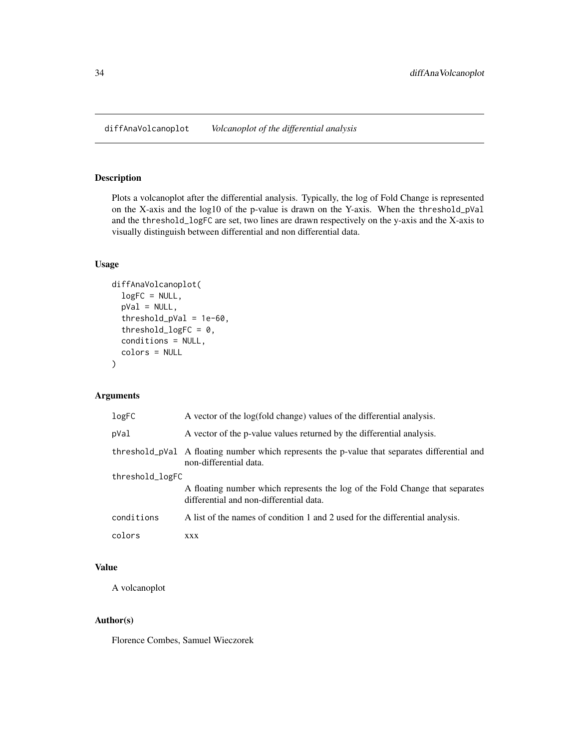## diffAnaVolcanoplot *Volcanoplot of the differential analysis*

### Description

Plots a volcanoplot after the differential analysis. Typically, the log of Fold Change is represented on the X-axis and the log10 of the p-value is drawn on the Y-axis. When the `threshold_pVal` and the `threshold_logFC` are set, two lines are drawn respectively on the y-axis and the X-axis to visually distinguish between differential and non differential data.

### Usage

```
diffAnaVolcanoplot(
  logFC = NULL,
  pVal = NULL,
  threshold_pVal = 1e-60,
  threshold_logFC = 0,
  conditions = NULL,
  colors = NULL
)
```

### Arguments

| Argument | Description |
|---|---|
| `logFC` | A vector of the log(fold change) values of the differential analysis. |
| `pVal` | A vector of the p-value values returned by the differential analysis. |
| `threshold_pVal` | A floating number which represents the p-value that separates differential and non-differential data. |
| `threshold_logFC` | A floating number which represents the log of the Fold Change that separates differential and non-differential data. |
| `conditions` | A list of the names of condition 1 and 2 used for the differential analysis. |
| `colors` | xxx |

### Value

A volcanoplot

### Author(s)

Florence Combes, Samuel Wieczorek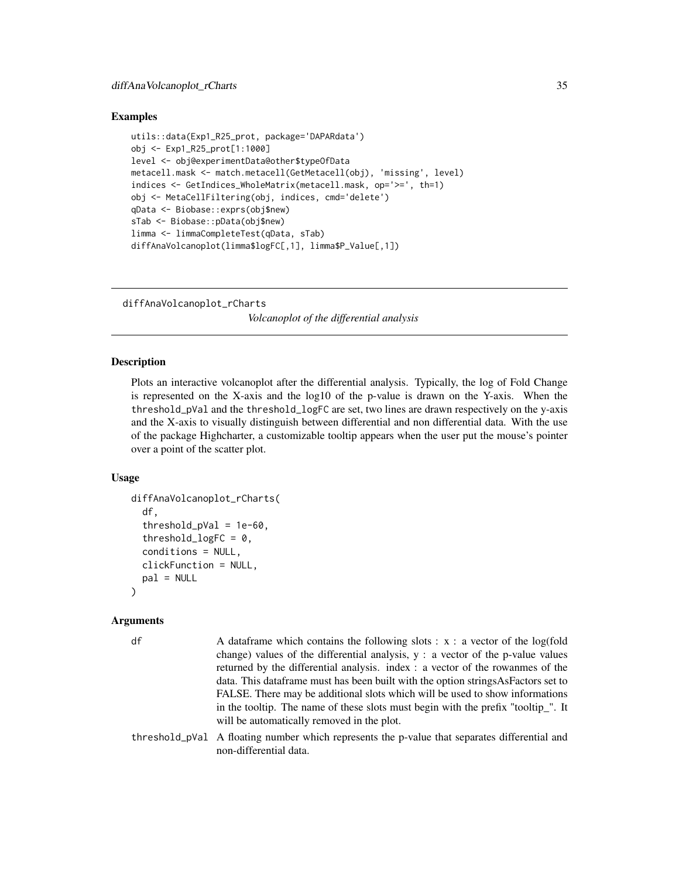### Examples

```
utils::data(Exp1_R25_prot, package='DAPARdata')
obj <- Exp1_R25_prot[1:1000]
level <- obj@experimentData@other$typeOfData
metacell.mask <- match.metacell(GetMetacell(obj), 'missing', level)
indices <- GetIndices_WholeMatrix(metacell.mask, op='>=', th=1)
obj <- MetaCellFiltering(obj, indices, cmd='delete')
qData <- Biobase::exprs(obj$new)
sTab <- Biobase::pData(obj$new)
limma <- limmaCompleteTest(qData, sTab)
diffAnaVolcanoplot(limma$logFC[,1], limma$P_Value[,1])
```

---

## diffAnaVolcanoplot_rCharts

*Volcanoplot of the differential analysis*

---

### Description

Plots an interactive volcanoplot after the differential analysis. Typically, the log of Fold Change is represented on the X-axis and the log10 of the p-value is drawn on the Y-axis. When the `threshold_pVal` and the `threshold_logFC` are set, two lines are drawn respectively on the y-axis and the X-axis to visually distinguish between differential and non differential data. With the use of the package Highcharter, a customizable tooltip appears when the user put the mouse's pointer over a point of the scatter plot.

### Usage

```
diffAnaVolcanoplot_rCharts(
  df,
  threshold_pVal = 1e-60,
  threshold_logFC = 0,
  conditions = NULL,
  clickFunction = NULL,
  pal = NULL
)
```

### Arguments

| | |
|---|---|
| `df` | A dataframe which contains the following slots : x : a vector of the log(fold change) values of the differential analysis, y : a vector of the p-value values returned by the differential analysis. index : a vector of the rowanmes of the data. This dataframe must has been built with the option stringsAsFactors set to FALSE. There may be additional slots which will be used to show informations in the tooltip. The name of these slots must begin with the prefix "tooltip_". It will be automatically removed in the plot. |
| `threshold_pVal` | A floating number which represents the p-value that separates differential and non-differential data. |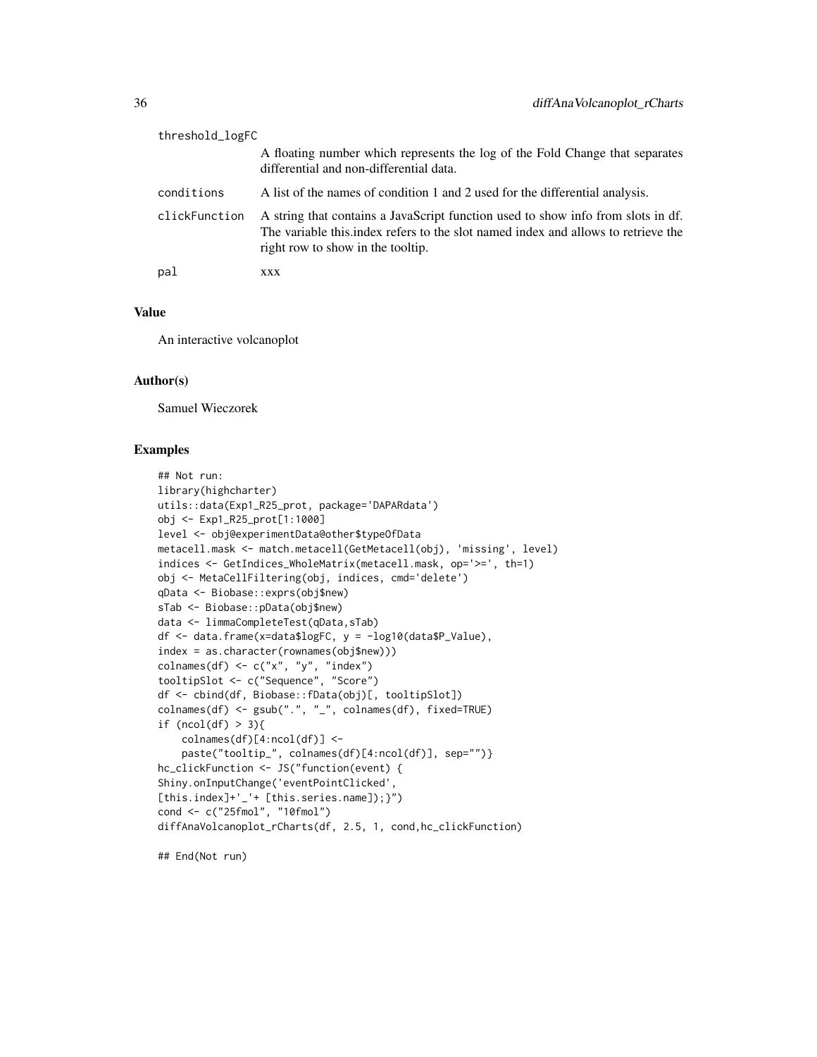| | |
|---|---|
| threshold_logFC | A floating number which represents the log of the Fold Change that separates differential and non-differential data. |
| conditions | A list of the names of condition 1 and 2 used for the differential analysis. |
| clickFunction | A string that contains a JavaScript function used to show info from slots in df. The variable this.index refers to the slot named index and allows to retrieve the right row to show in the tooltip. |
| pal | xxx |

## Value

An interactive volcanoplot

## Author(s)

Samuel Wieczorek

## Examples

```
## Not run:
library(highcharter)
utils::data(Exp1_R25_prot, package='DAPARdata')
obj <- Exp1_R25_prot[1:1000]
level <- obj@experimentData@other$typeOfData
metacell.mask <- match.metacell(GetMetacell(obj), 'missing', level)
indices <- GetIndices_WholeMatrix(metacell.mask, op='>=', th=1)
obj <- MetaCellFiltering(obj, indices, cmd='delete')
qData <- Biobase::exprs(obj$new)
sTab <- Biobase::pData(obj$new)
data <- limmaCompleteTest(qData,sTab)
df <- data.frame(x=data$logFC, y = -log10(data$P_Value),
index = as.character(rownames(obj$new)))
colnames(df) <- c("x", "y", "index")
tooltipSlot <- c("Sequence", "Score")
df <- cbind(df, Biobase::fData(obj)[, tooltipSlot])
colnames(df) <- gsub(".", "_", colnames(df), fixed=TRUE)
if (ncol(df) > 3){
    colnames(df)[4:ncol(df)] <-
    paste("tooltip_", colnames(df)[4:ncol(df)], sep="")}
hc_clickFunction <- JS("function(event) {
Shiny.onInputChange('eventPointClicked',
[this.index]+'_'+ [this.series.name]);}")
cond <- c("25fmol", "10fmol")
diffAnaVolcanoplot_rCharts(df, 2.5, 1, cond,hc_clickFunction)

## End(Not run)
```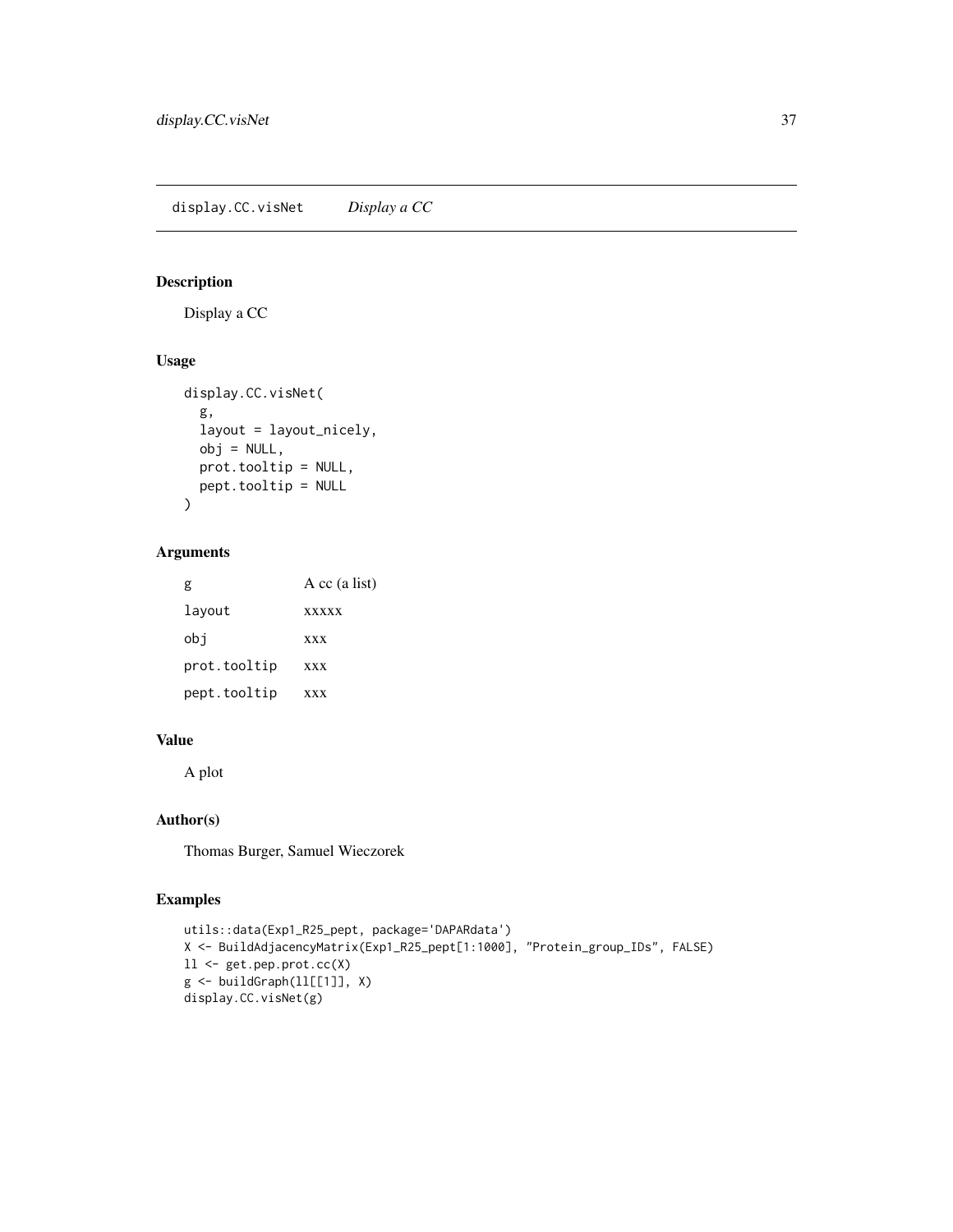## display.CC.visNet    *Display a CC*

### Description

Display a CC

### Usage

```
display.CC.visNet(
  g,
  layout = layout_nicely,
  obj = NULL,
  prot.tooltip = NULL,
  pept.tooltip = NULL
)
```

### Arguments

| | |
|---|---|
| `g` | A cc (a list) |
| `layout` | xxxxx |
| `obj` | xxx |
| `prot.tooltip` | xxx |
| `pept.tooltip` | xxx |

### Value

A plot

### Author(s)

Thomas Burger, Samuel Wieczorek

### Examples

```
utils::data(Exp1_R25_pept, package='DAPARdata')
X <- BuildAdjacencyMatrix(Exp1_R25_pept[1:1000], "Protein_group_IDs", FALSE)
ll <- get.pep.prot.cc(X)
g <- buildGraph(ll[[1]], X)
display.CC.visNet(g)
```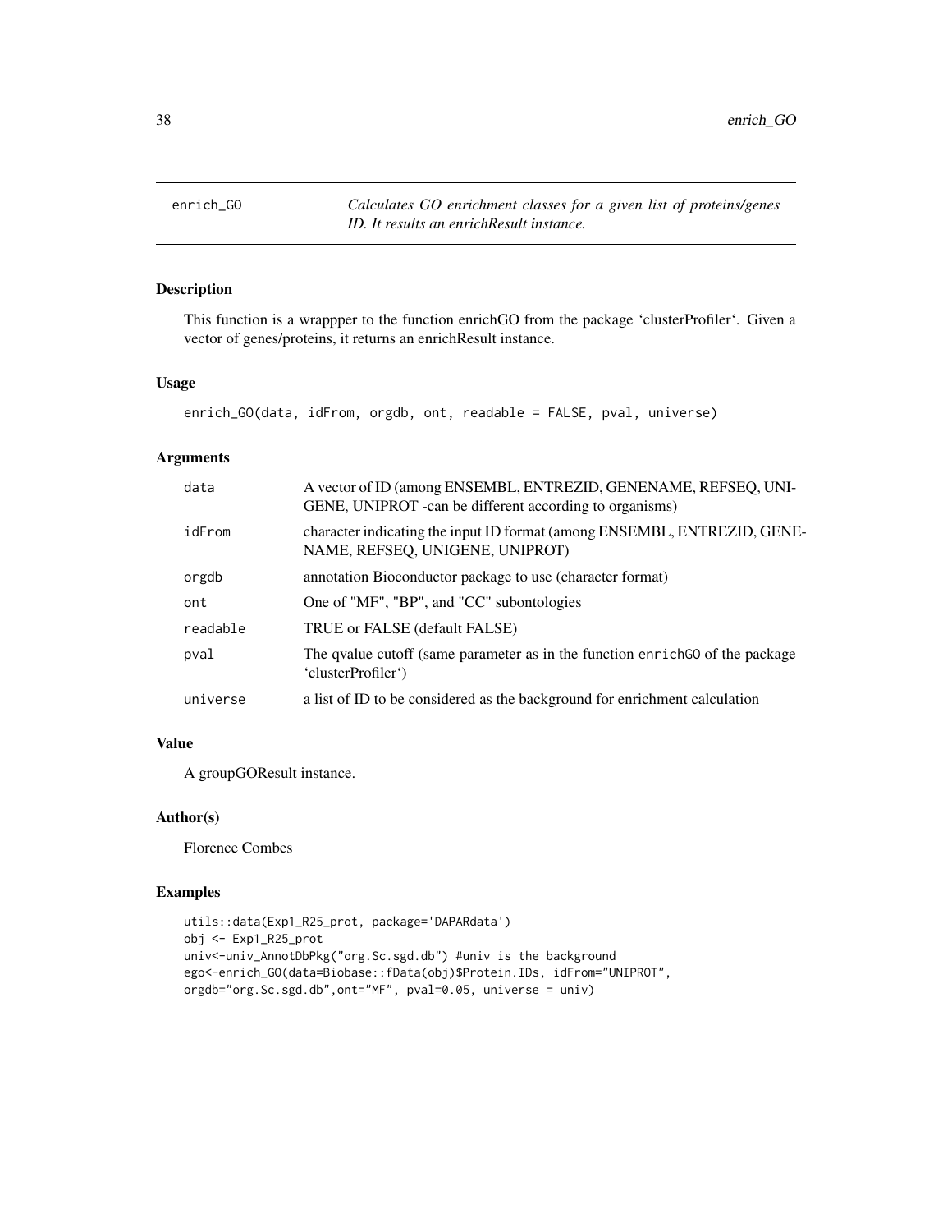## enrich_GO    *Calculates GO enrichment classes for a given list of proteins/genes ID. It results an enrichResult instance.*

### Description

This function is a wrappper to the function enrichGO from the package 'clusterProfiler'. Given a vector of genes/proteins, it returns an enrichResult instance.

### Usage

```
enrich_GO(data, idFrom, orgdb, ont, readable = FALSE, pval, universe)
```

### Arguments

| | |
|---|---|
| data | A vector of ID (among ENSEMBL, ENTREZID, GENENAME, REFSEQ, UNIGENE, UNIPROT -can be different according to organisms) |
| idFrom | character indicating the input ID format (among ENSEMBL, ENTREZID, GENENAME, REFSEQ, UNIGENE, UNIPROT) |
| orgdb | annotation Bioconductor package to use (character format) |
| ont | One of "MF", "BP", and "CC" subontologies |
| readable | TRUE or FALSE (default FALSE) |
| pval | The qvalue cutoff (same parameter as in the function `enrichGO` of the package 'clusterProfiler') |
| universe | a list of ID to be considered as the background for enrichment calculation |

### Value

A groupGOResult instance.

### Author(s)

Florence Combes

### Examples

```
utils::data(Exp1_R25_prot, package='DAPARdata')
obj <- Exp1_R25_prot
univ<-univ_AnnotDbPkg("org.Sc.sgd.db") #univ is the background
ego<-enrich_GO(data=Biobase::fData(obj)$Protein.IDs, idFrom="UNIPROT",
orgdb="org.Sc.sgd.db",ont="MF", pval=0.05, universe = univ)
```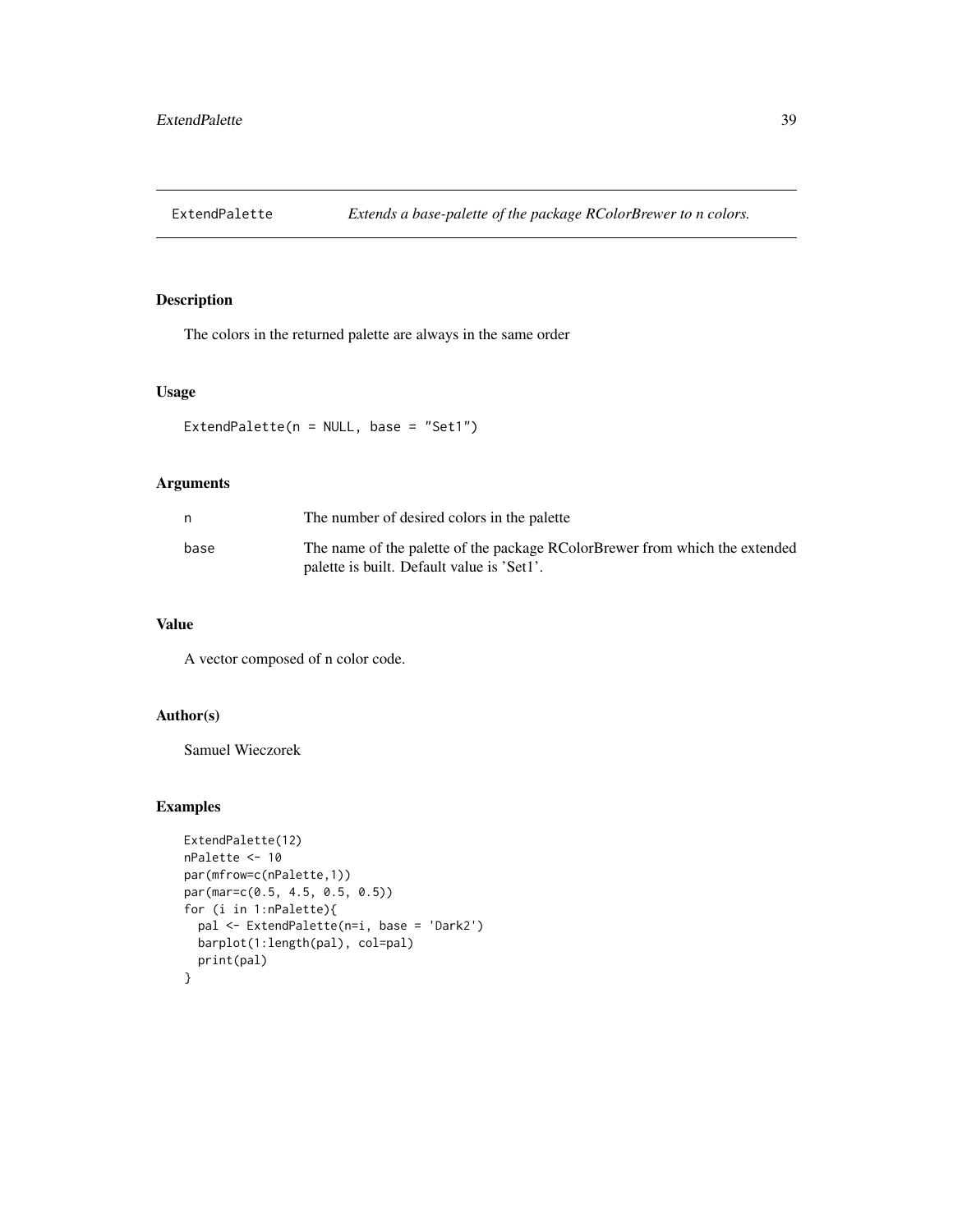# ExtendPalette — *Extends a base-palette of the package RColorBrewer to n colors.*

## Description

The colors in the returned palette are always in the same order

## Usage

```
ExtendPalette(n = NULL, base = "Set1")
```

## Arguments

| | |
|---|---|
| n | The number of desired colors in the palette |
| base | The name of the palette of the package RColorBrewer from which the extended palette is built. Default value is 'Set1'. |

## Value

A vector composed of n color code.

## Author(s)

Samuel Wieczorek

## Examples

```
ExtendPalette(12)
nPalette <- 10
par(mfrow=c(nPalette,1))
par(mar=c(0.5, 4.5, 0.5, 0.5))
for (i in 1:nPalette){
  pal <- ExtendPalette(n=i, base = 'Dark2')
  barplot(1:length(pal), col=pal)
  print(pal)
}
```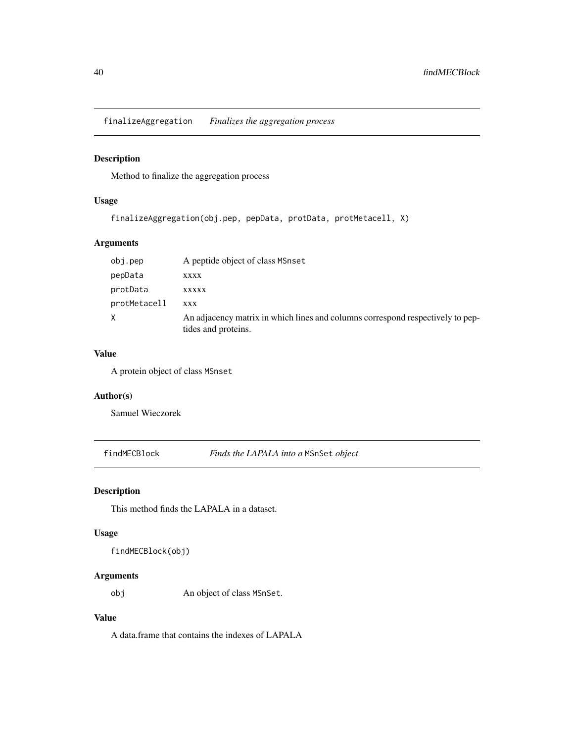## finalizeAggregation *Finalizes the aggregation process*

### Description

Method to finalize the aggregation process

### Usage

```
finalizeAggregation(obj.pep, pepData, protData, protMetacell, X)
```

### Arguments

| | |
|---|---|
| obj.pep | A peptide object of class MSnset |
| pepData | xxxx |
| protData | xxxxx |
| protMetacell | xxx |
| X | An adjacency matrix in which lines and columns correspond respectively to peptides and proteins. |

### Value

A protein object of class MSnset

### Author(s)

Samuel Wieczorek

## findMECBlock *Finds the LAPALA into a* MSnSet *object*

### Description

This method finds the LAPALA in a dataset.

### Usage

```
findMECBlock(obj)
```

### Arguments

| | |
|---|---|
| obj | An object of class MSnSet. |

### Value

A data.frame that contains the indexes of LAPALA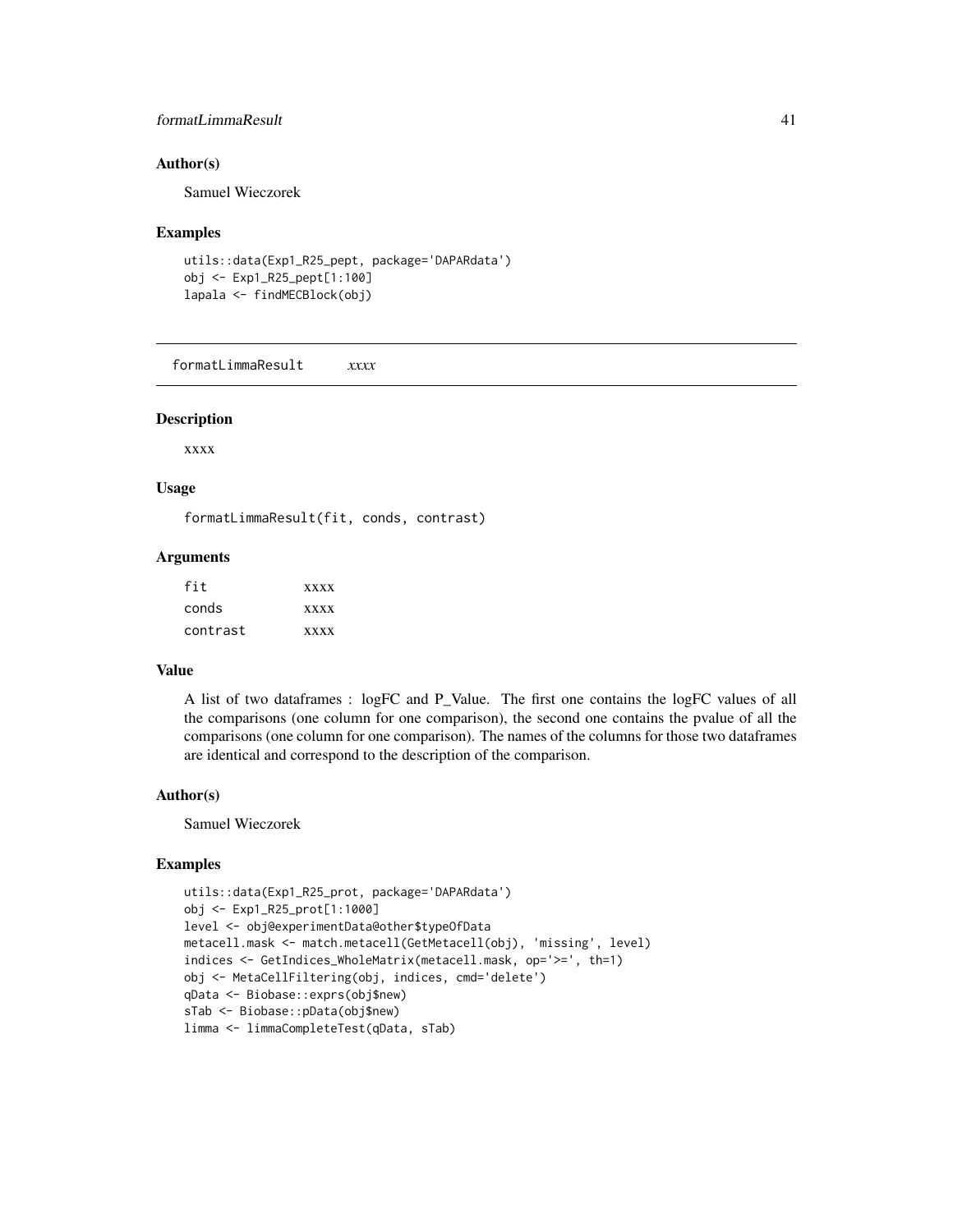### Author(s)

Samuel Wieczorek

### Examples

```
utils::data(Exp1_R25_pept, package='DAPARdata')
obj <- Exp1_R25_pept[1:100]
lapala <- findMECBlock(obj)
```

---

## formatLimmaResult *xxxx*

---

### Description

xxxx

### Usage

```
formatLimmaResult(fit, conds, contrast)
```

### Arguments

| | |
|---|---|
| fit | xxxx |
| conds | xxxx |
| contrast | xxxx |

### Value

A list of two dataframes : logFC and P_Value. The first one contains the logFC values of all the comparisons (one column for one comparison), the second one contains the pvalue of all the comparisons (one column for one comparison). The names of the columns for those two dataframes are identical and correspond to the description of the comparison.

### Author(s)

Samuel Wieczorek

### Examples

```
utils::data(Exp1_R25_prot, package='DAPARdata')
obj <- Exp1_R25_prot[1:1000]
level <- obj@experimentData@other$typeOfData
metacell.mask <- match.metacell(GetMetacell(obj), 'missing', level)
indices <- GetIndices_WholeMatrix(metacell.mask, op='>=', th=1)
obj <- MetaCellFiltering(obj, indices, cmd='delete')
qData <- Biobase::exprs(obj$new)
sTab <- Biobase::pData(obj$new)
limma <- limmaCompleteTest(qData, sTab)
```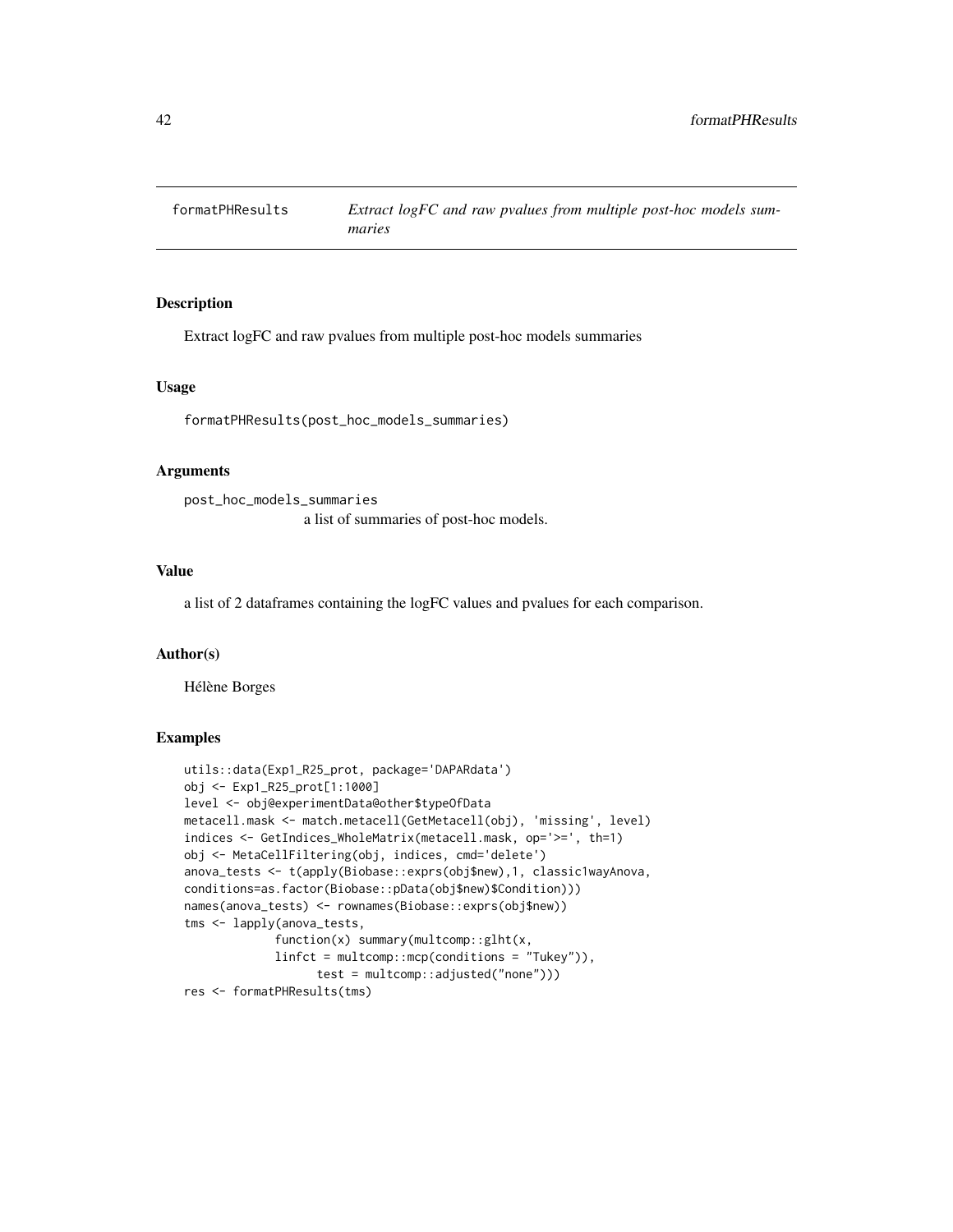# formatPHResults

*Extract logFC and raw pvalues from multiple post-hoc models summaries*

## Description

Extract logFC and raw pvalues from multiple post-hoc models summaries

## Usage

```
formatPHResults(post_hoc_models_summaries)
```

## Arguments

`post_hoc_models_summaries`
: a list of summaries of post-hoc models.

## Value

a list of 2 dataframes containing the logFC values and pvalues for each comparison.

## Author(s)

Hélène Borges

## Examples

```
utils::data(Exp1_R25_prot, package='DAPARdata')
obj <- Exp1_R25_prot[1:1000]
level <- obj@experimentData@other$typeOfData
metacell.mask <- match.metacell(GetMetacell(obj), 'missing', level)
indices <- GetIndices_WholeMatrix(metacell.mask, op='>=', th=1)
obj <- MetaCellFiltering(obj, indices, cmd='delete')
anova_tests <- t(apply(Biobase::exprs(obj$new),1, classic1wayAnova,
conditions=as.factor(Biobase::pData(obj$new)$Condition)))
names(anova_tests) <- rownames(Biobase::exprs(obj$new))
tms <- lapply(anova_tests,
             function(x) summary(multcomp::glht(x,
             linfct = multcomp::mcp(conditions = "Tukey")),
                   test = multcomp::adjusted("none")))
res <- formatPHResults(tms)
```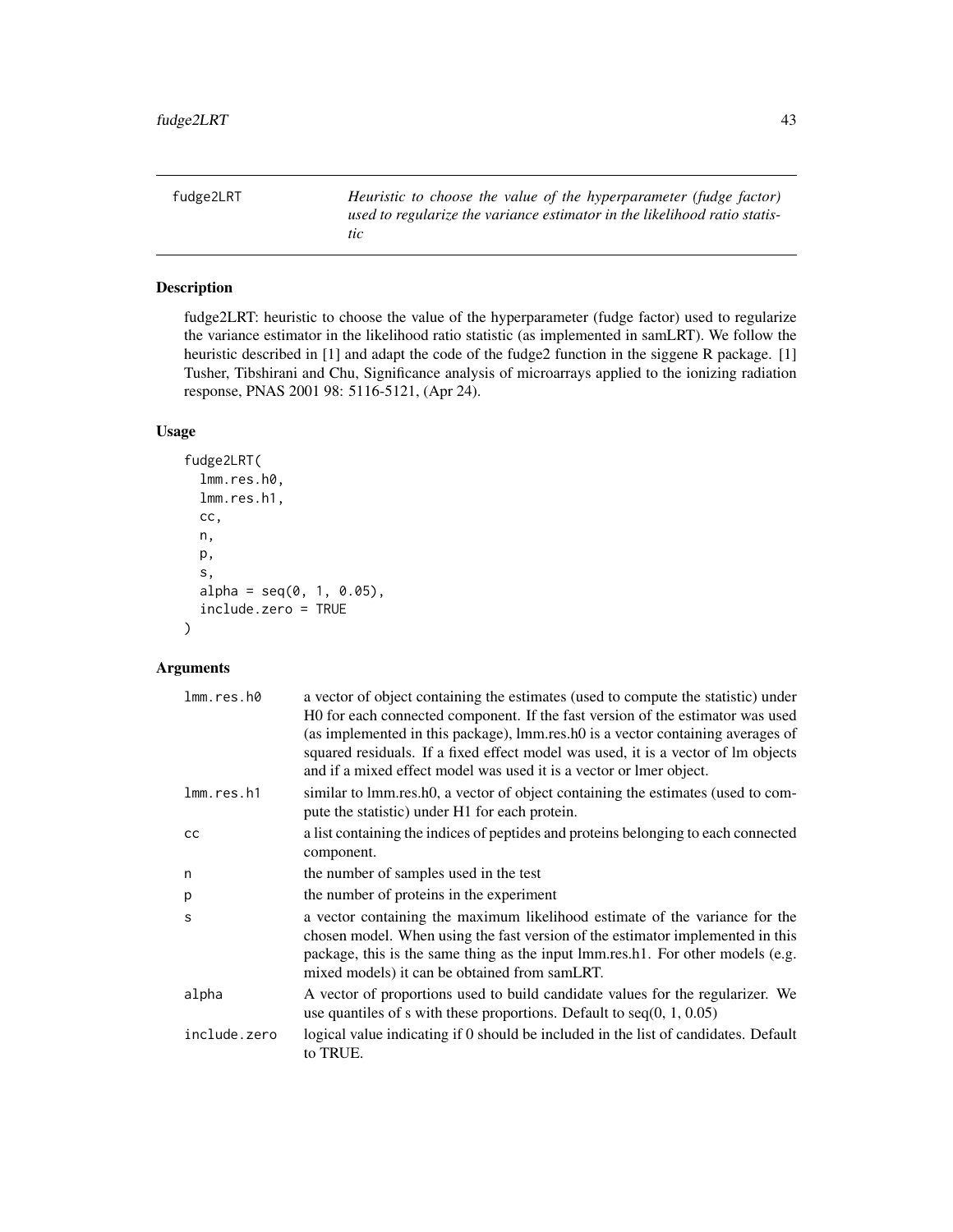fudge2LRT    *Heuristic to choose the value of the hyperparameter (fudge factor) used to regularize the variance estimator in the likelihood ratio statistic*

## Description

fudge2LRT: heuristic to choose the value of the hyperparameter (fudge factor) used to regularize the variance estimator in the likelihood ratio statistic (as implemented in samLRT). We follow the heuristic described in [1] and adapt the code of the fudge2 function in the siggene R package. [1] Tusher, Tibshirani and Chu, Significance analysis of microarrays applied to the ionizing radiation response, PNAS 2001 98: 5116-5121, (Apr 24).

## Usage

```
fudge2LRT(
  lmm.res.h0,
  lmm.res.h1,
  cc,
  n,
  p,
  s,
  alpha = seq(0, 1, 0.05),
  include.zero = TRUE
)
```

## Arguments

| | |
|---|---|
| lmm.res.h0 | a vector of object containing the estimates (used to compute the statistic) under H0 for each connected component. If the fast version of the estimator was used (as implemented in this package), lmm.res.h0 is a vector containing averages of squared residuals. If a fixed effect model was used, it is a vector of lm objects and if a mixed effect model was used it is a vector or lmer object. |
| lmm.res.h1 | similar to lmm.res.h0, a vector of object containing the estimates (used to compute the statistic) under H1 for each protein. |
| cc | a list containing the indices of peptides and proteins belonging to each connected component. |
| n | the number of samples used in the test |
| p | the number of proteins in the experiment |
| s | a vector containing the maximum likelihood estimate of the variance for the chosen model. When using the fast version of the estimator implemented in this package, this is the same thing as the input lmm.res.h1. For other models (e.g. mixed models) it can be obtained from samLRT. |
| alpha | A vector of proportions used to build candidate values for the regularizer. We use quantiles of s with these proportions. Default to seq(0, 1, 0.05) |
| include.zero | logical value indicating if 0 should be included in the list of candidates. Default to TRUE. |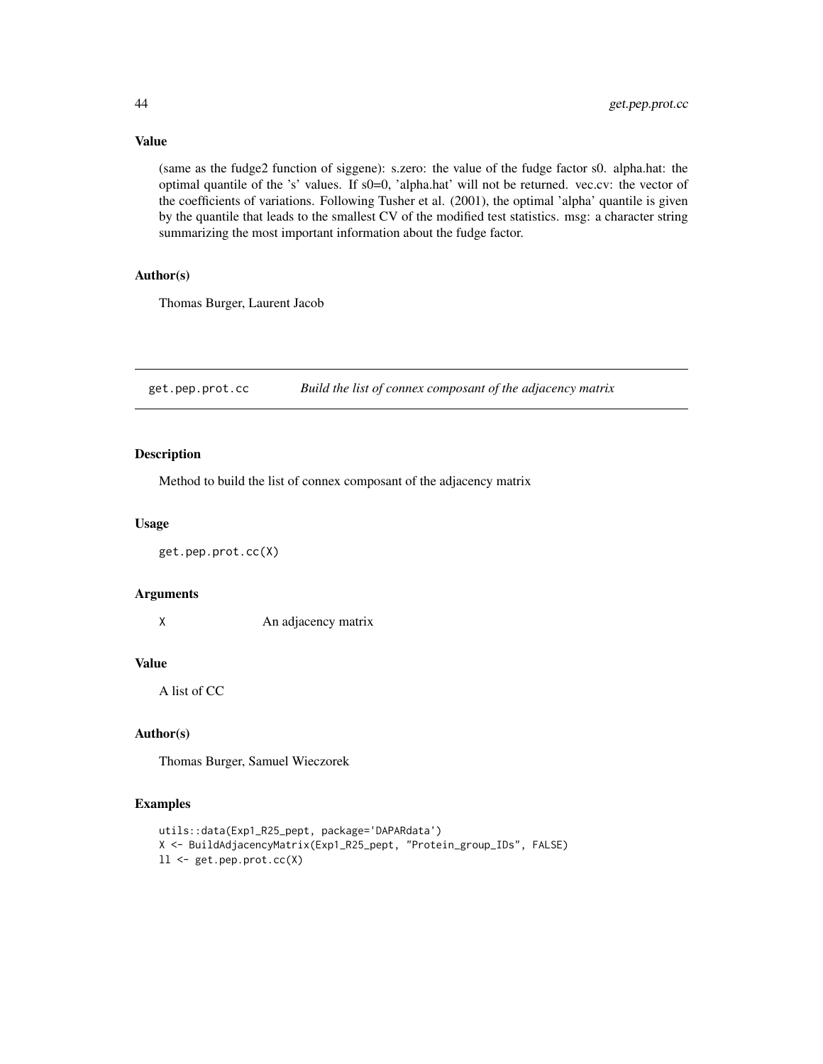### Value

(same as the fudge2 function of siggene): s.zero: the value of the fudge factor s0. alpha.hat: the optimal quantile of the 's' values. If s0=0, 'alpha.hat' will not be returned. vec.cv: the vector of the coefficients of variations. Following Tusher et al. (2001), the optimal 'alpha' quantile is given by the quantile that leads to the smallest CV of the modified test statistics. msg: a character string summarizing the most important information about the fudge factor.

### Author(s)

Thomas Burger, Laurent Jacob

---

## get.pep.prot.cc — *Build the list of connex composant of the adjacency matrix*

### Description

Method to build the list of connex composant of the adjacency matrix

### Usage

```
get.pep.prot.cc(X)
```

### Arguments

| | |
|---|---|
| X | An adjacency matrix |

### Value

A list of CC

### Author(s)

Thomas Burger, Samuel Wieczorek

### Examples

```
utils::data(Exp1_R25_pept, package='DAPARdata')
X <- BuildAdjacencyMatrix(Exp1_R25_pept, "Protein_group_IDs", FALSE)
ll <- get.pep.prot.cc(X)
```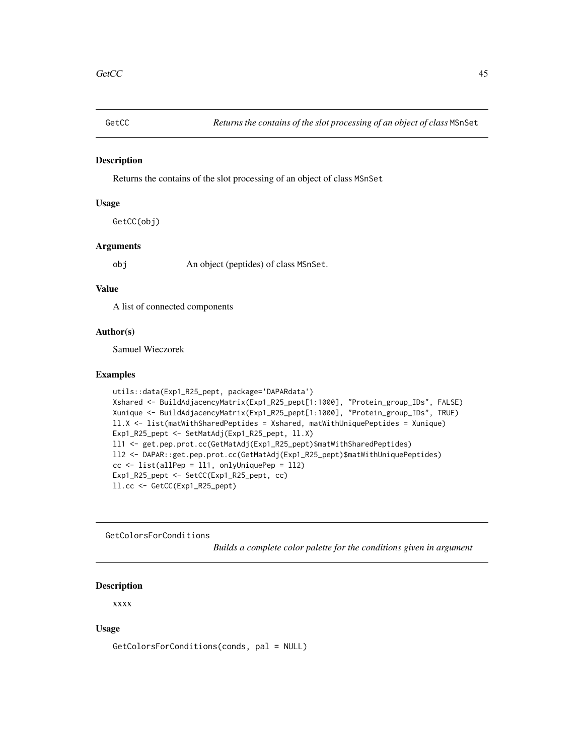## GetCC — *Returns the contains of the slot processing of an object of class* MSnSet

### Description

Returns the contains of the slot processing of an object of class MSnSet

### Usage

```
GetCC(obj)
```

### Arguments

obj — An object (peptides) of class MSnSet.

### Value

A list of connected components

### Author(s)

Samuel Wieczorek

### Examples

```
utils::data(Exp1_R25_pept, package='DAPARdata')
Xshared <- BuildAdjacencyMatrix(Exp1_R25_pept[1:1000], "Protein_group_IDs", FALSE)
Xunique <- BuildAdjacencyMatrix(Exp1_R25_pept[1:1000], "Protein_group_IDs", TRUE)
ll.X <- list(matWithSharedPeptides = Xshared, matWithUniquePeptides = Xunique)
Exp1_R25_pept <- SetMatAdj(Exp1_R25_pept, ll.X)
ll1 <- get.pep.prot.cc(GetMatAdj(Exp1_R25_pept)$matWithSharedPeptides)
ll2 <- DAPAR::get.pep.prot.cc(GetMatAdj(Exp1_R25_pept)$matWithUniquePeptides)
cc <- list(allPep = ll1, onlyUniquePep = ll2)
Exp1_R25_pept <- SetCC(Exp1_R25_pept, cc)
ll.cc <- GetCC(Exp1_R25_pept)
```

## GetColorsForConditions — *Builds a complete color palette for the conditions given in argument*

### Description

xxxx

### Usage

```
GetColorsForConditions(conds, pal = NULL)
```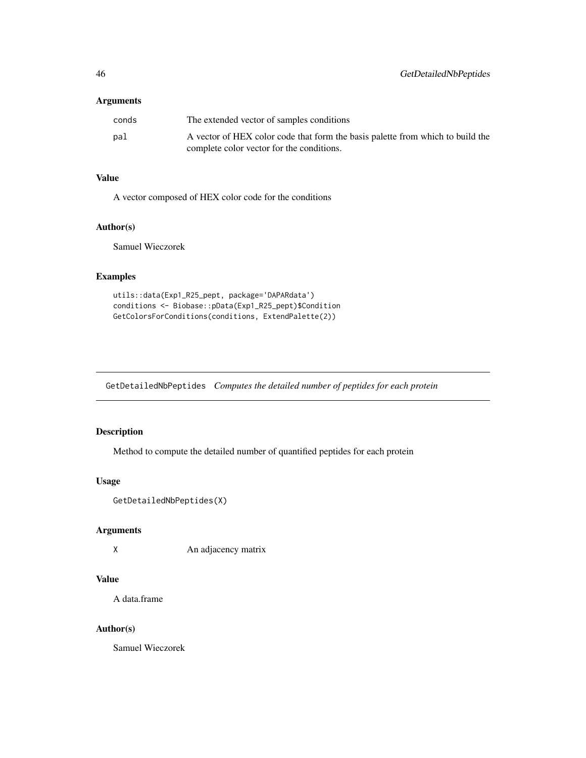## Arguments

| | |
|---|---|
| conds | The extended vector of samples conditions |
| pal | A vector of HEX color code that form the basis palette from which to build the complete color vector for the conditions. |

## Value

A vector composed of HEX color code for the conditions

## Author(s)

Samuel Wieczorek

## Examples

```
utils::data(Exp1_R25_pept, package='DAPARdata')
conditions <- Biobase::pData(Exp1_R25_pept)$Condition
GetColorsForConditions(conditions, ExtendPalette(2))
```

---

# GetDetailedNbPeptides *Computes the detailed number of peptides for each protein*

## Description

Method to compute the detailed number of quantified peptides for each protein

## Usage

```
GetDetailedNbPeptides(X)
```

## Arguments

| | |
|---|---|
| X | An adjacency matrix |

## Value

A data.frame

## Author(s)

Samuel Wieczorek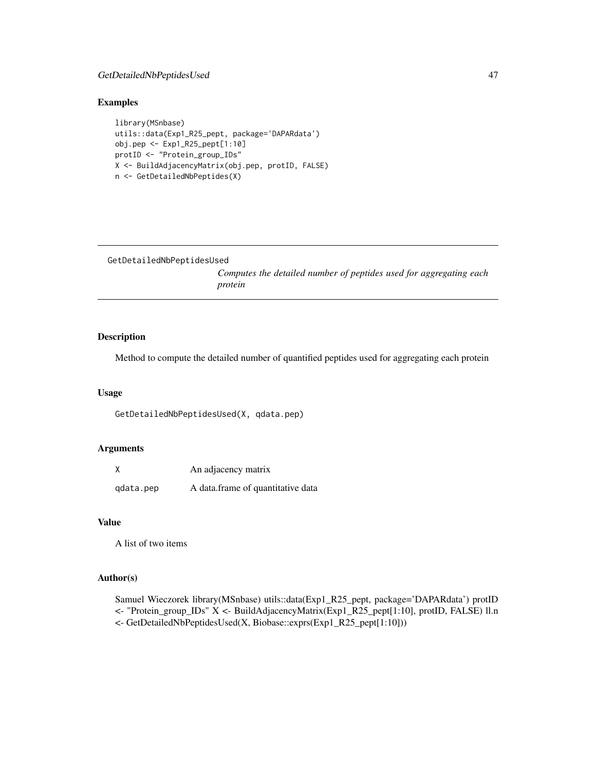## Examples

```
library(MSnbase)
utils::data(Exp1_R25_pept, package='DAPARdata')
obj.pep <- Exp1_R25_pept[1:10]
protID <- "Protein_group_IDs"
X <- BuildAdjacencyMatrix(obj.pep, protID, FALSE)
n <- GetDetailedNbPeptides(X)
```

---

# GetDetailedNbPeptidesUsed

*Computes the detailed number of peptides used for aggregating each protein*

---

## Description

Method to compute the detailed number of quantified peptides used for aggregating each protein

## Usage

```
GetDetailedNbPeptidesUsed(X, qdata.pep)
```

## Arguments

| | |
|---|---|
| X | An adjacency matrix |
| qdata.pep | A data.frame of quantitative data |

## Value

A list of two items

## Author(s)

Samuel Wieczorek library(MSnbase) utils::data(Exp1_R25_pept, package='DAPARdata') protID <- "Protein_group_IDs" X <- BuildAdjacencyMatrix(Exp1_R25_pept[1:10], protID, FALSE) ll.n <- GetDetailedNbPeptidesUsed(X, Biobase::exprs(Exp1_R25_pept[1:10]))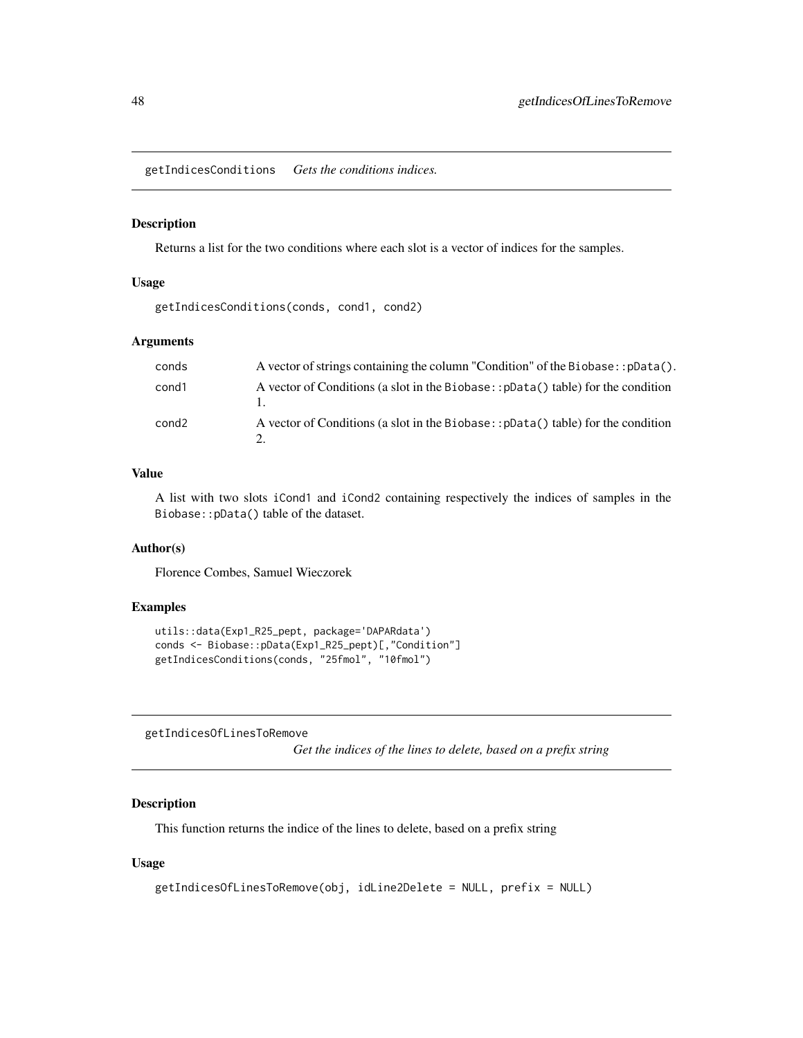## getIndicesConditions *Gets the conditions indices.*

### Description

Returns a list for the two conditions where each slot is a vector of indices for the samples.

### Usage

```
getIndicesConditions(conds, cond1, cond2)
```

### Arguments

| | |
|---|---|
| conds | A vector of strings containing the column "Condition" of the Biobase::pData(). |
| cond1 | A vector of Conditions (a slot in the Biobase::pData() table) for the condition 1. |
| cond2 | A vector of Conditions (a slot in the Biobase::pData() table) for the condition 2. |

### Value

A list with two slots iCond1 and iCond2 containing respectively the indices of samples in the Biobase::pData() table of the dataset.

### Author(s)

Florence Combes, Samuel Wieczorek

### Examples

```
utils::data(Exp1_R25_pept, package='DAPARdata')
conds <- Biobase::pData(Exp1_R25_pept)[,"Condition"]
getIndicesConditions(conds, "25fmol", "10fmol")
```

## getIndicesOfLinesToRemove *Get the indices of the lines to delete, based on a prefix string*

### Description

This function returns the indice of the lines to delete, based on a prefix string

### Usage

```
getIndicesOfLinesToRemove(obj, idLine2Delete = NULL, prefix = NULL)
```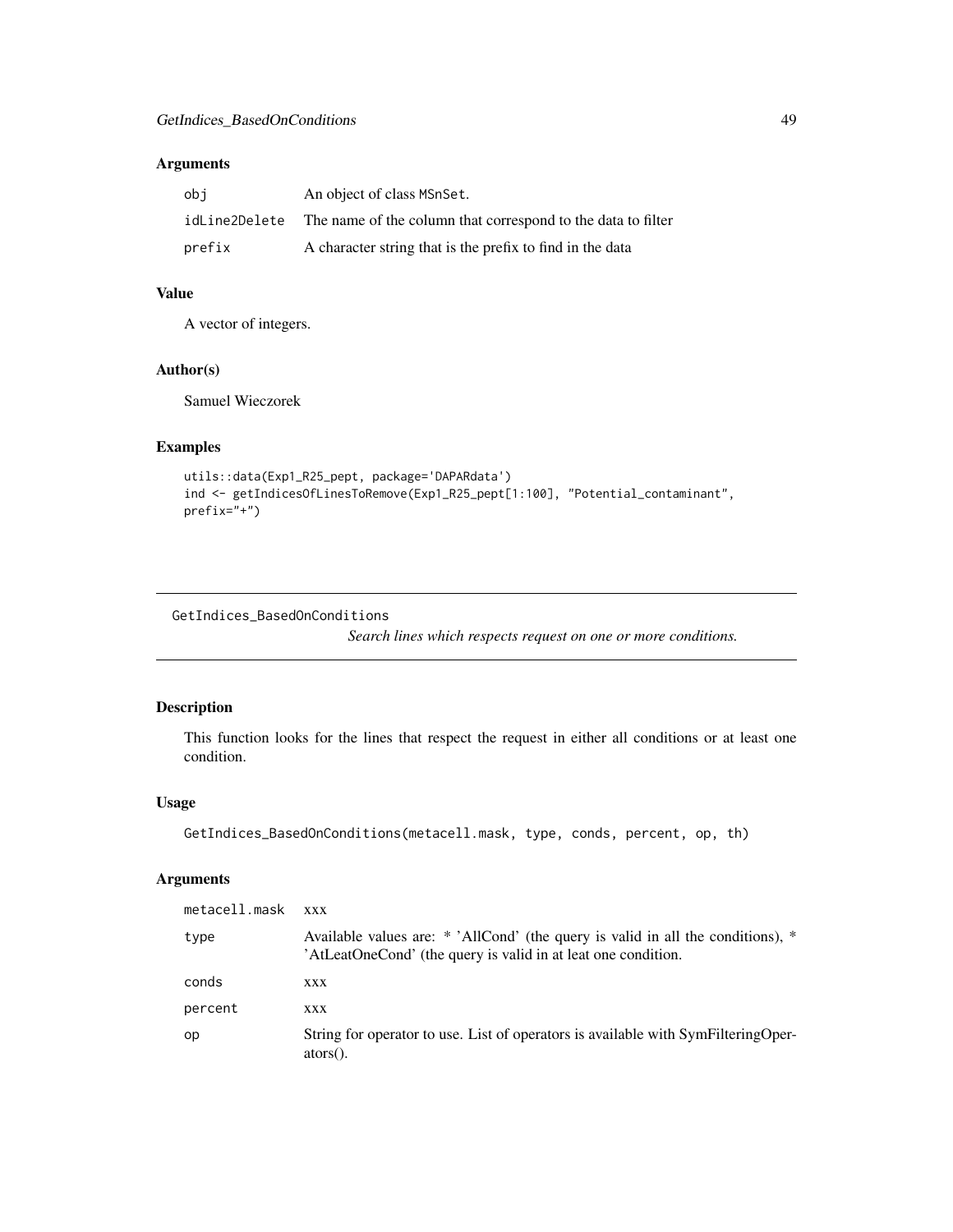### Arguments

| | |
|---|---|
| obj | An object of class MSnSet. |
| idLine2Delete | The name of the column that correspond to the data to filter |
| prefix | A character string that is the prefix to find in the data |

### Value

A vector of integers.

### Author(s)

Samuel Wieczorek

### Examples

```
utils::data(Exp1_R25_pept, package='DAPARdata')
ind <- getIndicesOfLinesToRemove(Exp1_R25_pept[1:100], "Potential_contaminant",
prefix="+")
```

---

## GetIndices_BasedOnConditions

*Search lines which respects request on one or more conditions.*

---

### Description

This function looks for the lines that respect the request in either all conditions or at least one condition.

### Usage

```
GetIndices_BasedOnConditions(metacell.mask, type, conds, percent, op, th)
```

### Arguments

| | |
|---|---|
| metacell.mask | xxx |
| type | Available values are: * 'AllCond' (the query is valid in all the conditions), * 'AtLeatOneCond' (the query is valid in at leat one condition. |
| conds | xxx |
| percent | xxx |
| op | String for operator to use. List of operators is available with SymFilteringOperators(). |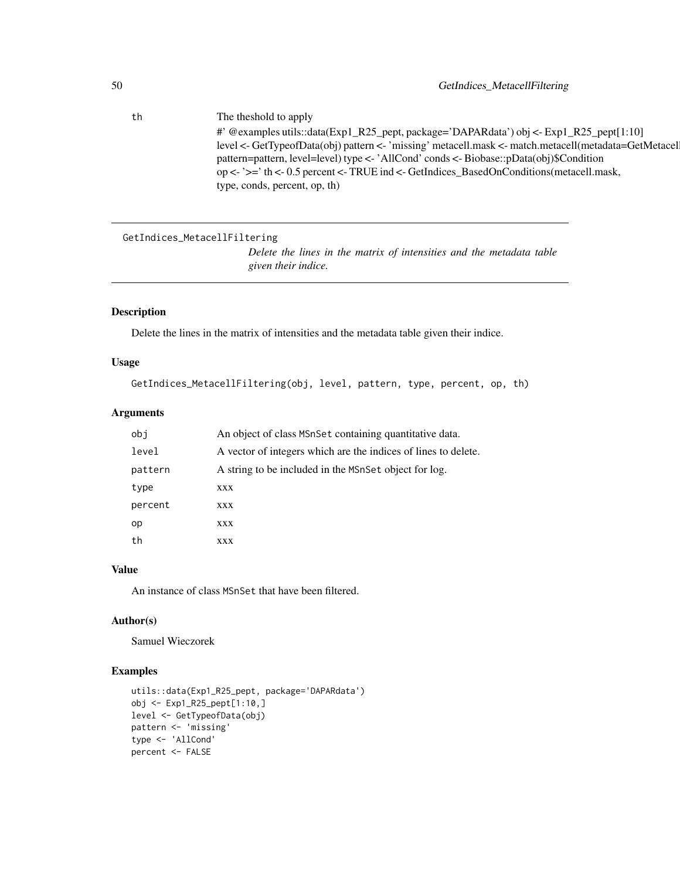| | |
|---|---|
| th | The theshold to apply<br>#' @examples utils::data(Exp1_R25_pept, package='DAPARdata') obj <- Exp1_R25_pept[1:10] level <- GetTypeofData(obj) pattern <- 'missing' metacell.mask <- match.metacell(metadata=GetMetacell pattern=pattern, level=level) type <- 'AllCond' conds <- Biobase::pData(obj)$Condition op <- '>=' th <- 0.5 percent <- TRUE ind <- GetIndices_BasedOnConditions(metacell.mask, type, conds, percent, op, th) |

---

GetIndices_MetacellFiltering

*Delete the lines in the matrix of intensities and the metadata table given their indice.*

---

## Description

Delete the lines in the matrix of intensities and the metadata table given their indice.

## Usage

```
GetIndices_MetacellFiltering(obj, level, pattern, type, percent, op, th)
```

## Arguments

| | |
|---|---|
| obj | An object of class MSnSet containing quantitative data. |
| level | A vector of integers which are the indices of lines to delete. |
| pattern | A string to be included in the MSnSet object for log. |
| type | xxx |
| percent | xxx |
| op | xxx |
| th | xxx |

## Value

An instance of class MSnSet that have been filtered.

## Author(s)

Samuel Wieczorek

## Examples

```
utils::data(Exp1_R25_pept, package='DAPARdata')
obj <- Exp1_R25_pept[1:10,]
level <- GetTypeofData(obj)
pattern <- 'missing'
type <- 'AllCond'
percent <- FALSE
```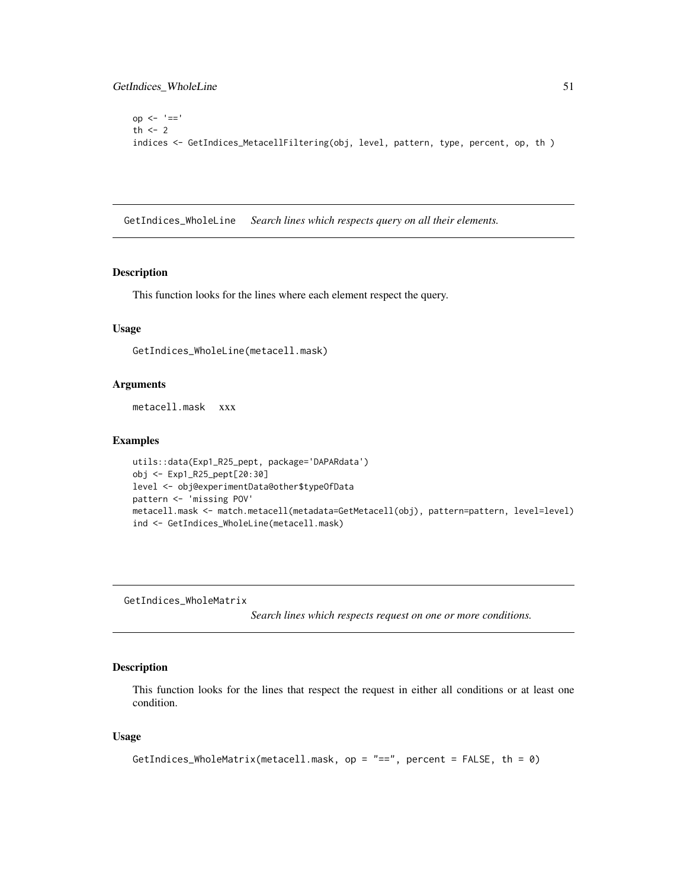```
op <- '=='
th <- 2
indices <- GetIndices_MetacellFiltering(obj, level, pattern, type, percent, op, th )
```

## GetIndices_WholeLine    *Search lines which respects query on all their elements.*

### Description

This function looks for the lines where each element respect the query.

### Usage

```
GetIndices_WholeLine(metacell.mask)
```

### Arguments

metacell.mask    xxx

### Examples

```
utils::data(Exp1_R25_pept, package='DAPARdata')
obj <- Exp1_R25_pept[20:30]
level <- obj@experimentData@other$typeOfData
pattern <- 'missing POV'
metacell.mask <- match.metacell(metadata=GetMetacell(obj), pattern=pattern, level=level)
ind <- GetIndices_WholeLine(metacell.mask)
```

## GetIndices_WholeMatrix    *Search lines which respects request on one or more conditions.*

### Description

This function looks for the lines that respect the request in either all conditions or at least one condition.

### Usage

```
GetIndices_WholeMatrix(metacell.mask, op = "==", percent = FALSE, th = 0)
```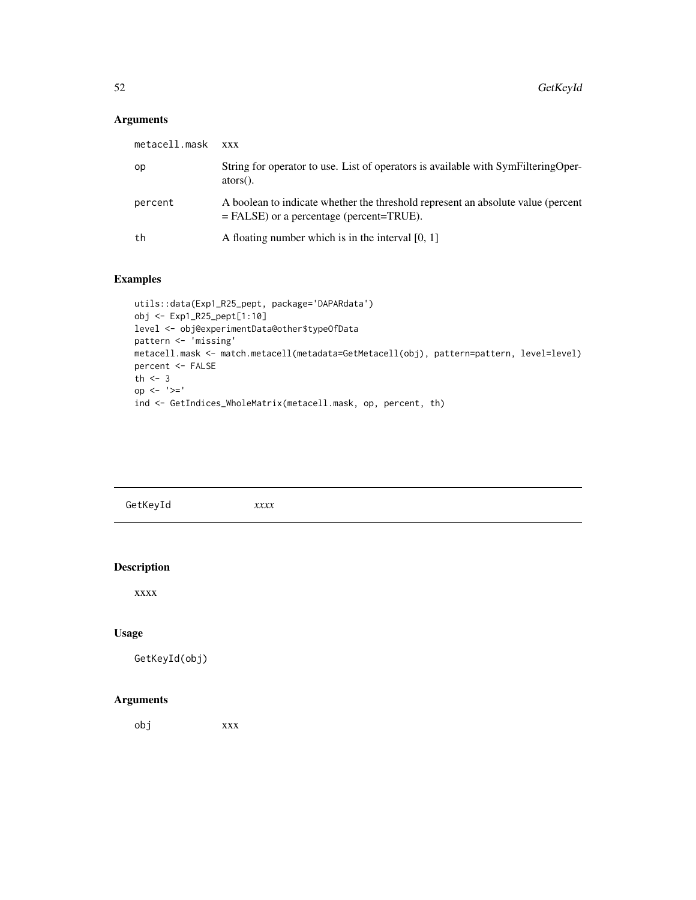## Arguments

| | |
|---|---|
| metacell.mask | xxx |
| op | String for operator to use. List of operators is available with SymFilteringOperators(). |
| percent | A boolean to indicate whether the threshold represent an absolute value (percent = FALSE) or a percentage (percent=TRUE). |
| th | A floating number which is in the interval [0, 1] |

## Examples

```
utils::data(Exp1_R25_pept, package='DAPARdata')
obj <- Exp1_R25_pept[1:10]
level <- obj@experimentData@other$typeOfData
pattern <- 'missing'
metacell.mask <- match.metacell(metadata=GetMetacell(obj), pattern=pattern, level=level)
percent <- FALSE
th <- 3
op <- '>='
ind <- GetIndices_WholeMatrix(metacell.mask, op, percent, th)
```

---

# GetKeyId *xxxx*

---

## Description

xxxx

## Usage

```
GetKeyId(obj)
```

## Arguments

| | |
|---|---|
| obj | xxx |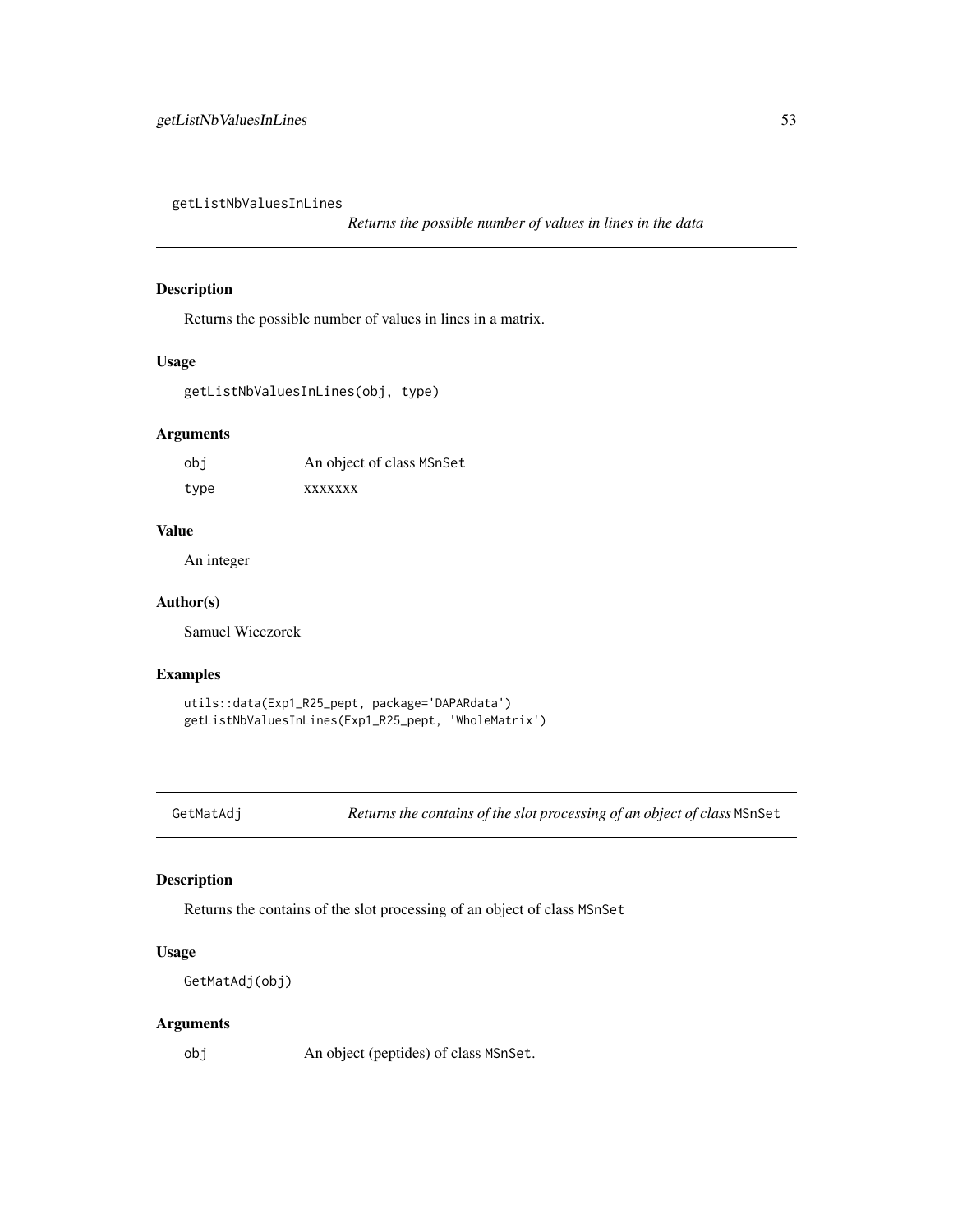## getListNbValuesInLines

*Returns the possible number of values in lines in the data*

### Description

Returns the possible number of values in lines in a matrix.

### Usage

```
getListNbValuesInLines(obj, type)
```

### Arguments

| | |
|---|---|
| obj | An object of class MSnSet |
| type | xxxxxxx |

### Value

An integer

### Author(s)

Samuel Wieczorek

### Examples

```
utils::data(Exp1_R25_pept, package='DAPARdata')
getListNbValuesInLines(Exp1_R25_pept, 'WholeMatrix')
```

## GetMatAdj

*Returns the contains of the slot processing of an object of class* MSnSet

### Description

Returns the contains of the slot processing of an object of class MSnSet

### Usage

```
GetMatAdj(obj)
```

### Arguments

| | |
|---|---|
| obj | An object (peptides) of class MSnSet. |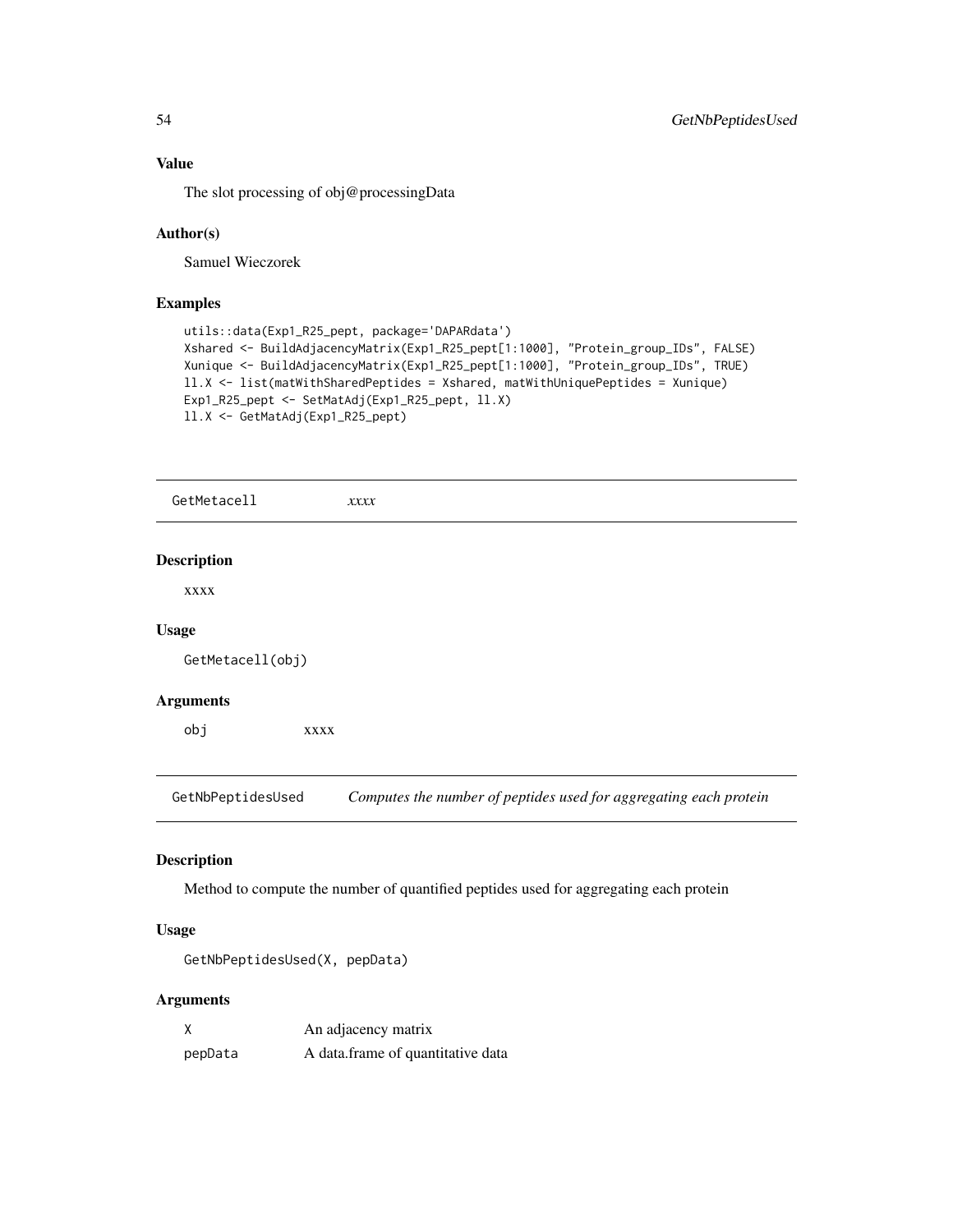### Value

The slot processing of obj@processingData

### Author(s)

Samuel Wieczorek

### Examples

```
utils::data(Exp1_R25_pept, package='DAPARdata')
Xshared <- BuildAdjacencyMatrix(Exp1_R25_pept[1:1000], "Protein_group_IDs", FALSE)
Xunique <- BuildAdjacencyMatrix(Exp1_R25_pept[1:1000], "Protein_group_IDs", TRUE)
ll.X <- list(matWithSharedPeptides = Xshared, matWithUniquePeptides = Xunique)
Exp1_R25_pept <- SetMatAdj(Exp1_R25_pept, ll.X)
ll.X <- GetMatAdj(Exp1_R25_pept)
```

---

## GetMetacell *xxxx*

### Description

xxxx

### Usage

```
GetMetacell(obj)
```

### Arguments

| | |
|---|---|
| obj | xxxx |

---

## GetNbPeptidesUsed *Computes the number of peptides used for aggregating each protein*

### Description

Method to compute the number of quantified peptides used for aggregating each protein

### Usage

```
GetNbPeptidesUsed(X, pepData)
```

### Arguments

| | |
|---|---|
| X | An adjacency matrix |
| pepData | A data.frame of quantitative data |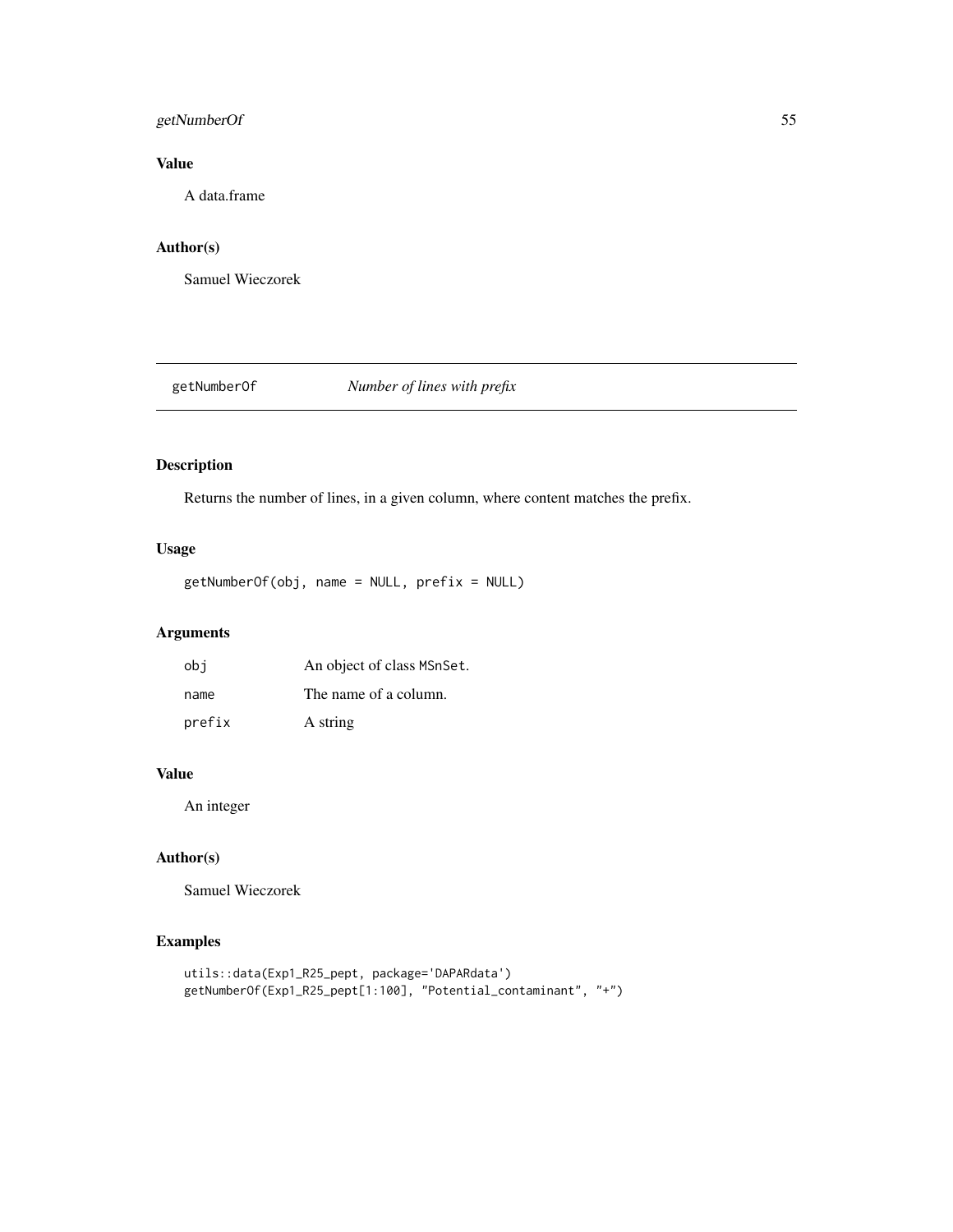## Value

A data.frame

## Author(s)

Samuel Wieczorek

---

# getNumberOf — *Number of lines with prefix*

## Description

Returns the number of lines, in a given column, where content matches the prefix.

## Usage

```
getNumberOf(obj, name = NULL, prefix = NULL)
```

## Arguments

| | |
|---|---|
| obj | An object of class MSnSet. |
| name | The name of a column. |
| prefix | A string |

## Value

An integer

## Author(s)

Samuel Wieczorek

## Examples

```
utils::data(Exp1_R25_pept, package='DAPARdata')
getNumberOf(Exp1_R25_pept[1:100], "Potential_contaminant", "+")
```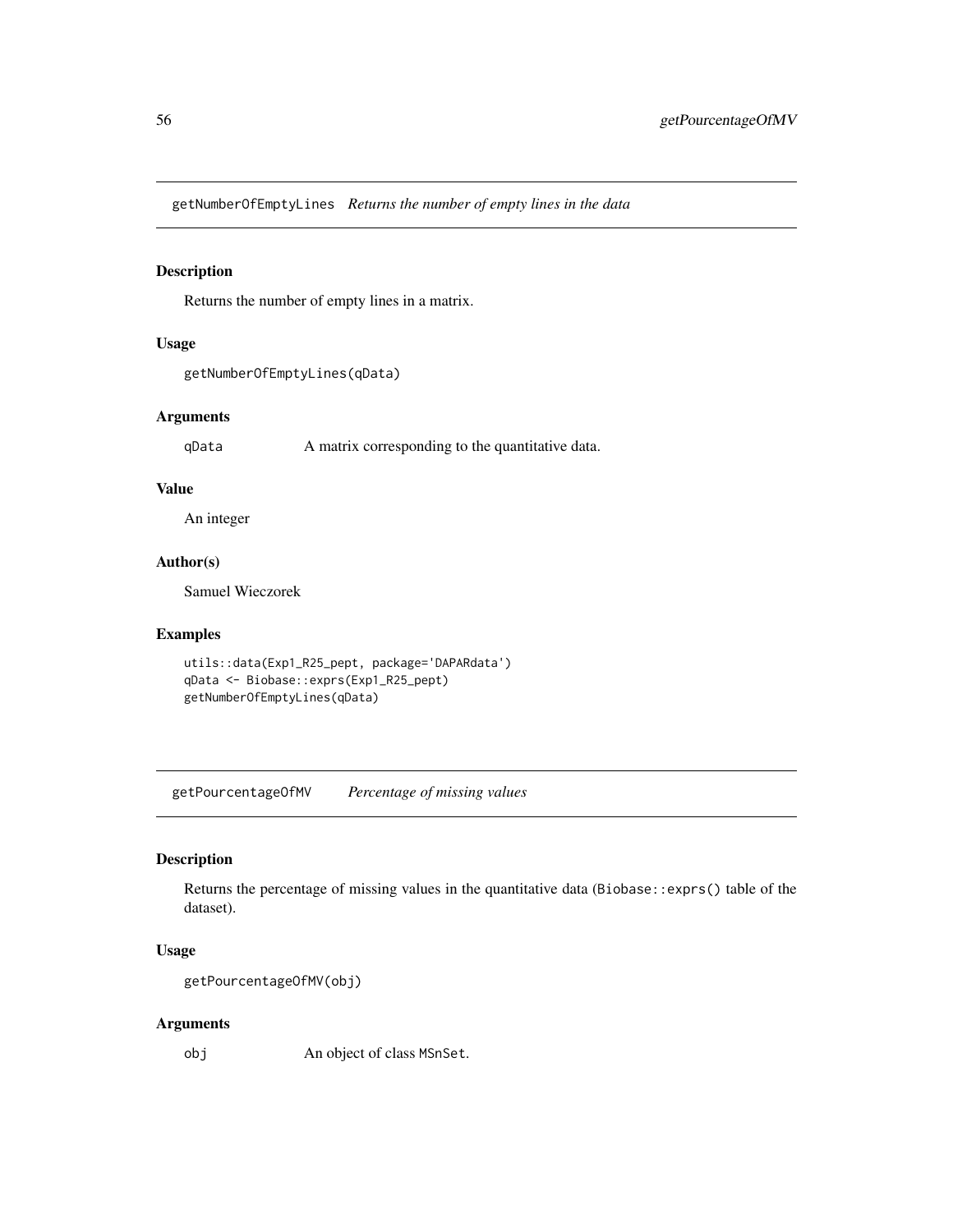## getNumberOfEmptyLines *Returns the number of empty lines in the data*

### Description

Returns the number of empty lines in a matrix.

### Usage

```
getNumberOfEmptyLines(qData)
```

### Arguments

| | |
|---|---|
| qData | A matrix corresponding to the quantitative data. |

### Value

An integer

### Author(s)

Samuel Wieczorek

### Examples

```
utils::data(Exp1_R25_pept, package='DAPARdata')
qData <- Biobase::exprs(Exp1_R25_pept)
getNumberOfEmptyLines(qData)
```

## getPourcentageOfMV *Percentage of missing values*

### Description

Returns the percentage of missing values in the quantitative data (`Biobase::exprs()` table of the dataset).

### Usage

```
getPourcentageOfMV(obj)
```

### Arguments

| | |
|---|---|
| obj | An object of class `MSnSet`. |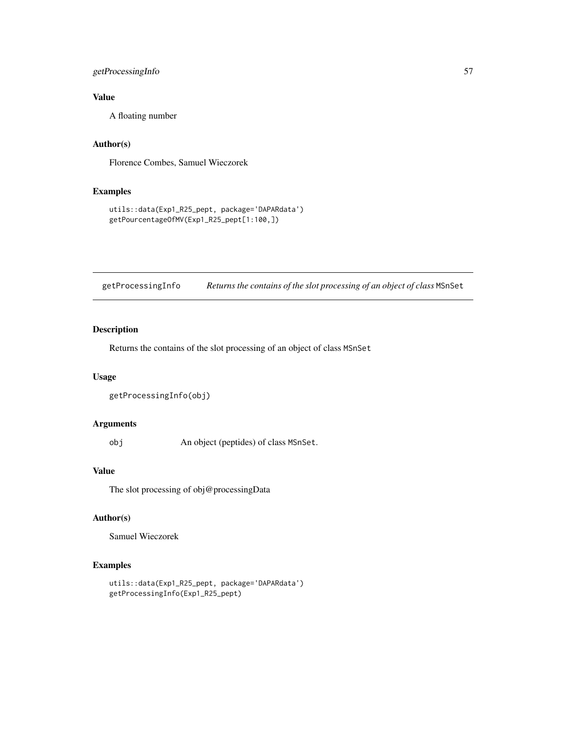### Value

A floating number

### Author(s)

Florence Combes, Samuel Wieczorek

### Examples

```
utils::data(Exp1_R25_pept, package='DAPARdata')
getPourcentageOfMV(Exp1_R25_pept[1:100,])
```

---

## getProcessingInfo — *Returns the contains of the slot processing of an object of class* `MSnSet`

### Description

Returns the contains of the slot processing of an object of class `MSnSet`

### Usage

```
getProcessingInfo(obj)
```

### Arguments

| | |
|---|---|
| `obj` | An object (peptides) of class `MSnSet`. |

### Value

The slot processing of obj@processingData

### Author(s)

Samuel Wieczorek

### Examples

```
utils::data(Exp1_R25_pept, package='DAPARdata')
getProcessingInfo(Exp1_R25_pept)
```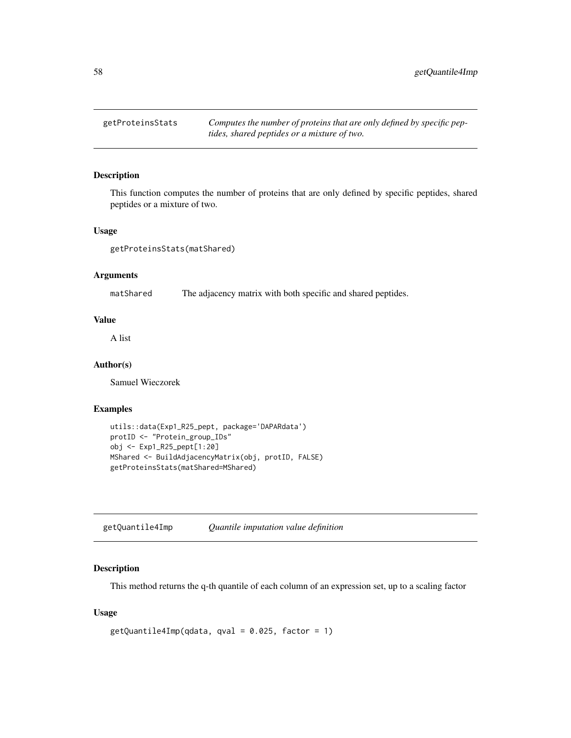## getProteinsStats

*Computes the number of proteins that are only defined by specific peptides, shared peptides or a mixture of two.*

### Description

This function computes the number of proteins that are only defined by specific peptides, shared peptides or a mixture of two.

### Usage

```
getProteinsStats(matShared)
```

### Arguments

| | |
|---|---|
| matShared | The adjacency matrix with both specific and shared peptides. |

### Value

A list

### Author(s)

Samuel Wieczorek

### Examples

```
utils::data(Exp1_R25_pept, package='DAPARdata')
protID <- "Protein_group_IDs"
obj <- Exp1_R25_pept[1:20]
MShared <- BuildAdjacencyMatrix(obj, protID, FALSE)
getProteinsStats(matShared=MShared)
```

## getQuantile4Imp

*Quantile imputation value definition*

### Description

This method returns the q-th quantile of each column of an expression set, up to a scaling factor

### Usage

```
getQuantile4Imp(qdata, qval = 0.025, factor = 1)
```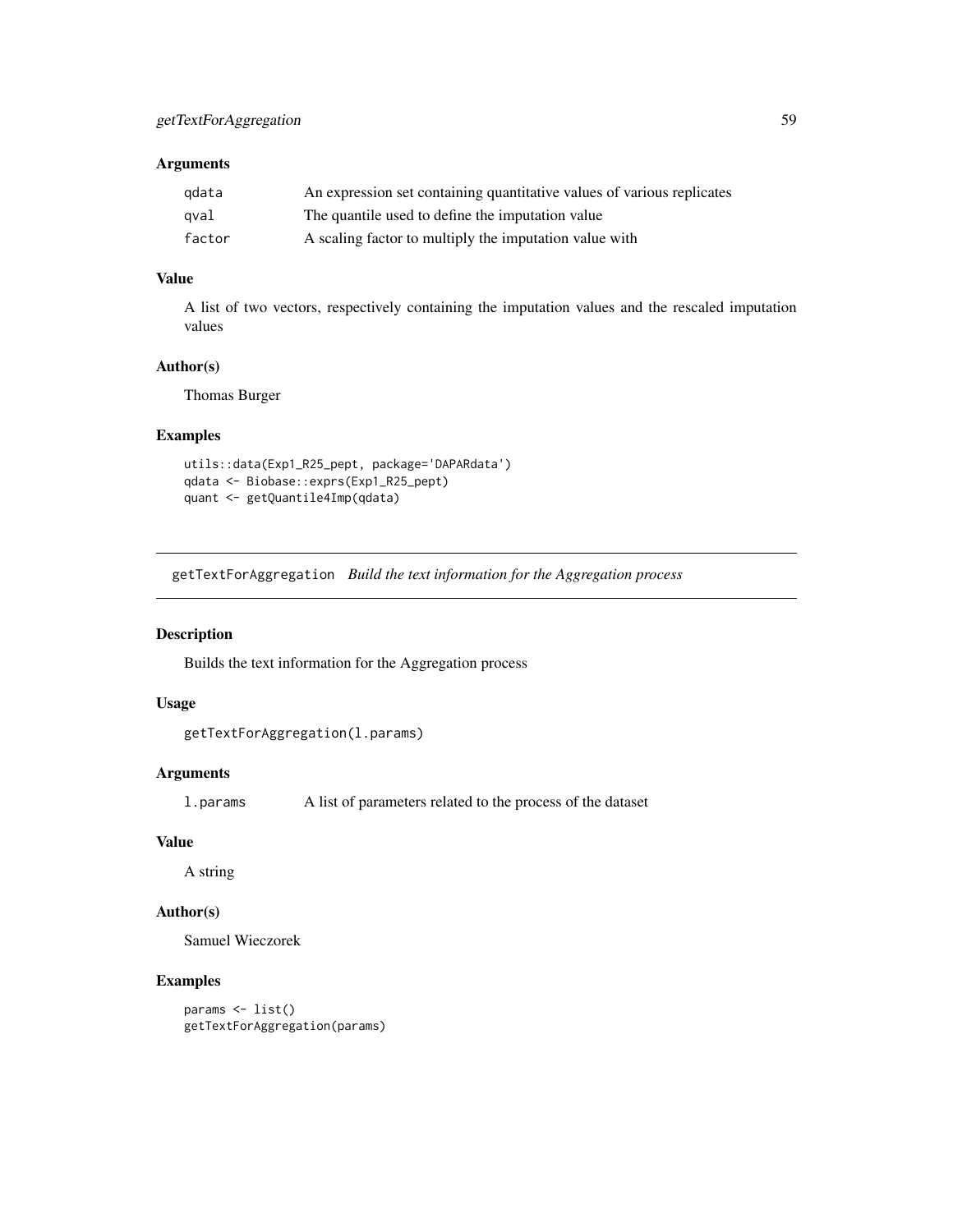### Arguments

| | |
|---|---|
| qdata | An expression set containing quantitative values of various replicates |
| qval | The quantile used to define the imputation value |
| factor | A scaling factor to multiply the imputation value with |

### Value

A list of two vectors, respectively containing the imputation values and the rescaled imputation values

### Author(s)

Thomas Burger

### Examples

```
utils::data(Exp1_R25_pept, package='DAPARdata')
qdata <- Biobase::exprs(Exp1_R25_pept)
quant <- getQuantile4Imp(qdata)
```

---

## getTextForAggregation *Build the text information for the Aggregation process*

---

### Description

Builds the text information for the Aggregation process

### Usage

```
getTextForAggregation(l.params)
```

### Arguments

| | |
|---|---|
| l.params | A list of parameters related to the process of the dataset |

### Value

A string

### Author(s)

Samuel Wieczorek

### Examples

```
params <- list()
getTextForAggregation(params)
```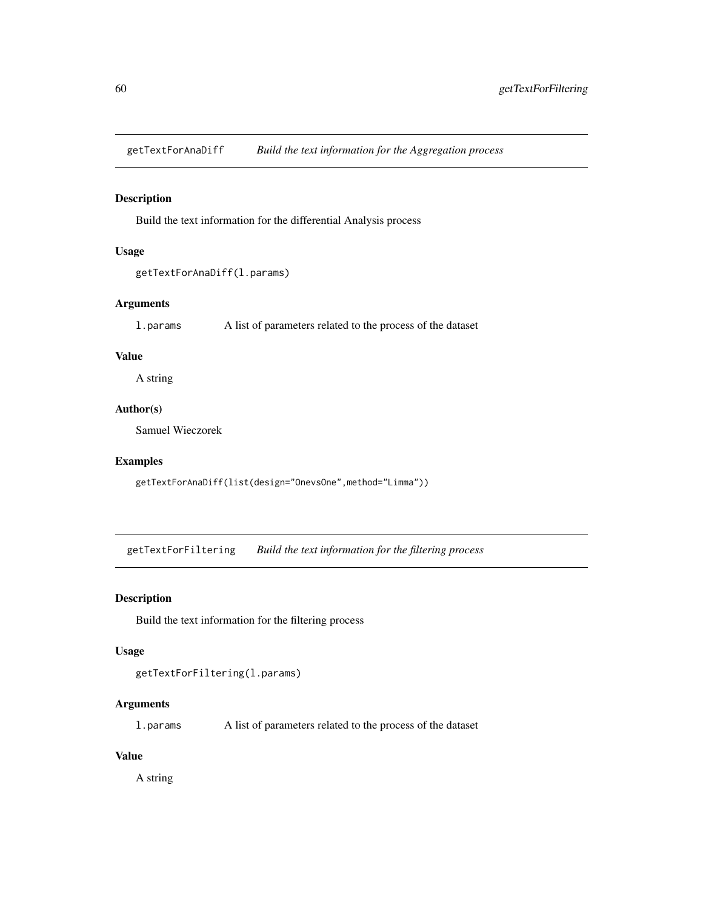## getTextForAnaDiff *Build the text information for the Aggregation process*

### Description

Build the text information for the differential Analysis process

### Usage

```
getTextForAnaDiff(l.params)
```

### Arguments

| | |
|---|---|
| `l.params` | A list of parameters related to the process of the dataset |

### Value

A string

### Author(s)

Samuel Wieczorek

### Examples

```
getTextForAnaDiff(list(design="OnevsOne",method="Limma"))
```

## getTextForFiltering *Build the text information for the filtering process*

### Description

Build the text information for the filtering process

### Usage

```
getTextForFiltering(l.params)
```

### Arguments

| | |
|---|---|
| `l.params` | A list of parameters related to the process of the dataset |

### Value

A string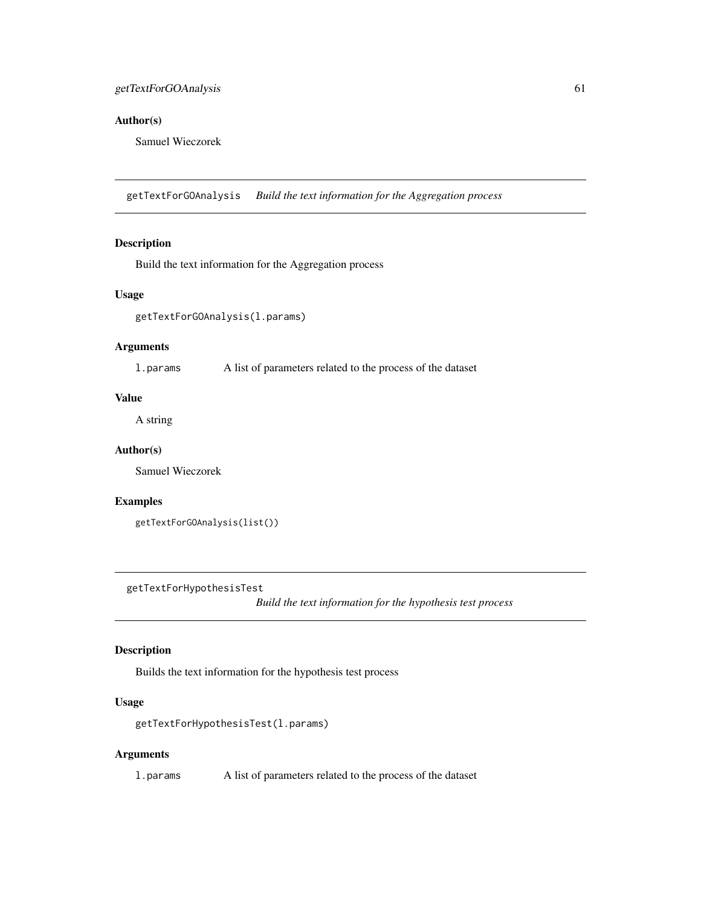### Author(s)

Samuel Wieczorek

## getTextForGOAnalysis    *Build the text information for the Aggregation process*

### Description

Build the text information for the Aggregation process

### Usage

```
getTextForGOAnalysis(l.params)
```

### Arguments

| | |
|---|---|
| `l.params` | A list of parameters related to the process of the dataset |

### Value

A string

### Author(s)

Samuel Wieczorek

### Examples

```
getTextForGOAnalysis(list())
```

## getTextForHypothesisTest    *Build the text information for the hypothesis test process*

### Description

Builds the text information for the hypothesis test process

### Usage

```
getTextForHypothesisTest(l.params)
```

### Arguments

| | |
|---|---|
| `l.params` | A list of parameters related to the process of the dataset |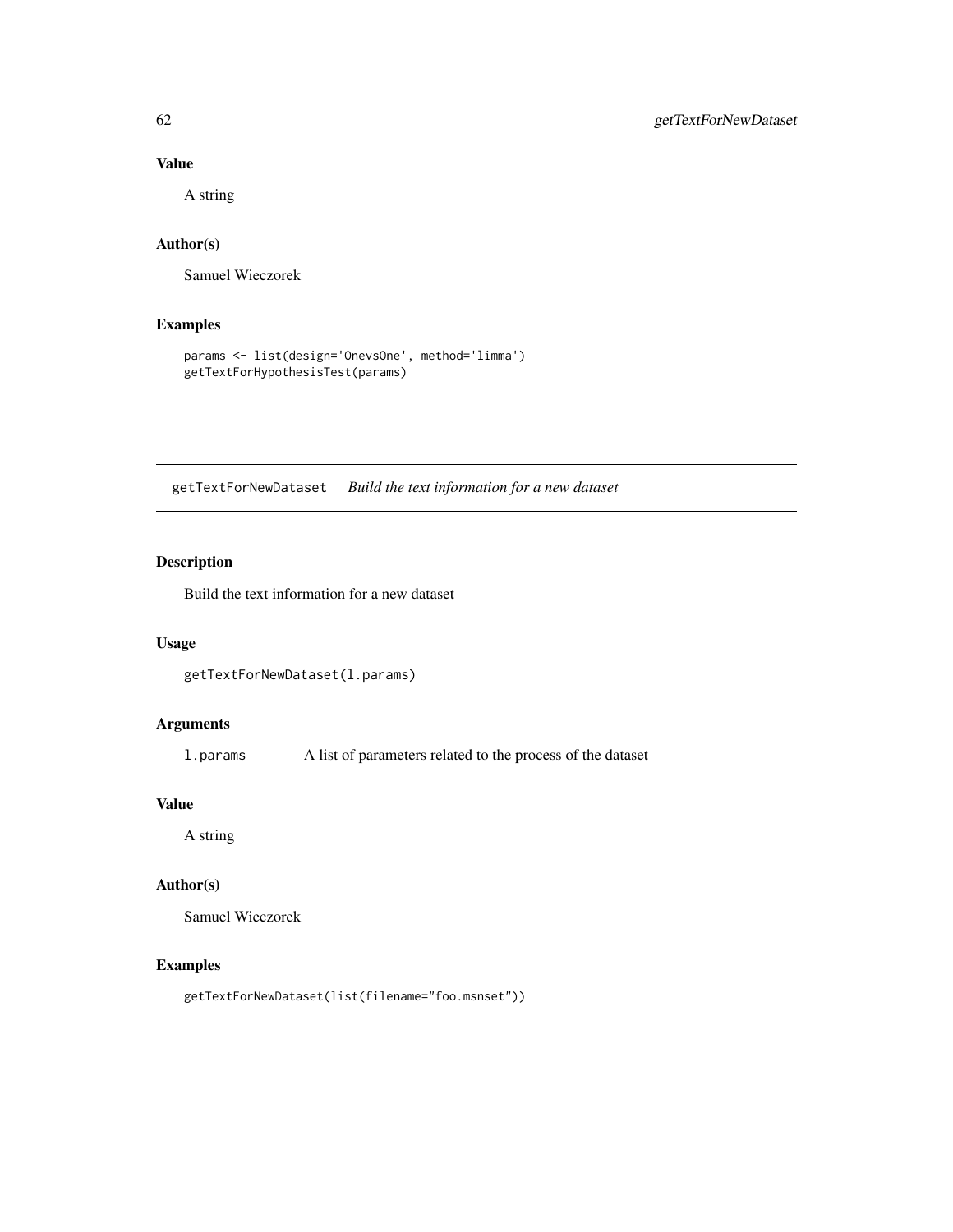### Value

A string

### Author(s)

Samuel Wieczorek

### Examples

```
params <- list(design='OnevsOne', method='limma')
getTextForHypothesisTest(params)
```

---

## getTextForNewDataset    *Build the text information for a new dataset*

---

### Description

Build the text information for a new dataset

### Usage

```
getTextForNewDataset(l.params)
```

### Arguments

| | |
|---|---|
| l.params | A list of parameters related to the process of the dataset |

### Value

A string

### Author(s)

Samuel Wieczorek

### Examples

```
getTextForNewDataset(list(filename="foo.msnset"))
```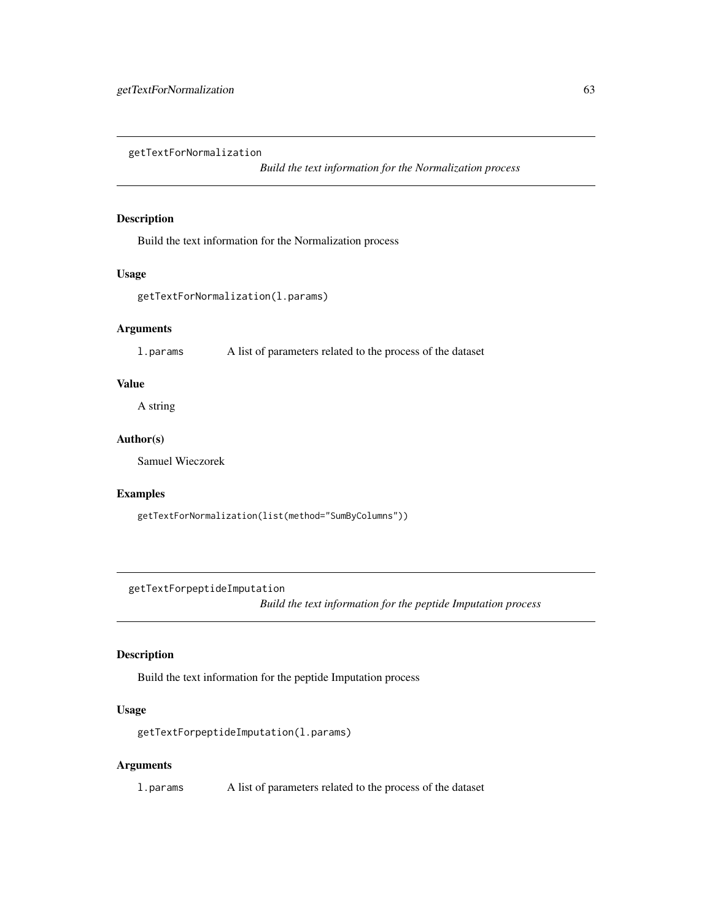## getTextForNormalization

*Build the text information for the Normalization process*

### Description

Build the text information for the Normalization process

### Usage

```
getTextForNormalization(l.params)
```

### Arguments

| | |
|---|---|
| `l.params` | A list of parameters related to the process of the dataset |

### Value

A string

### Author(s)

Samuel Wieczorek

### Examples

```
getTextForNormalization(list(method="SumByColumns"))
```

## getTextForpeptideImputation

*Build the text information for the peptide Imputation process*

### Description

Build the text information for the peptide Imputation process

### Usage

```
getTextForpeptideImputation(l.params)
```

### Arguments

| | |
|---|---|
| `l.params` | A list of parameters related to the process of the dataset |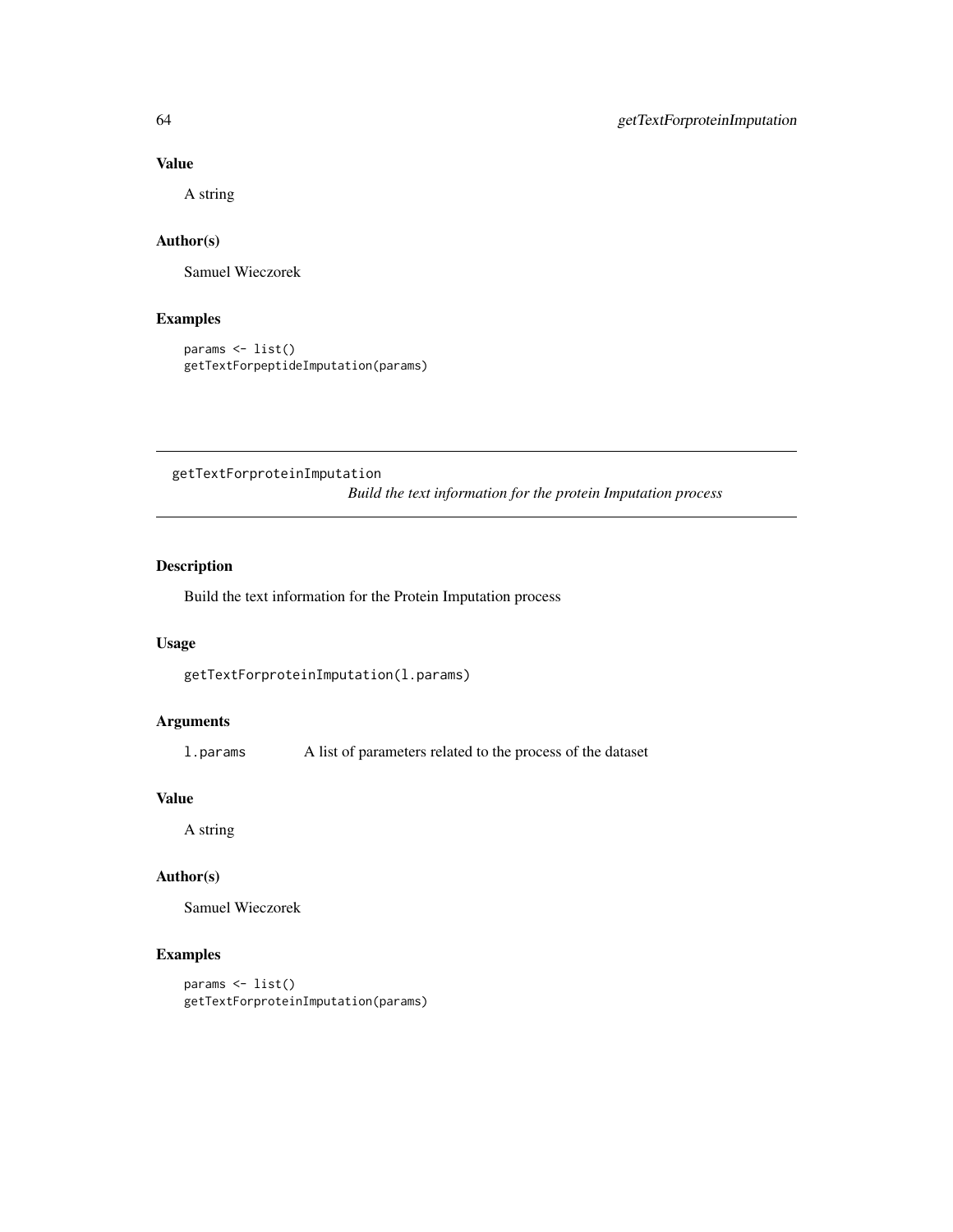## Value

A string

## Author(s)

Samuel Wieczorek

## Examples

```
params <- list()
getTextForpeptideImputation(params)
```

---

# getTextForproteinImputation

*Build the text information for the protein Imputation process*

---

## Description

Build the text information for the Protein Imputation process

## Usage

```
getTextForproteinImputation(l.params)
```

## Arguments

| | |
|---|---|
| l.params | A list of parameters related to the process of the dataset |

## Value

A string

## Author(s)

Samuel Wieczorek

## Examples

```
params <- list()
getTextForproteinImputation(params)
```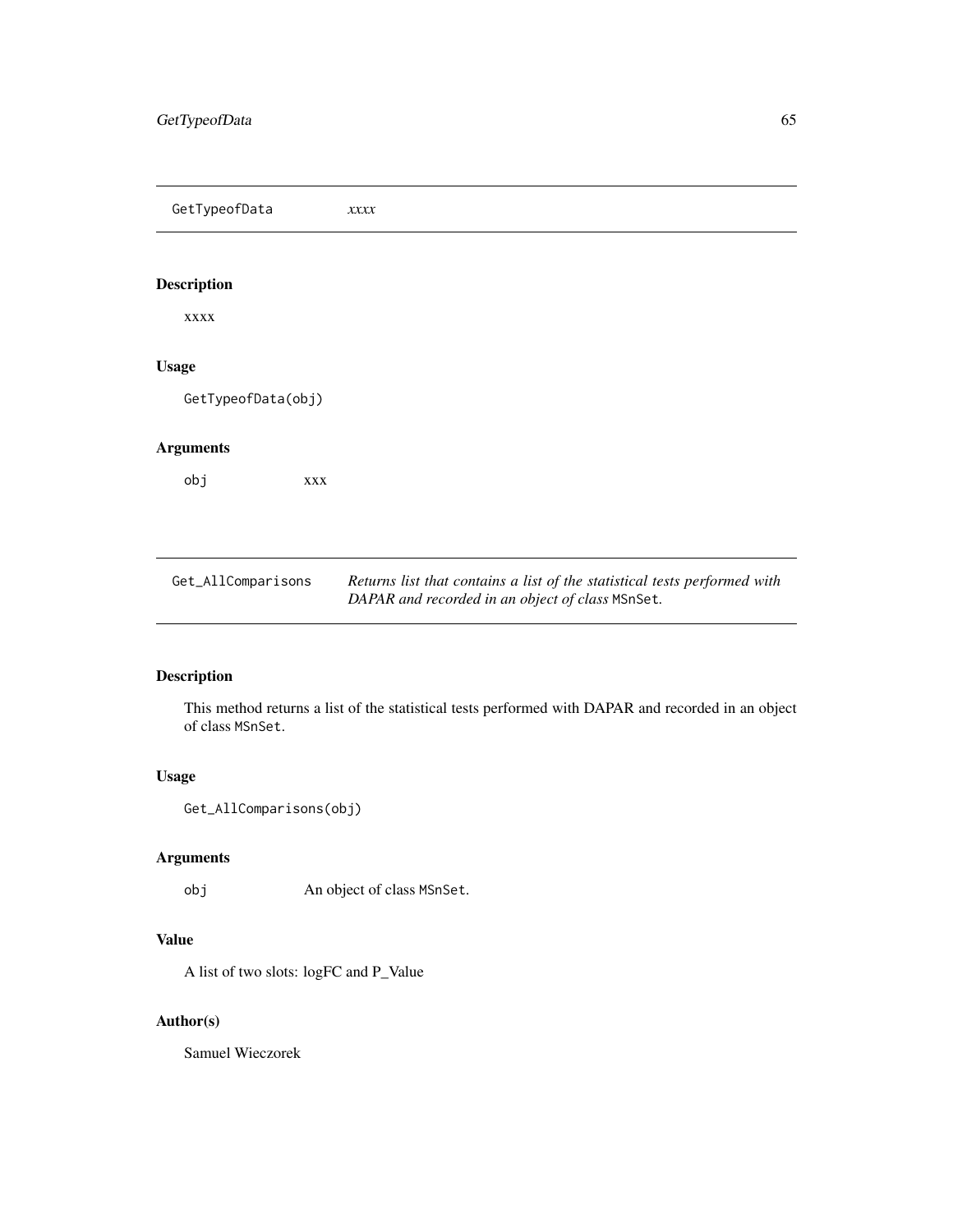## GetTypeofData *xxxx*

### Description

xxxx

### Usage

```
GetTypeofData(obj)
```

### Arguments

obj xxx

## Get_AllComparisons *Returns list that contains a list of the statistical tests performed with DAPAR and recorded in an object of class* `MSnSet`*.*

### Description

This method returns a list of the statistical tests performed with DAPAR and recorded in an object of class `MSnSet`.

### Usage

```
Get_AllComparisons(obj)
```

### Arguments

obj An object of class `MSnSet`.

### Value

A list of two slots: logFC and P_Value

### Author(s)

Samuel Wieczorek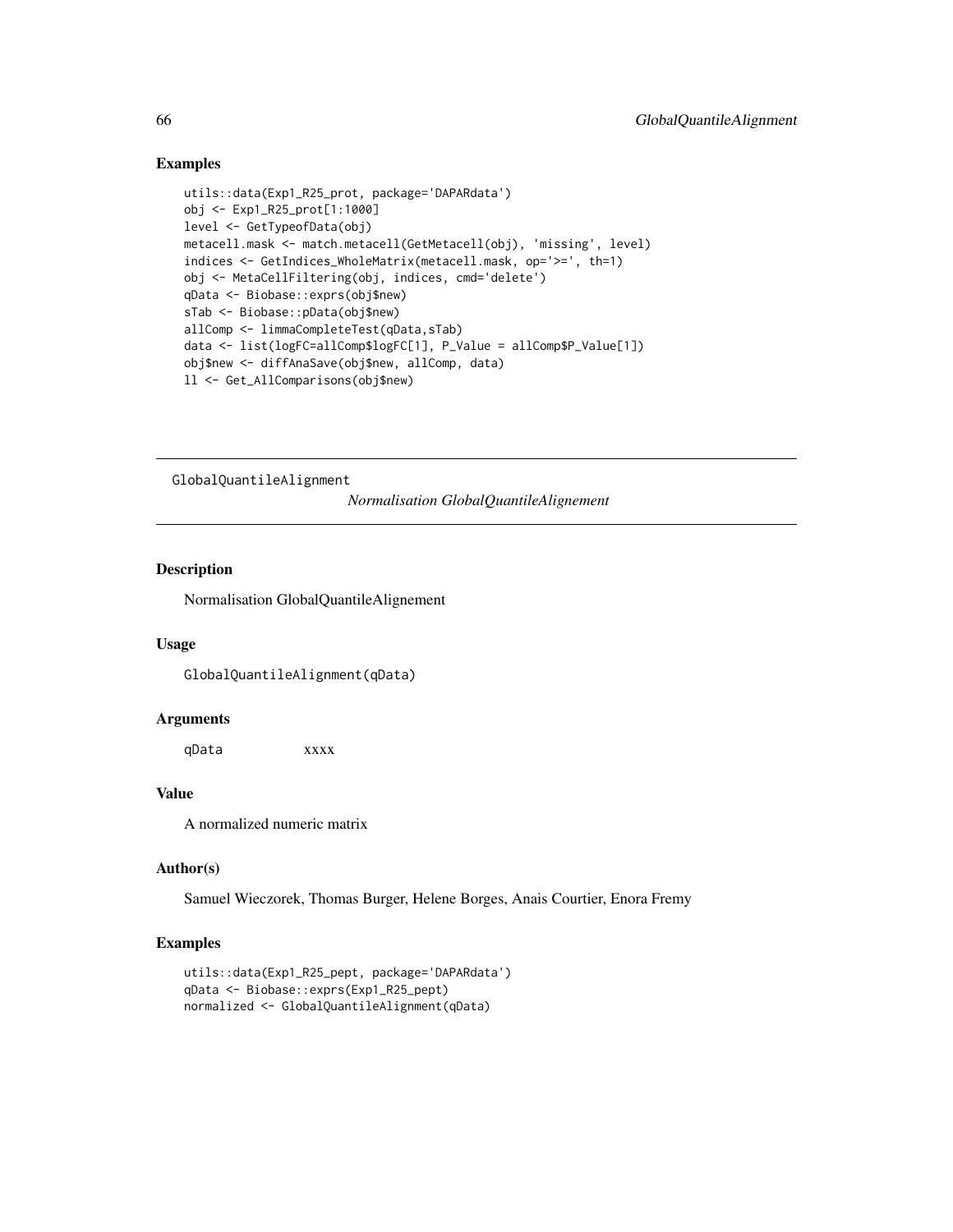## Examples

```
utils::data(Exp1_R25_prot, package='DAPARdata')
obj <- Exp1_R25_prot[1:1000]
level <- GetTypeofData(obj)
metacell.mask <- match.metacell(GetMetacell(obj), 'missing', level)
indices <- GetIndices_WholeMatrix(metacell.mask, op='>=', th=1)
obj <- MetaCellFiltering(obj, indices, cmd='delete')
qData <- Biobase::exprs(obj$new)
sTab <- Biobase::pData(obj$new)
allComp <- limmaCompleteTest(qData,sTab)
data <- list(logFC=allComp$logFC[1], P_Value = allComp$P_Value[1])
obj$new <- diffAnaSave(obj$new, allComp, data)
ll <- Get_AllComparisons(obj$new)
```

---

# GlobalQuantileAlignment

*Normalisation GlobalQuantileAlignement*

---

## Description

Normalisation GlobalQuantileAlignement

## Usage

```
GlobalQuantileAlignment(qData)
```

## Arguments

| | |
|---|---|
| qData | xxxx |

## Value

A normalized numeric matrix

## Author(s)

Samuel Wieczorek, Thomas Burger, Helene Borges, Anais Courtier, Enora Fremy

## Examples

```
utils::data(Exp1_R25_pept, package='DAPARdata')
qData <- Biobase::exprs(Exp1_R25_pept)
normalized <- GlobalQuantileAlignment(qData)
```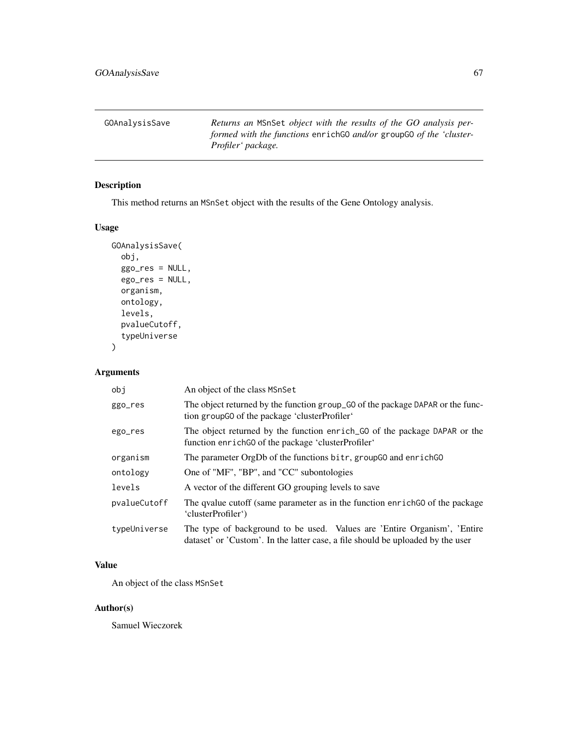GOAnalysisSave — *Returns an* MSnSet *object with the results of the GO analysis performed with the functions* enrichGO *and/or* groupGO *of the 'clusterProfiler' package.*

## Description

This method returns an MSnSet object with the results of the Gene Ontology analysis.

## Usage

```
GOAnalysisSave(
  obj,
  ggo_res = NULL,
  ego_res = NULL,
  organism,
  ontology,
  levels,
  pvalueCutoff,
  typeUniverse
)
```

## Arguments

| | |
|---|---|
| obj | An object of the class MSnSet |
| ggo_res | The object returned by the function group_GO of the package DAPAR or the function groupGO of the package 'clusterProfiler' |
| ego_res | The object returned by the function enrich_GO of the package DAPAR or the function enrichGO of the package 'clusterProfiler' |
| organism | The parameter OrgDb of the functions bitr, groupGO and enrichGO |
| ontology | One of "MF", "BP", and "CC" subontologies |
| levels | A vector of the different GO grouping levels to save |
| pvalueCutoff | The qvalue cutoff (same parameter as in the function enrichGO of the package 'clusterProfiler') |
| typeUniverse | The type of background to be used. Values are 'Entire Organism', 'Entire dataset' or 'Custom'. In the latter case, a file should be uploaded by the user |

## Value

An object of the class MSnSet

## Author(s)

Samuel Wieczorek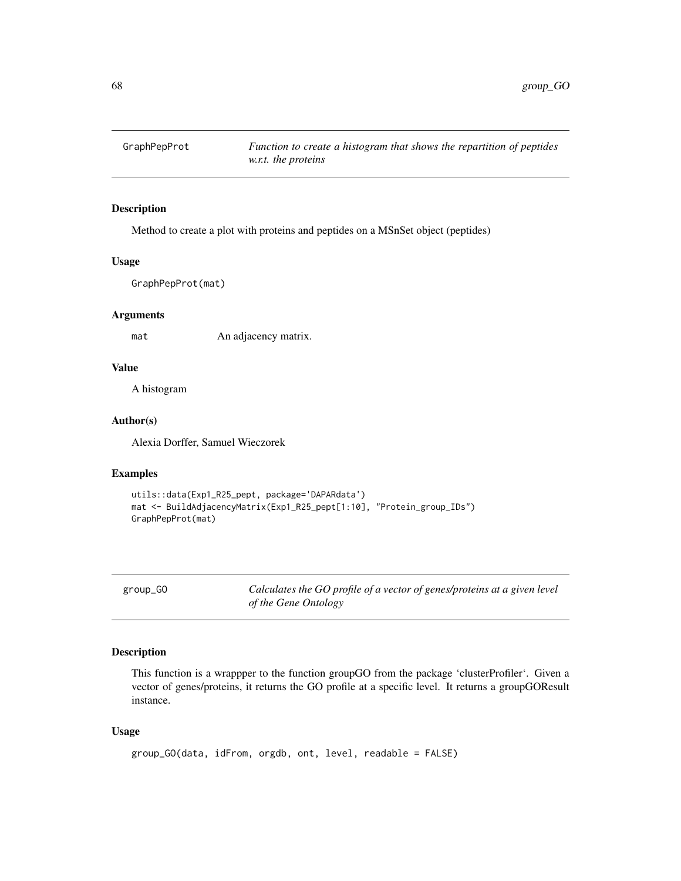## GraphPepProt

*Function to create a histogram that shows the repartition of peptides w.r.t. the proteins*

### Description

Method to create a plot with proteins and peptides on a MSnSet object (peptides)

### Usage

```
GraphPepProt(mat)
```

### Arguments

| | |
|---|---|
| mat | An adjacency matrix. |

### Value

A histogram

### Author(s)

Alexia Dorffer, Samuel Wieczorek

### Examples

```
utils::data(Exp1_R25_pept, package='DAPARdata')
mat <- BuildAdjacencyMatrix(Exp1_R25_pept[1:10], "Protein_group_IDs")
GraphPepProt(mat)
```

## group_GO

*Calculates the GO profile of a vector of genes/proteins at a given level of the Gene Ontology*

### Description

This function is a wrappper to the function groupGO from the package 'clusterProfiler'. Given a vector of genes/proteins, it returns the GO profile at a specific level. It returns a groupGOResult instance.

### Usage

```
group_GO(data, idFrom, orgdb, ont, level, readable = FALSE)
```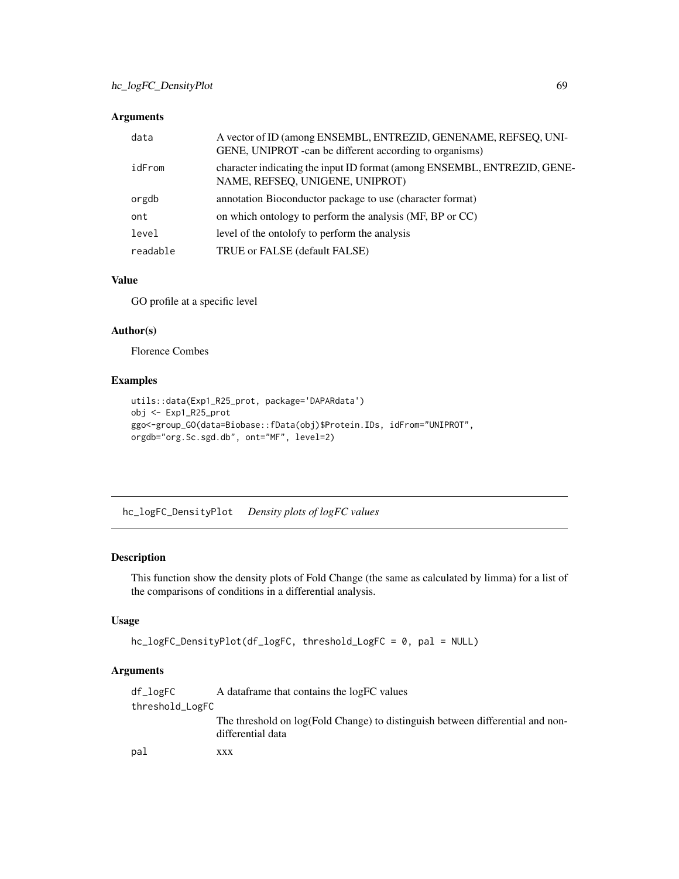## Arguments

| | |
|---|---|
| data | A vector of ID (among ENSEMBL, ENTREZID, GENENAME, REFSEQ, UNIGENE, UNIPROT -can be different according to organisms) |
| idFrom | character indicating the input ID format (among ENSEMBL, ENTREZID, GENENAME, REFSEQ, UNIGENE, UNIPROT) |
| orgdb | annotation Bioconductor package to use (character format) |
| ont | on which ontology to perform the analysis (MF, BP or CC) |
| level | level of the ontolofy to perform the analysis |
| readable | TRUE or FALSE (default FALSE) |

## Value

GO profile at a specific level

## Author(s)

Florence Combes

## Examples

```
utils::data(Exp1_R25_prot, package='DAPARdata')
obj <- Exp1_R25_prot
ggo<-group_GO(data=Biobase::fData(obj)$Protein.IDs, idFrom="UNIPROT",
orgdb="org.Sc.sgd.db", ont="MF", level=2)
```

---

# hc_logFC_DensityPlot *Density plots of logFC values*

## Description

This function show the density plots of Fold Change (the same as calculated by limma) for a list of the comparisons of conditions in a differential analysis.

## Usage

```
hc_logFC_DensityPlot(df_logFC, threshold_LogFC = 0, pal = NULL)
```

## Arguments

| | |
|---|---|
| df_logFC | A dataframe that contains the logFC values |
| threshold_LogFC | The threshold on log(Fold Change) to distinguish between differential and non-differential data |
| pal | xxx |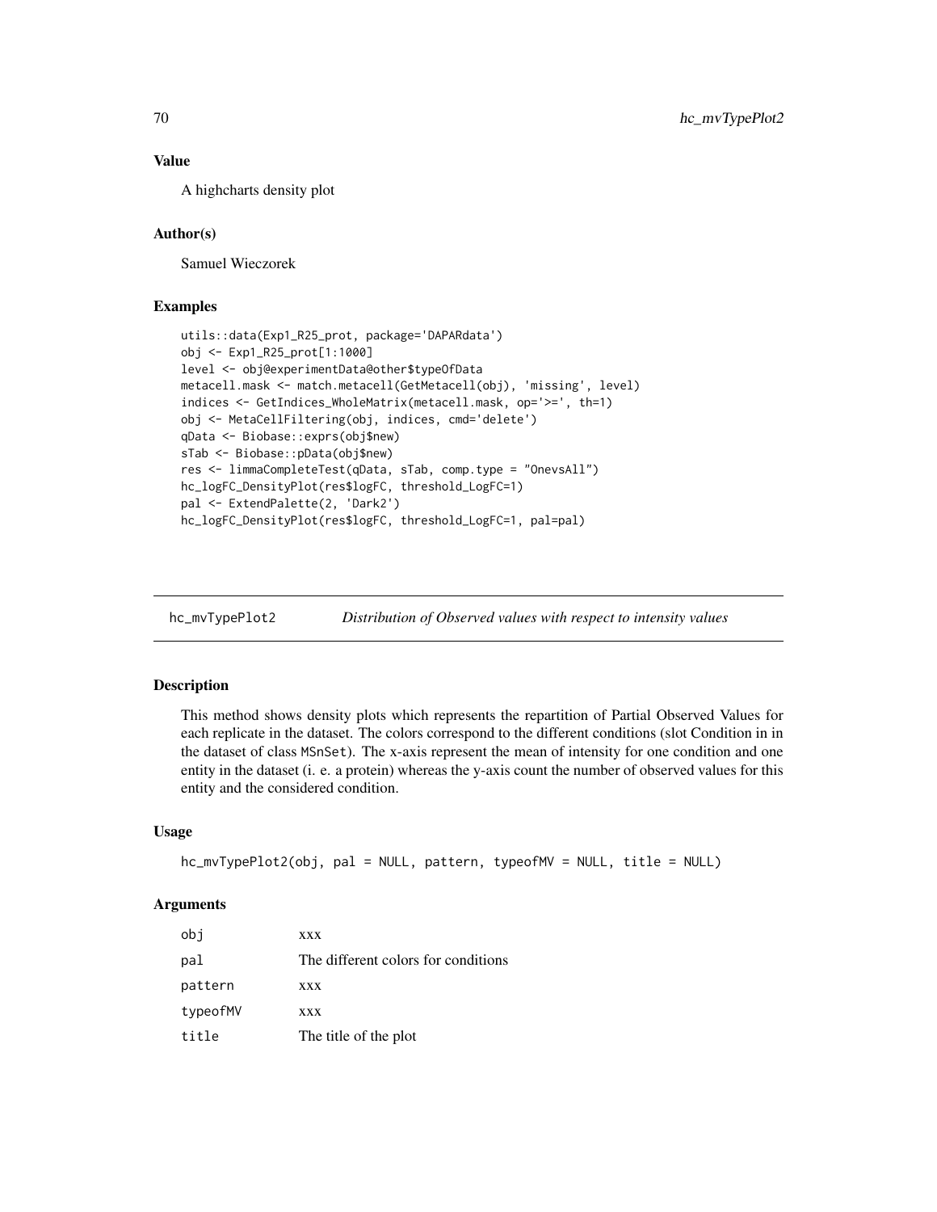### Value

A highcharts density plot

### Author(s)

Samuel Wieczorek

### Examples

```
utils::data(Exp1_R25_prot, package='DAPARdata')
obj <- Exp1_R25_prot[1:1000]
level <- obj@experimentData@other$typeOfData
metacell.mask <- match.metacell(GetMetacell(obj), 'missing', level)
indices <- GetIndices_WholeMatrix(metacell.mask, op='>=', th=1)
obj <- MetaCellFiltering(obj, indices, cmd='delete')
qData <- Biobase::exprs(obj$new)
sTab <- Biobase::pData(obj$new)
res <- limmaCompleteTest(qData, sTab, comp.type = "OnevsAll")
hc_logFC_DensityPlot(res$logFC, threshold_LogFC=1)
pal <- ExtendPalette(2, 'Dark2')
hc_logFC_DensityPlot(res$logFC, threshold_LogFC=1, pal=pal)
```

---

## hc_mvTypePlot2 *Distribution of Observed values with respect to intensity values*

### Description

This method shows density plots which represents the repartition of Partial Observed Values for each replicate in the dataset. The colors correspond to the different conditions (slot Condition in in the dataset of class `MSnSet`). The x-axis represent the mean of intensity for one condition and one entity in the dataset (i. e. a protein) whereas the y-axis count the number of observed values for this entity and the considered condition.

### Usage

```
hc_mvTypePlot2(obj, pal = NULL, pattern, typeofMV = NULL, title = NULL)
```

### Arguments

| | |
|---|---|
| obj | xxx |
| pal | The different colors for conditions |
| pattern | xxx |
| typeofMV | xxx |
| title | The title of the plot |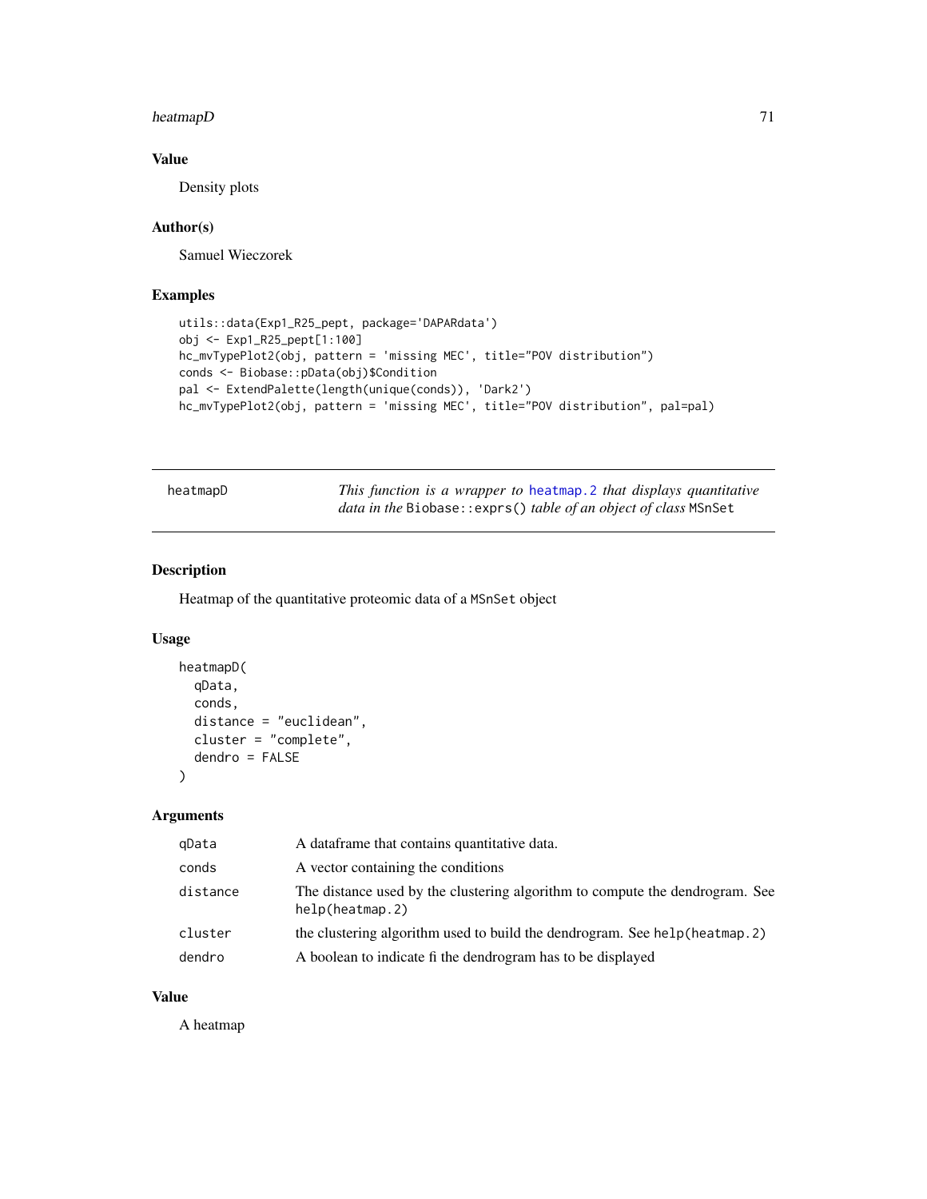## Value

Density plots

## Author(s)

Samuel Wieczorek

## Examples

```
utils::data(Exp1_R25_pept, package='DAPARdata')
obj <- Exp1_R25_pept[1:100]
hc_mvTypePlot2(obj, pattern = 'missing MEC', title="POV distribution")
conds <- Biobase::pData(obj)$Condition
pal <- ExtendPalette(length(unique(conds)), 'Dark2')
hc_mvTypePlot2(obj, pattern = 'missing MEC', title="POV distribution", pal=pal)
```

---

# heatmapD

*This function is a wrapper to* heatmap.2 *that displays quantitative data in the* `Biobase::exprs()` *table of an object of class* `MSnSet`

## Description

Heatmap of the quantitative proteomic data of a `MSnSet` object

## Usage

```
heatmapD(
  qData,
  conds,
  distance = "euclidean",
  cluster = "complete",
  dendro = FALSE
)
```

## Arguments

| | |
|---|---|
| qData | A dataframe that contains quantitative data. |
| conds | A vector containing the conditions |
| distance | The distance used by the clustering algorithm to compute the dendrogram. See `help(heatmap.2)` |
| cluster | the clustering algorithm used to build the dendrogram. See `help(heatmap.2)` |
| dendro | A boolean to indicate fi the dendrogram has to be displayed |

## Value

A heatmap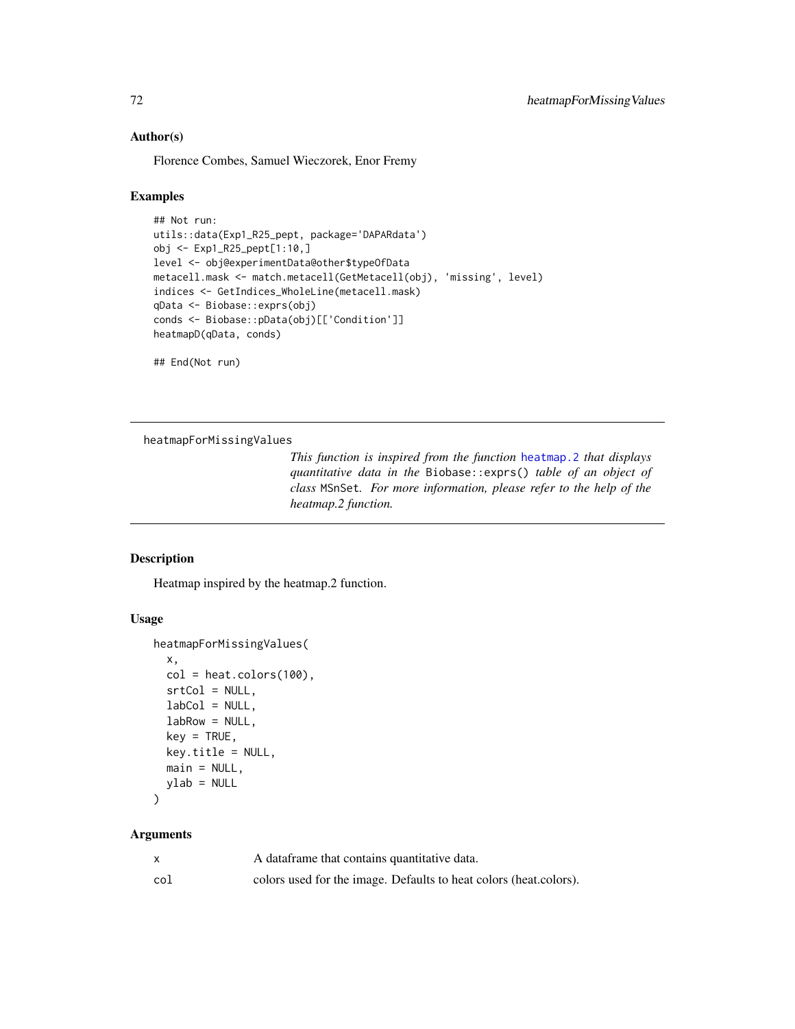### Author(s)

Florence Combes, Samuel Wieczorek, Enor Fremy

### Examples

```
## Not run:
utils::data(Exp1_R25_pept, package='DAPARdata')
obj <- Exp1_R25_pept[1:10,]
level <- obj@experimentData@other$typeOfData
metacell.mask <- match.metacell(GetMetacell(obj), 'missing', level)
indices <- GetIndices_WholeLine(metacell.mask)
qData <- Biobase::exprs(obj)
conds <- Biobase::pData(obj)[['Condition']]
heatmapD(qData, conds)

## End(Not run)
```

---

## heatmapForMissingValues

*This function is inspired from the function heatmap.2 that displays quantitative data in the* `Biobase::exprs()` *table of an object of class* `MSnSet`*. For more information, please refer to the help of the heatmap.2 function.*

---

### Description

Heatmap inspired by the heatmap.2 function.

### Usage

```
heatmapForMissingValues(
  x,
  col = heat.colors(100),
  srtCol = NULL,
  labCol = NULL,
  labRow = NULL,
  key = TRUE,
  key.title = NULL,
  main = NULL,
  ylab = NULL
)
```

### Arguments

| | |
|---|---|
| x | A dataframe that contains quantitative data. |
| col | colors used for the image. Defaults to heat colors (heat.colors). |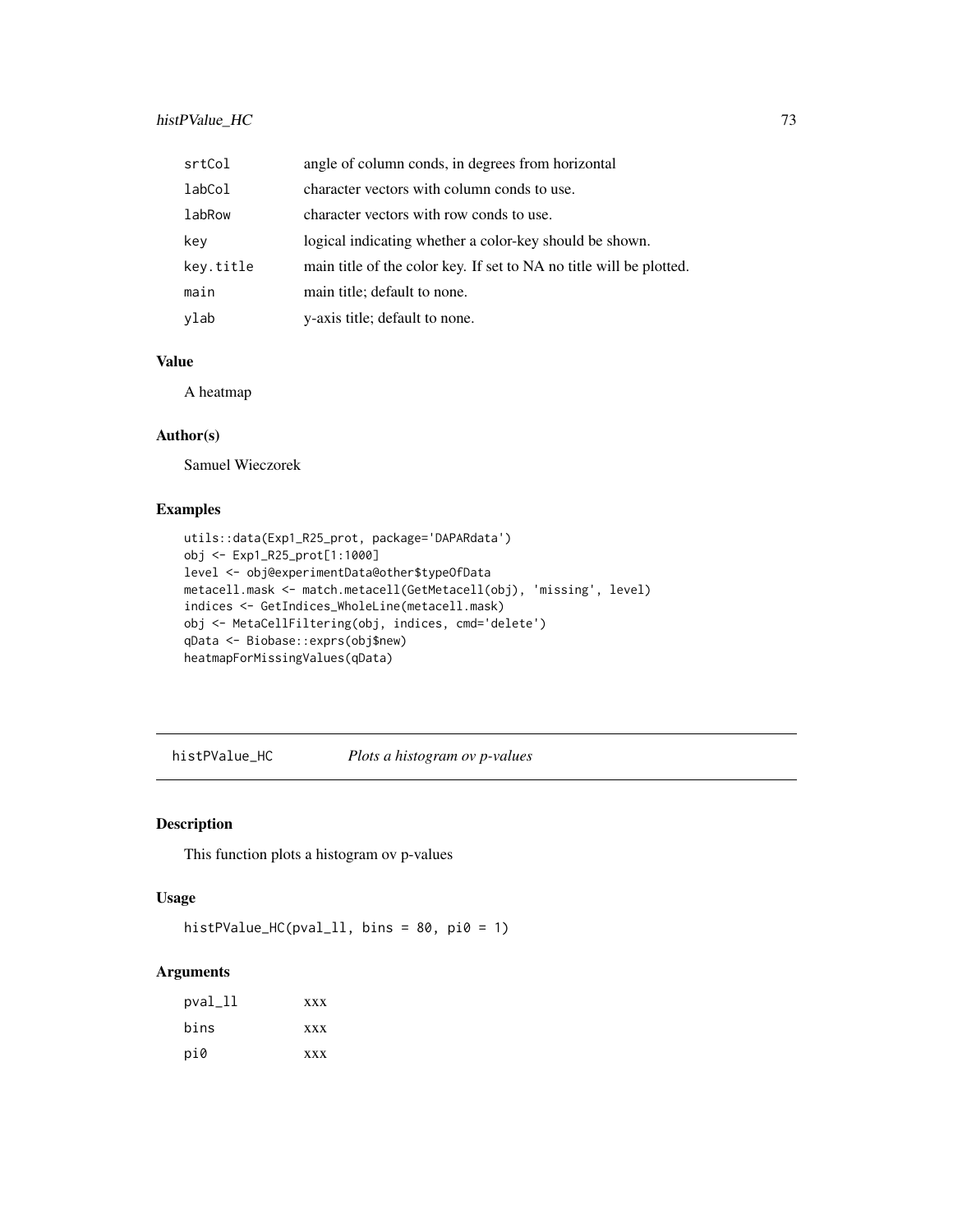| | |
|---|---|
| srtCol | angle of column conds, in degrees from horizontal |
| labCol | character vectors with column conds to use. |
| labRow | character vectors with row conds to use. |
| key | logical indicating whether a color-key should be shown. |
| key.title | main title of the color key. If set to NA no title will be plotted. |
| main | main title; default to none. |
| ylab | y-axis title; default to none. |

## Value

A heatmap

## Author(s)

Samuel Wieczorek

## Examples

```
utils::data(Exp1_R25_prot, package='DAPARdata')
obj <- Exp1_R25_prot[1:1000]
level <- obj@experimentData@other$typeOfData
metacell.mask <- match.metacell(GetMetacell(obj), 'missing', level)
indices <- GetIndices_WholeLine(metacell.mask)
obj <- MetaCellFiltering(obj, indices, cmd='delete')
qData <- Biobase::exprs(obj$new)
heatmapForMissingValues(qData)
```

---

# histPValue_HC *Plots a histogram ov p-values*

## Description

This function plots a histogram ov p-values

## Usage

```
histPValue_HC(pval_ll, bins = 80, pi0 = 1)
```

## Arguments

| | |
|---|---|
| pval_ll | xxx |
| bins | xxx |
| pi0 | xxx |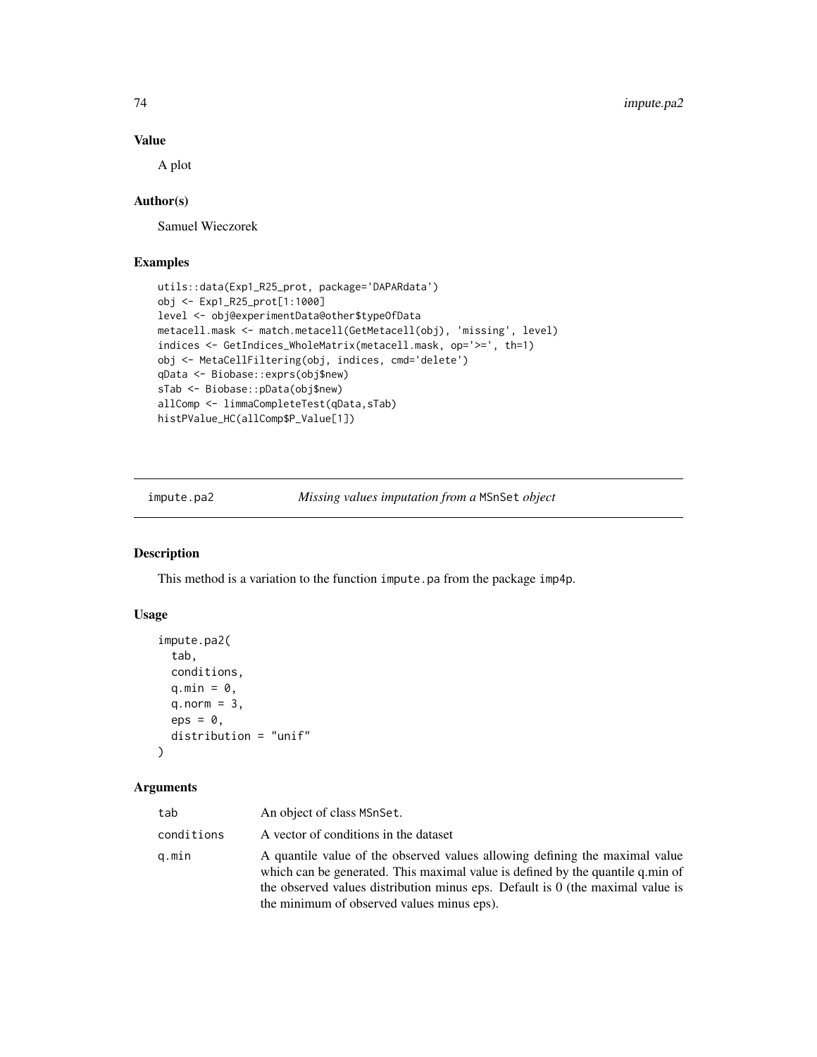## Value

A plot

## Author(s)

Samuel Wieczorek

## Examples

```
utils::data(Exp1_R25_prot, package='DAPARdata')
obj <- Exp1_R25_prot[1:1000]
level <- obj@experimentData@other$typeOfData
metacell.mask <- match.metacell(GetMetacell(obj), 'missing', level)
indices <- GetIndices_WholeMatrix(metacell.mask, op='>=', th=1)
obj <- MetaCellFiltering(obj, indices, cmd='delete')
qData <- Biobase::exprs(obj$new)
sTab <- Biobase::pData(obj$new)
allComp <- limmaCompleteTest(qData,sTab)
histPValue_HC(allComp$P_Value[1])
```

---

# impute.pa2 — *Missing values imputation from a* `MSnSet` *object*

## Description

This method is a variation to the function `impute.pa` from the package `imp4p`.

## Usage

```
impute.pa2(
  tab,
  conditions,
  q.min = 0,
  q.norm = 3,
  eps = 0,
  distribution = "unif"
)
```

## Arguments

| | |
|---|---|
| tab | An object of class MSnSet. |
| conditions | A vector of conditions in the dataset |
| q.min | A quantile value of the observed values allowing defining the maximal value which can be generated. This maximal value is defined by the quantile q.min of the observed values distribution minus eps. Default is 0 (the maximal value is the minimum of observed values minus eps). |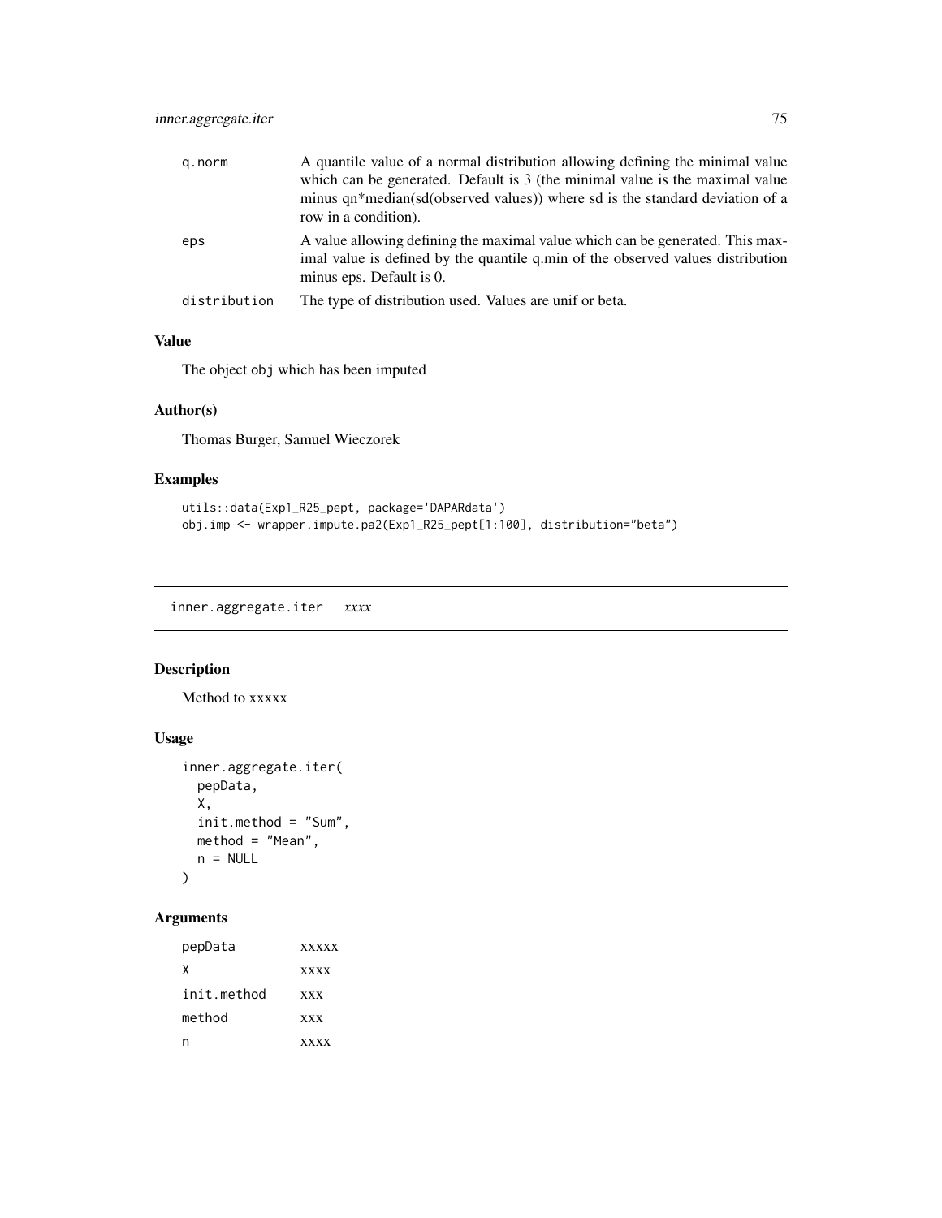| | |
|---|---|
| q.norm | A quantile value of a normal distribution allowing defining the minimal value which can be generated. Default is 3 (the minimal value is the maximal value minus qn*median(sd(observed values)) where sd is the standard deviation of a row in a condition). |
| eps | A value allowing defining the maximal value which can be generated. This maximal value is defined by the quantile q.min of the observed values distribution minus eps. Default is 0. |
| distribution | The type of distribution used. Values are unif or beta. |

### Value

The object `obj` which has been imputed

### Author(s)

Thomas Burger, Samuel Wieczorek

### Examples

```
utils::data(Exp1_R25_pept, package='DAPARdata')
obj.imp <- wrapper.impute.pa2(Exp1_R25_pept[1:100], distribution="beta")
```

---

## inner.aggregate.iter *xxxx*

---

### Description

Method to xxxxx

### Usage

```
inner.aggregate.iter(
  pepData,
  X,
  init.method = "Sum",
  method = "Mean",
  n = NULL
)
```

### Arguments

| | |
|---|---|
| pepData | xxxxx |
| X | xxxx |
| init.method | xxx |
| method | xxx |
| n | xxxx |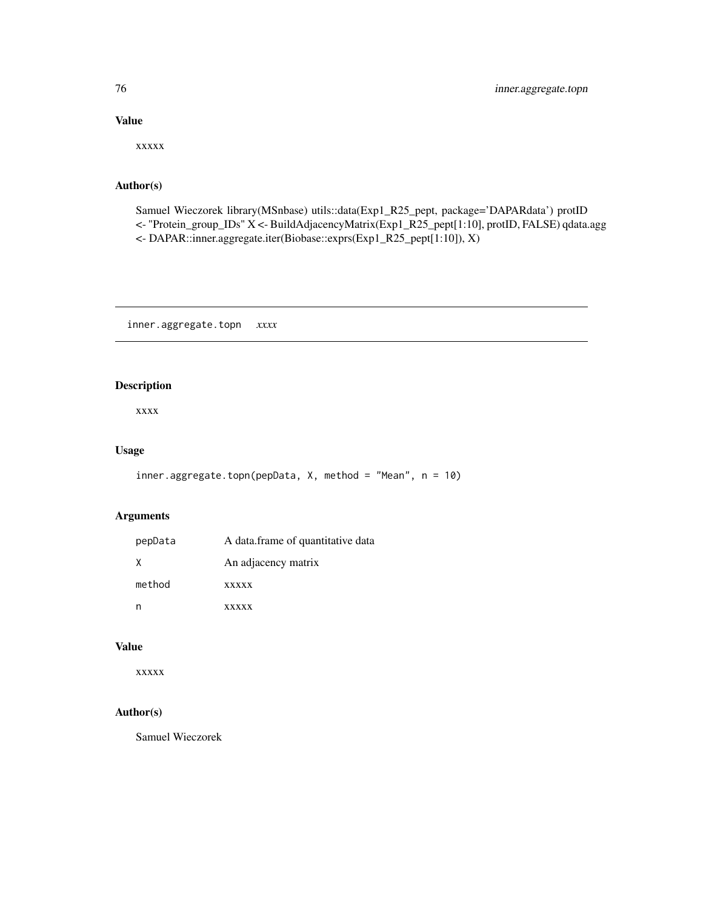## Value

xxxxx

## Author(s)

Samuel Wieczorek library(MSnbase) utils::data(Exp1_R25_pept, package='DAPARdata') protID <- "Protein_group_IDs" X <- BuildAdjacencyMatrix(Exp1_R25_pept[1:10], protID, FALSE) qdata.agg <- DAPAR::inner.aggregate.iter(Biobase::exprs(Exp1_R25_pept[1:10]), X)

---

# inner.aggregate.topn *xxxx*

---

## Description

xxxx

## Usage

```
inner.aggregate.topn(pepData, X, method = "Mean", n = 10)
```

## Arguments

| | |
|---|---|
| pepData | A data.frame of quantitative data |
| X | An adjacency matrix |
| method | xxxxx |
| n | xxxxx |

## Value

xxxxx

## Author(s)

Samuel Wieczorek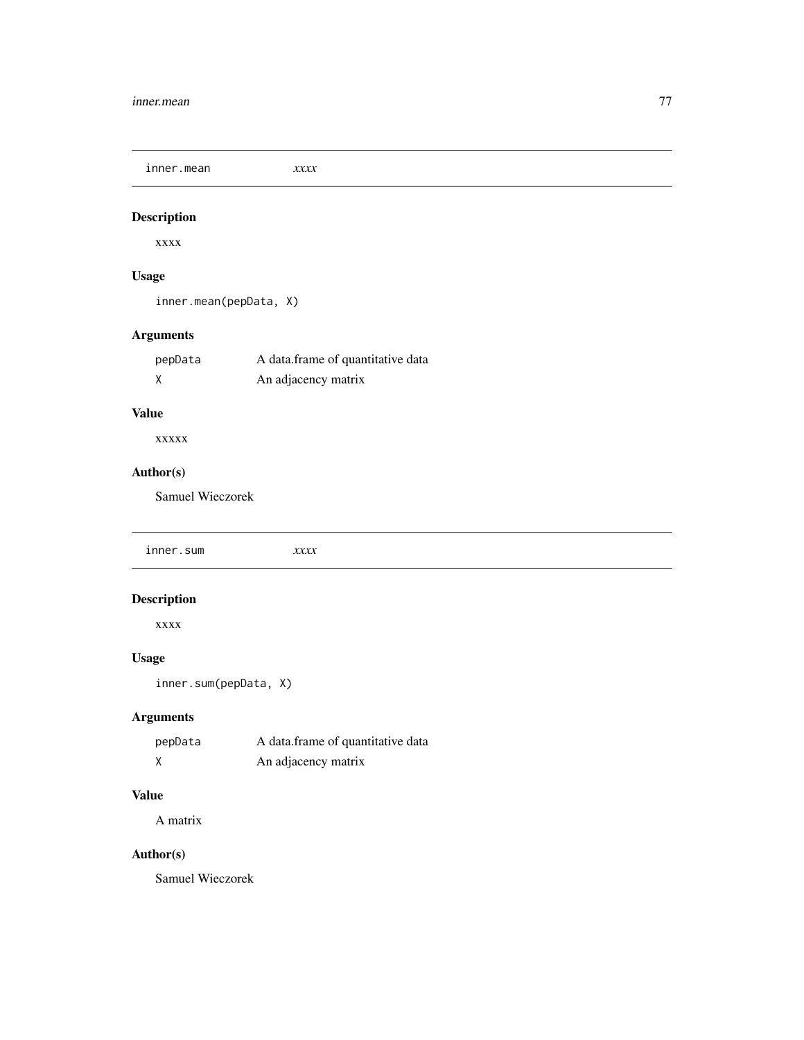## inner.mean *xxxx*

### Description

xxxx

### Usage

```
inner.mean(pepData, X)
```

### Arguments

| | |
|---|---|
| pepData | A data.frame of quantitative data |
| X | An adjacency matrix |

### Value

xxxxx

### Author(s)

Samuel Wieczorek

## inner.sum *xxxx*

### Description

xxxx

### Usage

```
inner.sum(pepData, X)
```

### Arguments

| | |
|---|---|
| pepData | A data.frame of quantitative data |
| X | An adjacency matrix |

### Value

A matrix

### Author(s)

Samuel Wieczorek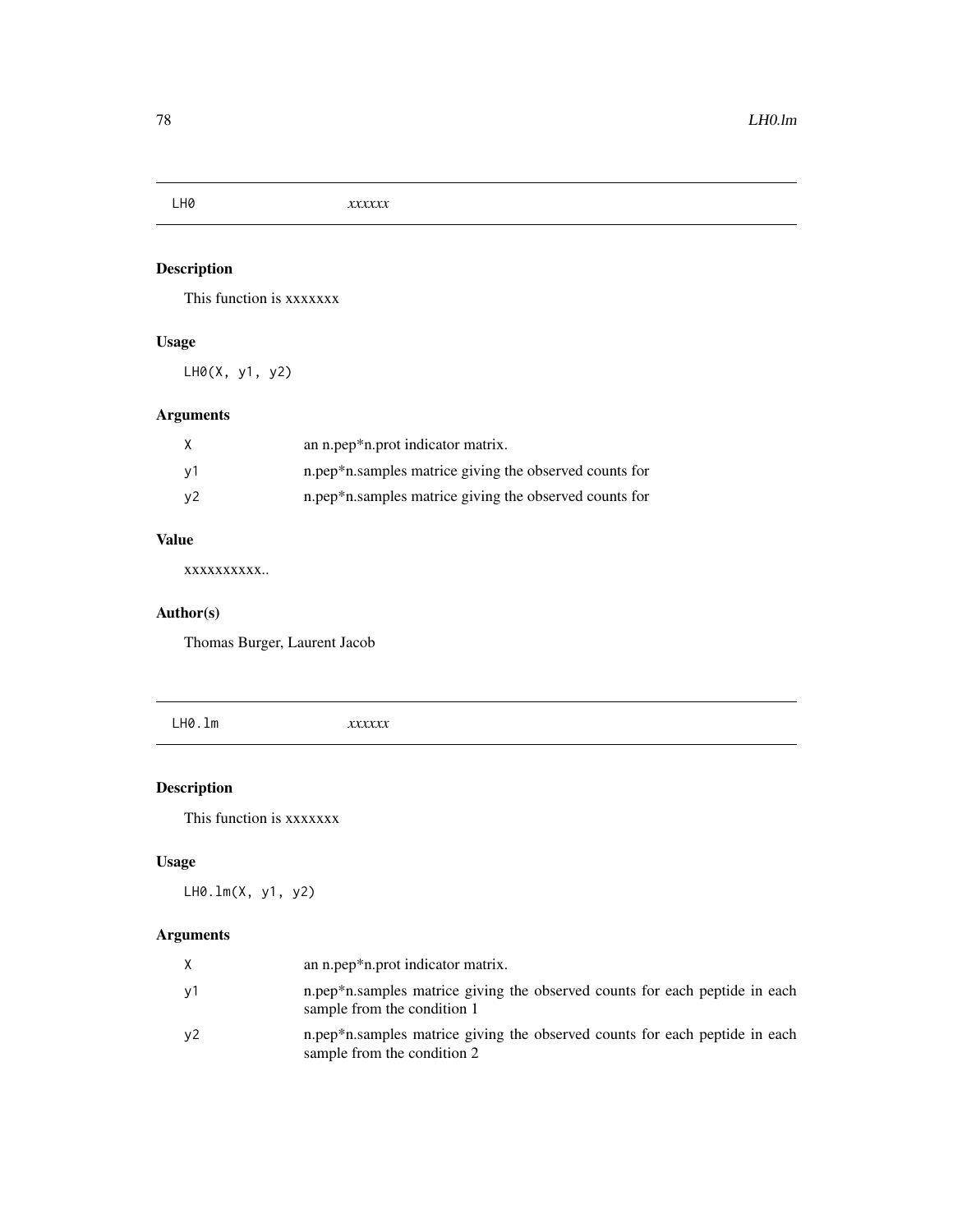## LH0 *xxxxxx*

### Description

This function is xxxxxxx

### Usage

```
LH0(X, y1, y2)
```

### Arguments

| | |
|---|---|
| X | an n.pep*n.prot indicator matrix. |
| y1 | n.pep*n.samples matrice giving the observed counts for |
| y2 | n.pep*n.samples matrice giving the observed counts for |

### Value

xxxxxxxxxx..

### Author(s)

Thomas Burger, Laurent Jacob

## LH0.lm *xxxxxx*

### Description

This function is xxxxxxx

### Usage

```
LH0.lm(X, y1, y2)
```

### Arguments

| | |
|---|---|
| X | an n.pep*n.prot indicator matrix. |
| y1 | n.pep*n.samples matrice giving the observed counts for each peptide in each sample from the condition 1 |
| y2 | n.pep*n.samples matrice giving the observed counts for each peptide in each sample from the condition 2 |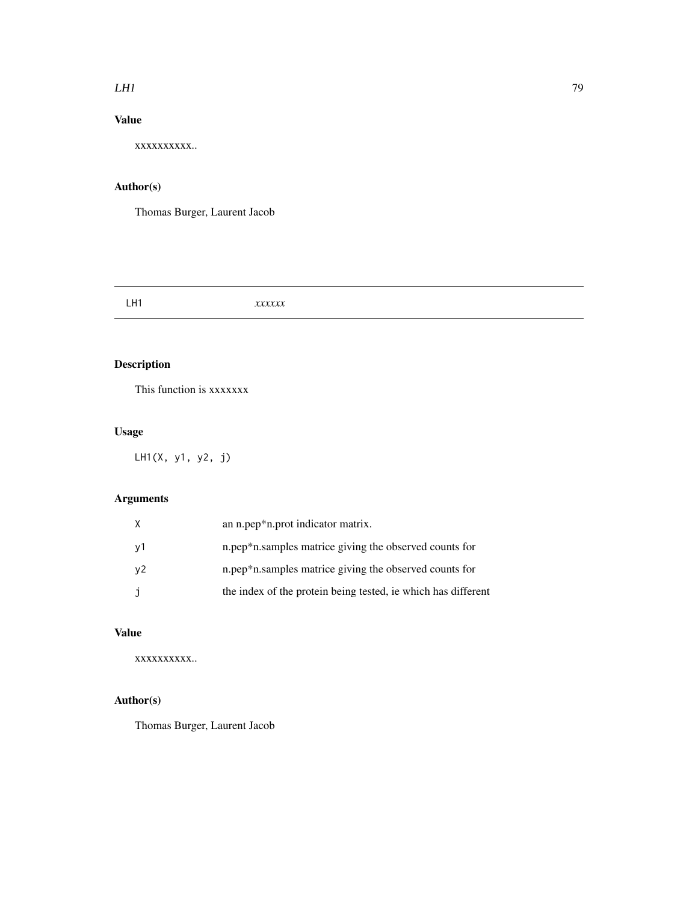## Value

xxxxxxxxxx..

## Author(s)

Thomas Burger, Laurent Jacob

---

# LH1 *xxxxxx*

---

## Description

This function is xxxxxxx

## Usage

```
LH1(X, y1, y2, j)
```

## Arguments

| | |
|---|---|
| X | an n.pep*n.prot indicator matrix. |
| y1 | n.pep*n.samples matrice giving the observed counts for |
| y2 | n.pep*n.samples matrice giving the observed counts for |
| j | the index of the protein being tested, ie which has different |

## Value

xxxxxxxxxx..

## Author(s)

Thomas Burger, Laurent Jacob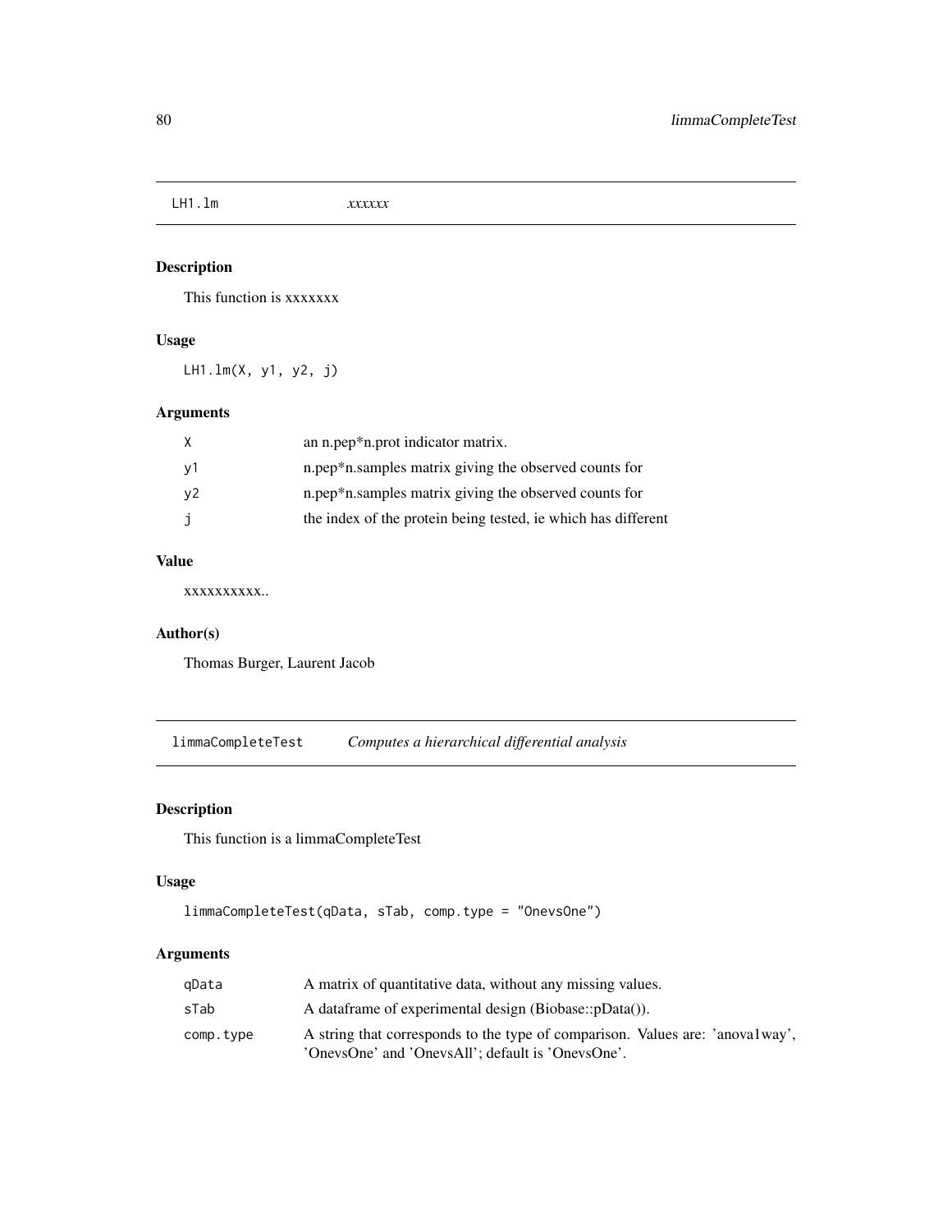## LH1.lm *xxxxxx*

### Description

This function is xxxxxxx

### Usage

```
LH1.lm(X, y1, y2, j)
```

### Arguments

| | |
|---|---|
| X | an n.pep*n.prot indicator matrix. |
| y1 | n.pep*n.samples matrix giving the observed counts for |
| y2 | n.pep*n.samples matrix giving the observed counts for |
| j | the index of the protein being tested, ie which has different |

### Value

xxxxxxxxxx..

### Author(s)

Thomas Burger, Laurent Jacob

## limmaCompleteTest *Computes a hierarchical differential analysis*

### Description

This function is a limmaCompleteTest

### Usage

```
limmaCompleteTest(qData, sTab, comp.type = "OnevsOne")
```

### Arguments

| | |
|---|---|
| qData | A matrix of quantitative data, without any missing values. |
| sTab | A dataframe of experimental design (Biobase::pData()). |
| comp.type | A string that corresponds to the type of comparison. Values are: 'anova1way', 'OnevsOne' and 'OnevsAll'; default is 'OnevsOne'. |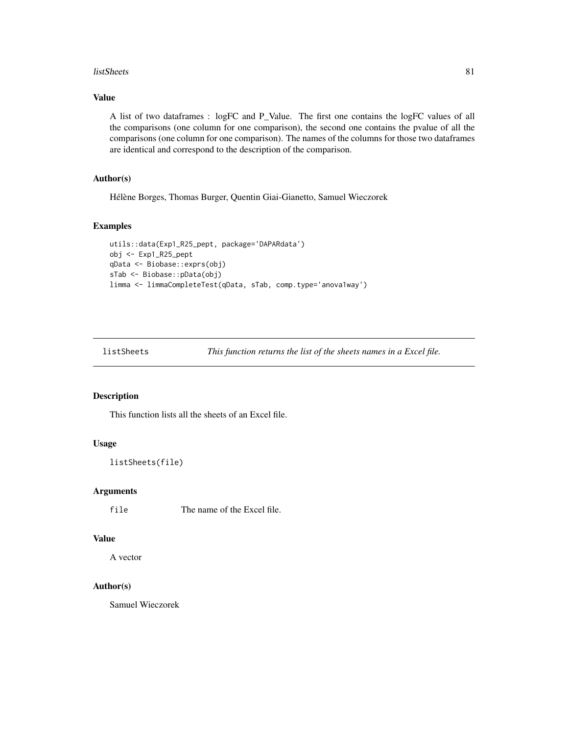## Value

A list of two dataframes : logFC and P_Value. The first one contains the logFC values of all the comparisons (one column for one comparison), the second one contains the pvalue of all the comparisons (one column for one comparison). The names of the columns for those two dataframes are identical and correspond to the description of the comparison.

## Author(s)

Hélène Borges, Thomas Burger, Quentin Giai-Gianetto, Samuel Wieczorek

## Examples

```
utils::data(Exp1_R25_pept, package='DAPARdata')
obj <- Exp1_R25_pept
qData <- Biobase::exprs(obj)
sTab <- Biobase::pData(obj)
limma <- limmaCompleteTest(qData, sTab, comp.type='anova1way')
```

---

# listSheets — *This function returns the list of the sheets names in a Excel file.*

## Description

This function lists all the sheets of an Excel file.

## Usage

```
listSheets(file)
```

## Arguments

| | |
|---|---|
| `file` | The name of the Excel file. |

## Value

A vector

## Author(s)

Samuel Wieczorek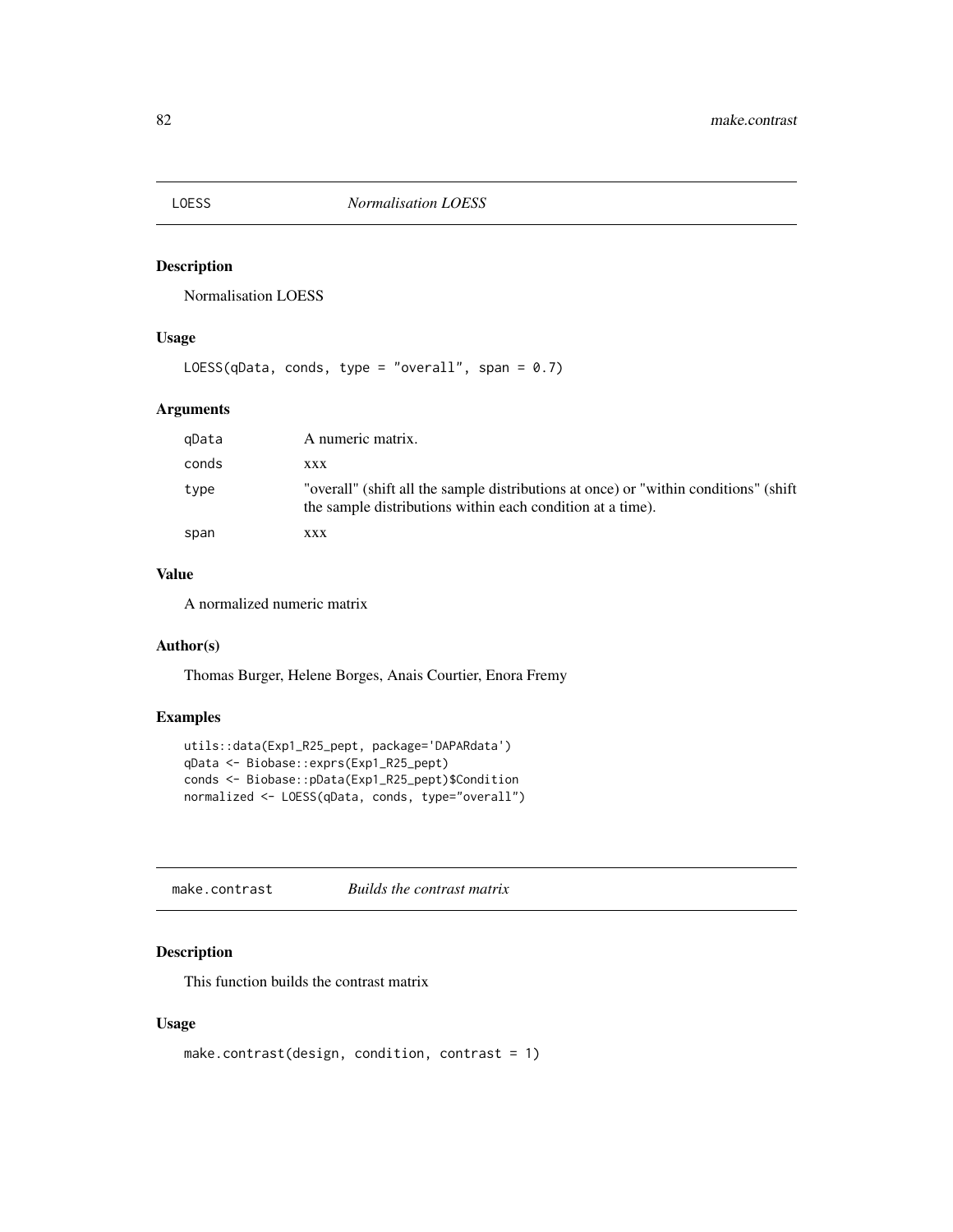## LOESS *Normalisation LOESS*

### Description

Normalisation LOESS

### Usage

```
LOESS(qData, conds, type = "overall", span = 0.7)
```

### Arguments

| | |
|---|---|
| qData | A numeric matrix. |
| conds | xxx |
| type | "overall" (shift all the sample distributions at once) or "within conditions" (shift the sample distributions within each condition at a time). |
| span | xxx |

### Value

A normalized numeric matrix

### Author(s)

Thomas Burger, Helene Borges, Anais Courtier, Enora Fremy

### Examples

```
utils::data(Exp1_R25_pept, package='DAPARdata')
qData <- Biobase::exprs(Exp1_R25_pept)
conds <- Biobase::pData(Exp1_R25_pept)$Condition
normalized <- LOESS(qData, conds, type="overall")
```

## make.contrast *Builds the contrast matrix*

### Description

This function builds the contrast matrix

### Usage

```
make.contrast(design, condition, contrast = 1)
```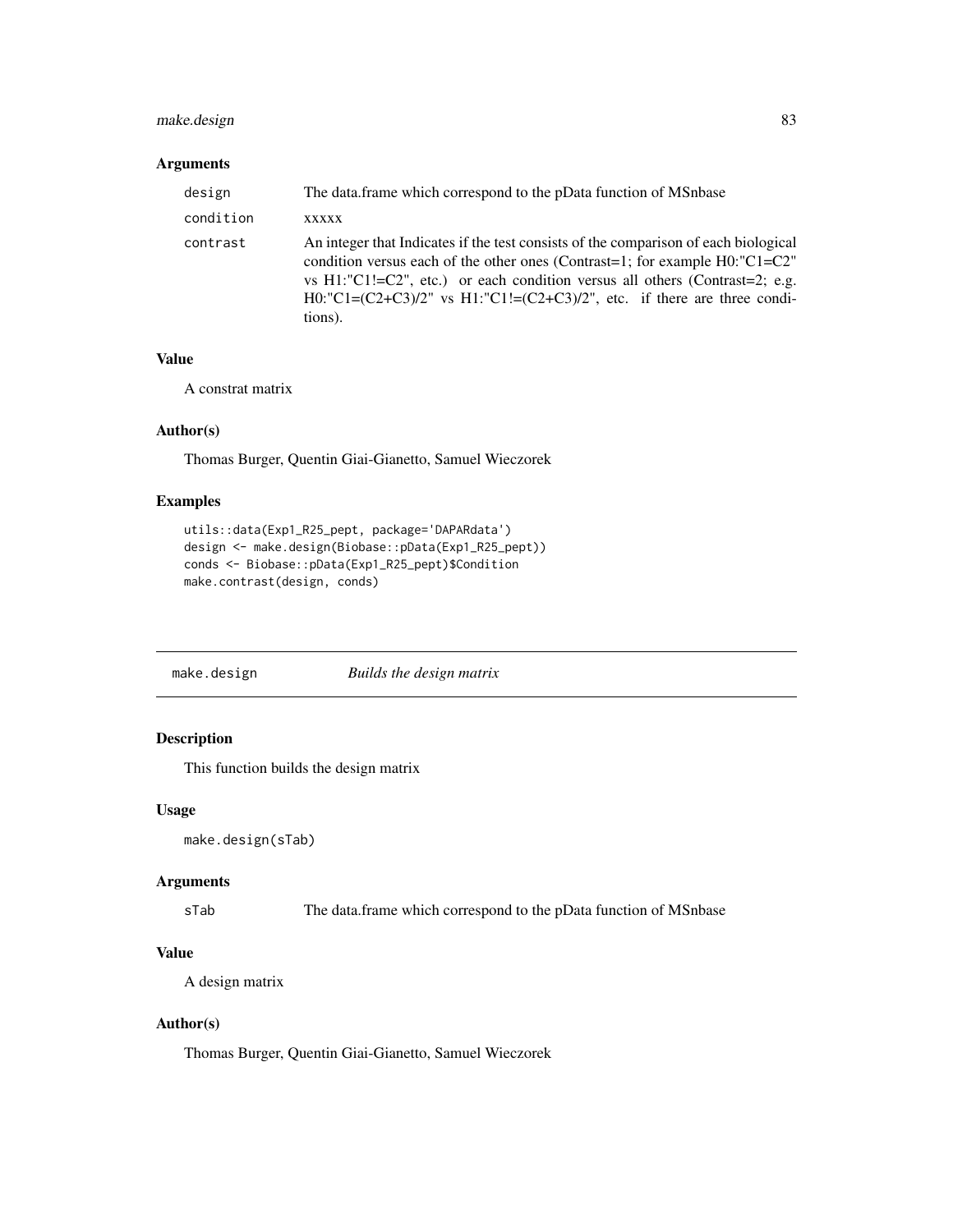## Arguments

| | |
|---|---|
| `design` | The data.frame which correspond to the pData function of MSnbase |
| `condition` | xxxxx |
| `contrast` | An integer that Indicates if the test consists of the comparison of each biological condition versus each of the other ones (Contrast=1; for example H0:"C1=C2" vs H1:"C1!=C2", etc.) or each condition versus all others (Contrast=2; e.g. H0:"C1=(C2+C3)/2" vs H1:"C1!=(C2+C3)/2", etc. if there are three conditions). |

## Value

A constrat matrix

## Author(s)

Thomas Burger, Quentin Giai-Gianetto, Samuel Wieczorek

## Examples

```
utils::data(Exp1_R25_pept, package='DAPARdata')
design <- make.design(Biobase::pData(Exp1_R25_pept))
conds <- Biobase::pData(Exp1_R25_pept)$Condition
make.contrast(design, conds)
```

---

# make.design *Builds the design matrix*

---

## Description

This function builds the design matrix

## Usage

```
make.design(sTab)
```

## Arguments

| | |
|---|---|
| `sTab` | The data.frame which correspond to the pData function of MSnbase |

## Value

A design matrix

## Author(s)

Thomas Burger, Quentin Giai-Gianetto, Samuel Wieczorek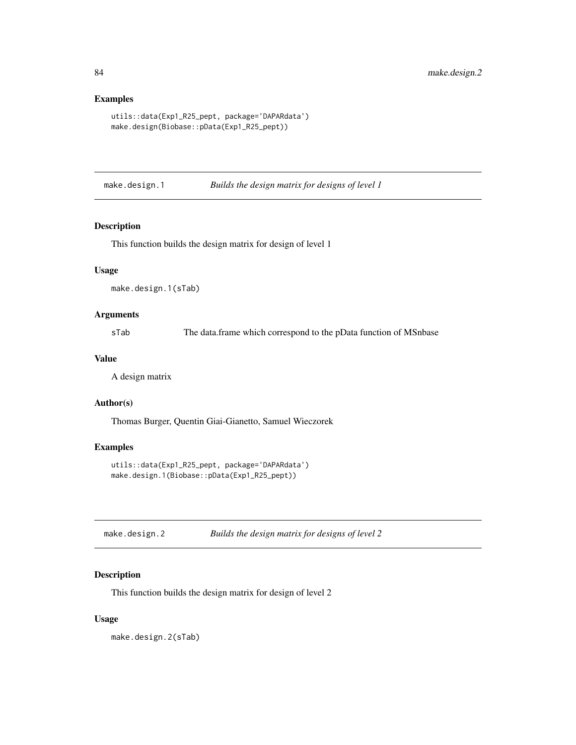## Examples

```
utils::data(Exp1_R25_pept, package='DAPARdata')
make.design(Biobase::pData(Exp1_R25_pept))
```

## make.design.1 &nbsp;&nbsp;&nbsp; *Builds the design matrix for designs of level 1*

### Description

This function builds the design matrix for design of level 1

### Usage

```
make.design.1(sTab)
```

### Arguments

| | |
|---|---|
| sTab | The data.frame which correspond to the pData function of MSnbase |

### Value

A design matrix

### Author(s)

Thomas Burger, Quentin Giai-Gianetto, Samuel Wieczorek

### Examples

```
utils::data(Exp1_R25_pept, package='DAPARdata')
make.design.1(Biobase::pData(Exp1_R25_pept))
```

## make.design.2 &nbsp;&nbsp;&nbsp; *Builds the design matrix for designs of level 2*

### Description

This function builds the design matrix for design of level 2

### Usage

```
make.design.2(sTab)
```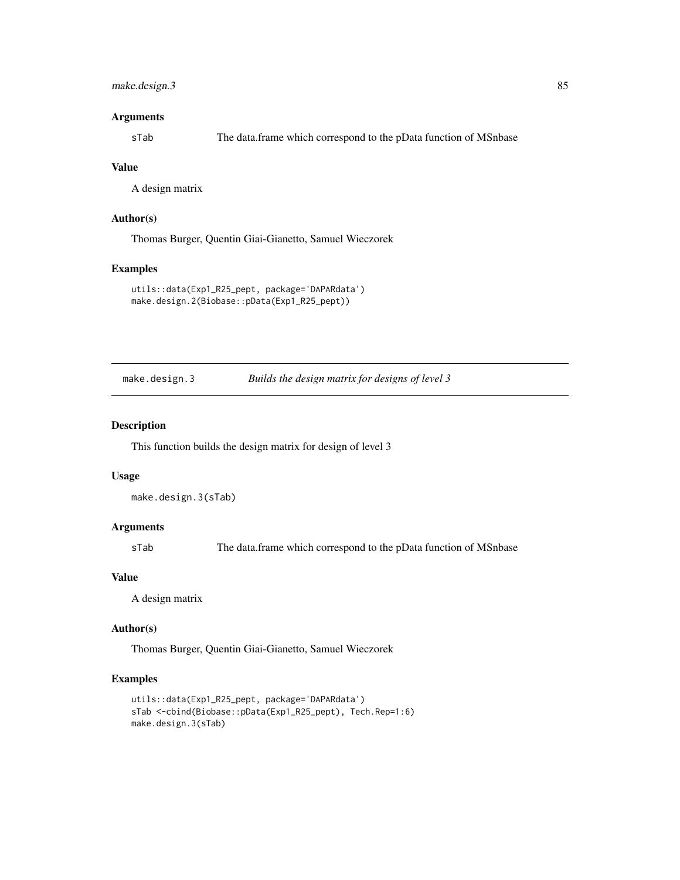### Arguments

sTab    The data.frame which correspond to the pData function of MSnbase

### Value

A design matrix

### Author(s)

Thomas Burger, Quentin Giai-Gianetto, Samuel Wieczorek

### Examples

```
utils::data(Exp1_R25_pept, package='DAPARdata')
make.design.2(Biobase::pData(Exp1_R25_pept))
```

---

## make.design.3    *Builds the design matrix for designs of level 3*

### Description

This function builds the design matrix for design of level 3

### Usage

```
make.design.3(sTab)
```

### Arguments

sTab    The data.frame which correspond to the pData function of MSnbase

### Value

A design matrix

### Author(s)

Thomas Burger, Quentin Giai-Gianetto, Samuel Wieczorek

### Examples

```
utils::data(Exp1_R25_pept, package='DAPARdata')
sTab <-cbind(Biobase::pData(Exp1_R25_pept), Tech.Rep=1:6)
make.design.3(sTab)
```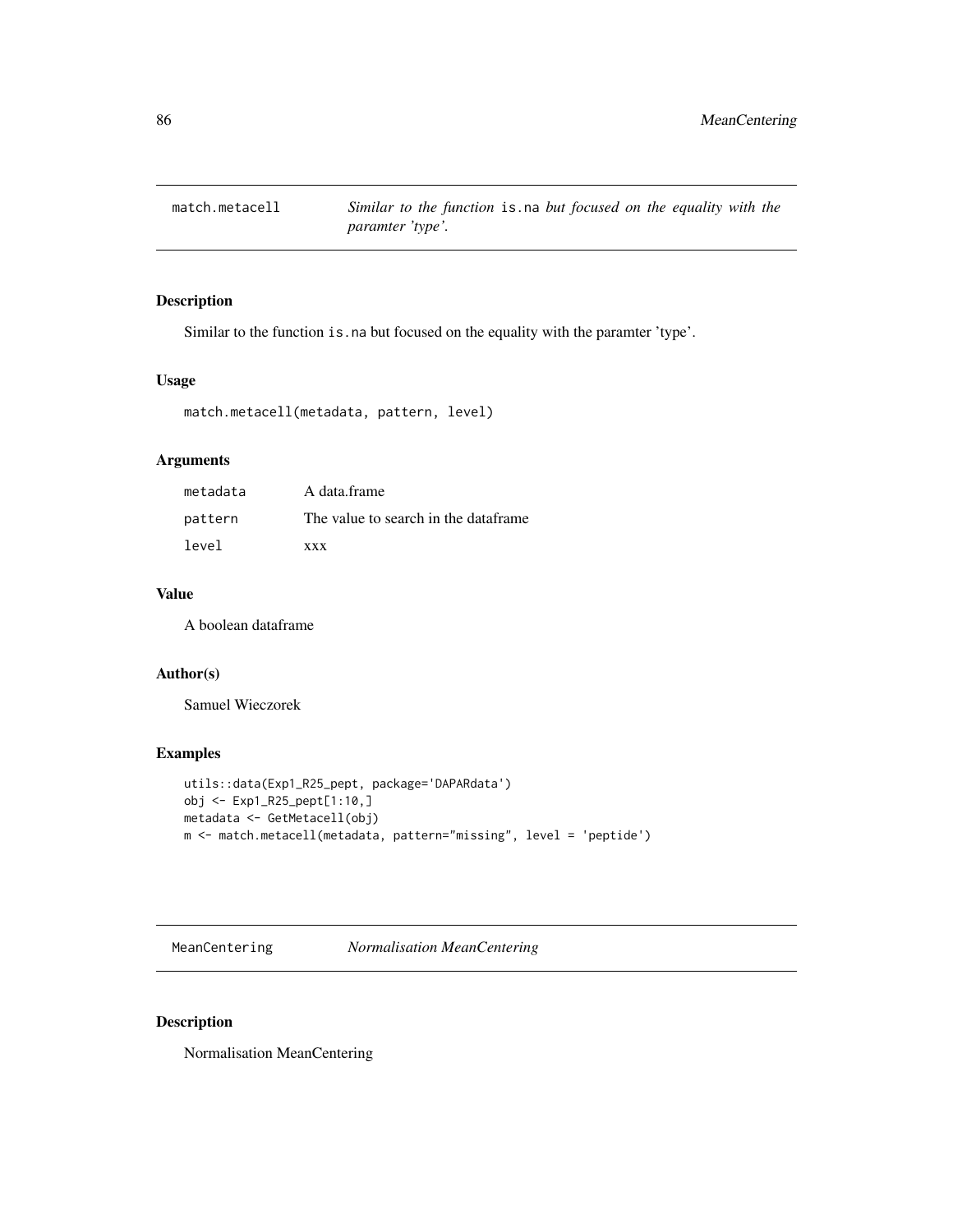## match.metacell — *Similar to the function* `is.na` *but focused on the equality with the paramter 'type'.*

### Description

Similar to the function `is.na` but focused on the equality with the paramter 'type'.

### Usage

```
match.metacell(metadata, pattern, level)
```

### Arguments

| | |
|---|---|
| metadata | A data.frame |
| pattern | The value to search in the dataframe |
| level | xxx |

### Value

A boolean dataframe

### Author(s)

Samuel Wieczorek

### Examples

```
utils::data(Exp1_R25_pept, package='DAPARdata')
obj <- Exp1_R25_pept[1:10,]
metadata <- GetMetacell(obj)
m <- match.metacell(metadata, pattern="missing", level = 'peptide')
```

## MeanCentering — *Normalisation MeanCentering*

### Description

Normalisation MeanCentering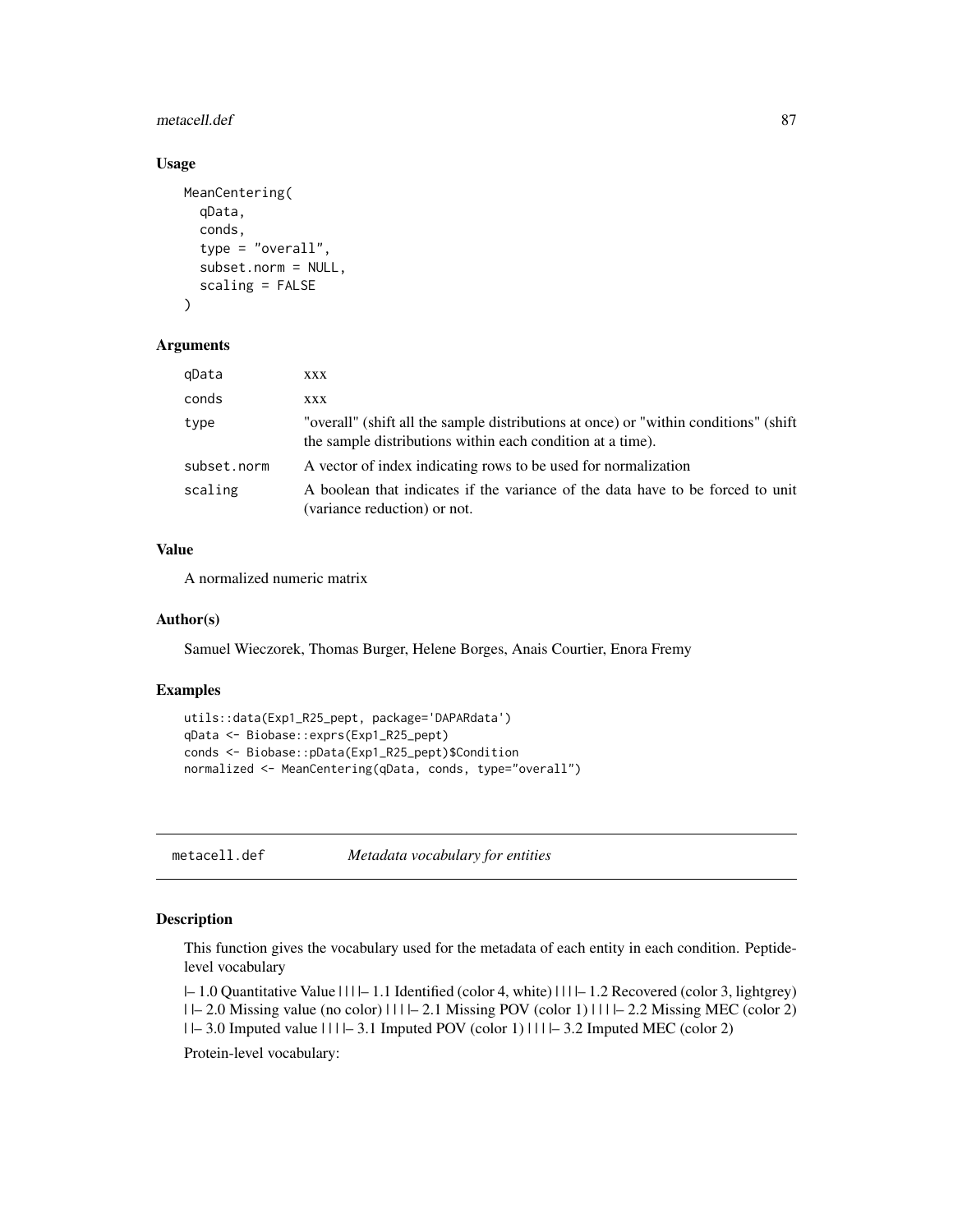### Usage

```
MeanCentering(
  qData,
  conds,
  type = "overall",
  subset.norm = NULL,
  scaling = FALSE
)
```

### Arguments

| | |
|---|---|
| qData | xxx |
| conds | xxx |
| type | "overall" (shift all the sample distributions at once) or "within conditions" (shift the sample distributions within each condition at a time). |
| subset.norm | A vector of index indicating rows to be used for normalization |
| scaling | A boolean that indicates if the variance of the data have to be forced to unit (variance reduction) or not. |

### Value

A normalized numeric matrix

### Author(s)

Samuel Wieczorek, Thomas Burger, Helene Borges, Anais Courtier, Enora Fremy

### Examples

```
utils::data(Exp1_R25_pept, package='DAPARdata')
qData <- Biobase::exprs(Exp1_R25_pept)
conds <- Biobase::pData(Exp1_R25_pept)$Condition
normalized <- MeanCentering(qData, conds, type="overall")
```

---

## metacell.def *Metadata vocabulary for entities*

---

### Description

This function gives the vocabulary used for the metadata of each entity in each condition. Peptide-level vocabulary

|– 1.0 Quantitative Value | | | |– 1.1 Identified (color 4, white) | | | |– 1.2 Recovered (color 3, lightgrey) | |– 2.0 Missing value (no color) | | | |– 2.1 Missing POV (color 1) | | | |– 2.2 Missing MEC (color 2) | |– 3.0 Imputed value | | | |– 3.1 Imputed POV (color 1) | | | |– 3.2 Imputed MEC (color 2)

Protein-level vocabulary: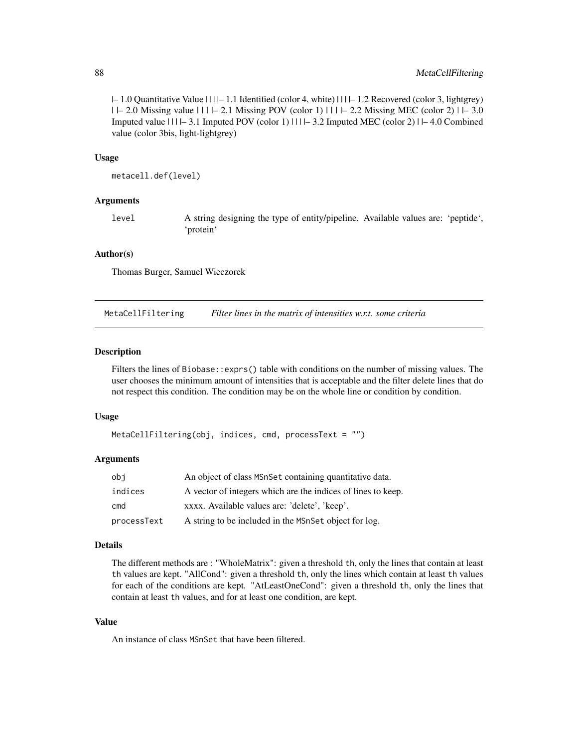|– 1.0 Quantitative Value | | | |– 1.1 Identified (color 4, white) | | | |– 1.2 Recovered (color 3, lightgrey) | |– 2.0 Missing value | | | |– 2.1 Missing POV (color 1) | | | |– 2.2 Missing MEC (color 2) | |– 3.0 Imputed value | | | |– 3.1 Imputed POV (color 1) | | | |– 3.2 Imputed MEC (color 2) | |– 4.0 Combined value (color 3bis, light-lightgrey)

### Usage

```
metacell.def(level)
```

### Arguments

| | |
|---|---|
| level | A string designing the type of entity/pipeline. Available values are: 'peptide', 'protein' |

### Author(s)

Thomas Burger, Samuel Wieczorek

---

## MetaCellFiltering — *Filter lines in the matrix of intensities w.r.t. some criteria*

### Description

Filters the lines of `Biobase::exprs()` table with conditions on the number of missing values. The user chooses the minimum amount of intensities that is acceptable and the filter delete lines that do not respect this condition. The condition may be on the whole line or condition by condition.

### Usage

```
MetaCellFiltering(obj, indices, cmd, processText = "")
```

### Arguments

| | |
|---|---|
| obj | An object of class `MSnSet` containing quantitative data. |
| indices | A vector of integers which are the indices of lines to keep. |
| cmd | xxxx. Available values are: 'delete', 'keep'. |
| processText | A string to be included in the `MSnSet` object for log. |

### Details

The different methods are : "WholeMatrix": given a threshold `th`, only the lines that contain at least `th` values are kept. "AllCond": given a threshold `th`, only the lines which contain at least `th` values for each of the conditions are kept. "AtLeastOneCond": given a threshold `th`, only the lines that contain at least `th` values, and for at least one condition, are kept.

### Value

An instance of class `MSnSet` that have been filtered.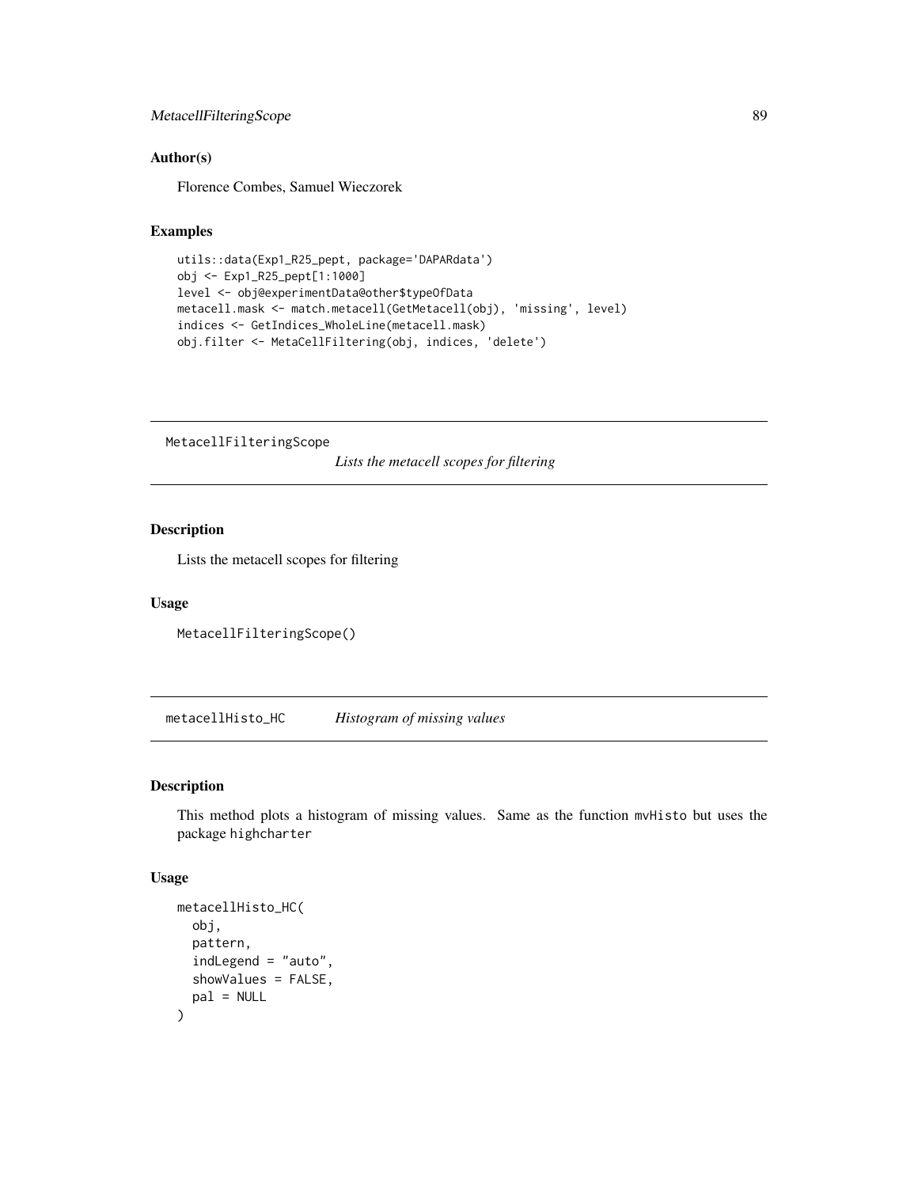## Author(s)

Florence Combes, Samuel Wieczorek

## Examples

```
utils::data(Exp1_R25_pept, package='DAPARdata')
obj <- Exp1_R25_pept[1:1000]
level <- obj@experimentData@other$typeOfData
metacell.mask <- match.metacell(GetMetacell(obj), 'missing', level)
indices <- GetIndices_WholeLine(metacell.mask)
obj.filter <- MetaCellFiltering(obj, indices, 'delete')
```

---

# MetacellFilteringScope — *Lists the metacell scopes for filtering*

## Description

Lists the metacell scopes for filtering

## Usage

```
MetacellFilteringScope()
```

---

# metacellHisto_HC — *Histogram of missing values*

## Description

This method plots a histogram of missing values. Same as the function `mvHisto` but uses the package `highcharter`

## Usage

```
metacellHisto_HC(
  obj,
  pattern,
  indLegend = "auto",
  showValues = FALSE,
  pal = NULL
)
```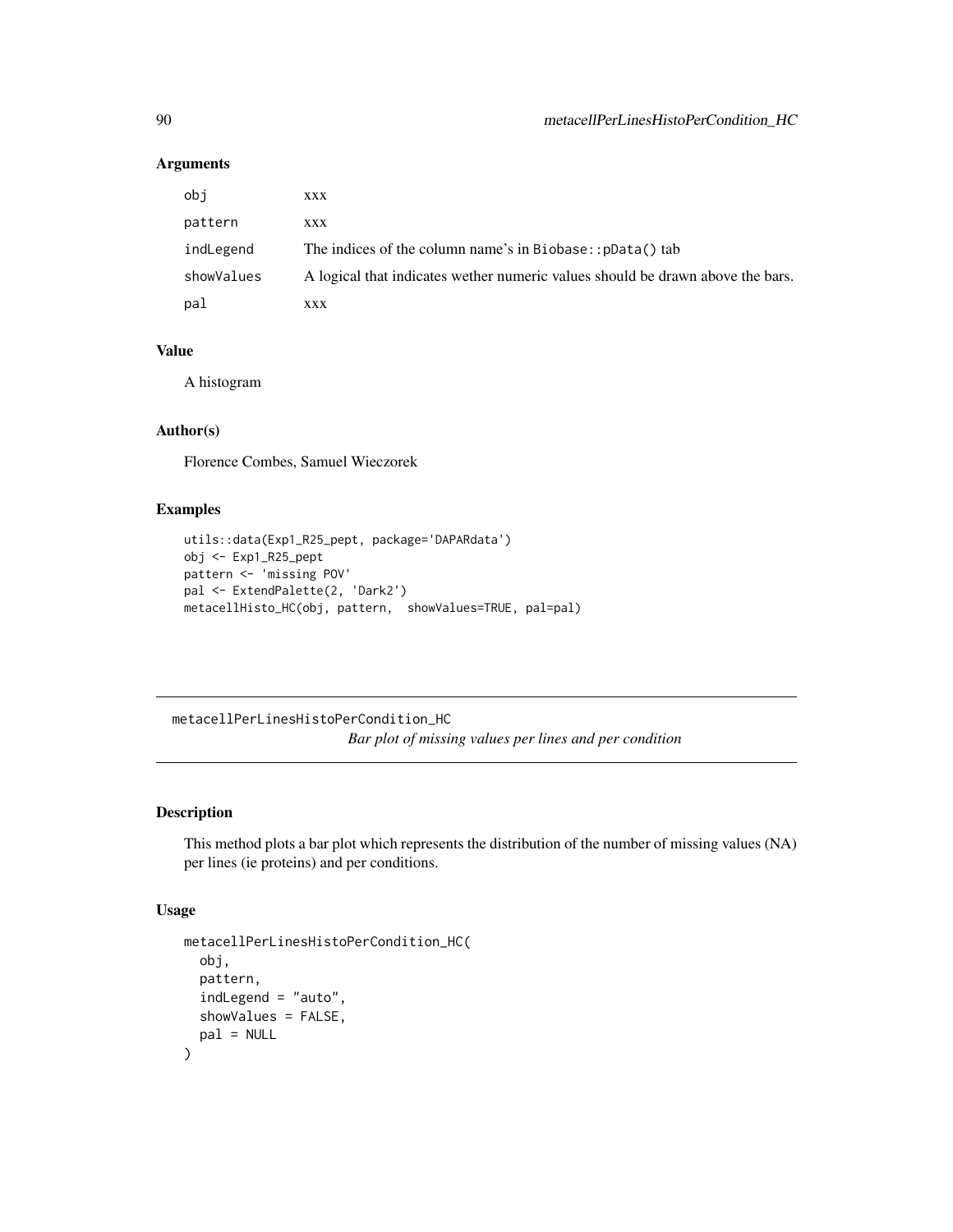## Arguments

| | |
|---|---|
| obj | xxx |
| pattern | xxx |
| indLegend | The indices of the column name's in Biobase::pData() tab |
| showValues | A logical that indicates wether numeric values should be drawn above the bars. |
| pal | xxx |

## Value

A histogram

## Author(s)

Florence Combes, Samuel Wieczorek

## Examples

```
utils::data(Exp1_R25_pept, package='DAPARdata')
obj <- Exp1_R25_pept
pattern <- 'missing POV'
pal <- ExtendPalette(2, 'Dark2')
metacellHisto_HC(obj, pattern,  showValues=TRUE, pal=pal)
```

---

# metacellPerLinesHistoPerCondition_HC

*Bar plot of missing values per lines and per condition*

## Description

This method plots a bar plot which represents the distribution of the number of missing values (NA) per lines (ie proteins) and per conditions.

## Usage

```
metacellPerLinesHistoPerCondition_HC(
  obj,
  pattern,
  indLegend = "auto",
  showValues = FALSE,
  pal = NULL
)
```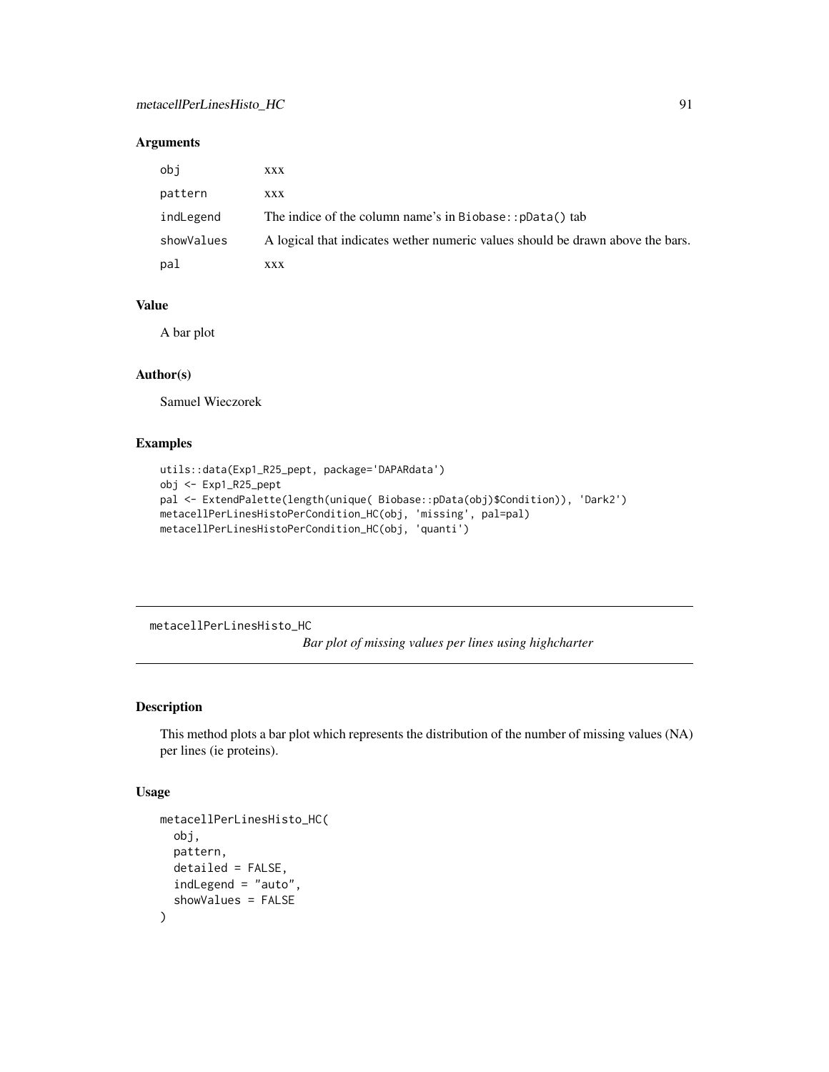## Arguments

| | |
|---|---|
| obj | xxx |
| pattern | xxx |
| indLegend | The indice of the column name's in `Biobase::pData()` tab |
| showValues | A logical that indicates wether numeric values should be drawn above the bars. |
| pal | xxx |

## Value

A bar plot

## Author(s)

Samuel Wieczorek

## Examples

```
utils::data(Exp1_R25_pept, package='DAPARdata')
obj <- Exp1_R25_pept
pal <- ExtendPalette(length(unique( Biobase::pData(obj)$Condition)), 'Dark2')
metacellPerLinesHistoPerCondition_HC(obj, 'missing', pal=pal)
metacellPerLinesHistoPerCondition_HC(obj, 'quanti')
```

---

# metacellPerLinesHisto_HC

*Bar plot of missing values per lines using highcharter*

## Description

This method plots a bar plot which represents the distribution of the number of missing values (NA) per lines (ie proteins).

## Usage

```
metacellPerLinesHisto_HC(
  obj,
  pattern,
  detailed = FALSE,
  indLegend = "auto",
  showValues = FALSE
)
```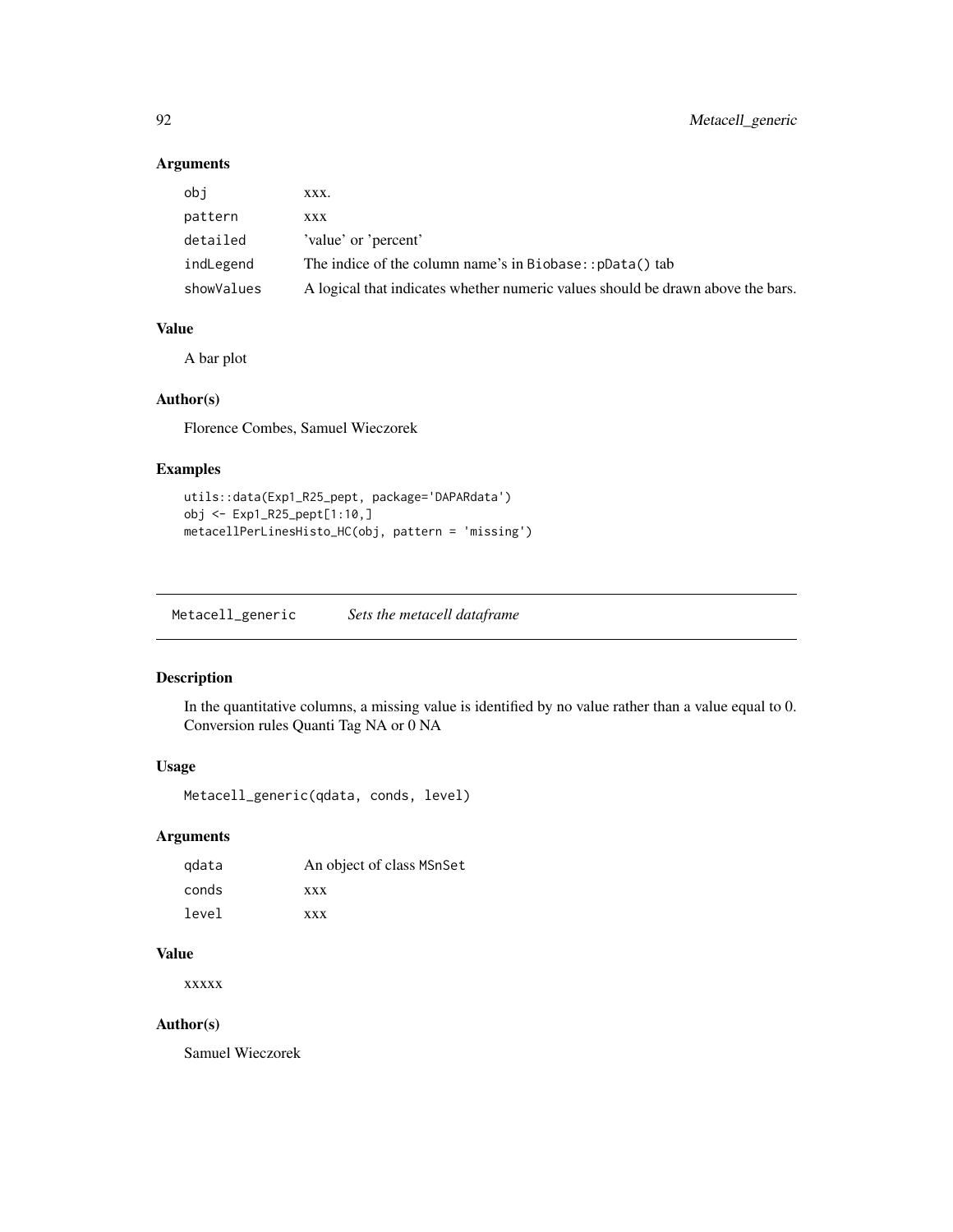## Arguments

| | |
|---|---|
| obj | xxx. |
| pattern | xxx |
| detailed | 'value' or 'percent' |
| indLegend | The indice of the column name's in Biobase::pData() tab |
| showValues | A logical that indicates whether numeric values should be drawn above the bars. |

## Value

A bar plot

## Author(s)

Florence Combes, Samuel Wieczorek

## Examples

```
utils::data(Exp1_R25_pept, package='DAPARdata')
obj <- Exp1_R25_pept[1:10,]
metacellPerLinesHisto_HC(obj, pattern = 'missing')
```

---

# Metacell_generic    *Sets the metacell dataframe*

## Description

In the quantitative columns, a missing value is identified by no value rather than a value equal to 0. Conversion rules Quanti Tag NA or 0 NA

## Usage

```
Metacell_generic(qdata, conds, level)
```

## Arguments

| | |
|---|---|
| qdata | An object of class MSnSet |
| conds | xxx |
| level | xxx |

## Value

xxxxx

## Author(s)

Samuel Wieczorek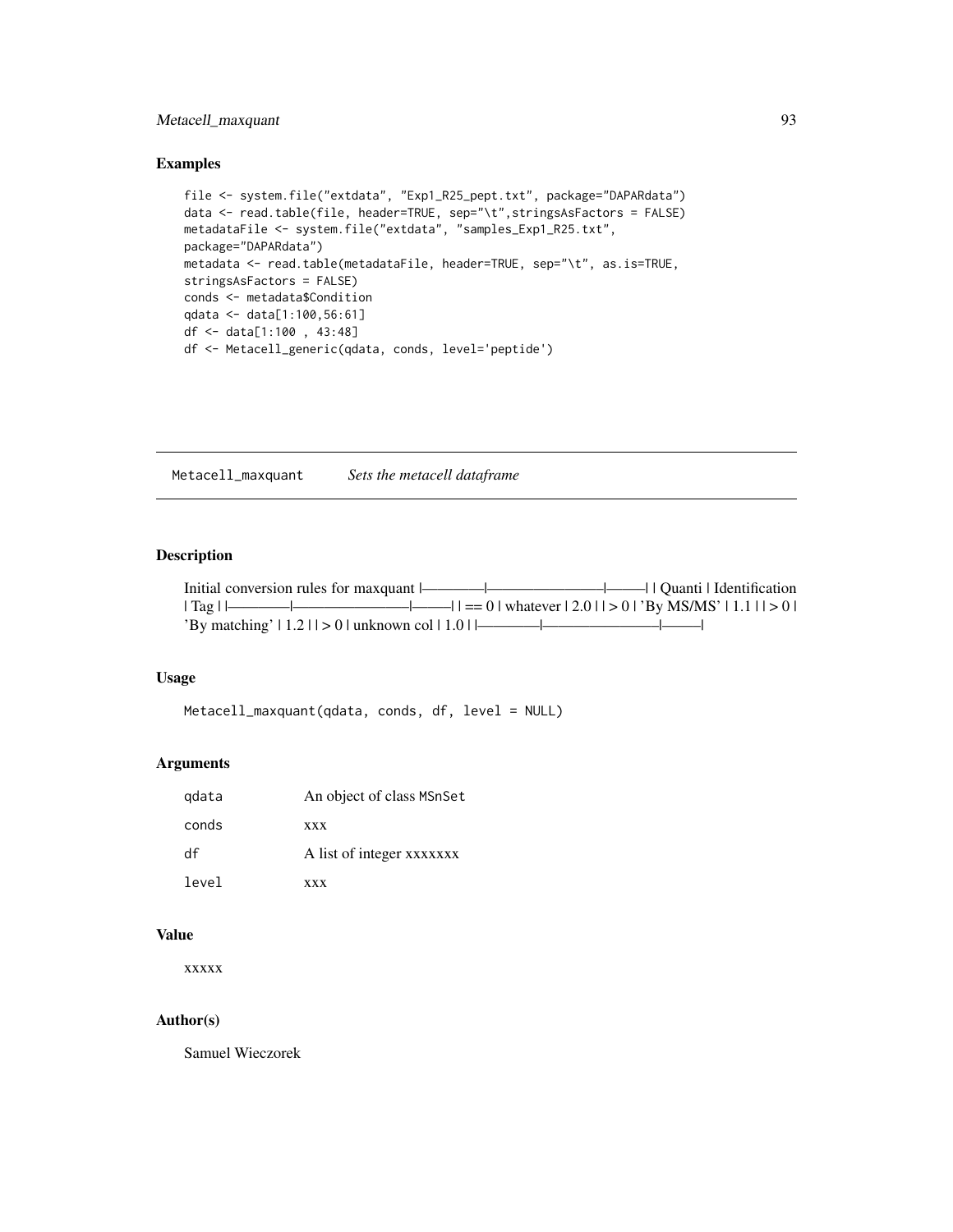## Examples

```
file <- system.file("extdata", "Exp1_R25_pept.txt", package="DAPARdata")
data <- read.table(file, header=TRUE, sep="\t",stringsAsFactors = FALSE)
metadataFile <- system.file("extdata", "samples_Exp1_R25.txt",
package="DAPARdata")
metadata <- read.table(metadataFile, header=TRUE, sep="\t", as.is=TRUE,
stringsAsFactors = FALSE)
conds <- metadata$Condition
qdata <- data[1:100,56:61]
df <- data[1:100 , 43:48]
df <- Metacell_generic(qdata, conds, level='peptide')
```

---

`Metacell_maxquant` *Sets the metacell dataframe*

---

## Description

Initial conversion rules for maxquant |————|——————|——-| | Quanti | Identification | Tag | |————|——————|——-| | == 0 | whatever | 2.0 | | > 0 | 'By MS/MS' | 1.1 | | > 0 | 'By matching' | 1.2 | | > 0 | unknown col | 1.0 | |————|——————|——-|

## Usage

```
Metacell_maxquant(qdata, conds, df, level = NULL)
```

## Arguments

| | |
|---|---|
| `qdata` | An object of class `MSnSet` |
| `conds` | xxx |
| `df` | A list of integer xxxxxxx |
| `level` | xxx |

## Value

xxxxx

## Author(s)

Samuel Wieczorek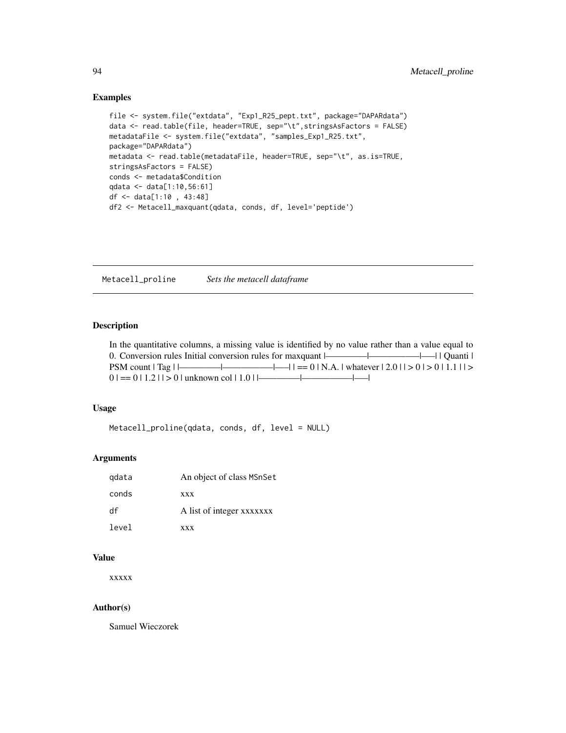## Examples

```
file <- system.file("extdata", "Exp1_R25_pept.txt", package="DAPARdata")
data <- read.table(file, header=TRUE, sep="\t",stringsAsFactors = FALSE)
metadataFile <- system.file("extdata", "samples_Exp1_R25.txt",
package="DAPARdata")
metadata <- read.table(metadataFile, header=TRUE, sep="\t", as.is=TRUE,
stringsAsFactors = FALSE)
conds <- metadata$Condition
qdata <- data[1:10,56:61]
df <- data[1:10 , 43:48]
df2 <- Metacell_maxquant(qdata, conds, df, level='peptide')
```

---

# Metacell_proline    *Sets the metacell dataframe*

---

## Description

In the quantitative columns, a missing value is identified by no value rather than a value equal to 0. Conversion rules Initial conversion rules for maxquant |————–|——————|—–| | Quanti | PSM count | Tag | |————–|——————|—–| | == 0 | N.A. | whatever | 2.0 | | > 0 | > 0 | 1.1 | | > 0 | == 0 | 1.2 | | > 0 | unknown col | 1.0 | |————–|——————|—–|

## Usage

```
Metacell_proline(qdata, conds, df, level = NULL)
```

## Arguments

| | |
|---|---|
| qdata | An object of class MSnSet |
| conds | xxx |
| df | A list of integer xxxxxxx |
| level | xxx |

## Value

xxxxx

## Author(s)

Samuel Wieczorek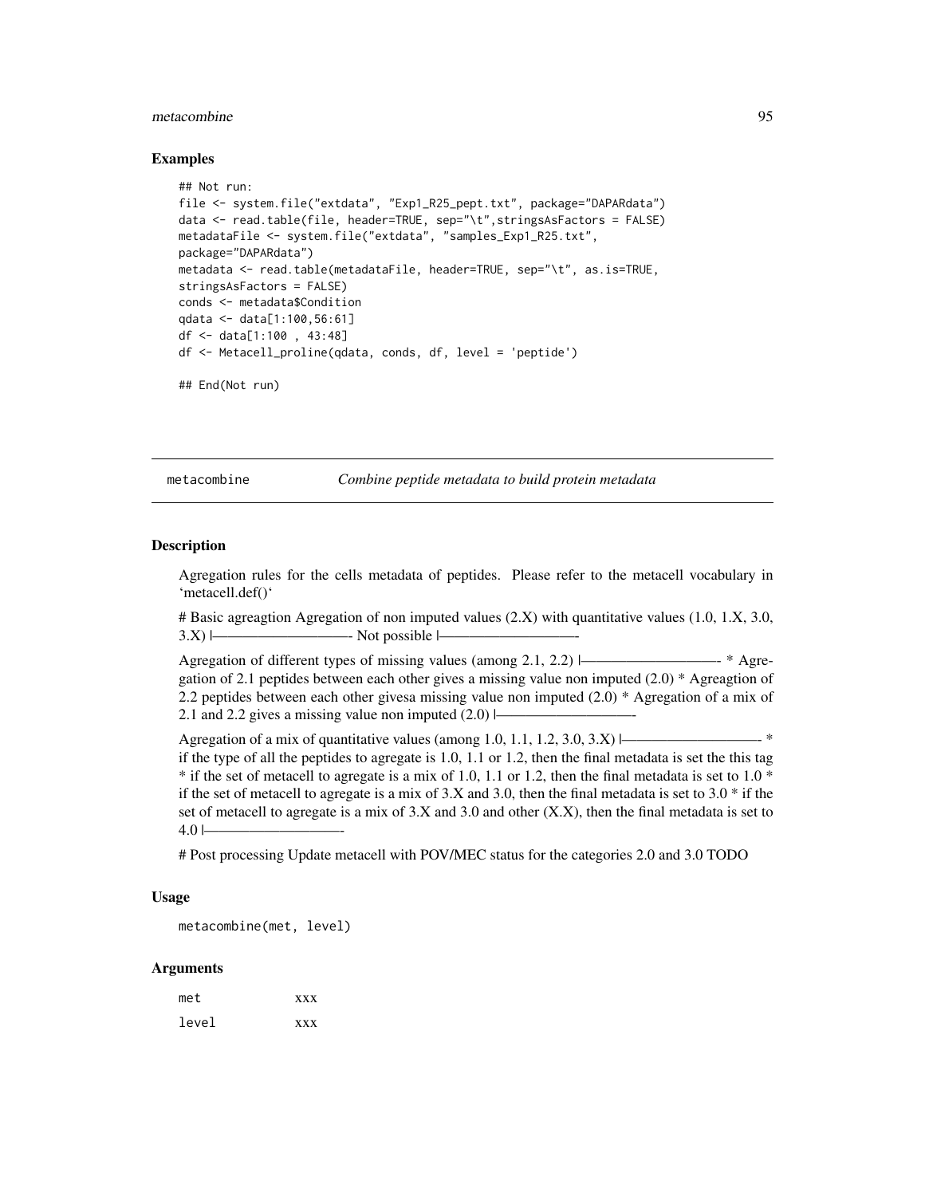## Examples

```
## Not run:
file <- system.file("extdata", "Exp1_R25_pept.txt", package="DAPARdata")
data <- read.table(file, header=TRUE, sep="\t",stringsAsFactors = FALSE)
metadataFile <- system.file("extdata", "samples_Exp1_R25.txt",
package="DAPARdata")
metadata <- read.table(metadataFile, header=TRUE, sep="\t", as.is=TRUE,
stringsAsFactors = FALSE)
conds <- metadata$Condition
qdata <- data[1:100,56:61]
df <- data[1:100 , 43:48]
df <- Metacell_proline(qdata, conds, df, level = 'peptide')

## End(Not run)
```

---

metacombine *Combine peptide metadata to build protein metadata*

---

## Description

Agregation rules for the cells metadata of peptides. Please refer to the metacell vocabulary in 'metacell.def()'

# Basic agreagtion Agregation of non imputed values (2.X) with quantitative values (1.0, 1.X, 3.0, 3.X) |————————————- Not possible |————————————-

Agregation of different types of missing values (among 2.1, 2.2) |————————————- * Agregation of 2.1 peptides between each other gives a missing value non imputed (2.0) * Agreagtion of 2.2 peptides between each other givesa missing value non imputed (2.0) * Agregation of a mix of 2.1 and 2.2 gives a missing value non imputed (2.0) |————————————-

Agregation of a mix of quantitative values (among 1.0, 1.1, 1.2, 3.0, 3.X) |————————————- * if the type of all the peptides to agregate is 1.0, 1.1 or 1.2, then the final metadata is set the this tag * if the set of metacell to agregate is a mix of 1.0, 1.1 or 1.2, then the final metadata is set to 1.0 * if the set of metacell to agregate is a mix of 3.X and 3.0, then the final metadata is set to 3.0 * if the set of metacell to agregate is a mix of 3.X and 3.0 and other (X.X), then the final metadata is set to 4.0 |————————————-

# Post processing Update metacell with POV/MEC status for the categories 2.0 and 3.0 TODO

## Usage

```
metacombine(met, level)
```

## Arguments

| | |
|---|---|
| met | xxx |
| level | xxx |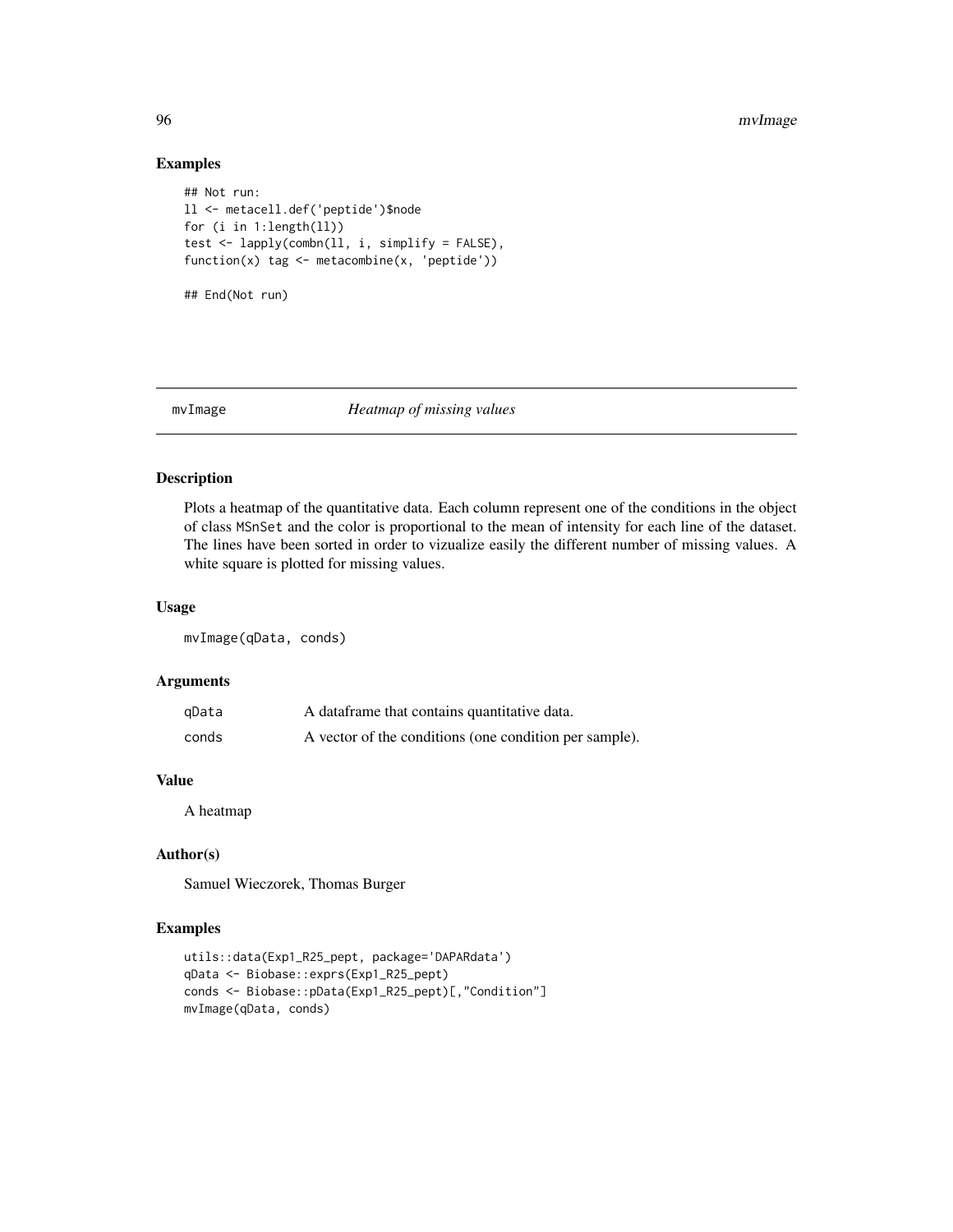## Examples

```
## Not run:
ll <- metacell.def('peptide')$node
for (i in 1:length(ll))
test <- lapply(combn(ll, i, simplify = FALSE),
function(x) tag <- metacombine(x, 'peptide'))

## End(Not run)
```

---

## mvImage *Heatmap of missing values*

---

### Description

Plots a heatmap of the quantitative data. Each column represent one of the conditions in the object of class MSnSet and the color is proportional to the mean of intensity for each line of the dataset. The lines have been sorted in order to vizualize easily the different number of missing values. A white square is plotted for missing values.

### Usage

```
mvImage(qData, conds)
```

### Arguments

| | |
|---|---|
| qData | A dataframe that contains quantitative data. |
| conds | A vector of the conditions (one condition per sample). |

### Value

A heatmap

### Author(s)

Samuel Wieczorek, Thomas Burger

### Examples

```
utils::data(Exp1_R25_pept, package='DAPARdata')
qData <- Biobase::exprs(Exp1_R25_pept)
conds <- Biobase::pData(Exp1_R25_pept)[,"Condition"]
mvImage(qData, conds)
```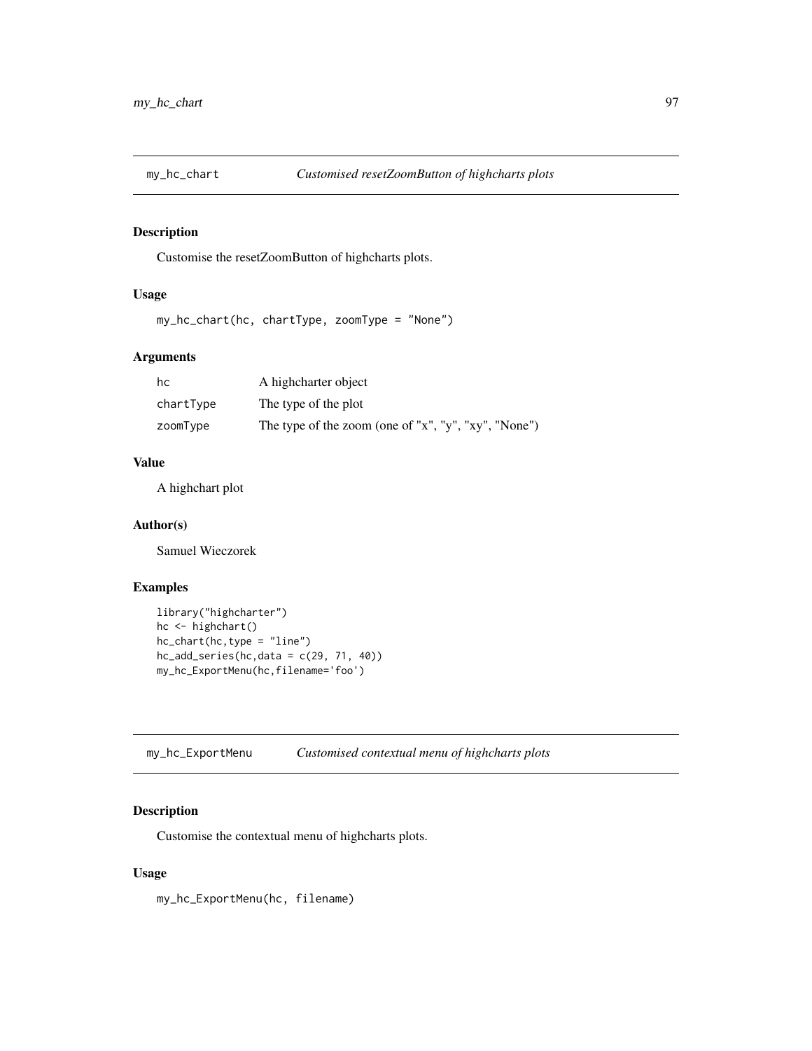## my_hc_chart — *Customised resetZoomButton of highcharts plots*

### Description

Customise the resetZoomButton of highcharts plots.

### Usage

```
my_hc_chart(hc, chartType, zoomType = "None")
```

### Arguments

| | |
|---|---|
| hc | A highcharter object |
| chartType | The type of the plot |
| zoomType | The type of the zoom (one of "x", "y", "xy", "None") |

### Value

A highchart plot

### Author(s)

Samuel Wieczorek

### Examples

```
library("highcharter")
hc <- highchart()
hc_chart(hc,type = "line")
hc_add_series(hc,data = c(29, 71, 40))
my_hc_ExportMenu(hc,filename='foo')
```

## my_hc_ExportMenu — *Customised contextual menu of highcharts plots*

### Description

Customise the contextual menu of highcharts plots.

### Usage

```
my_hc_ExportMenu(hc, filename)
```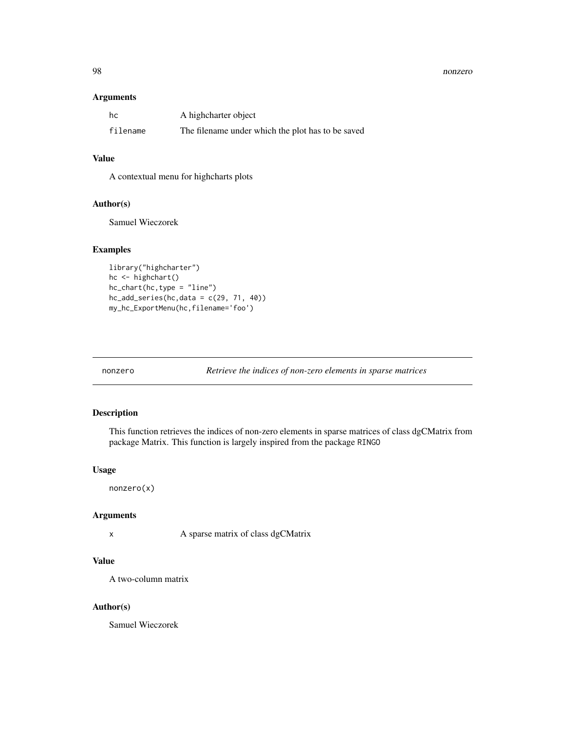### Arguments

| | |
|---|---|
| hc | A highcharter object |
| filename | The filename under which the plot has to be saved |

### Value

A contextual menu for highcharts plots

### Author(s)

Samuel Wieczorek

### Examples

```
library("highcharter")
hc <- highchart()
hc_chart(hc,type = "line")
hc_add_series(hc,data = c(29, 71, 40))
my_hc_ExportMenu(hc,filename='foo')
```

---

## nonzero — *Retrieve the indices of non-zero elements in sparse matrices*

---

### Description

This function retrieves the indices of non-zero elements in sparse matrices of class dgCMatrix from package Matrix. This function is largely inspired from the package `RINGO`

### Usage

```
nonzero(x)
```

### Arguments

| | |
|---|---|
| x | A sparse matrix of class dgCMatrix |

### Value

A two-column matrix

### Author(s)

Samuel Wieczorek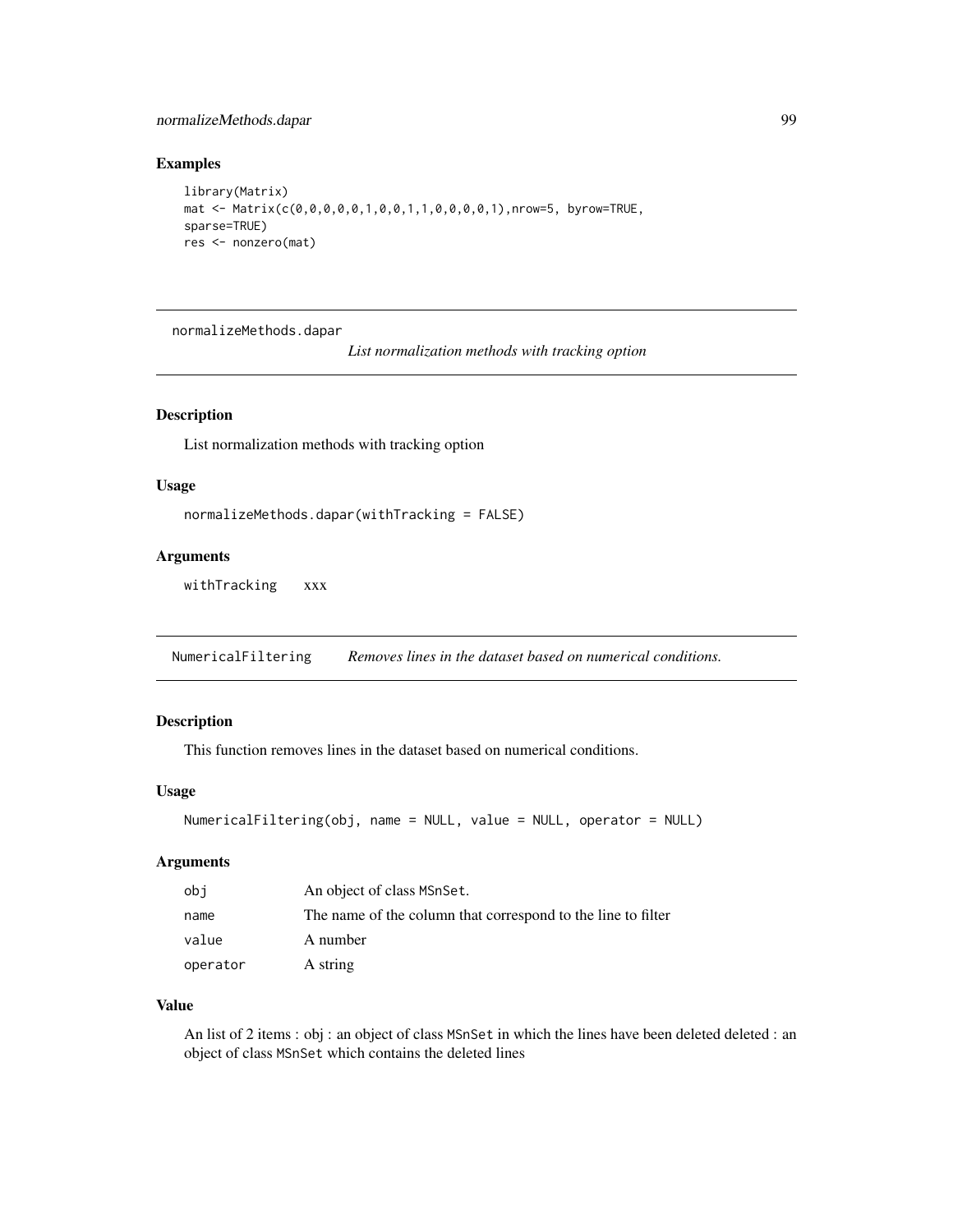## Examples

```
library(Matrix)
mat <- Matrix(c(0,0,0,0,0,1,0,0,1,1,0,0,0,0,1),nrow=5, byrow=TRUE,
sparse=TRUE)
res <- nonzero(mat)
```

---

`normalizeMethods.dapar` &nbsp;&nbsp;&nbsp;&nbsp; *List normalization methods with tracking option*

---

### Description

List normalization methods with tracking option

### Usage

```
normalizeMethods.dapar(withTracking = FALSE)
```

### Arguments

| | |
|---|---|
| withTracking | xxx |

---

`NumericalFiltering` &nbsp;&nbsp;&nbsp;&nbsp; *Removes lines in the dataset based on numerical conditions.*

---

### Description

This function removes lines in the dataset based on numerical conditions.

### Usage

```
NumericalFiltering(obj, name = NULL, value = NULL, operator = NULL)
```

### Arguments

| | |
|---|---|
| obj | An object of class `MSnSet`. |
| name | The name of the column that correspond to the line to filter |
| value | A number |
| operator | A string |

### Value

An list of 2 items : obj : an object of class `MSnSet` in which the lines have been deleted deleted : an object of class `MSnSet` which contains the deleted lines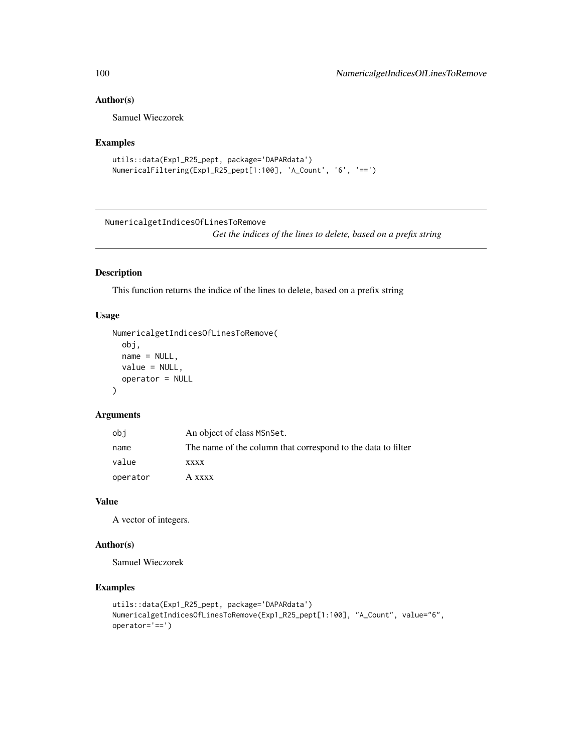## Author(s)

Samuel Wieczorek

## Examples

```
utils::data(Exp1_R25_pept, package='DAPARdata')
NumericalFiltering(Exp1_R25_pept[1:100], 'A_Count', '6', '==')
```

---

# NumericalgetIndicesOfLinesToRemove

*Get the indices of the lines to delete, based on a prefix string*

---

## Description

This function returns the indice of the lines to delete, based on a prefix string

## Usage

```
NumericalgetIndicesOfLinesToRemove(
  obj,
  name = NULL,
  value = NULL,
  operator = NULL
)
```

## Arguments

| | |
|---|---|
| obj | An object of class MSnSet. |
| name | The name of the column that correspond to the data to filter |
| value | xxxx |
| operator | A xxxx |

## Value

A vector of integers.

## Author(s)

Samuel Wieczorek

## Examples

```
utils::data(Exp1_R25_pept, package='DAPARdata')
NumericalgetIndicesOfLinesToRemove(Exp1_R25_pept[1:100], "A_Count", value="6",
operator='==')
```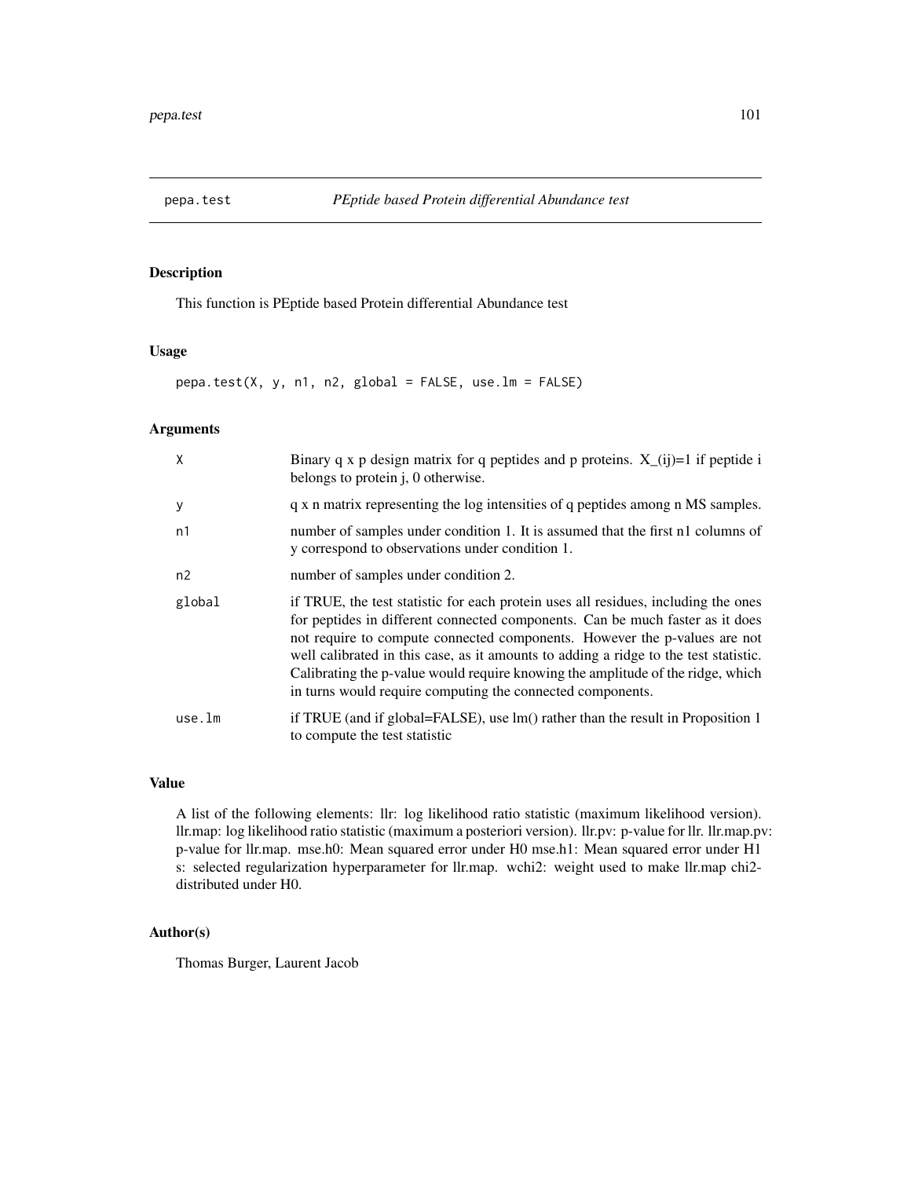## pepa.test    *PEptide based Protein differential Abundance test*

### Description

This function is PEptide based Protein differential Abundance test

### Usage

```
pepa.test(X, y, n1, n2, global = FALSE, use.lm = FALSE)
```

### Arguments

| | |
|---|---|
| X | Binary q x p design matrix for q peptides and p proteins. X_(ij)=1 if peptide i belongs to protein j, 0 otherwise. |
| y | q x n matrix representing the log intensities of q peptides among n MS samples. |
| n1 | number of samples under condition 1. It is assumed that the first n1 columns of y correspond to observations under condition 1. |
| n2 | number of samples under condition 2. |
| global | if TRUE, the test statistic for each protein uses all residues, including the ones for peptides in different connected components. Can be much faster as it does not require to compute connected components. However the p-values are not well calibrated in this case, as it amounts to adding a ridge to the test statistic. Calibrating the p-value would require knowing the amplitude of the ridge, which in turns would require computing the connected components. |
| use.lm | if TRUE (and if global=FALSE), use lm() rather than the result in Proposition 1 to compute the test statistic |

### Value

A list of the following elements: llr: log likelihood ratio statistic (maximum likelihood version). llr.map: log likelihood ratio statistic (maximum a posteriori version). llr.pv: p-value for llr. llr.map.pv: p-value for llr.map. mse.h0: Mean squared error under H0 mse.h1: Mean squared error under H1 s: selected regularization hyperparameter for llr.map. wchi2: weight used to make llr.map chi2-distributed under H0.

### Author(s)

Thomas Burger, Laurent Jacob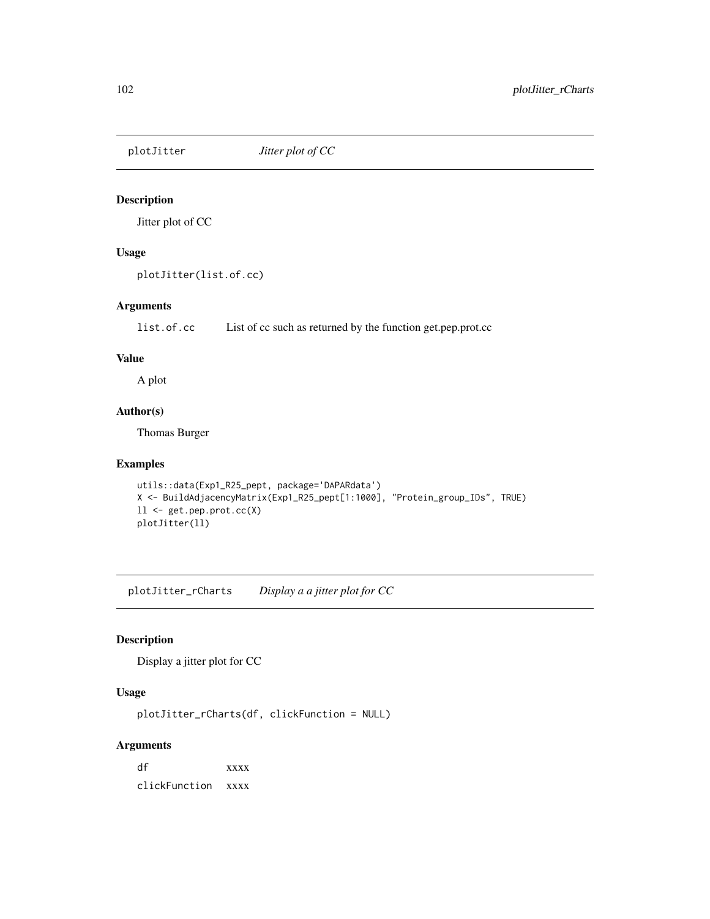## plotJitter *Jitter plot of CC*

### Description

Jitter plot of CC

### Usage

```
plotJitter(list.of.cc)
```

### Arguments

| | |
|---|---|
| list.of.cc | List of cc such as returned by the function get.pep.prot.cc |

### Value

A plot

### Author(s)

Thomas Burger

### Examples

```
utils::data(Exp1_R25_pept, package='DAPARdata')
X <- BuildAdjacencyMatrix(Exp1_R25_pept[1:1000], "Protein_group_IDs", TRUE)
ll <- get.pep.prot.cc(X)
plotJitter(ll)
```

## plotJitter_rCharts *Display a a jitter plot for CC*

### Description

Display a jitter plot for CC

### Usage

```
plotJitter_rCharts(df, clickFunction = NULL)
```

### Arguments

| | |
|---|---|
| df | xxxx |
| clickFunction | xxxx |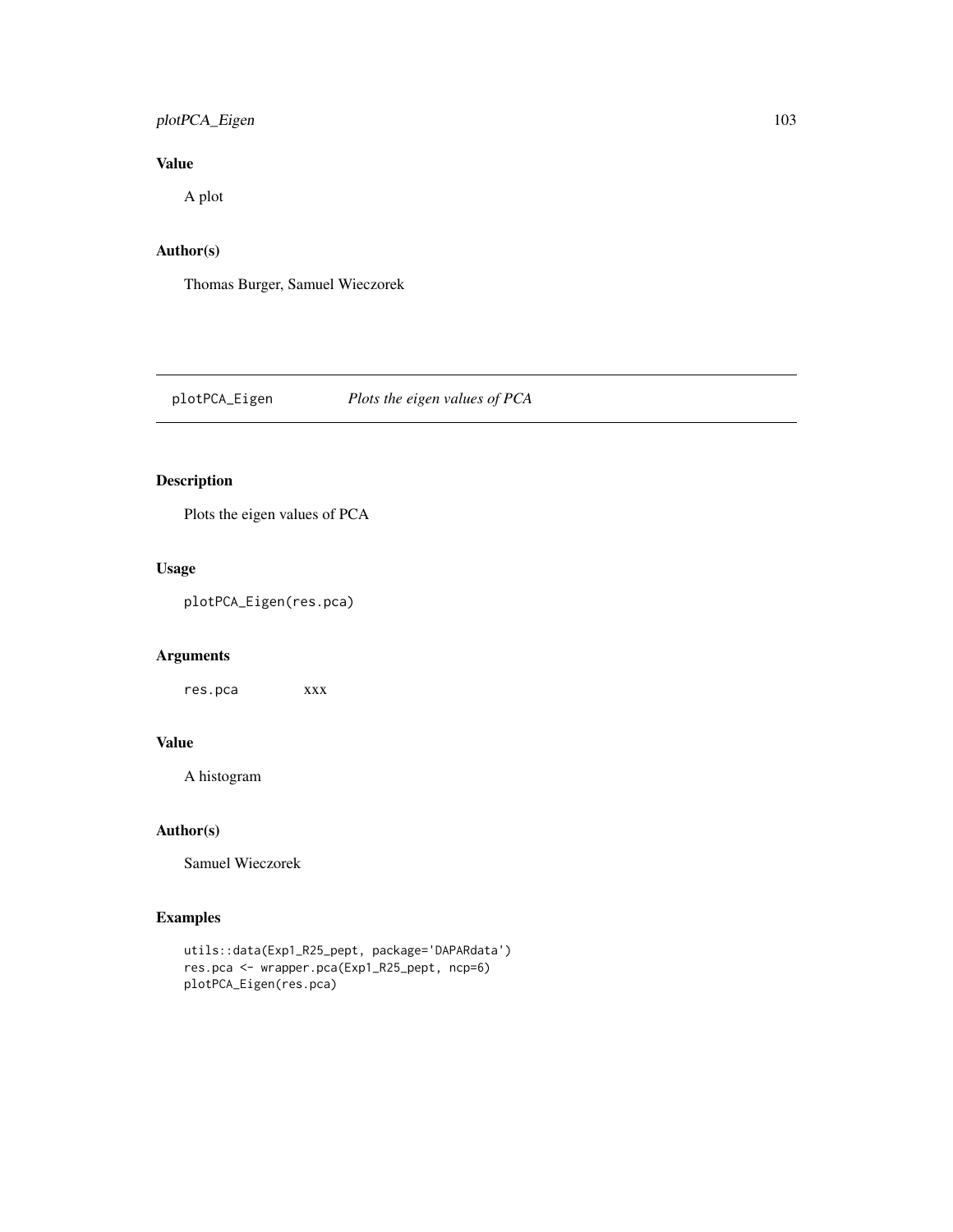### Value

A plot

### Author(s)

Thomas Burger, Samuel Wieczorek

---

## plotPCA_Eigen    *Plots the eigen values of PCA*

---

### Description

Plots the eigen values of PCA

### Usage

```
plotPCA_Eigen(res.pca)
```

### Arguments

| | |
|---|---|
| res.pca | xxx |

### Value

A histogram

### Author(s)

Samuel Wieczorek

### Examples

```
utils::data(Exp1_R25_pept, package='DAPARdata')
res.pca <- wrapper.pca(Exp1_R25_pept, ncp=6)
plotPCA_Eigen(res.pca)
```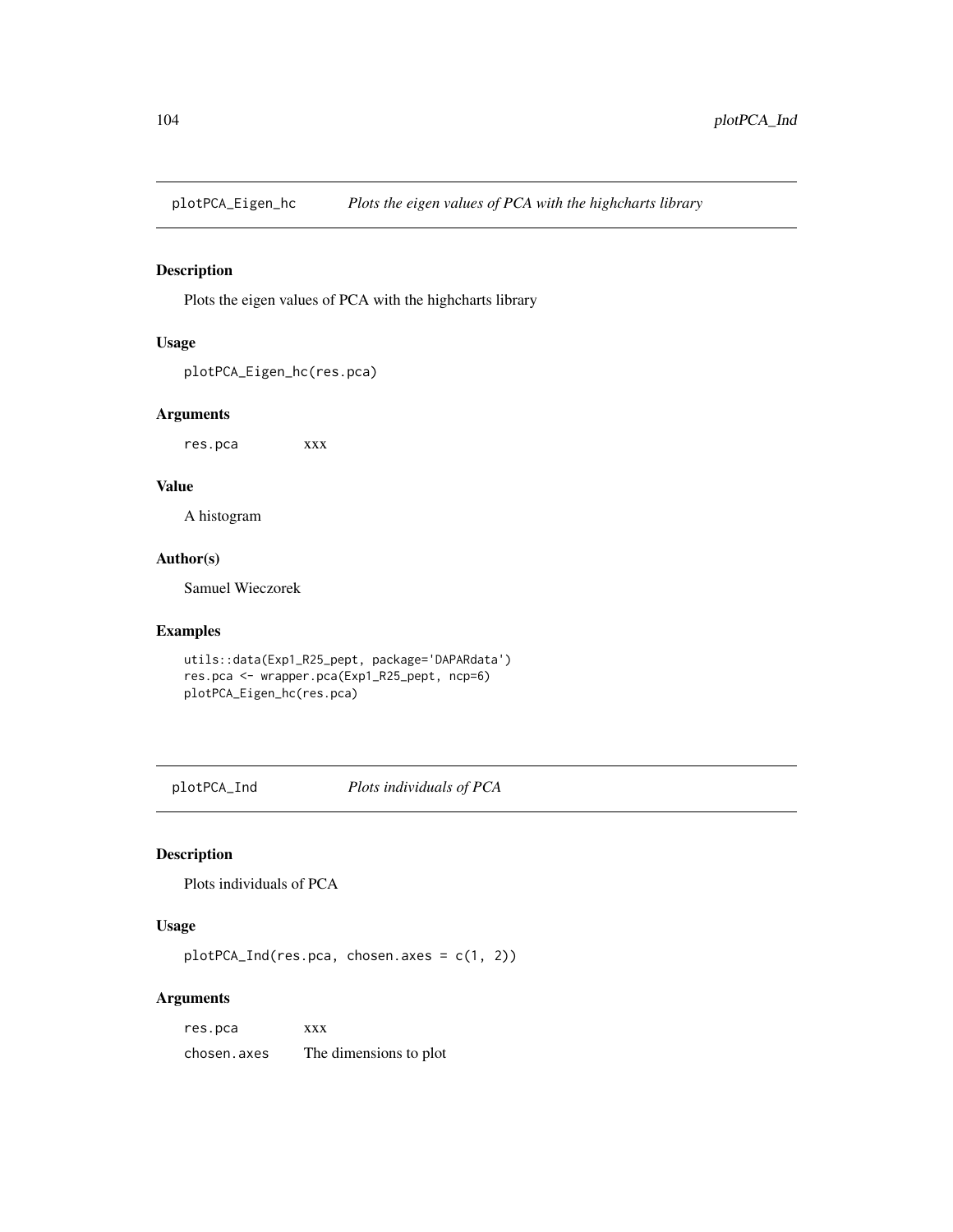## plotPCA_Eigen_hc *Plots the eigen values of PCA with the highcharts library*

### Description

Plots the eigen values of PCA with the highcharts library

### Usage

```
plotPCA_Eigen_hc(res.pca)
```

### Arguments

| | |
|---|---|
| res.pca | xxx |

### Value

A histogram

### Author(s)

Samuel Wieczorek

### Examples

```
utils::data(Exp1_R25_pept, package='DAPARdata')
res.pca <- wrapper.pca(Exp1_R25_pept, ncp=6)
plotPCA_Eigen_hc(res.pca)
```

## plotPCA_Ind *Plots individuals of PCA*

### Description

Plots individuals of PCA

### Usage

```
plotPCA_Ind(res.pca, chosen.axes = c(1, 2))
```

### Arguments

| | |
|---|---|
| res.pca | xxx |
| chosen.axes | The dimensions to plot |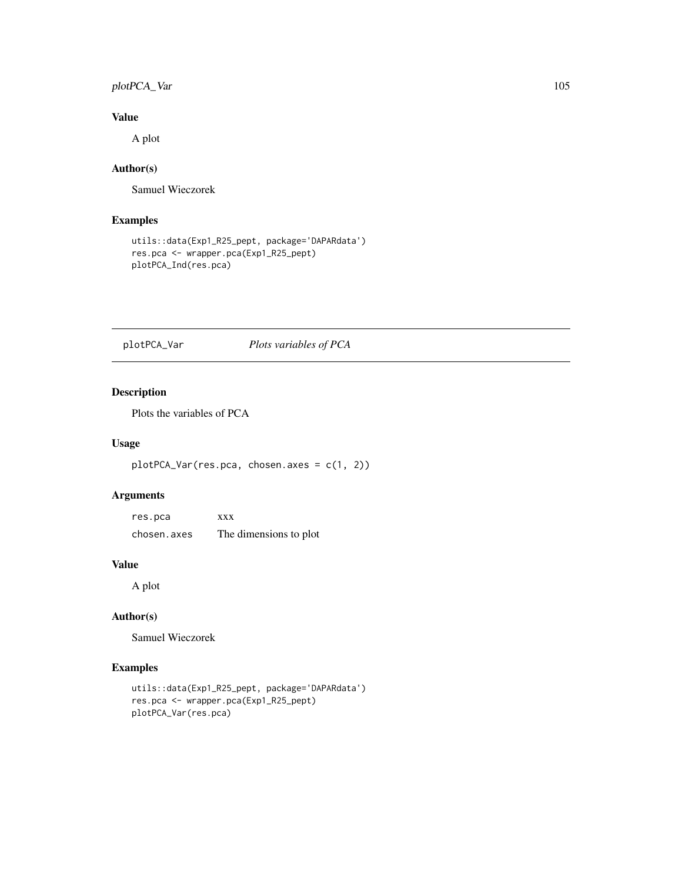### Value

A plot

### Author(s)

Samuel Wieczorek

### Examples

```
utils::data(Exp1_R25_pept, package='DAPARdata')
res.pca <- wrapper.pca(Exp1_R25_pept)
plotPCA_Ind(res.pca)
```

---

## plotPCA_Var *Plots variables of PCA*

---

### Description

Plots the variables of PCA

### Usage

```
plotPCA_Var(res.pca, chosen.axes = c(1, 2))
```

### Arguments

| | |
|---|---|
| res.pca | xxx |
| chosen.axes | The dimensions to plot |

### Value

A plot

### Author(s)

Samuel Wieczorek

### Examples

```
utils::data(Exp1_R25_pept, package='DAPARdata')
res.pca <- wrapper.pca(Exp1_R25_pept)
plotPCA_Var(res.pca)
```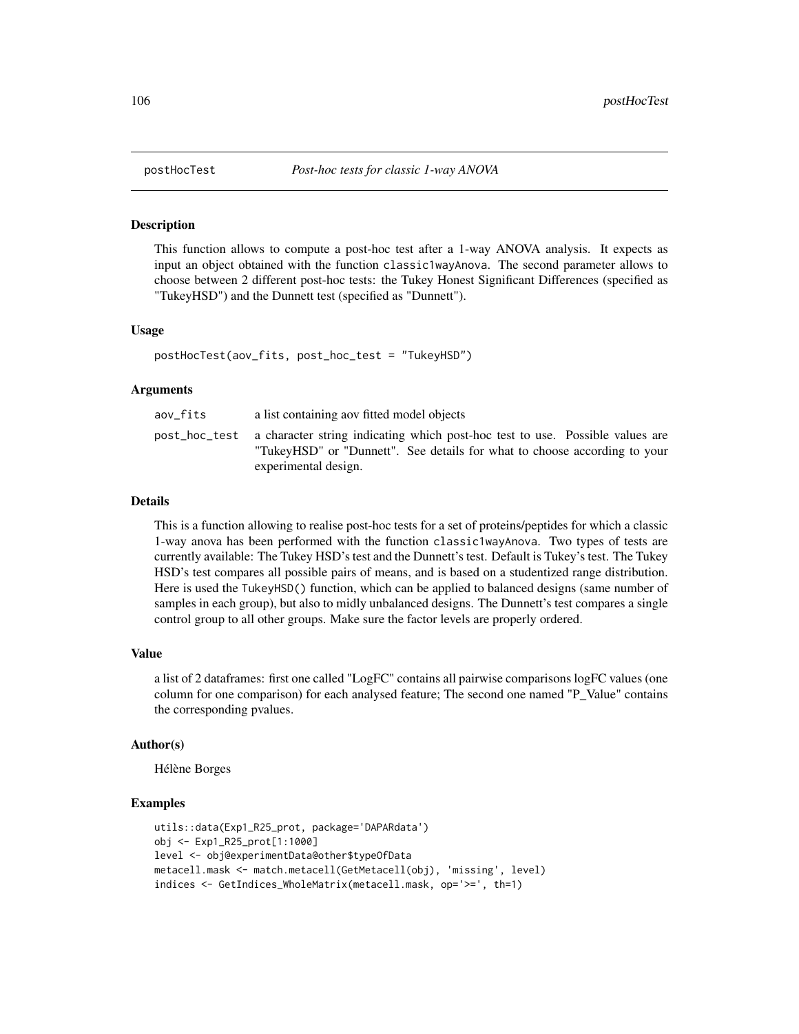## postHocTest — *Post-hoc tests for classic 1-way ANOVA*

### Description

This function allows to compute a post-hoc test after a 1-way ANOVA analysis. It expects as input an object obtained with the function `classic1wayAnova`. The second parameter allows to choose between 2 different post-hoc tests: the Tukey Honest Significant Differences (specified as "TukeyHSD") and the Dunnett test (specified as "Dunnett").

### Usage

```
postHocTest(aov_fits, post_hoc_test = "TukeyHSD")
```

### Arguments

| | |
|---|---|
| `aov_fits` | a list containing aov fitted model objects |
| `post_hoc_test` | a character string indicating which post-hoc test to use. Possible values are "TukeyHSD" or "Dunnett". See details for what to choose according to your experimental design. |

### Details

This is a function allowing to realise post-hoc tests for a set of proteins/peptides for which a classic 1-way anova has been performed with the function `classic1wayAnova`. Two types of tests are currently available: The Tukey HSD's test and the Dunnett's test. Default is Tukey's test. The Tukey HSD's test compares all possible pairs of means, and is based on a studentized range distribution. Here is used the `TukeyHSD()` function, which can be applied to balanced designs (same number of samples in each group), but also to midly unbalanced designs. The Dunnett's test compares a single control group to all other groups. Make sure the factor levels are properly ordered.

### Value

a list of 2 dataframes: first one called "LogFC" contains all pairwise comparisons logFC values (one column for one comparison) for each analysed feature; The second one named "P_Value" contains the corresponding pvalues.

### Author(s)

Hélène Borges

### Examples

```
utils::data(Exp1_R25_prot, package='DAPARdata')
obj <- Exp1_R25_prot[1:1000]
level <- obj@experimentData@other$typeOfData
metacell.mask <- match.metacell(GetMetacell(obj), 'missing', level)
indices <- GetIndices_WholeMatrix(metacell.mask, op='>=', th=1)
```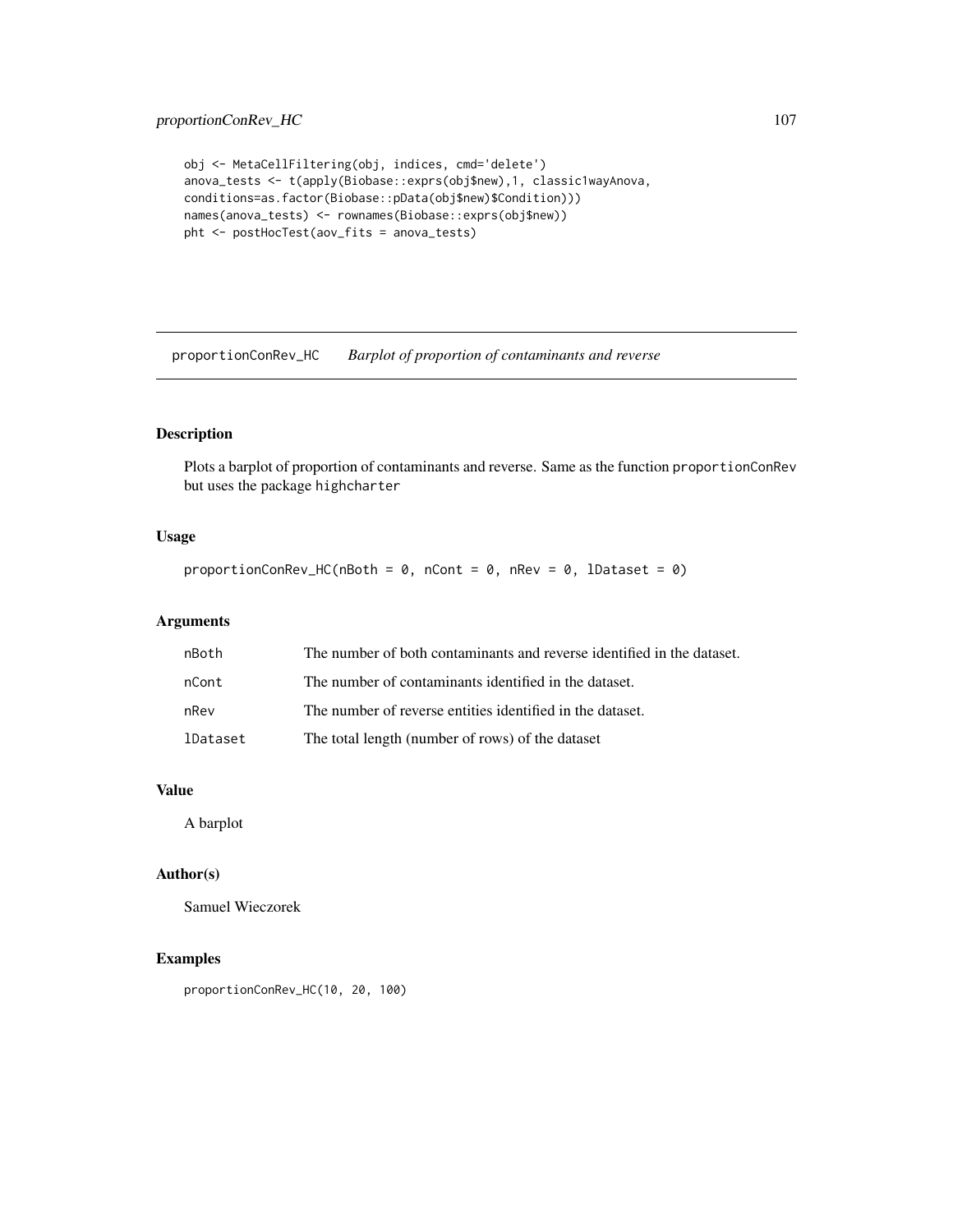```
obj <- MetaCellFiltering(obj, indices, cmd='delete')
anova_tests <- t(apply(Biobase::exprs(obj$new),1, classic1wayAnova,
conditions=as.factor(Biobase::pData(obj$new)$Condition)))
names(anova_tests) <- rownames(Biobase::exprs(obj$new))
pht <- postHocTest(aov_fits = anova_tests)
```

## proportionConRev_HC *Barplot of proportion of contaminants and reverse*

### Description

Plots a barplot of proportion of contaminants and reverse. Same as the function proportionConRev but uses the package highcharter

### Usage

```
proportionConRev_HC(nBoth = 0, nCont = 0, nRev = 0, lDataset = 0)
```

### Arguments

| | |
|---|---|
| nBoth | The number of both contaminants and reverse identified in the dataset. |
| nCont | The number of contaminants identified in the dataset. |
| nRev | The number of reverse entities identified in the dataset. |
| lDataset | The total length (number of rows) of the dataset |

### Value

A barplot

### Author(s)

Samuel Wieczorek

### Examples

```
proportionConRev_HC(10, 20, 100)
```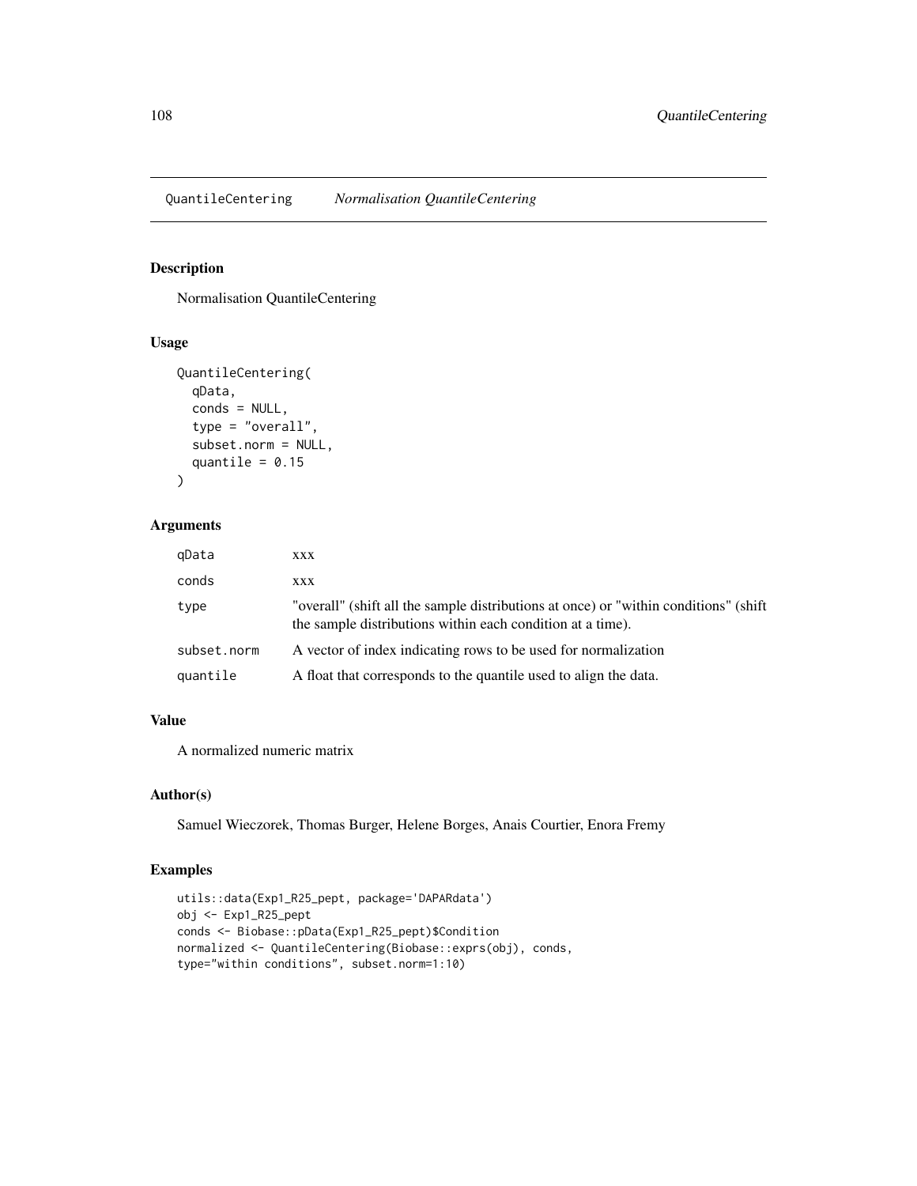QuantileCentering *Normalisation QuantileCentering*

## Description

Normalisation QuantileCentering

## Usage

```
QuantileCentering(
  qData,
  conds = NULL,
  type = "overall",
  subset.norm = NULL,
  quantile = 0.15
)
```

## Arguments

| | |
|---|---|
| qData | xxx |
| conds | xxx |
| type | "overall" (shift all the sample distributions at once) or "within conditions" (shift the sample distributions within each condition at a time). |
| subset.norm | A vector of index indicating rows to be used for normalization |
| quantile | A float that corresponds to the quantile used to align the data. |

## Value

A normalized numeric matrix

## Author(s)

Samuel Wieczorek, Thomas Burger, Helene Borges, Anais Courtier, Enora Fremy

## Examples

```
utils::data(Exp1_R25_pept, package='DAPARdata')
obj <- Exp1_R25_pept
conds <- Biobase::pData(Exp1_R25_pept)$Condition
normalized <- QuantileCentering(Biobase::exprs(obj), conds,
type="within conditions", subset.norm=1:10)
```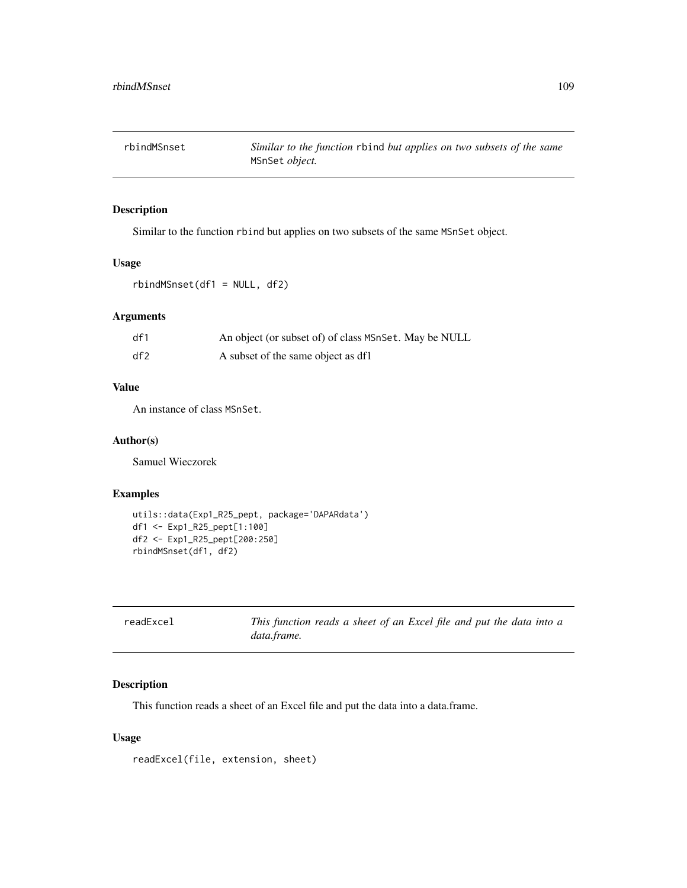## rbindMSnset — *Similar to the function* rbind *but applies on two subsets of the same* MSnSet *object.*

### Description

Similar to the function rbind but applies on two subsets of the same MSnSet object.

### Usage

```
rbindMSnset(df1 = NULL, df2)
```

### Arguments

| | |
|---|---|
| df1 | An object (or subset of) of class MSnSet. May be NULL |
| df2 | A subset of the same object as df1 |

### Value

An instance of class MSnSet.

### Author(s)

Samuel Wieczorek

### Examples

```
utils::data(Exp1_R25_pept, package='DAPARdata')
df1 <- Exp1_R25_pept[1:100]
df2 <- Exp1_R25_pept[200:250]
rbindMSnset(df1, df2)
```

## readExcel — *This function reads a sheet of an Excel file and put the data into a data.frame.*

### Description

This function reads a sheet of an Excel file and put the data into a data.frame.

### Usage

```
readExcel(file, extension, sheet)
```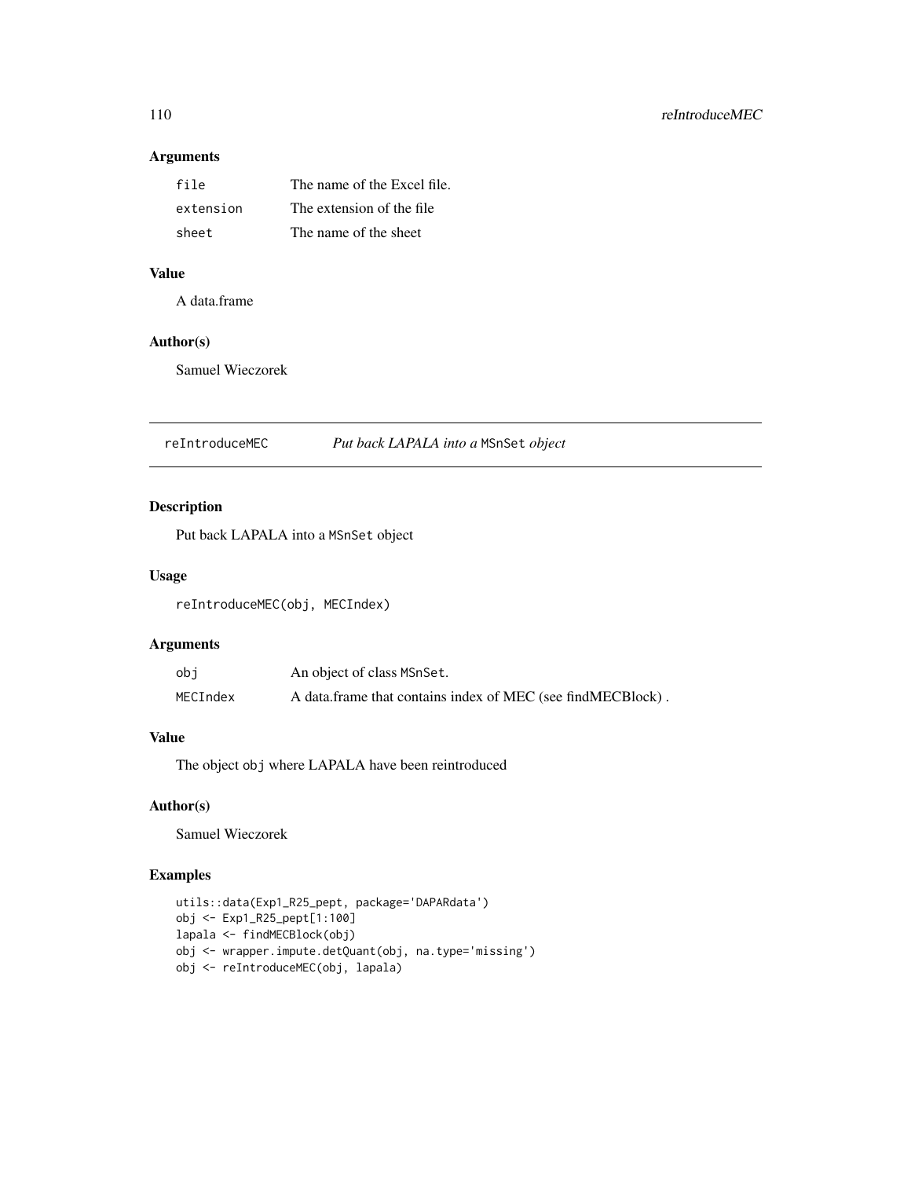## Arguments

| | |
|---|---|
| file | The name of the Excel file. |
| extension | The extension of the file |
| sheet | The name of the sheet |

## Value

A data.frame

## Author(s)

Samuel Wieczorek

---

# reIntroduceMEC — *Put back LAPALA into a* `MSnSet` *object*

## Description

Put back LAPALA into a `MSnSet` object

## Usage

```
reIntroduceMEC(obj, MECIndex)
```

## Arguments

| | |
|---|---|
| obj | An object of class `MSnSet`. |
| MECIndex | A data.frame that contains index of MEC (see findMECBlock) . |

## Value

The object `obj` where LAPALA have been reintroduced

## Author(s)

Samuel Wieczorek

## Examples

```
utils::data(Exp1_R25_pept, package='DAPARdata')
obj <- Exp1_R25_pept[1:100]
lapala <- findMECBlock(obj)
obj <- wrapper.impute.detQuant(obj, na.type='missing')
obj <- reIntroduceMEC(obj, lapala)
```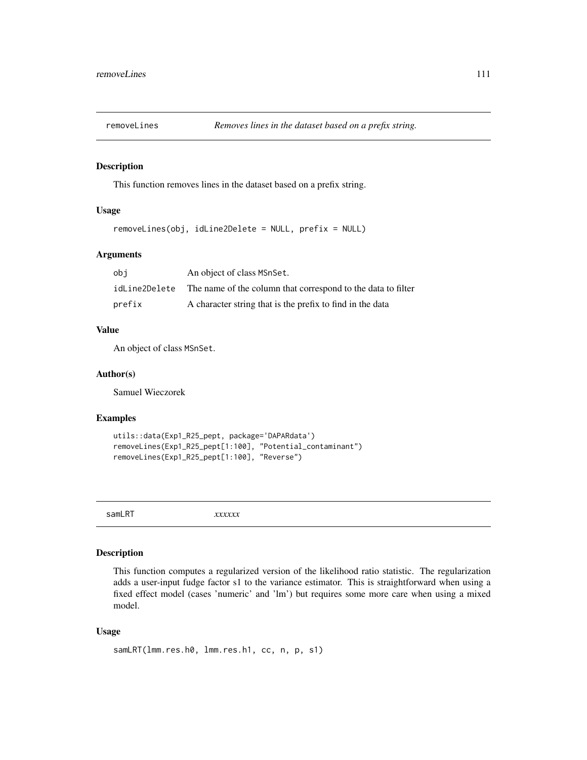## removeLines *Removes lines in the dataset based on a prefix string.*

### Description

This function removes lines in the dataset based on a prefix string.

### Usage

```
removeLines(obj, idLine2Delete = NULL, prefix = NULL)
```

### Arguments

| | |
|---|---|
| obj | An object of class MSnSet. |
| idLine2Delete | The name of the column that correspond to the data to filter |
| prefix | A character string that is the prefix to find in the data |

### Value

An object of class MSnSet.

### Author(s)

Samuel Wieczorek

### Examples

```
utils::data(Exp1_R25_pept, package='DAPARdata')
removeLines(Exp1_R25_pept[1:100], "Potential_contaminant")
removeLines(Exp1_R25_pept[1:100], "Reverse")
```

## samLRT *xxxxxx*

### Description

This function computes a regularized version of the likelihood ratio statistic. The regularization adds a user-input fudge factor s1 to the variance estimator. This is straightforward when using a fixed effect model (cases 'numeric' and 'lm') but requires some more care when using a mixed model.

### Usage

```
samLRT(lmm.res.h0, lmm.res.h1, cc, n, p, s1)
```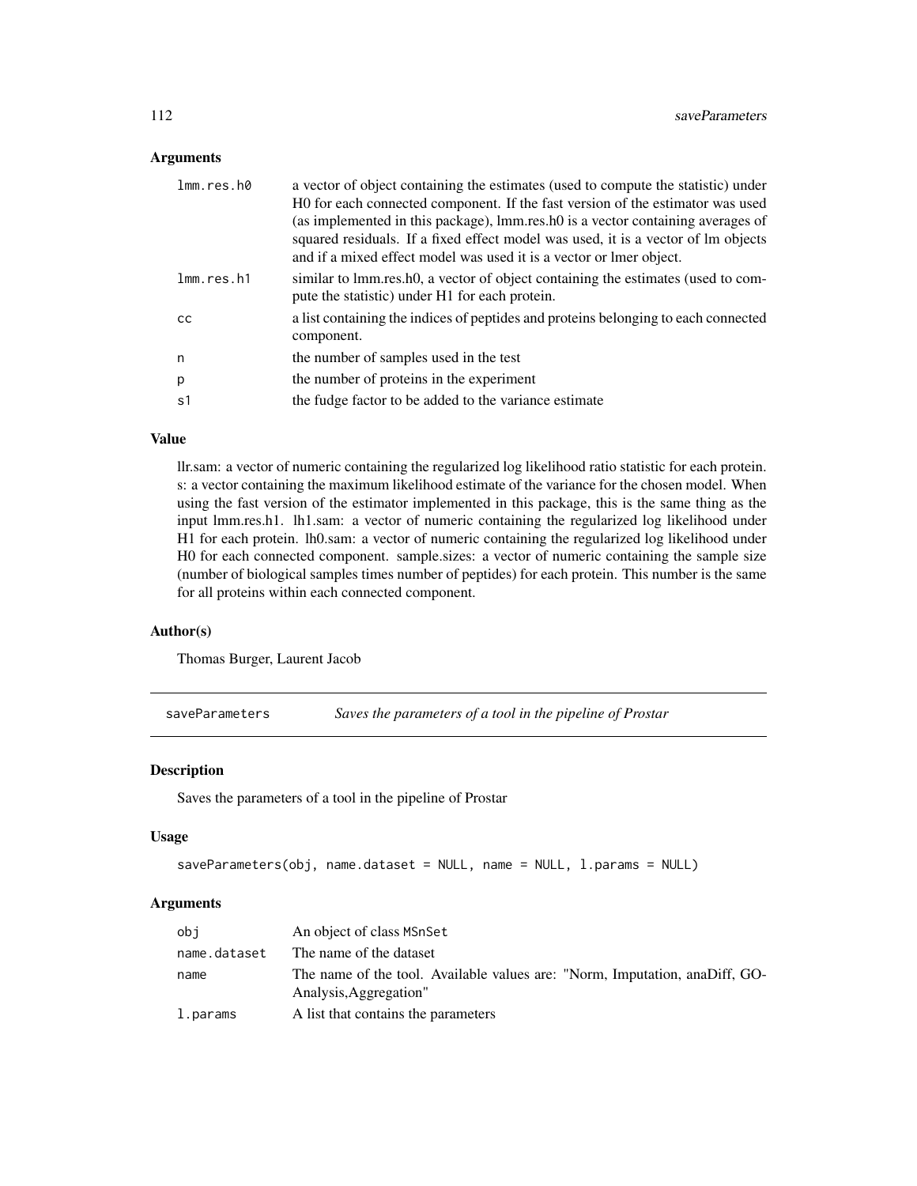### Arguments

| | |
|---|---|
| lmm.res.h0 | a vector of object containing the estimates (used to compute the statistic) under H0 for each connected component. If the fast version of the estimator was used (as implemented in this package), lmm.res.h0 is a vector containing averages of squared residuals. If a fixed effect model was used, it is a vector of lm objects and if a mixed effect model was used it is a vector or lmer object. |
| lmm.res.h1 | similar to lmm.res.h0, a vector of object containing the estimates (used to compute the statistic) under H1 for each protein. |
| cc | a list containing the indices of peptides and proteins belonging to each connected component. |
| n | the number of samples used in the test |
| p | the number of proteins in the experiment |
| s1 | the fudge factor to be added to the variance estimate |

### Value

llr.sam: a vector of numeric containing the regularized log likelihood ratio statistic for each protein. s: a vector containing the maximum likelihood estimate of the variance for the chosen model. When using the fast version of the estimator implemented in this package, this is the same thing as the input lmm.res.h1. lh1.sam: a vector of numeric containing the regularized log likelihood under H1 for each protein. lh0.sam: a vector of numeric containing the regularized log likelihood under H0 for each connected component. sample.sizes: a vector of numeric containing the sample size (number of biological samples times number of peptides) for each protein. This number is the same for all proteins within each connected component.

### Author(s)

Thomas Burger, Laurent Jacob

---

## saveParameters — *Saves the parameters of a tool in the pipeline of Prostar*

### Description

Saves the parameters of a tool in the pipeline of Prostar

### Usage

```
saveParameters(obj, name.dataset = NULL, name = NULL, l.params = NULL)
```

### Arguments

| | |
|---|---|
| obj | An object of class MSnSet |
| name.dataset | The name of the dataset |
| name | The name of the tool. Available values are: "Norm, Imputation, anaDiff, GO-Analysis,Aggregation" |
| l.params | A list that contains the parameters |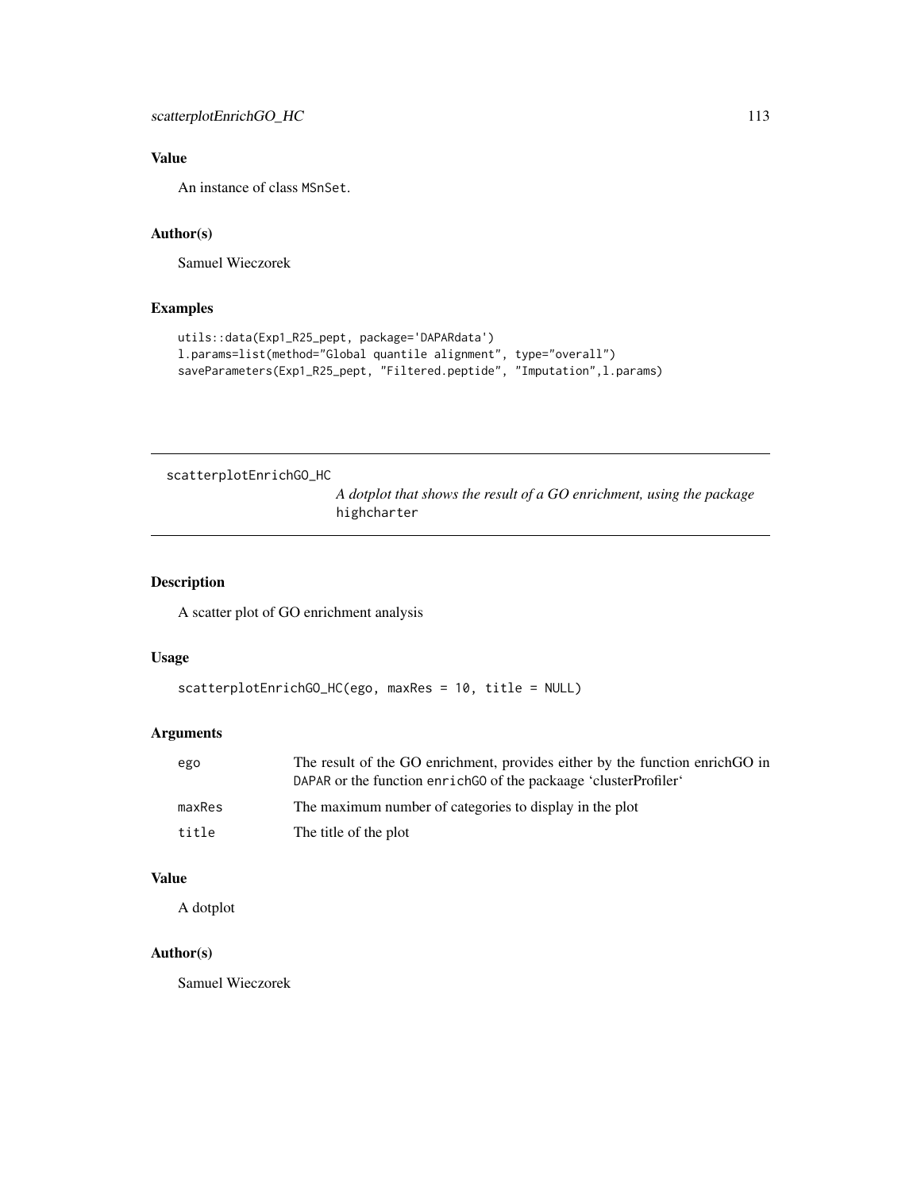### Value

An instance of class MSnSet.

### Author(s)

Samuel Wieczorek

### Examples

```
utils::data(Exp1_R25_pept, package='DAPARdata')
l.params=list(method="Global quantile alignment", type="overall")
saveParameters(Exp1_R25_pept, "Filtered.peptide", "Imputation",l.params)
```

---

## scatterplotEnrichGO_HC

*A dotplot that shows the result of a GO enrichment, using the package* `highcharter`

---

### Description

A scatter plot of GO enrichment analysis

### Usage

```
scatterplotEnrichGO_HC(ego, maxRes = 10, title = NULL)
```

### Arguments

| | |
|---|---|
| ego | The result of the GO enrichment, provides either by the function enrichGO in DAPAR or the function enrichGO of the packaage 'clusterProfiler' |
| maxRes | The maximum number of categories to display in the plot |
| title | The title of the plot |

### Value

A dotplot

### Author(s)

Samuel Wieczorek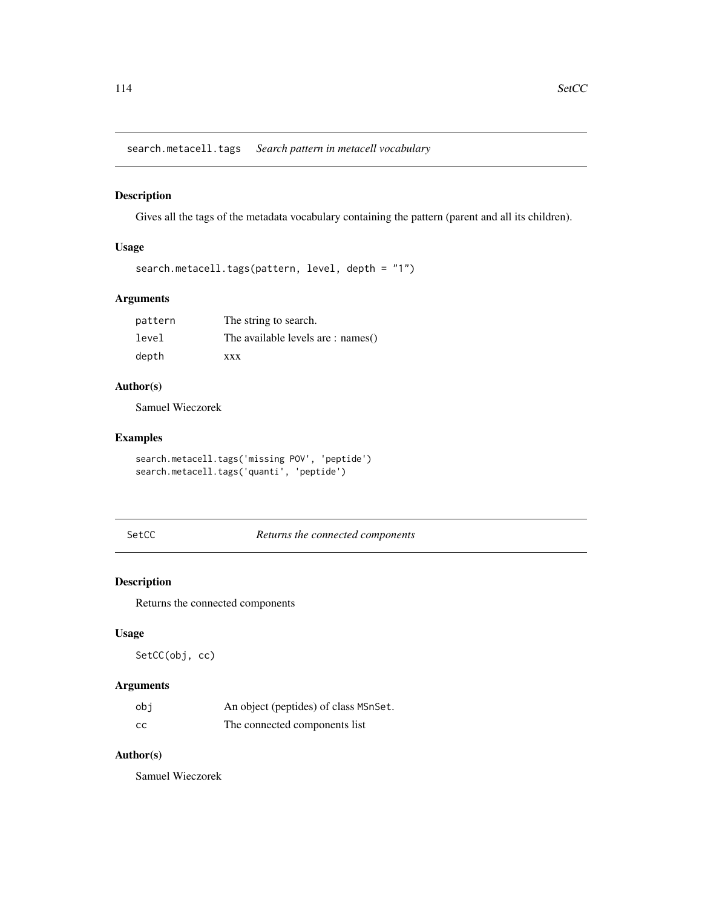## search.metacell.tags *Search pattern in metacell vocabulary*

### Description

Gives all the tags of the metadata vocabulary containing the pattern (parent and all its children).

### Usage

```
search.metacell.tags(pattern, level, depth = "1")
```

### Arguments

| | |
|---|---|
| pattern | The string to search. |
| level | The available levels are : names() |
| depth | xxx |

### Author(s)

Samuel Wieczorek

### Examples

```
search.metacell.tags('missing POV', 'peptide')
search.metacell.tags('quanti', 'peptide')
```

## SetCC *Returns the connected components*

### Description

Returns the connected components

### Usage

```
SetCC(obj, cc)
```

### Arguments

| | |
|---|---|
| obj | An object (peptides) of class MSnSet. |
| cc | The connected components list |

### Author(s)

Samuel Wieczorek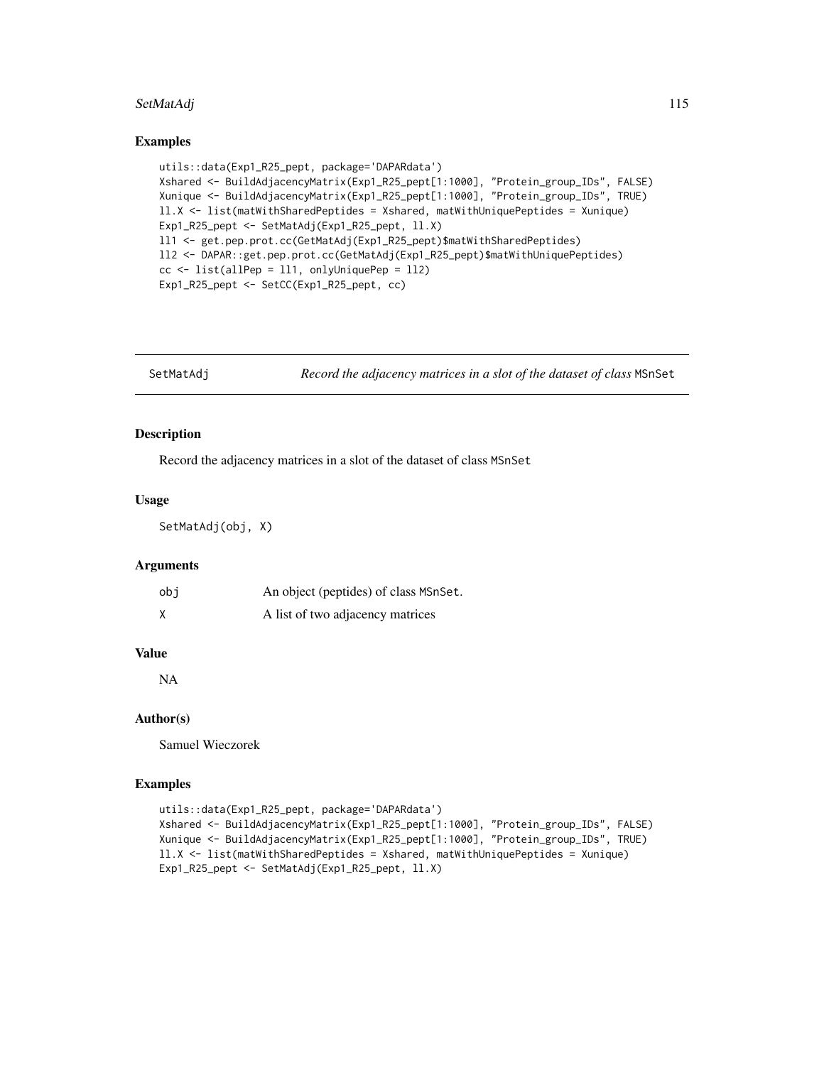## Examples

```
utils::data(Exp1_R25_pept, package='DAPARdata')
Xshared <- BuildAdjacencyMatrix(Exp1_R25_pept[1:1000], "Protein_group_IDs", FALSE)
Xunique <- BuildAdjacencyMatrix(Exp1_R25_pept[1:1000], "Protein_group_IDs", TRUE)
ll.X <- list(matWithSharedPeptides = Xshared, matWithUniquePeptides = Xunique)
Exp1_R25_pept <- SetMatAdj(Exp1_R25_pept, ll.X)
ll1 <- get.pep.prot.cc(GetMatAdj(Exp1_R25_pept)$matWithSharedPeptides)
ll2 <- DAPAR::get.pep.prot.cc(GetMatAdj(Exp1_R25_pept)$matWithUniquePeptides)
cc <- list(allPep = ll1, onlyUniquePep = ll2)
Exp1_R25_pept <- SetCC(Exp1_R25_pept, cc)
```

---

# SetMatAdj — *Record the adjacency matrices in a slot of the dataset of class* MSnSet

---

## Description

Record the adjacency matrices in a slot of the dataset of class MSnSet

## Usage

```
SetMatAdj(obj, X)
```

## Arguments

| | |
|---|---|
| obj | An object (peptides) of class MSnSet. |
| X | A list of two adjacency matrices |

## Value

NA

## Author(s)

Samuel Wieczorek

## Examples

```
utils::data(Exp1_R25_pept, package='DAPARdata')
Xshared <- BuildAdjacencyMatrix(Exp1_R25_pept[1:1000], "Protein_group_IDs", FALSE)
Xunique <- BuildAdjacencyMatrix(Exp1_R25_pept[1:1000], "Protein_group_IDs", TRUE)
ll.X <- list(matWithSharedPeptides = Xshared, matWithUniquePeptides = Xunique)
Exp1_R25_pept <- SetMatAdj(Exp1_R25_pept, ll.X)
```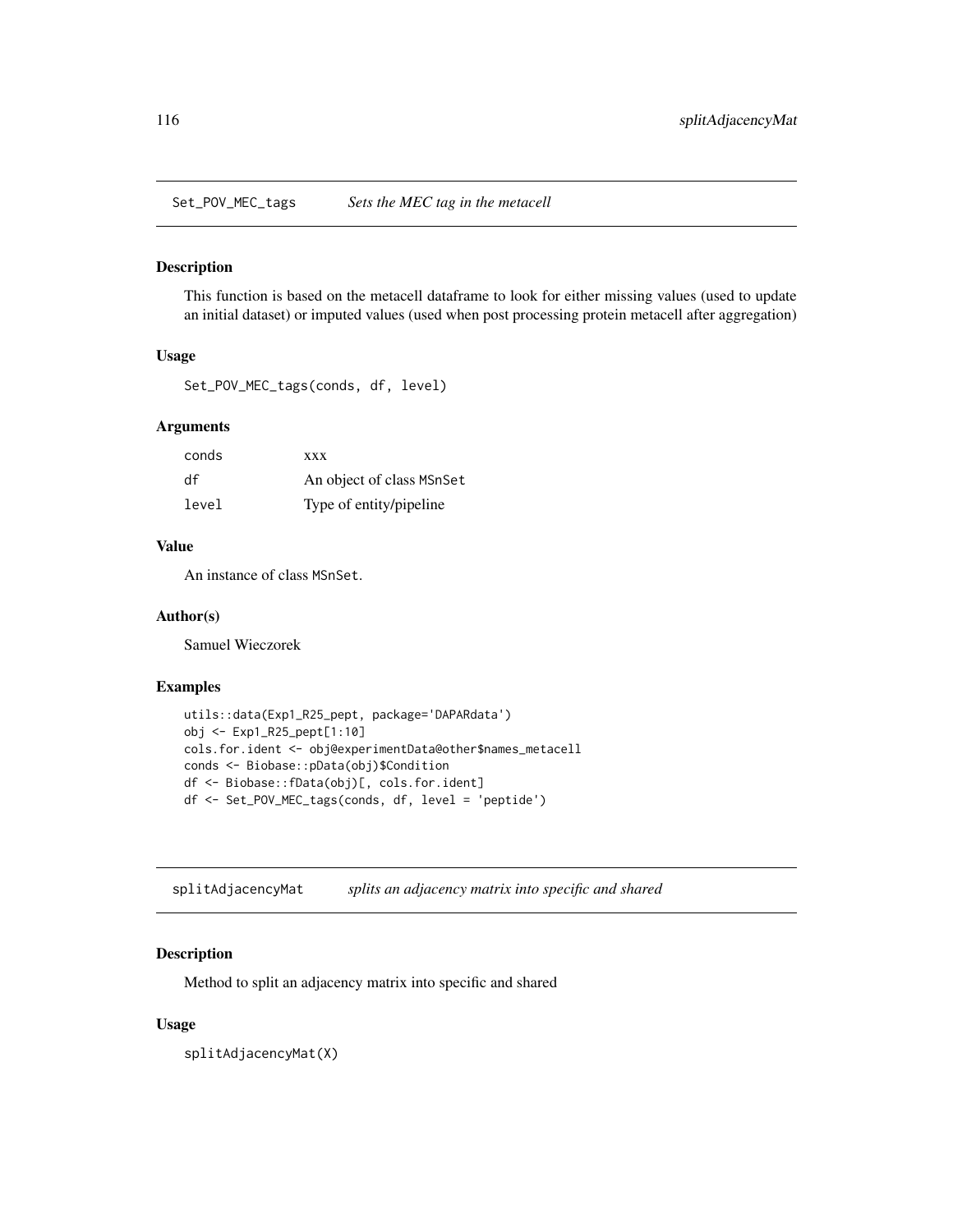## Set_POV_MEC_tags *Sets the MEC tag in the metacell*

### Description

This function is based on the metacell dataframe to look for either missing values (used to update an initial dataset) or imputed values (used when post processing protein metacell after aggregation)

### Usage

```
Set_POV_MEC_tags(conds, df, level)
```

### Arguments

| | |
|---|---|
| conds | xxx |
| df | An object of class MSnSet |
| level | Type of entity/pipeline |

### Value

An instance of class MSnSet.

### Author(s)

Samuel Wieczorek

### Examples

```
utils::data(Exp1_R25_pept, package='DAPARdata')
obj <- Exp1_R25_pept[1:10]
cols.for.ident <- obj@experimentData@other$names_metacell
conds <- Biobase::pData(obj)$Condition
df <- Biobase::fData(obj)[, cols.for.ident]
df <- Set_POV_MEC_tags(conds, df, level = 'peptide')
```

## splitAdjacencyMat *splits an adjacency matrix into specific and shared*

### Description

Method to split an adjacency matrix into specific and shared

### Usage

```
splitAdjacencyMat(X)
```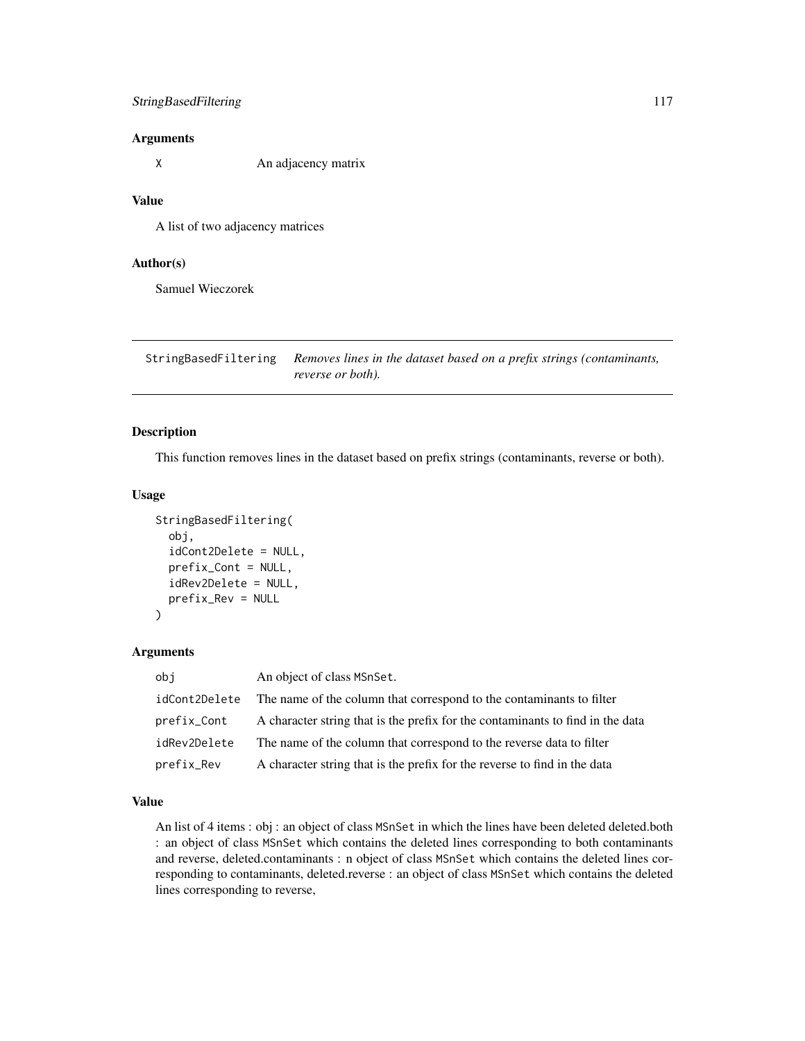### Arguments

| | |
|---|---|
| X | An adjacency matrix |

### Value

A list of two adjacency matrices

### Author(s)

Samuel Wieczorek

---

## StringBasedFiltering — *Removes lines in the dataset based on a prefix strings (contaminants, reverse or both).*

---

### Description

This function removes lines in the dataset based on prefix strings (contaminants, reverse or both).

### Usage

```
StringBasedFiltering(
  obj,
  idCont2Delete = NULL,
  prefix_Cont = NULL,
  idRev2Delete = NULL,
  prefix_Rev = NULL
)
```

### Arguments

| | |
|---|---|
| obj | An object of class MSnSet. |
| idCont2Delete | The name of the column that correspond to the contaminants to filter |
| prefix_Cont | A character string that is the prefix for the contaminants to find in the data |
| idRev2Delete | The name of the column that correspond to the reverse data to filter |
| prefix_Rev | A character string that is the prefix for the reverse to find in the data |

### Value

An list of 4 items : obj : an object of class MSnSet in which the lines have been deleted deleted.both : an object of class MSnSet which contains the deleted lines corresponding to both contaminants and reverse, deleted.contaminants : n object of class MSnSet which contains the deleted lines corresponding to contaminants, deleted.reverse : an object of class MSnSet which contains the deleted lines corresponding to reverse,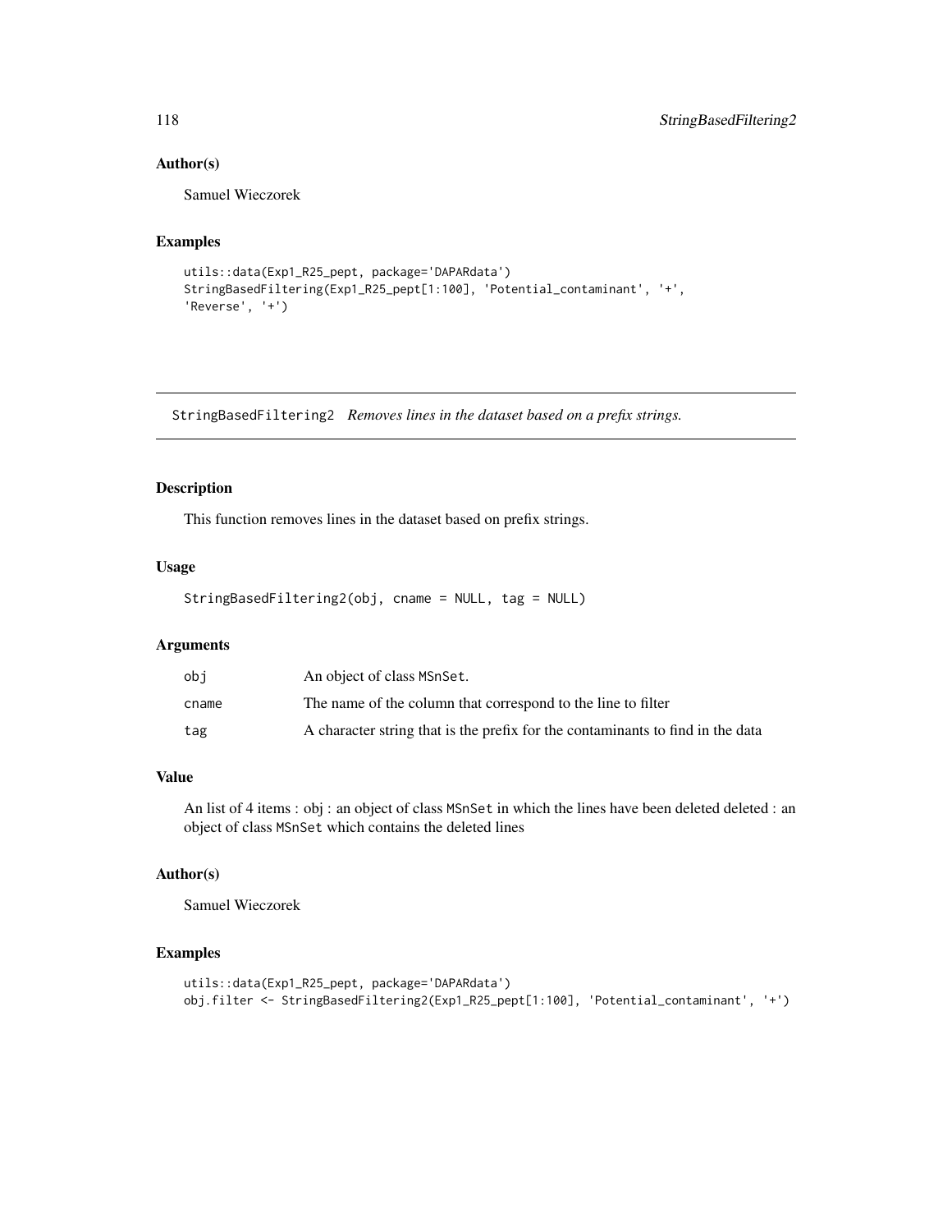## Author(s)

Samuel Wieczorek

## Examples

```
utils::data(Exp1_R25_pept, package='DAPARdata')
StringBasedFiltering(Exp1_R25_pept[1:100], 'Potential_contaminant', '+',
'Reverse', '+')
```

---

# StringBasedFiltering2 *Removes lines in the dataset based on a prefix strings.*

---

## Description

This function removes lines in the dataset based on prefix strings.

## Usage

```
StringBasedFiltering2(obj, cname = NULL, tag = NULL)
```

## Arguments

| | |
|---|---|
| obj | An object of class MSnSet. |
| cname | The name of the column that correspond to the line to filter |
| tag | A character string that is the prefix for the contaminants to find in the data |

## Value

An list of 4 items : obj : an object of class MSnSet in which the lines have been deleted deleted : an object of class MSnSet which contains the deleted lines

## Author(s)

Samuel Wieczorek

## Examples

```
utils::data(Exp1_R25_pept, package='DAPARdata')
obj.filter <- StringBasedFiltering2(Exp1_R25_pept[1:100], 'Potential_contaminant', '+')
```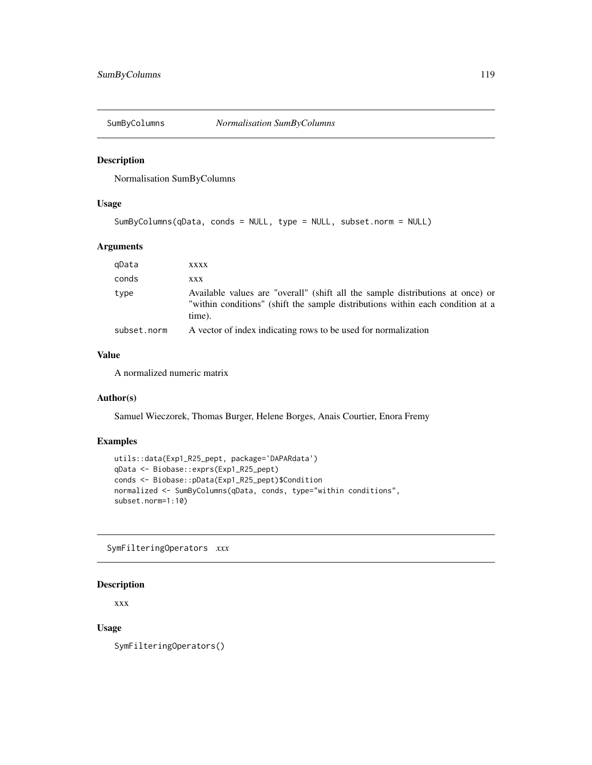## SumByColumns *Normalisation SumByColumns*

### Description

Normalisation SumByColumns

### Usage

```
SumByColumns(qData, conds = NULL, type = NULL, subset.norm = NULL)
```

### Arguments

| | |
|---|---|
| qData | xxxx |
| conds | xxx |
| type | Available values are "overall" (shift all the sample distributions at once) or "within conditions" (shift the sample distributions within each condition at a time). |
| subset.norm | A vector of index indicating rows to be used for normalization |

### Value

A normalized numeric matrix

### Author(s)

Samuel Wieczorek, Thomas Burger, Helene Borges, Anais Courtier, Enora Fremy

### Examples

```
utils::data(Exp1_R25_pept, package='DAPARdata')
qData <- Biobase::exprs(Exp1_R25_pept)
conds <- Biobase::pData(Exp1_R25_pept)$Condition
normalized <- SumByColumns(qData, conds, type="within conditions",
subset.norm=1:10)
```

## SymFilteringOperators *xxx*

### Description

xxx

### Usage

```
SymFilteringOperators()
```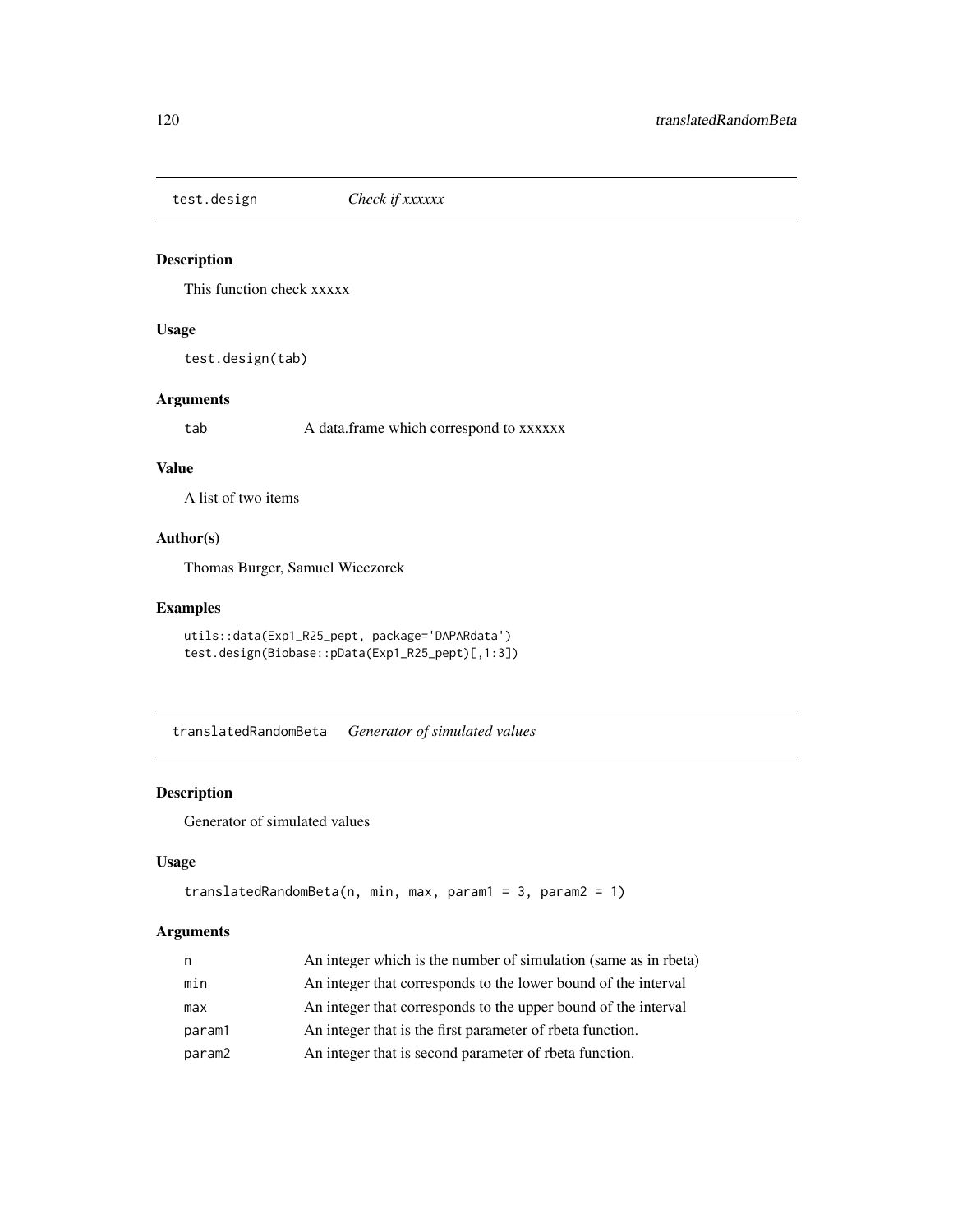## test.design *Check if xxxxxx*

### Description

This function check xxxxx

### Usage

```
test.design(tab)
```

### Arguments

| | |
|---|---|
| tab | A data.frame which correspond to xxxxxx |

### Value

A list of two items

### Author(s)

Thomas Burger, Samuel Wieczorek

### Examples

```
utils::data(Exp1_R25_pept, package='DAPARdata')
test.design(Biobase::pData(Exp1_R25_pept)[,1:3])
```

## translatedRandomBeta *Generator of simulated values*

### Description

Generator of simulated values

### Usage

```
translatedRandomBeta(n, min, max, param1 = 3, param2 = 1)
```

### Arguments

| | |
|---|---|
| n | An integer which is the number of simulation (same as in rbeta) |
| min | An integer that corresponds to the lower bound of the interval |
| max | An integer that corresponds to the upper bound of the interval |
| param1 | An integer that is the first parameter of rbeta function. |
| param2 | An integer that is second parameter of rbeta function. |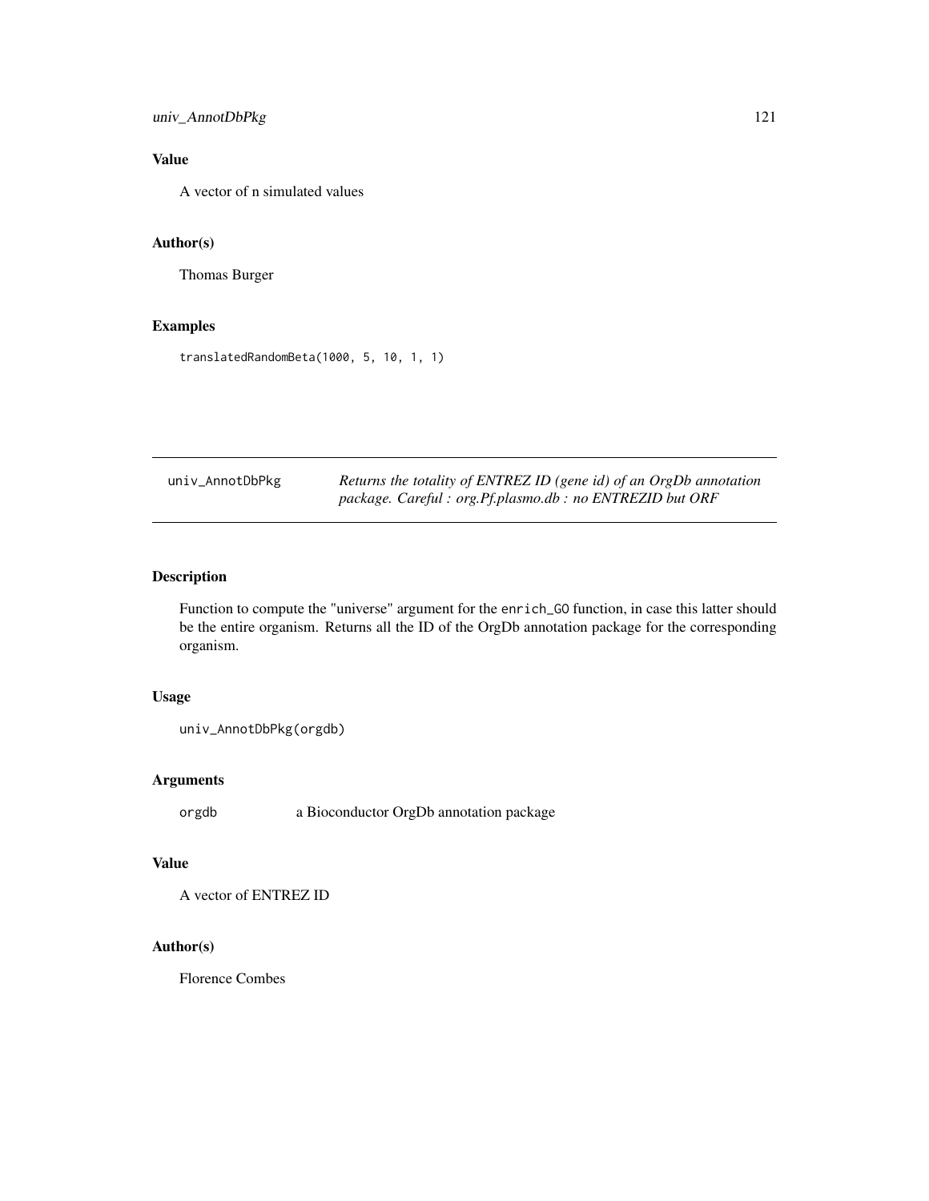## Value

A vector of n simulated values

## Author(s)

Thomas Burger

## Examples

```
translatedRandomBeta(1000, 5, 10, 1, 1)
```

---

# univ_AnnotDbPkg — *Returns the totality of ENTREZ ID (gene id) of an OrgDb annotation package. Careful : org.Pf.plasmo.db : no ENTREZID but ORF*

---

## Description

Function to compute the "universe" argument for the `enrich_GO` function, in case this latter should be the entire organism. Returns all the ID of the OrgDb annotation package for the corresponding organism.

## Usage

```
univ_AnnotDbPkg(orgdb)
```

## Arguments

`orgdb` a Bioconductor OrgDb annotation package

## Value

A vector of ENTREZ ID

## Author(s)

Florence Combes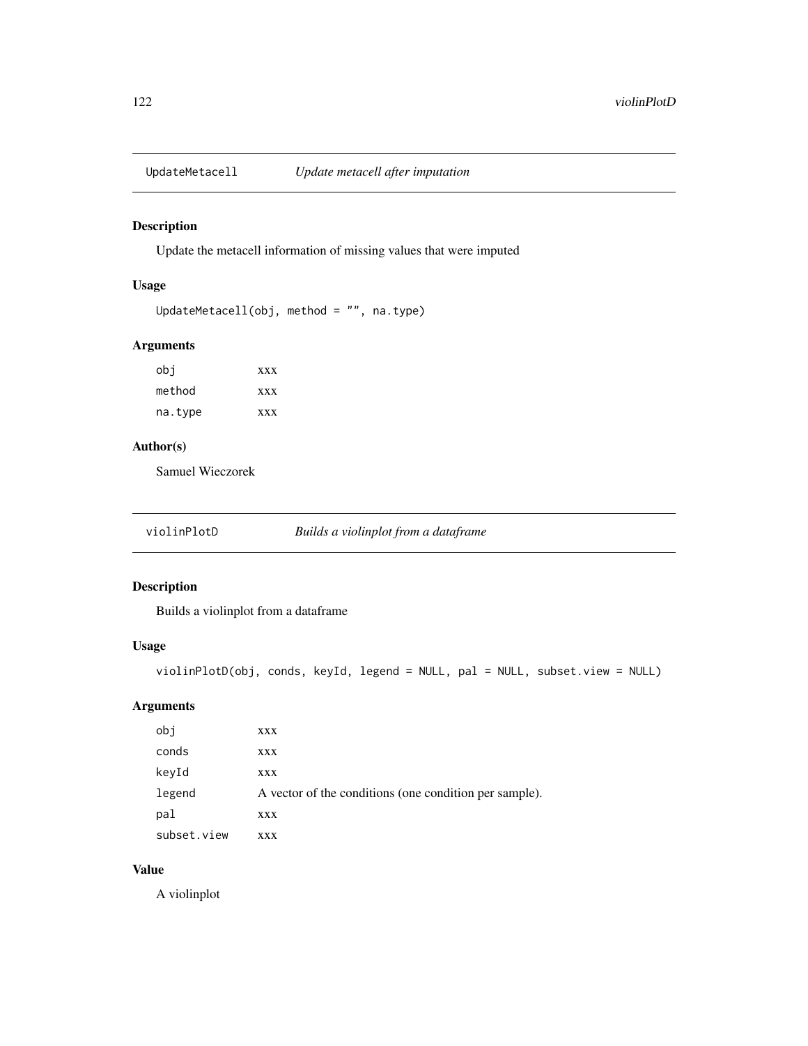## UpdateMetacell *Update metacell after imputation*

### Description

Update the metacell information of missing values that were imputed

### Usage

```
UpdateMetacell(obj, method = "", na.type)
```

### Arguments

| | |
|---|---|
| obj | xxx |
| method | xxx |
| na.type | xxx |

### Author(s)

Samuel Wieczorek

## violinPlotD *Builds a violinplot from a dataframe*

### Description

Builds a violinplot from a dataframe

### Usage

```
violinPlotD(obj, conds, keyId, legend = NULL, pal = NULL, subset.view = NULL)
```

### Arguments

| | |
|---|---|
| obj | xxx |
| conds | xxx |
| keyId | xxx |
| legend | A vector of the conditions (one condition per sample). |
| pal | xxx |
| subset.view | xxx |

### Value

A violinplot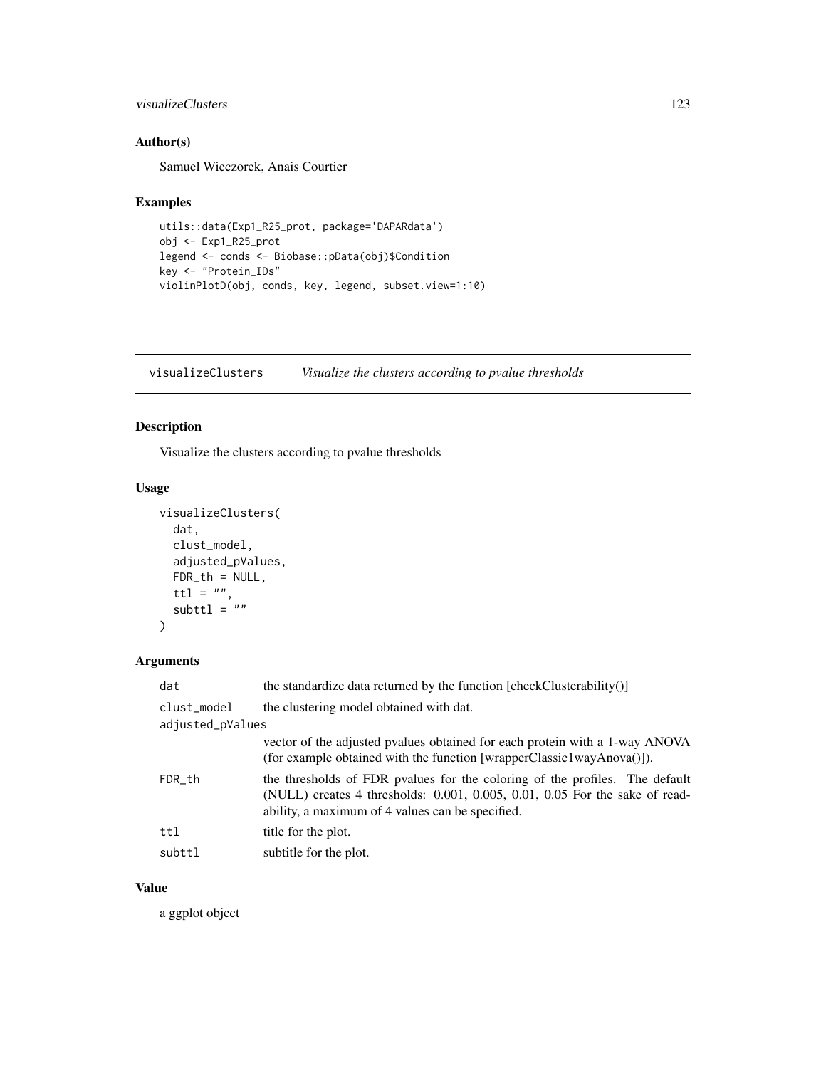## Author(s)

Samuel Wieczorek, Anais Courtier

## Examples

```
utils::data(Exp1_R25_prot, package='DAPARdata')
obj <- Exp1_R25_prot
legend <- conds <- Biobase::pData(obj)$Condition
key <- "Protein_IDs"
violinPlotD(obj, conds, key, legend, subset.view=1:10)
```

---

# visualizeClusters    *Visualize the clusters according to pvalue thresholds*

---

## Description

Visualize the clusters according to pvalue thresholds

## Usage

```
visualizeClusters(
  dat,
  clust_model,
  adjusted_pValues,
  FDR_th = NULL,
  ttl = "",
  subttl = ""
)
```

## Arguments

| | |
|---|---|
| dat | the standardize data returned by the function [checkClusterability()] |
| clust_model | the clustering model obtained with dat. |
| adjusted_pValues | vector of the adjusted pvalues obtained for each protein with a 1-way ANOVA (for example obtained with the function [wrapperClassic1wayAnova()]). |
| FDR_th | the thresholds of FDR pvalues for the coloring of the profiles. The default (NULL) creates 4 thresholds: 0.001, 0.005, 0.01, 0.05 For the sake of readability, a maximum of 4 values can be specified. |
| ttl | title for the plot. |
| subttl | subtitle for the plot. |

## Value

a ggplot object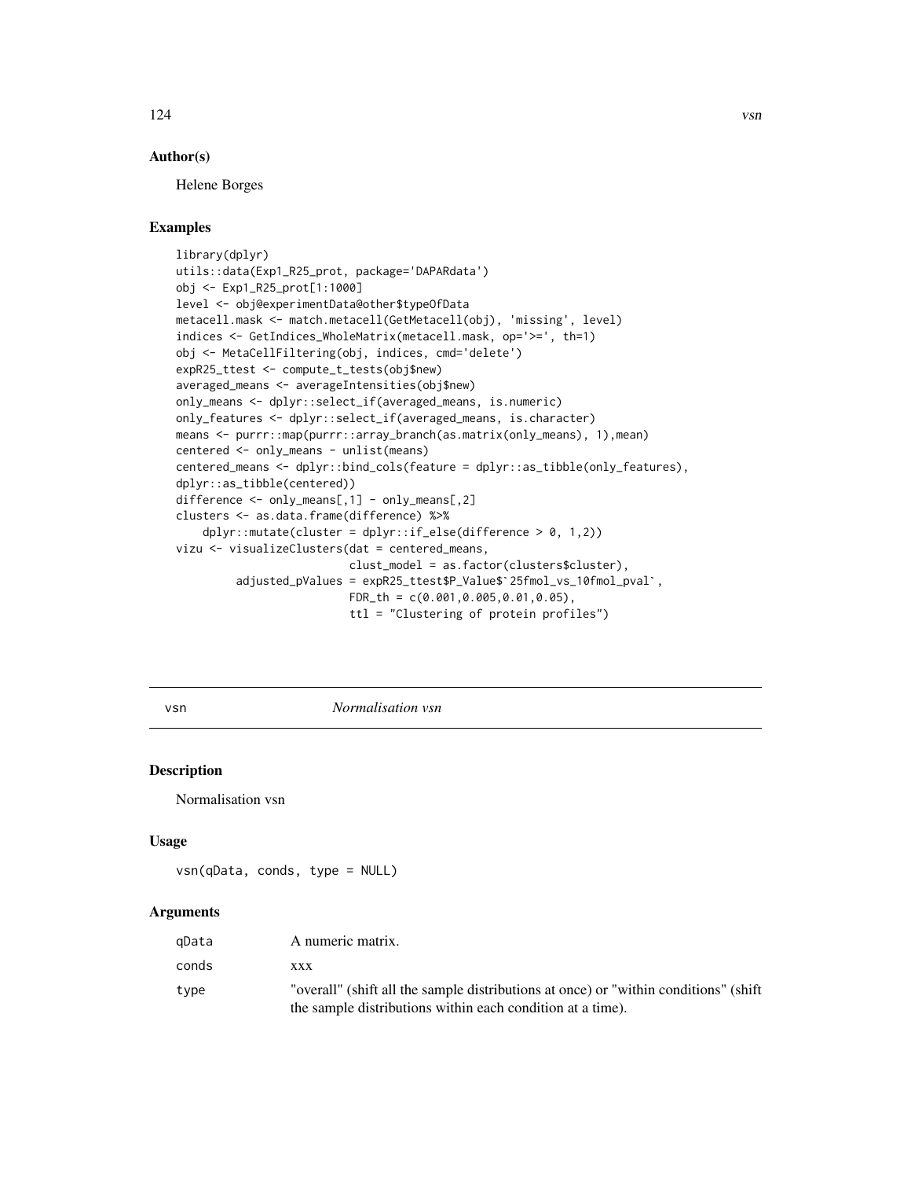## Author(s)

Helene Borges

## Examples

```
library(dplyr)
utils::data(Exp1_R25_prot, package='DAPARdata')
obj <- Exp1_R25_prot[1:1000]
level <- obj@experimentData@other$typeOfData
metacell.mask <- match.metacell(GetMetacell(obj), 'missing', level)
indices <- GetIndices_WholeMatrix(metacell.mask, op='>=', th=1)
obj <- MetaCellFiltering(obj, indices, cmd='delete')
expR25_ttest <- compute_t_tests(obj$new)
averaged_means <- averageIntensities(obj$new)
only_means <- dplyr::select_if(averaged_means, is.numeric)
only_features <- dplyr::select_if(averaged_means, is.character)
means <- purrr::map(purrr::array_branch(as.matrix(only_means), 1),mean)
centered <- only_means - unlist(means)
centered_means <- dplyr::bind_cols(feature = dplyr::as_tibble(only_features),
dplyr::as_tibble(centered))
difference <- only_means[,1] - only_means[,2]
clusters <- as.data.frame(difference) %>%
    dplyr::mutate(cluster = dplyr::if_else(difference > 0, 1,2))
vizu <- visualizeClusters(dat = centered_means,
                          clust_model = as.factor(clusters$cluster),
         adjusted_pValues = expR25_ttest$P_Value$`25fmol_vs_10fmol_pval`,
                          FDR_th = c(0.001,0.005,0.01,0.05),
                          ttl = "Clustering of protein profiles")
```

---

# vsn *Normalisation vsn*

## Description

Normalisation vsn

## Usage

```
vsn(qData, conds, type = NULL)
```

## Arguments

| | |
|---|---|
| qData | A numeric matrix. |
| conds | xxx |
| type | "overall" (shift all the sample distributions at once) or "within conditions" (shift the sample distributions within each condition at a time). |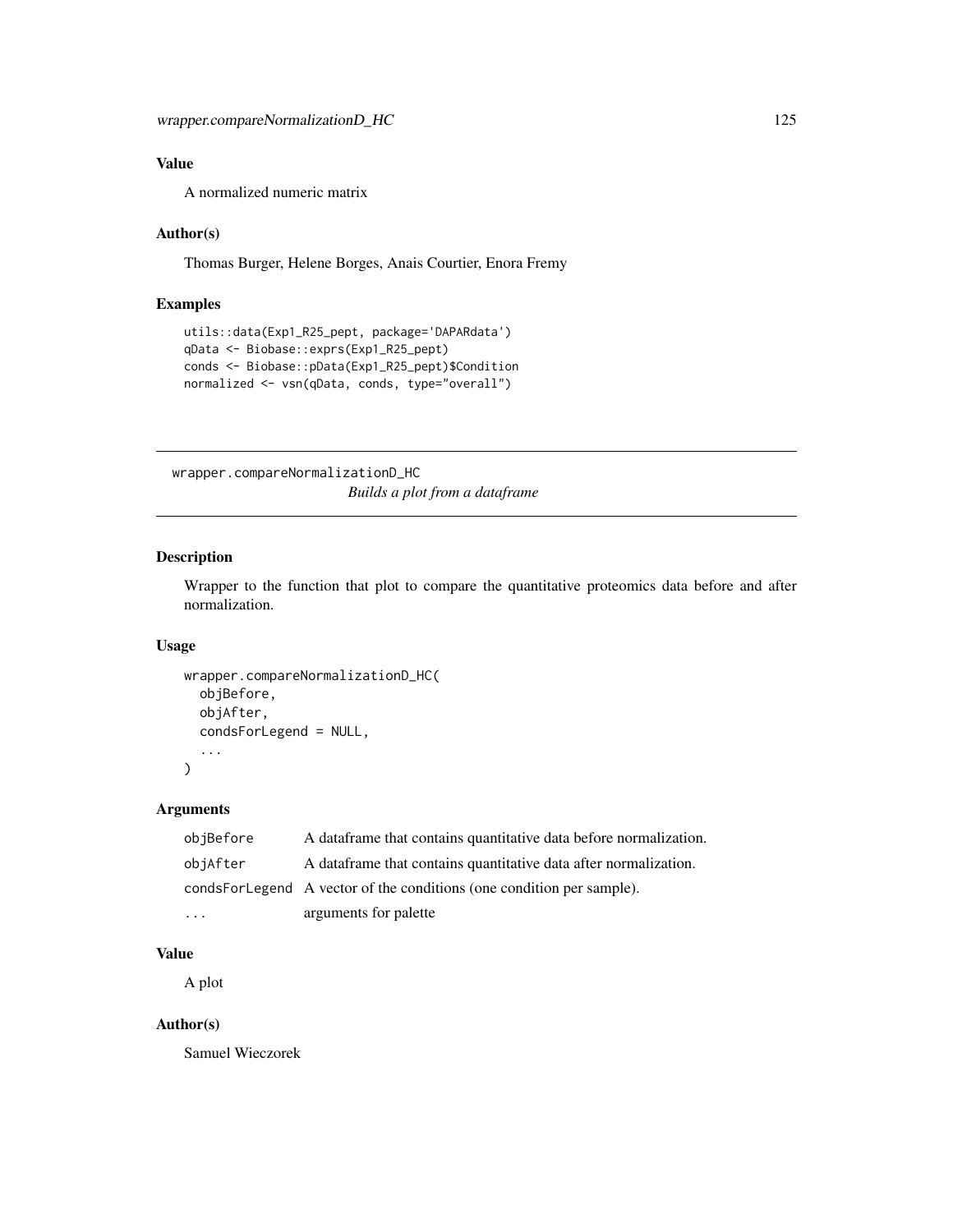## Value

A normalized numeric matrix

## Author(s)

Thomas Burger, Helene Borges, Anais Courtier, Enora Fremy

## Examples

```
utils::data(Exp1_R25_pept, package='DAPARdata')
qData <- Biobase::exprs(Exp1_R25_pept)
conds <- Biobase::pData(Exp1_R25_pept)$Condition
normalized <- vsn(qData, conds, type="overall")
```

---

# wrapper.compareNormalizationD_HC

*Builds a plot from a dataframe*

---

## Description

Wrapper to the function that plot to compare the quantitative proteomics data before and after normalization.

## Usage

```
wrapper.compareNormalizationD_HC(
  objBefore,
  objAfter,
  condsForLegend = NULL,
  ...
)
```

## Arguments

| | |
|---|---|
| objBefore | A dataframe that contains quantitative data before normalization. |
| objAfter | A dataframe that contains quantitative data after normalization. |
| condsForLegend | A vector of the conditions (one condition per sample). |
| ... | arguments for palette |

## Value

A plot

## Author(s)

Samuel Wieczorek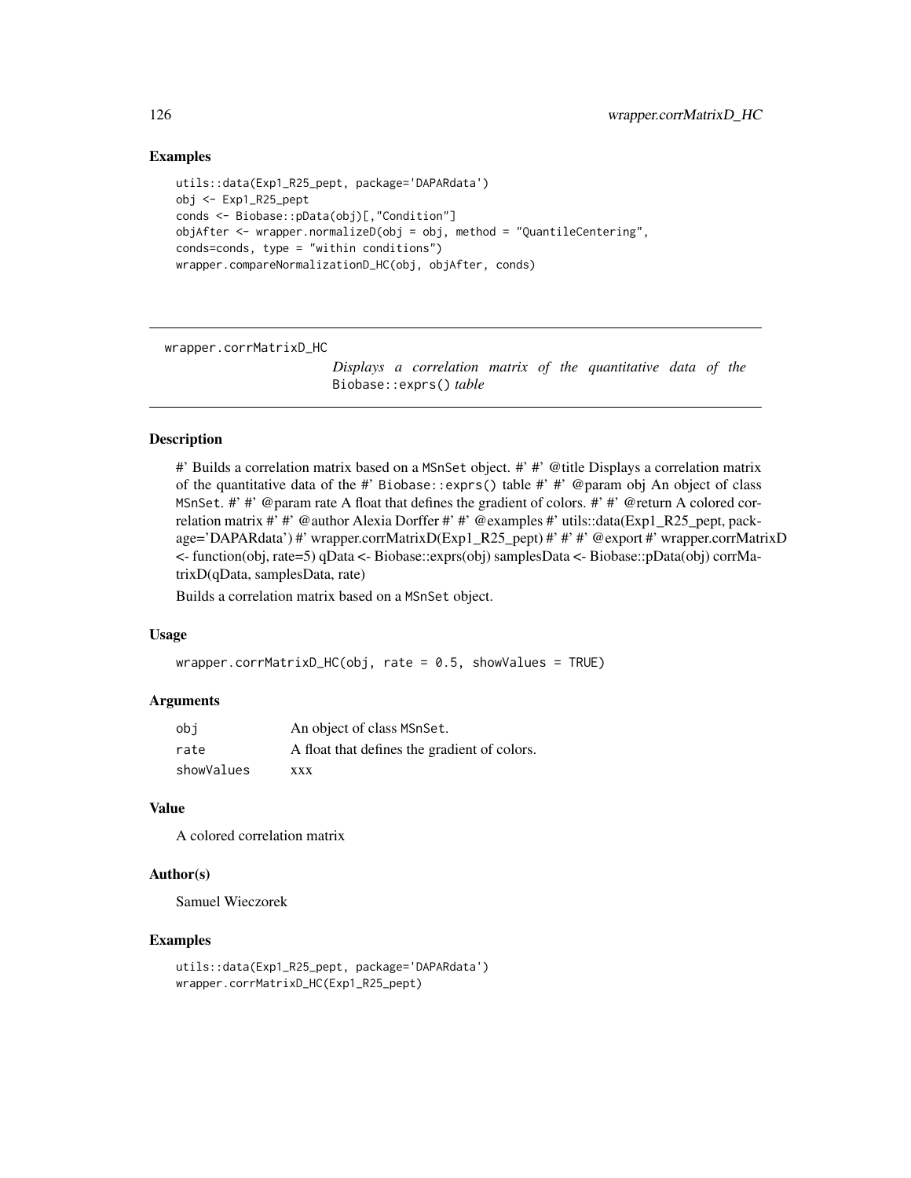## Examples

```
utils::data(Exp1_R25_pept, package='DAPARdata')
obj <- Exp1_R25_pept
conds <- Biobase::pData(obj)[,"Condition"]
objAfter <- wrapper.normalizeD(obj = obj, method = "QuantileCentering",
conds=conds, type = "within conditions")
wrapper.compareNormalizationD_HC(obj, objAfter, conds)
```

---

`wrapper.corrMatrixD_HC` *Displays a correlation matrix of the quantitative data of the* `Biobase::exprs()` *table*

---

## Description

#' Builds a correlation matrix based on a `MSnSet` object. #' #' @title Displays a correlation matrix of the quantitative data of the #' `Biobase::exprs()` table #' #' @param obj An object of class `MSnSet`. #' #' @param rate A float that defines the gradient of colors. #' #' @return A colored correlation matrix #' #' @author Alexia Dorffer #' #' @examples #' utils::data(Exp1_R25_pept, package='DAPARdata') #' wrapper.corrMatrixD(Exp1_R25_pept) #' #' #' @export #' wrapper.corrMatrixD <- function(obj, rate=5) qData <- Biobase::exprs(obj) samplesData <- Biobase::pData(obj) corrMatrixD(qData, samplesData, rate)

Builds a correlation matrix based on a `MSnSet` object.

## Usage

```
wrapper.corrMatrixD_HC(obj, rate = 0.5, showValues = TRUE)
```

## Arguments

| | |
|---|---|
| `obj` | An object of class `MSnSet`. |
| `rate` | A float that defines the gradient of colors. |
| `showValues` | xxx |

## Value

A colored correlation matrix

## Author(s)

Samuel Wieczorek

## Examples

```
utils::data(Exp1_R25_pept, package='DAPARdata')
wrapper.corrMatrixD_HC(Exp1_R25_pept)
```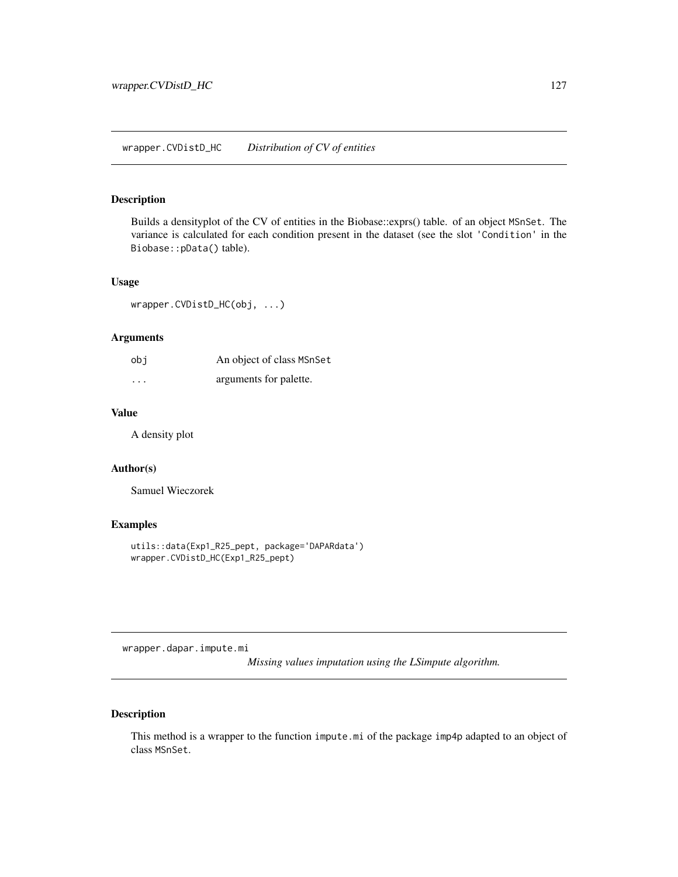## wrapper.CVDistD_HC *Distribution of CV of entities*

### Description

Builds a densityplot of the CV of entities in the Biobase::exprs() table. of an object MSnSet. The variance is calculated for each condition present in the dataset (see the slot 'Condition' in the Biobase::pData() table).

### Usage

```
wrapper.CVDistD_HC(obj, ...)
```

### Arguments

| | |
|---|---|
| obj | An object of class MSnSet |
| ... | arguments for palette. |

### Value

A density plot

### Author(s)

Samuel Wieczorek

### Examples

```
utils::data(Exp1_R25_pept, package='DAPARdata')
wrapper.CVDistD_HC(Exp1_R25_pept)
```

## wrapper.dapar.impute.mi *Missing values imputation using the LSimpute algorithm.*

### Description

This method is a wrapper to the function impute.mi of the package imp4p adapted to an object of class MSnSet.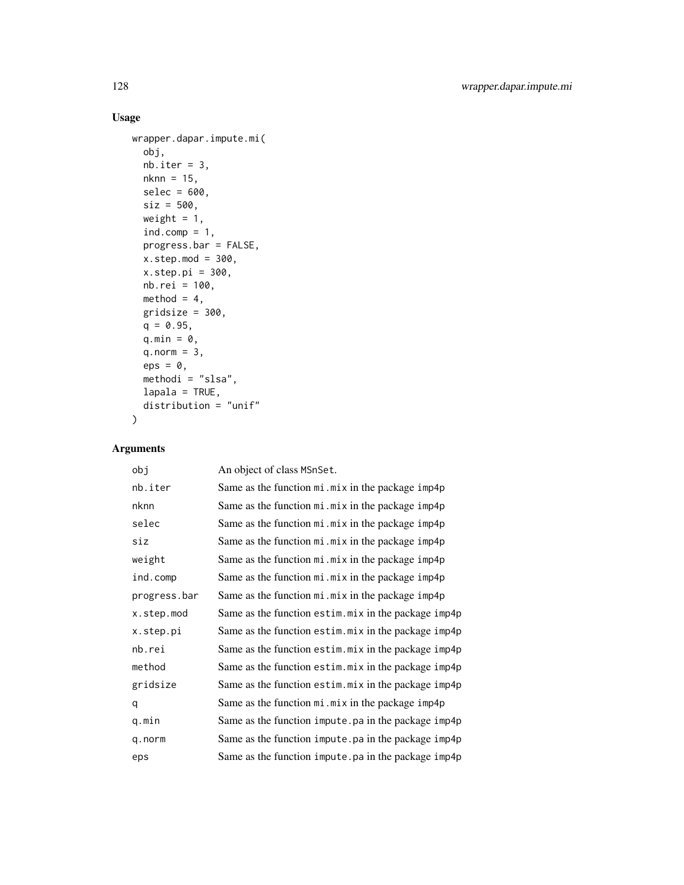## Usage

```
wrapper.dapar.impute.mi(
  obj,
  nb.iter = 3,
  nknn = 15,
  selec = 600,
  siz = 500,
  weight = 1,
  ind.comp = 1,
  progress.bar = FALSE,
  x.step.mod = 300,
  x.step.pi = 300,
  nb.rei = 100,
  method = 4,
  gridsize = 300,
  q = 0.95,
  q.min = 0,
  q.norm = 3,
  eps = 0,
  methodi = "slsa",
  lapala = TRUE,
  distribution = "unif"
)
```

## Arguments

| Argument | Description |
|---|---|
| `obj` | An object of class `MSnSet`. |
| `nb.iter` | Same as the function `mi.mix` in the package `imp4p` |
| `nknn` | Same as the function `mi.mix` in the package `imp4p` |
| `selec` | Same as the function `mi.mix` in the package `imp4p` |
| `siz` | Same as the function `mi.mix` in the package `imp4p` |
| `weight` | Same as the function `mi.mix` in the package `imp4p` |
| `ind.comp` | Same as the function `mi.mix` in the package `imp4p` |
| `progress.bar` | Same as the function `mi.mix` in the package `imp4p` |
| `x.step.mod` | Same as the function `estim.mix` in the package `imp4p` |
| `x.step.pi` | Same as the function `estim.mix` in the package `imp4p` |
| `nb.rei` | Same as the function `estim.mix` in the package `imp4p` |
| `method` | Same as the function `estim.mix` in the package `imp4p` |
| `gridsize` | Same as the function `estim.mix` in the package `imp4p` |
| `q` | Same as the function `mi.mix` in the package `imp4p` |
| `q.min` | Same as the function `impute.pa` in the package `imp4p` |
| `q.norm` | Same as the function `impute.pa` in the package `imp4p` |
| `eps` | Same as the function `impute.pa` in the package `imp4p` |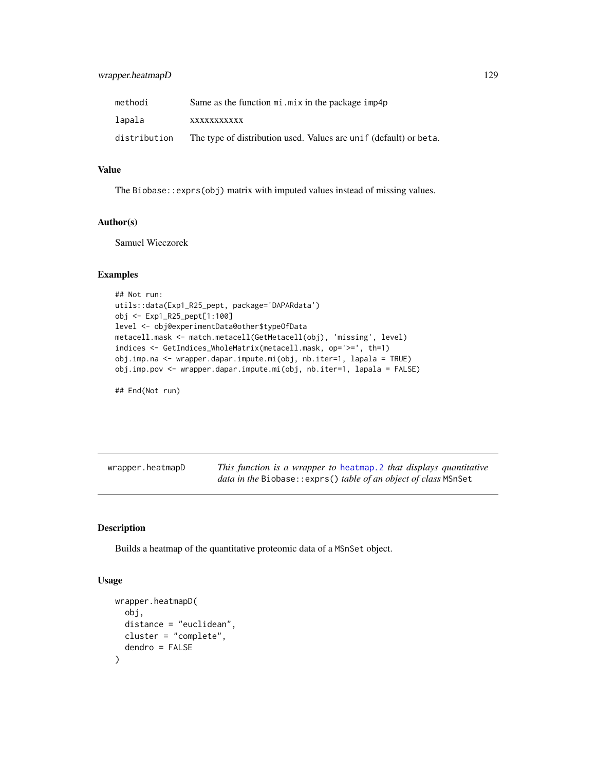| | |
|---|---|
| methodi | Same as the function mi.mix in the package imp4p |
| lapala | xxxxxxxxxxx |
| distribution | The type of distribution used. Values are unif (default) or beta. |

### Value

The Biobase::exprs(obj) matrix with imputed values instead of missing values.

### Author(s)

Samuel Wieczorek

### Examples

```
## Not run:
utils::data(Exp1_R25_pept, package='DAPARdata')
obj <- Exp1_R25_pept[1:100]
level <- obj@experimentData@other$typeOfData
metacell.mask <- match.metacell(GetMetacell(obj), 'missing', level)
indices <- GetIndices_WholeMatrix(metacell.mask, op='>=', th=1)
obj.imp.na <- wrapper.dapar.impute.mi(obj, nb.iter=1, lapala = TRUE)
obj.imp.pov <- wrapper.dapar.impute.mi(obj, nb.iter=1, lapala = FALSE)

## End(Not run)
```

---

## wrapper.heatmapD — *This function is a wrapper to* heatmap.2 *that displays quantitative data in the* Biobase::exprs() *table of an object of class* MSnSet

---

### Description

Builds a heatmap of the quantitative proteomic data of a MSnSet object.

### Usage

```
wrapper.heatmapD(
  obj,
  distance = "euclidean",
  cluster = "complete",
  dendro = FALSE
)
```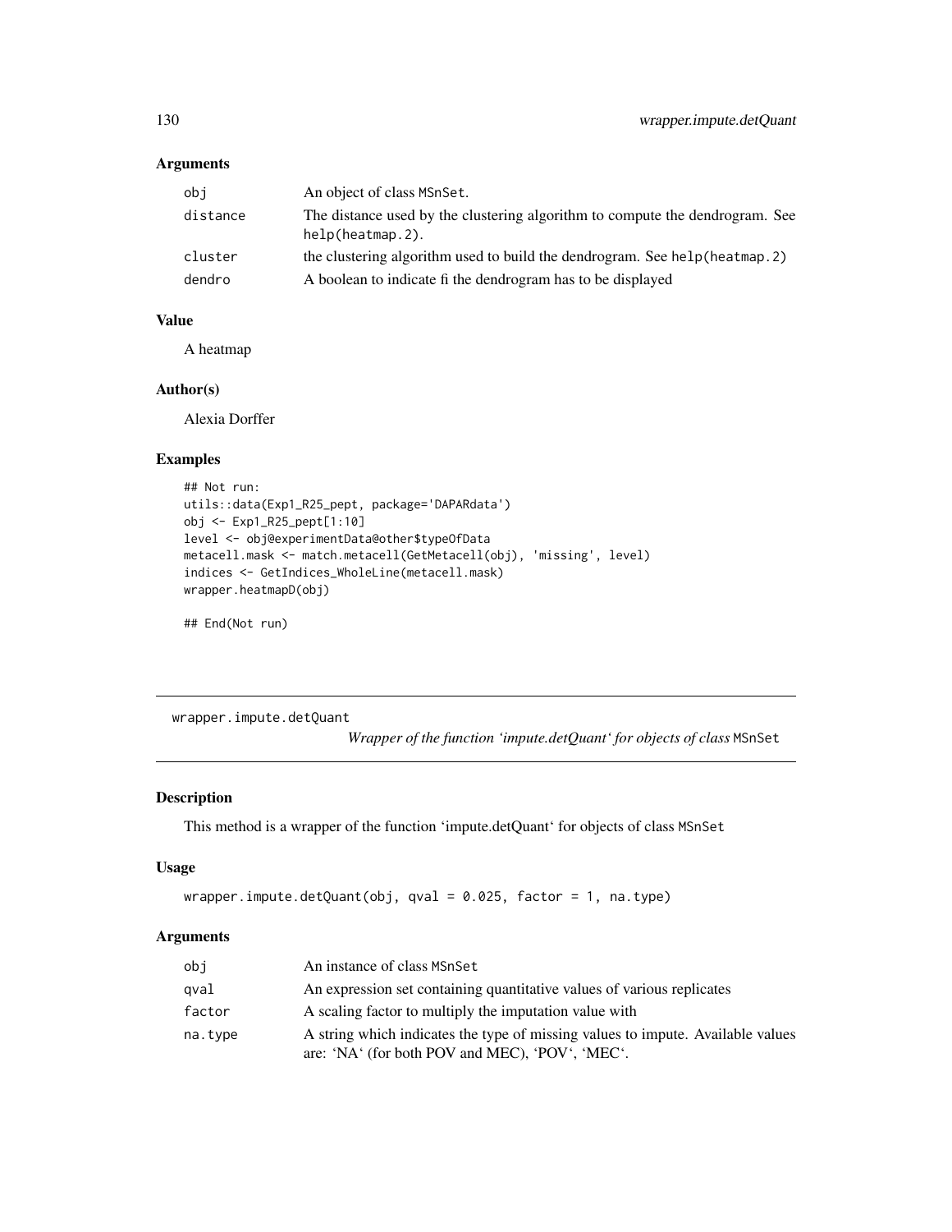## Arguments

| | |
|---|---|
| obj | An object of class MSnSet. |
| distance | The distance used by the clustering algorithm to compute the dendrogram. See help(heatmap.2). |
| cluster | the clustering algorithm used to build the dendrogram. See help(heatmap.2) |
| dendro | A boolean to indicate fi the dendrogram has to be displayed |

## Value

A heatmap

## Author(s)

Alexia Dorffer

## Examples

```
## Not run:
utils::data(Exp1_R25_pept, package='DAPARdata')
obj <- Exp1_R25_pept[1:10]
level <- obj@experimentData@other$typeOfData
metacell.mask <- match.metacell(GetMetacell(obj), 'missing', level)
indices <- GetIndices_WholeLine(metacell.mask)
wrapper.heatmapD(obj)

## End(Not run)
```

---

# wrapper.impute.detQuant

*Wrapper of the function 'impute.detQuant' for objects of class* MSnSet

## Description

This method is a wrapper of the function 'impute.detQuant' for objects of class MSnSet

## Usage

```
wrapper.impute.detQuant(obj, qval = 0.025, factor = 1, na.type)
```

## Arguments

| | |
|---|---|
| obj | An instance of class MSnSet |
| qval | An expression set containing quantitative values of various replicates |
| factor | A scaling factor to multiply the imputation value with |
| na.type | A string which indicates the type of missing values to impute. Available values are: 'NA' (for both POV and MEC), 'POV', 'MEC'. |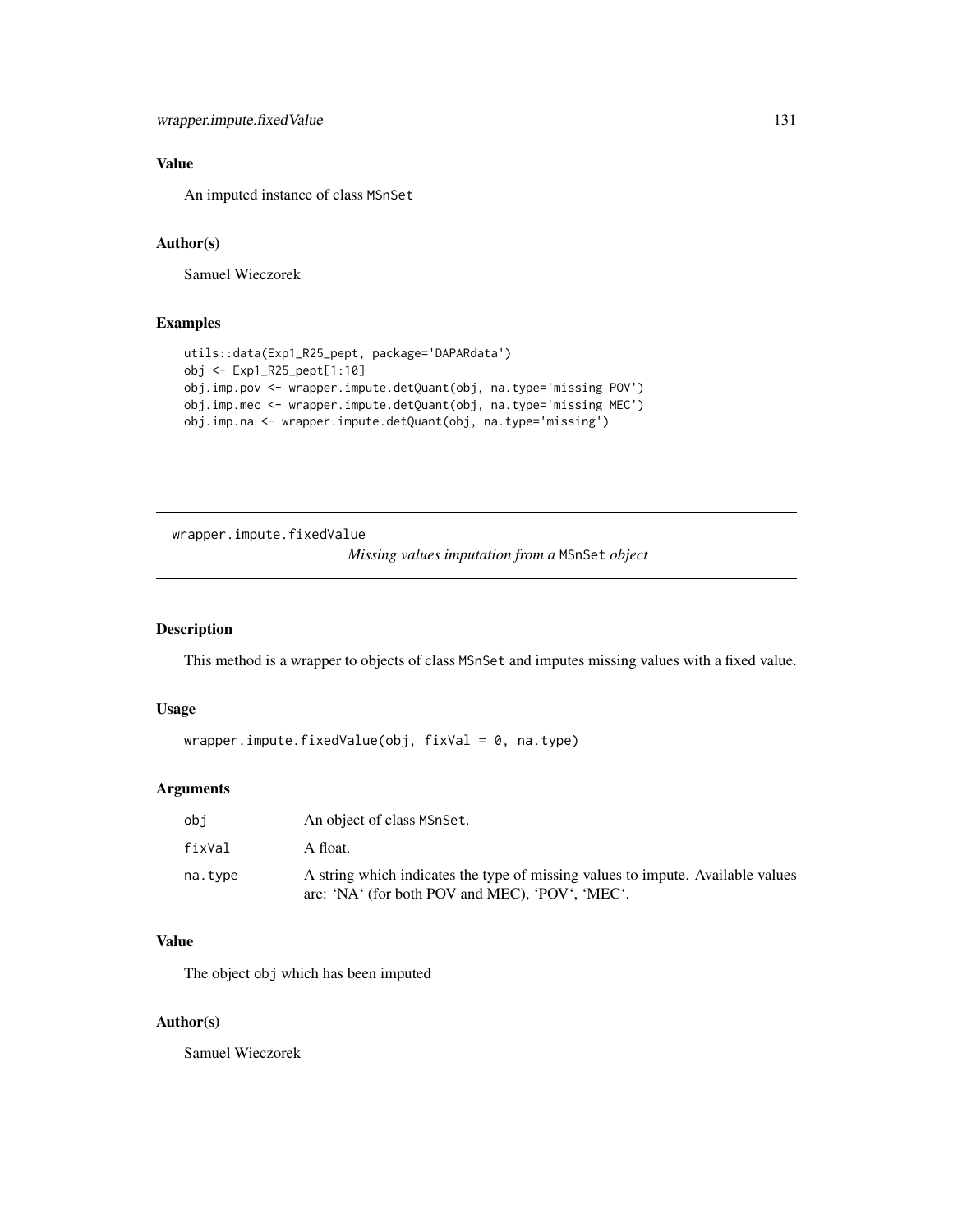## Value

An imputed instance of class MSnSet

## Author(s)

Samuel Wieczorek

## Examples

```
utils::data(Exp1_R25_pept, package='DAPARdata')
obj <- Exp1_R25_pept[1:10]
obj.imp.pov <- wrapper.impute.detQuant(obj, na.type='missing POV')
obj.imp.mec <- wrapper.impute.detQuant(obj, na.type='missing MEC')
obj.imp.na <- wrapper.impute.detQuant(obj, na.type='missing')
```

---

# wrapper.impute.fixedValue

*Missing values imputation from a* MSnSet *object*

## Description

This method is a wrapper to objects of class MSnSet and imputes missing values with a fixed value.

## Usage

```
wrapper.impute.fixedValue(obj, fixVal = 0, na.type)
```

## Arguments

| | |
|---|---|
| obj | An object of class MSnSet. |
| fixVal | A float. |
| na.type | A string which indicates the type of missing values to impute. Available values are: 'NA' (for both POV and MEC), 'POV', 'MEC'. |

## Value

The object obj which has been imputed

## Author(s)

Samuel Wieczorek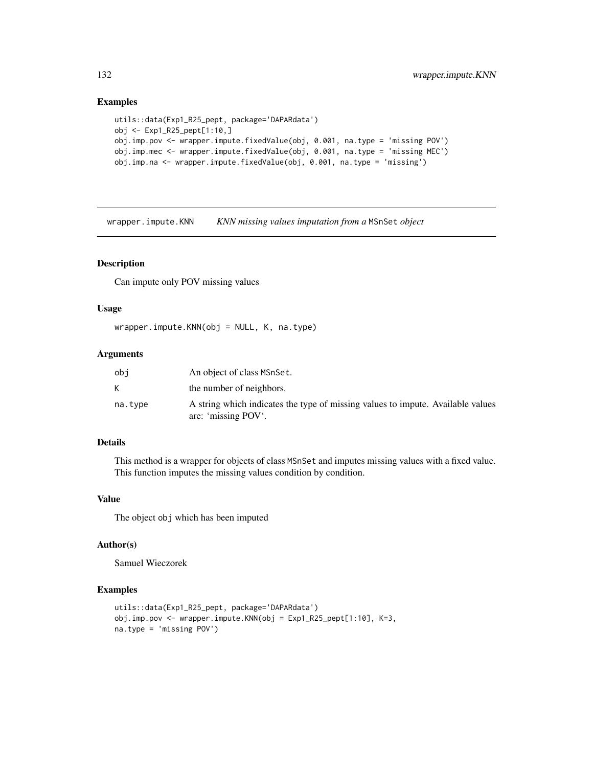### Examples

```
utils::data(Exp1_R25_pept, package='DAPARdata')
obj <- Exp1_R25_pept[1:10,]
obj.imp.pov <- wrapper.impute.fixedValue(obj, 0.001, na.type = 'missing POV')
obj.imp.mec <- wrapper.impute.fixedValue(obj, 0.001, na.type = 'missing MEC')
obj.imp.na <- wrapper.impute.fixedValue(obj, 0.001, na.type = 'missing')
```

---

## wrapper.impute.KNN *KNN missing values imputation from a* MSnSet *object*

---

### Description

Can impute only POV missing values

### Usage

```
wrapper.impute.KNN(obj = NULL, K, na.type)
```

### Arguments

| | |
|---|---|
| obj | An object of class MSnSet. |
| K | the number of neighbors. |
| na.type | A string which indicates the type of missing values to impute. Available values are: 'missing POV'. |

### Details

This method is a wrapper for objects of class MSnSet and imputes missing values with a fixed value. This function imputes the missing values condition by condition.

### Value

The object obj which has been imputed

### Author(s)

Samuel Wieczorek

### Examples

```
utils::data(Exp1_R25_pept, package='DAPARdata')
obj.imp.pov <- wrapper.impute.KNN(obj = Exp1_R25_pept[1:10], K=3,
na.type = 'missing POV')
```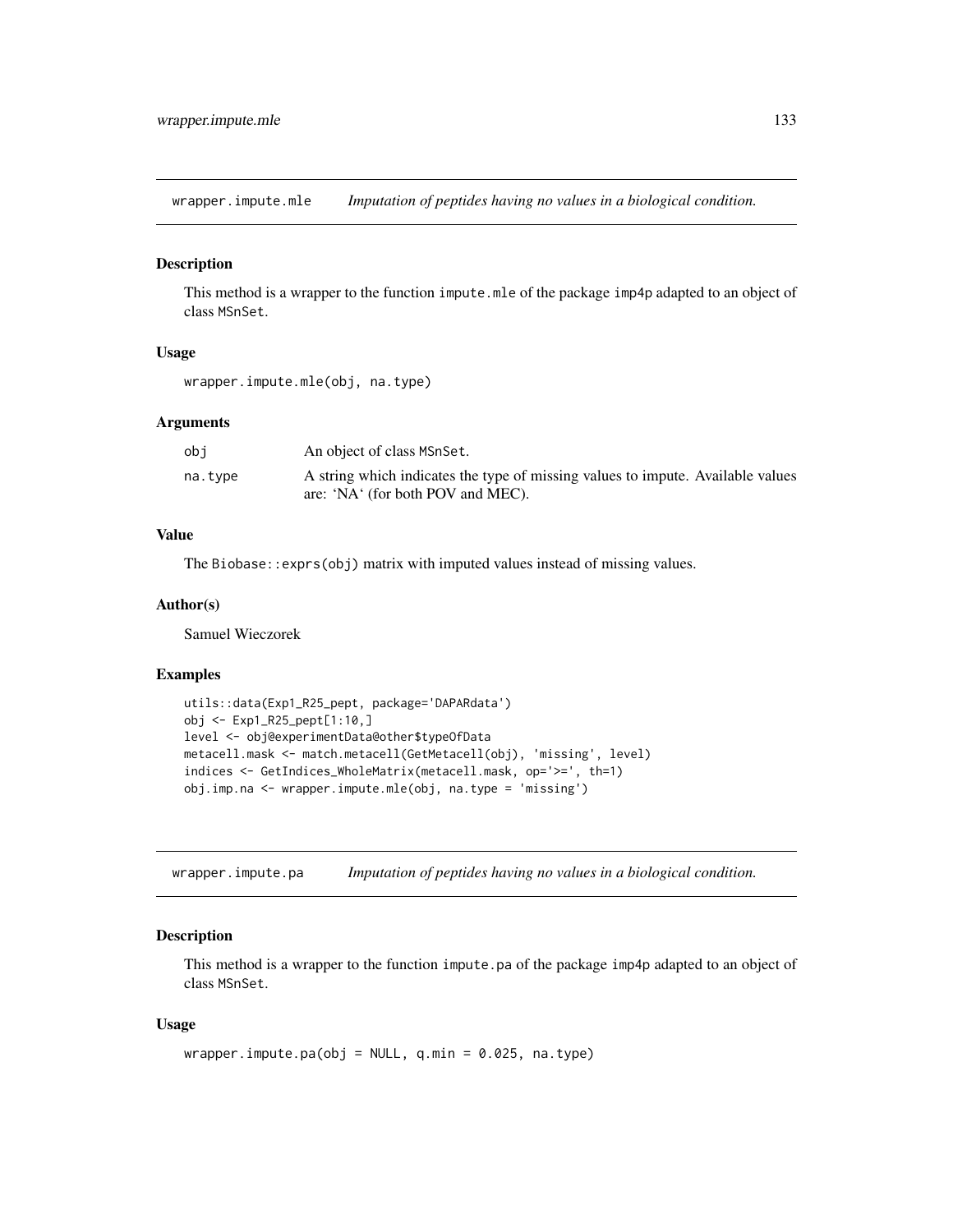## wrapper.impute.mle — *Imputation of peptides having no values in a biological condition.*

### Description

This method is a wrapper to the function `impute.mle` of the package `imp4p` adapted to an object of class `MSnSet`.

### Usage

```
wrapper.impute.mle(obj, na.type)
```

### Arguments

| | |
|---|---|
| obj | An object of class `MSnSet`. |
| na.type | A string which indicates the type of missing values to impute. Available values are: 'NA' (for both POV and MEC). |

### Value

The `Biobase::exprs(obj)` matrix with imputed values instead of missing values.

### Author(s)

Samuel Wieczorek

### Examples

```
utils::data(Exp1_R25_pept, package='DAPARdata')
obj <- Exp1_R25_pept[1:10,]
level <- obj@experimentData@other$typeOfData
metacell.mask <- match.metacell(GetMetacell(obj), 'missing', level)
indices <- GetIndices_WholeMatrix(metacell.mask, op='>=', th=1)
obj.imp.na <- wrapper.impute.mle(obj, na.type = 'missing')
```

## wrapper.impute.pa — *Imputation of peptides having no values in a biological condition.*

### Description

This method is a wrapper to the function `impute.pa` of the package `imp4p` adapted to an object of class `MSnSet`.

### Usage

```
wrapper.impute.pa(obj = NULL, q.min = 0.025, na.type)
```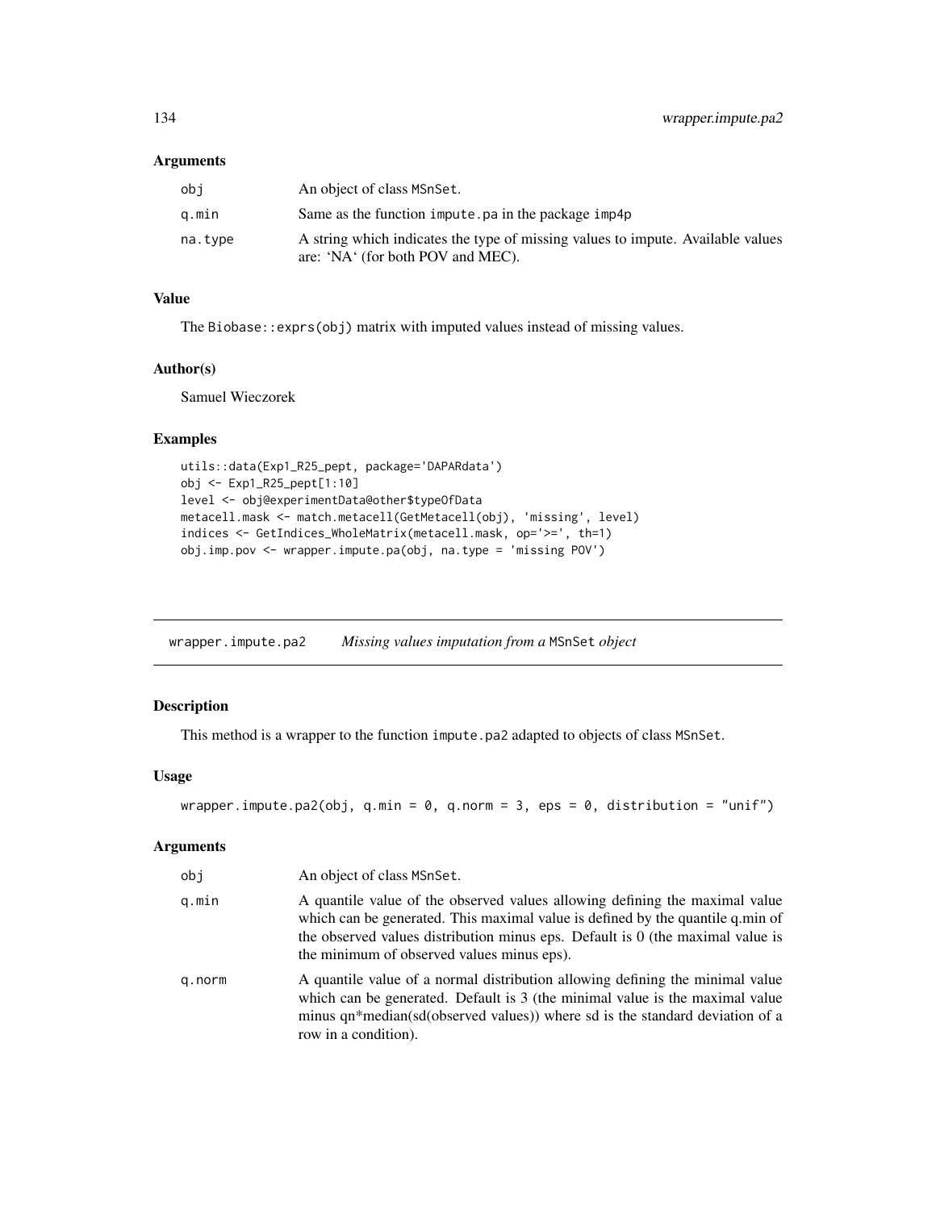## Arguments

| | |
|---|---|
| obj | An object of class MSnSet. |
| q.min | Same as the function impute.pa in the package imp4p |
| na.type | A string which indicates the type of missing values to impute. Available values are: 'NA' (for both POV and MEC). |

## Value

The Biobase::exprs(obj) matrix with imputed values instead of missing values.

## Author(s)

Samuel Wieczorek

## Examples

```
utils::data(Exp1_R25_pept, package='DAPARdata')
obj <- Exp1_R25_pept[1:10]
level <- obj@experimentData@other$typeOfData
metacell.mask <- match.metacell(GetMetacell(obj), 'missing', level)
indices <- GetIndices_WholeMatrix(metacell.mask, op='>=', th=1)
obj.imp.pov <- wrapper.impute.pa(obj, na.type = 'missing POV')
```

---

# wrapper.impute.pa2 *Missing values imputation from a* MSnSet *object*

## Description

This method is a wrapper to the function impute.pa2 adapted to objects of class MSnSet.

## Usage

```
wrapper.impute.pa2(obj, q.min = 0, q.norm = 3, eps = 0, distribution = "unif")
```

## Arguments

| | |
|---|---|
| obj | An object of class MSnSet. |
| q.min | A quantile value of the observed values allowing defining the maximal value which can be generated. This maximal value is defined by the quantile q.min of the observed values distribution minus eps. Default is 0 (the maximal value is the minimum of observed values minus eps). |
| q.norm | A quantile value of a normal distribution allowing defining the minimal value which can be generated. Default is 3 (the minimal value is the maximal value minus qn*median(sd(observed values)) where sd is the standard deviation of a row in a condition). |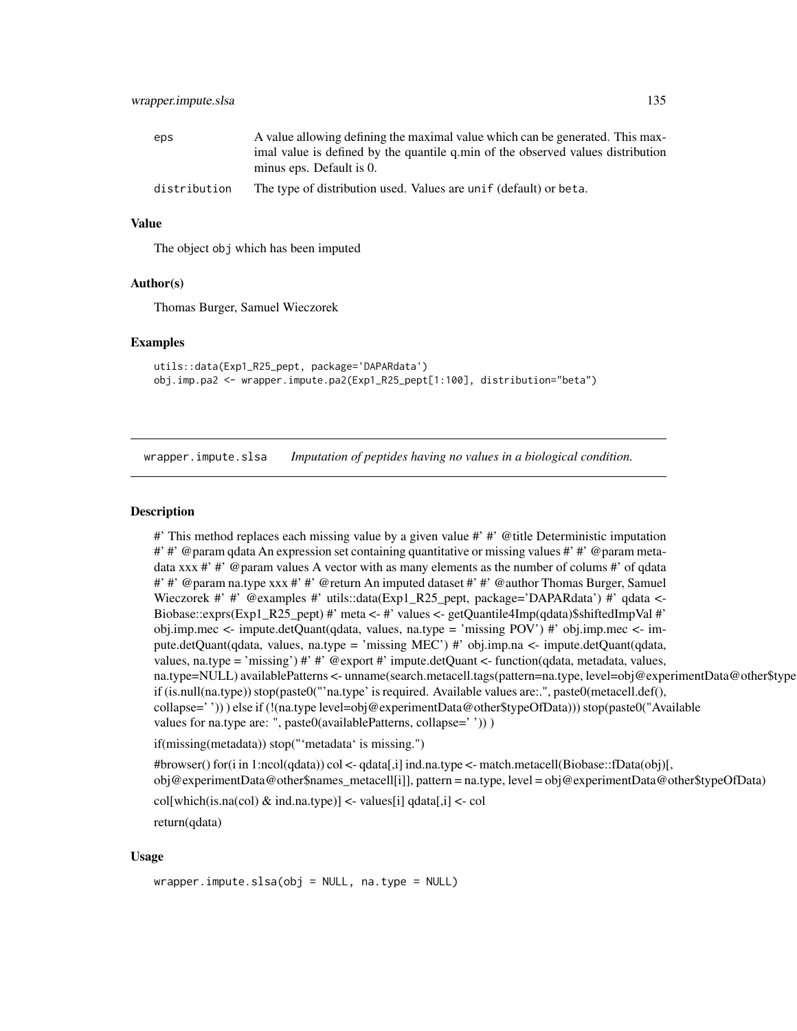| | |
|---|---|
| eps | A value allowing defining the maximal value which can be generated. This maximal value is defined by the quantile q.min of the observed values distribution minus eps. Default is 0. |
| distribution | The type of distribution used. Values are `unif` (default) or `beta`. |

### Value

The object `obj` which has been imputed

### Author(s)

Thomas Burger, Samuel Wieczorek

### Examples

```
utils::data(Exp1_R25_pept, package='DAPARdata')
obj.imp.pa2 <- wrapper.impute.pa2(Exp1_R25_pept[1:100], distribution="beta")
```

---

## wrapper.impute.slsa *Imputation of peptides having no values in a biological condition.*

### Description

#' This method replaces each missing value by a given value #' #' @title Deterministic imputation #' #' @param qdata An expression set containing quantitative or missing values #' #' @param metadata xxx #' #' @param values A vector with as many elements as the number of colums #' of qdata #' #' @param na.type xxx #' #' @return An imputed dataset #' #' @author Thomas Burger, Samuel Wieczorek #' #' @examples #' utils::data(Exp1_R25_pept, package='DAPARdata') #' qdata <- Biobase::exprs(Exp1_R25_pept) #' meta <- #' values <- getQuantile4Imp(qdata)$shiftedImpVal #' obj.imp.mec <- impute.detQuant(qdata, values, na.type = 'missing POV') #' obj.imp.mec <- impute.detQuant(qdata, values, na.type = 'missing MEC') #' obj.imp.na <- impute.detQuant(qdata, values, na.type = 'missing') #' #' @export #' impute.detQuant <- function(qdata, metadata, values, na.type=NULL) availablePatterns <- unname(search.metacell.tags(pattern=na.type, level=obj@experimentData@other$type if (is.null(na.type)) stop(paste0("'na.type' is required. Available values are:.", paste0(metacell.def(), collapse=' ')) ) else if (!(na.type level=obj@experimentData@other$typeOfData))) stop(paste0("Available values for na.type are: ", paste0(availablePatterns, collapse=' ')) )

if(missing(metadata)) stop("'metadata' is missing.")

#browser() for(i in 1:ncol(qdata)) col <- qdata[,i] ind.na.type <- match.metacell(Biobase::fData(obj)[, obj@experimentData@other$names_metacell[i]], pattern = na.type, level = obj@experimentData@other$typeOfData)

col[which(is.na(col) & ind.na.type)] <- values[i] qdata[,i] <- col

return(qdata)

### Usage

```
wrapper.impute.slsa(obj = NULL, na.type = NULL)
```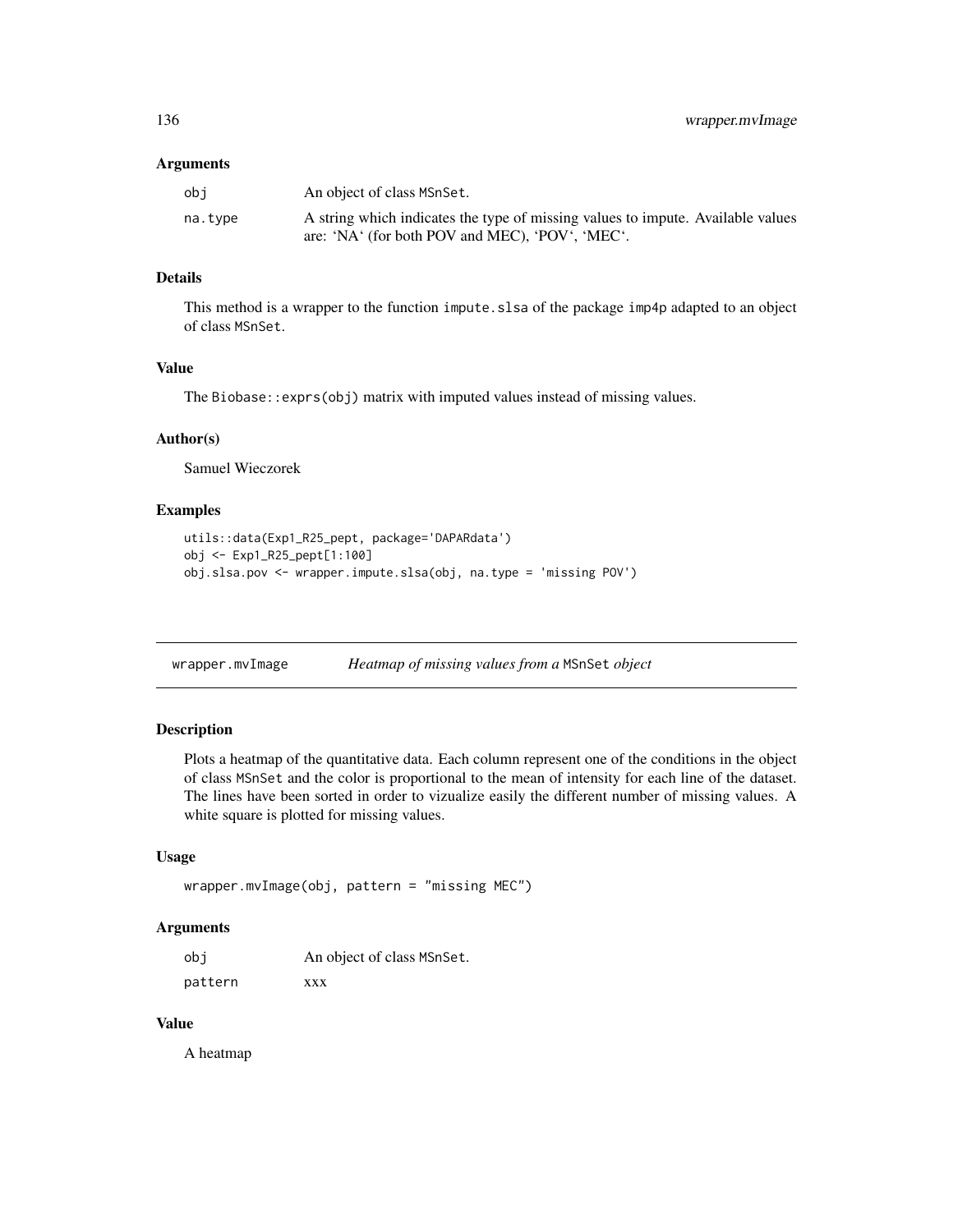### Arguments

| | |
|---|---|
| obj | An object of class MSnSet. |
| na.type | A string which indicates the type of missing values to impute. Available values are: 'NA' (for both POV and MEC), 'POV', 'MEC'. |

### Details

This method is a wrapper to the function impute.slsa of the package imp4p adapted to an object of class MSnSet.

### Value

The Biobase::exprs(obj) matrix with imputed values instead of missing values.

### Author(s)

Samuel Wieczorek

### Examples

```
utils::data(Exp1_R25_pept, package='DAPARdata')
obj <- Exp1_R25_pept[1:100]
obj.slsa.pov <- wrapper.impute.slsa(obj, na.type = 'missing POV')
```

## wrapper.mvImage — *Heatmap of missing values from a* MSnSet *object*

### Description

Plots a heatmap of the quantitative data. Each column represent one of the conditions in the object of class MSnSet and the color is proportional to the mean of intensity for each line of the dataset. The lines have been sorted in order to vizualize easily the different number of missing values. A white square is plotted for missing values.

### Usage

```
wrapper.mvImage(obj, pattern = "missing MEC")
```

### Arguments

| | |
|---|---|
| obj | An object of class MSnSet. |
| pattern | xxx |

### Value

A heatmap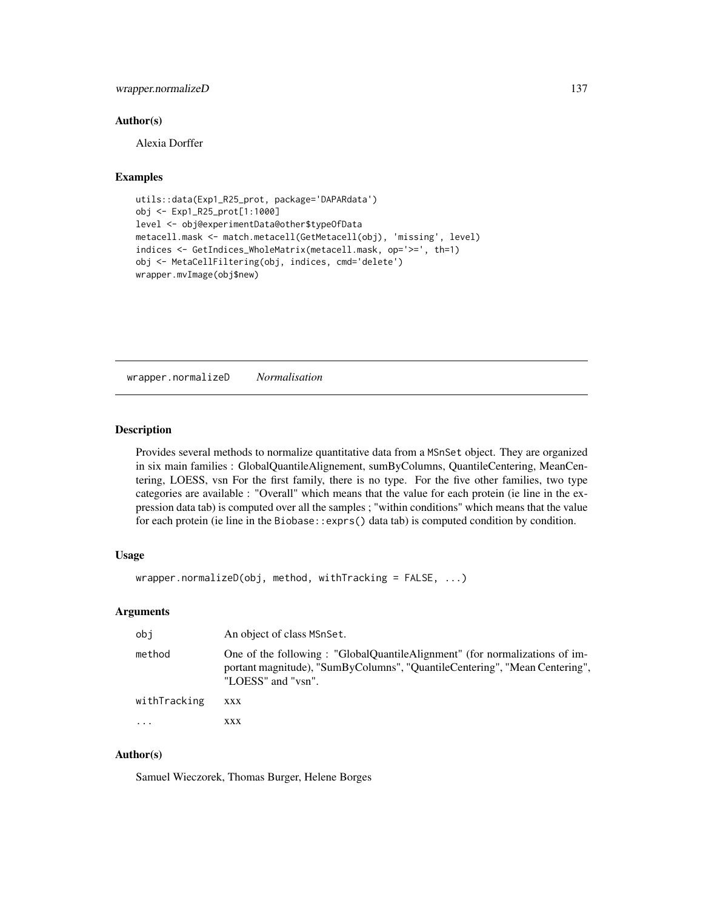## Author(s)

Alexia Dorffer

## Examples

```
utils::data(Exp1_R25_prot, package='DAPARdata')
obj <- Exp1_R25_prot[1:1000]
level <- obj@experimentData@other$typeOfData
metacell.mask <- match.metacell(GetMetacell(obj), 'missing', level)
indices <- GetIndices_WholeMatrix(metacell.mask, op='>=', th=1)
obj <- MetaCellFiltering(obj, indices, cmd='delete')
wrapper.mvImage(obj$new)
```

---

# wrapper.normalizeD *Normalisation*

## Description

Provides several methods to normalize quantitative data from a MSnSet object. They are organized in six main families : GlobalQuantileAlignement, sumByColumns, QuantileCentering, MeanCentering, LOESS, vsn For the first family, there is no type. For the five other families, two type categories are available : "Overall" which means that the value for each protein (ie line in the expression data tab) is computed over all the samples ; "within conditions" which means that the value for each protein (ie line in the Biobase::exprs() data tab) is computed condition by condition.

## Usage

```
wrapper.normalizeD(obj, method, withTracking = FALSE, ...)
```

## Arguments

| | |
|---|---|
| obj | An object of class MSnSet. |
| method | One of the following : "GlobalQuantileAlignment" (for normalizations of important magnitude), "SumByColumns", "QuantileCentering", "Mean Centering", "LOESS" and "vsn". |
| withTracking | xxx |
| ... | xxx |

## Author(s)

Samuel Wieczorek, Thomas Burger, Helene Borges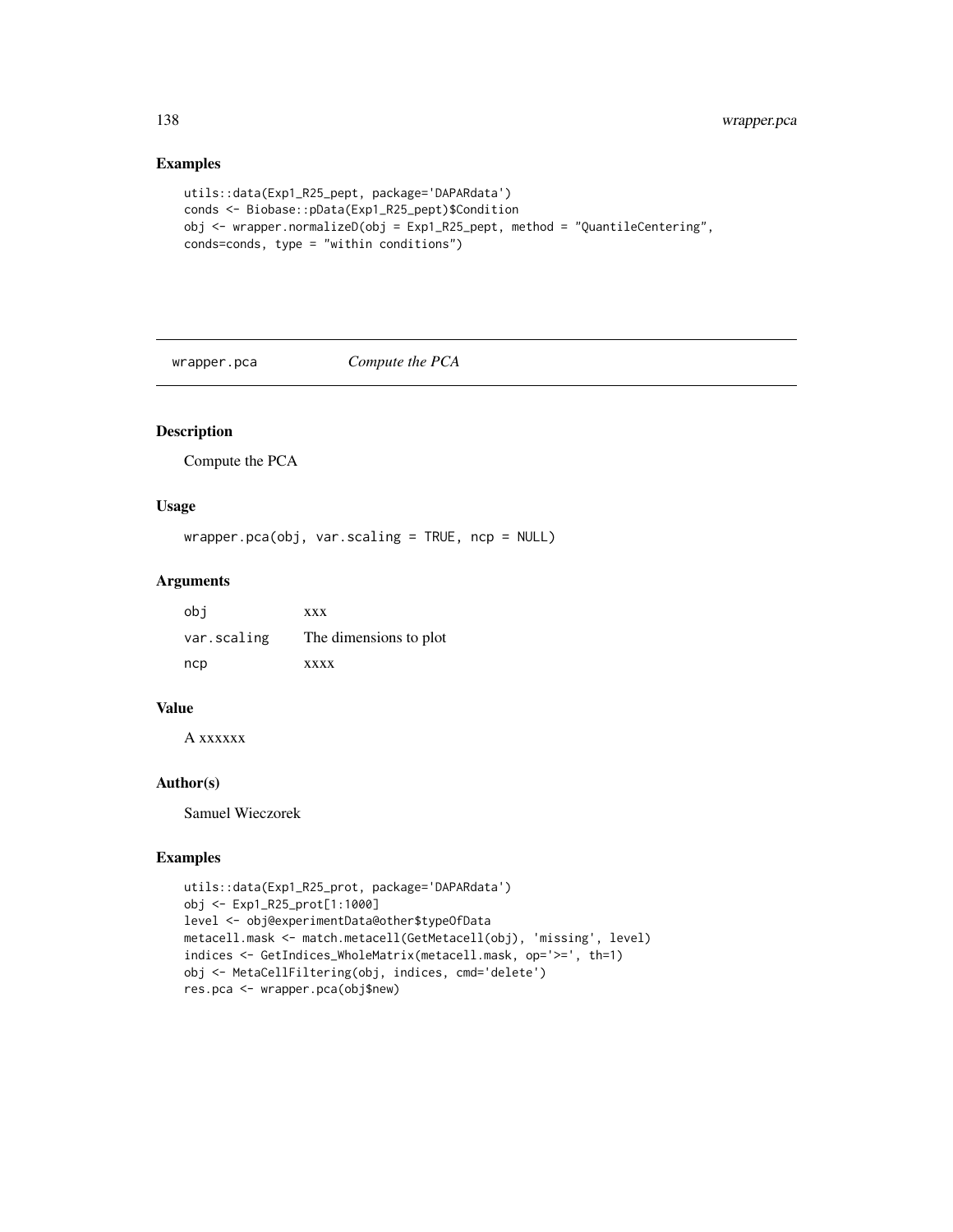## Examples

```
utils::data(Exp1_R25_pept, package='DAPARdata')
conds <- Biobase::pData(Exp1_R25_pept)$Condition
obj <- wrapper.normalizeD(obj = Exp1_R25_pept, method = "QuantileCentering",
conds=conds, type = "within conditions")
```

---

# wrapper.pca *Compute the PCA*

---

## Description

Compute the PCA

## Usage

```
wrapper.pca(obj, var.scaling = TRUE, ncp = NULL)
```

## Arguments

| | |
|---|---|
| `obj` | xxx |
| `var.scaling` | The dimensions to plot |
| `ncp` | xxxx |

## Value

A xxxxxx

## Author(s)

Samuel Wieczorek

## Examples

```
utils::data(Exp1_R25_prot, package='DAPARdata')
obj <- Exp1_R25_prot[1:1000]
level <- obj@experimentData@other$typeOfData
metacell.mask <- match.metacell(GetMetacell(obj), 'missing', level)
indices <- GetIndices_WholeMatrix(metacell.mask, op='>=', th=1)
obj <- MetaCellFiltering(obj, indices, cmd='delete')
res.pca <- wrapper.pca(obj$new)
```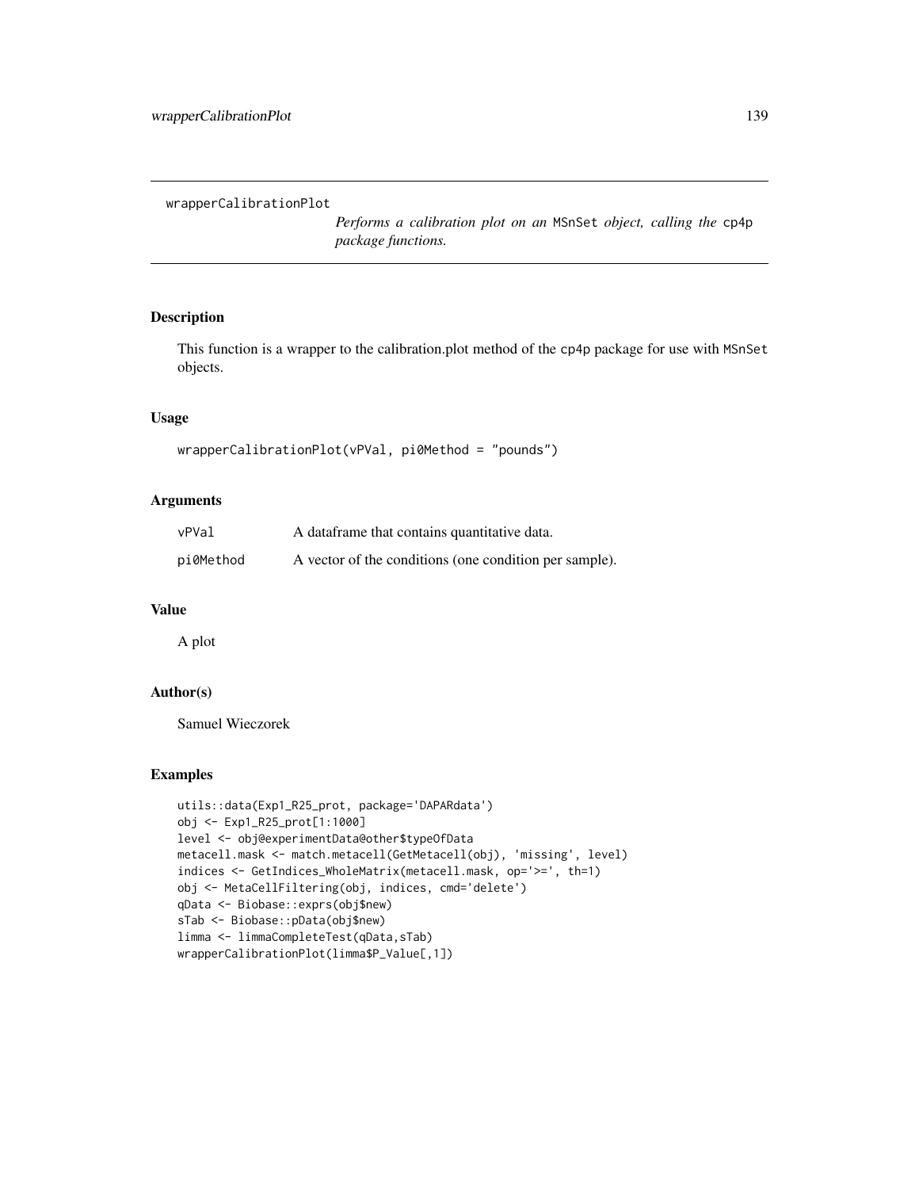wrapperCalibrationPlot

*Performs a calibration plot on an* MSnSet *object, calling the* cp4p *package functions.*

## Description

This function is a wrapper to the calibration.plot method of the cp4p package for use with MSnSet objects.

## Usage

```
wrapperCalibrationPlot(vPVal, pi0Method = "pounds")
```

## Arguments

| | |
|---|---|
| vPVal | A dataframe that contains quantitative data. |
| pi0Method | A vector of the conditions (one condition per sample). |

## Value

A plot

## Author(s)

Samuel Wieczorek

## Examples

```
utils::data(Exp1_R25_prot, package='DAPARdata')
obj <- Exp1_R25_prot[1:1000]
level <- obj@experimentData@other$typeOfData
metacell.mask <- match.metacell(GetMetacell(obj), 'missing', level)
indices <- GetIndices_WholeMatrix(metacell.mask, op='>=', th=1)
obj <- MetaCellFiltering(obj, indices, cmd='delete')
qData <- Biobase::exprs(obj$new)
sTab <- Biobase::pData(obj$new)
limma <- limmaCompleteTest(qData,sTab)
wrapperCalibrationPlot(limma$P_Value[,1])
```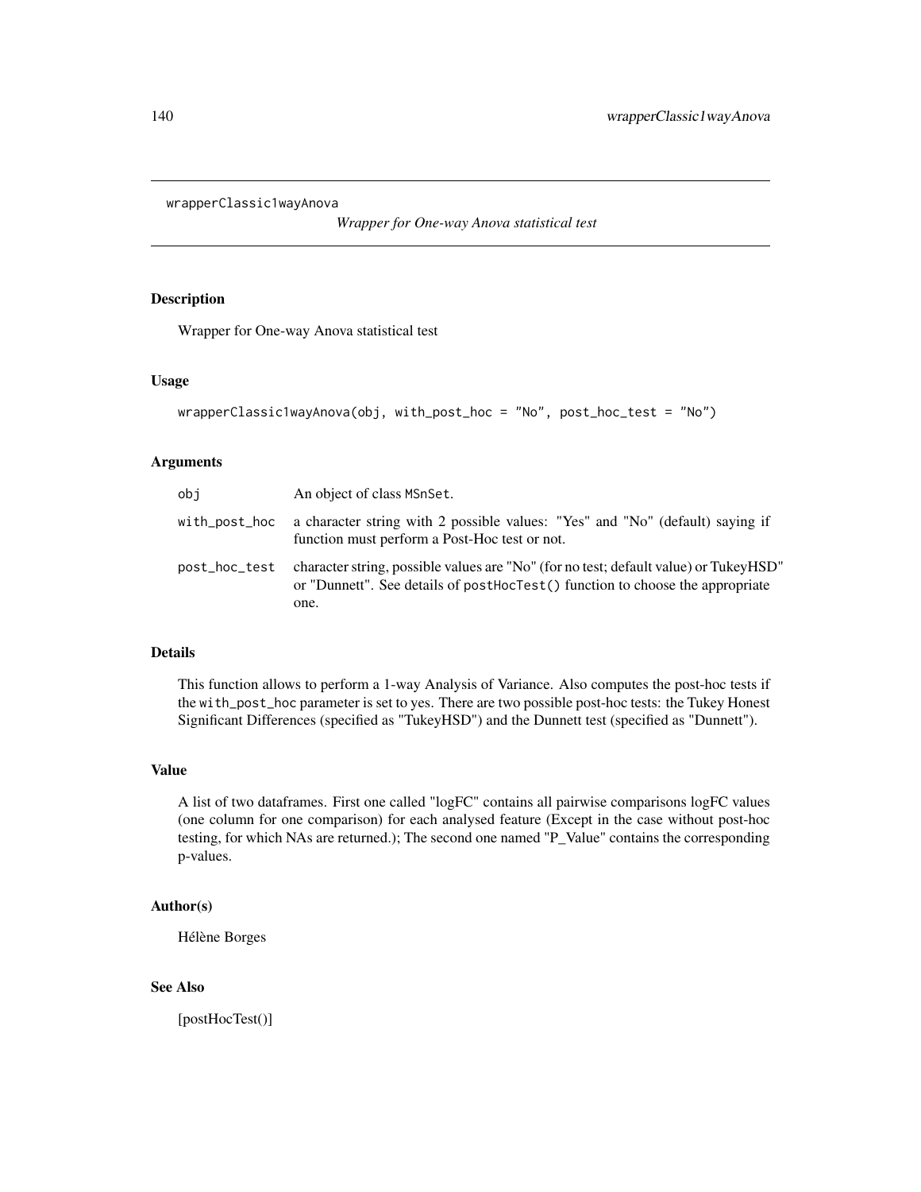wrapperClassic1wayAnova

*Wrapper for One-way Anova statistical test*

## Description

Wrapper for One-way Anova statistical test

## Usage

```
wrapperClassic1wayAnova(obj, with_post_hoc = "No", post_hoc_test = "No")
```

## Arguments

| | |
|---|---|
| obj | An object of class MSnSet. |
| with_post_hoc | a character string with 2 possible values: "Yes" and "No" (default) saying if function must perform a Post-Hoc test or not. |
| post_hoc_test | character string, possible values are "No" (for no test; default value) or TukeyHSD" or "Dunnett". See details of postHocTest() function to choose the appropriate one. |

## Details

This function allows to perform a 1-way Analysis of Variance. Also computes the post-hoc tests if the with_post_hoc parameter is set to yes. There are two possible post-hoc tests: the Tukey Honest Significant Differences (specified as "TukeyHSD") and the Dunnett test (specified as "Dunnett").

## Value

A list of two dataframes. First one called "logFC" contains all pairwise comparisons logFC values (one column for one comparison) for each analysed feature (Except in the case without post-hoc testing, for which NAs are returned.); The second one named "P_Value" contains the corresponding p-values.

## Author(s)

Hélène Borges

## See Also

[postHocTest()]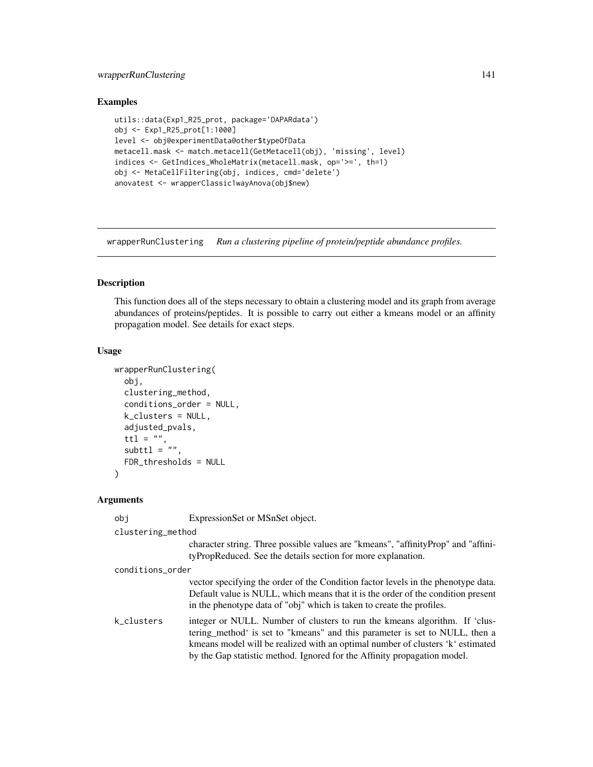## Examples

```
utils::data(Exp1_R25_prot, package='DAPARdata')
obj <- Exp1_R25_prot[1:1000]
level <- obj@experimentData@other$typeOfData
metacell.mask <- match.metacell(GetMetacell(obj), 'missing', level)
indices <- GetIndices_WholeMatrix(metacell.mask, op='>=', th=1)
obj <- MetaCellFiltering(obj, indices, cmd='delete')
anovatest <- wrapperClassic1wayAnova(obj$new)
```

---

# wrapperRunClustering *Run a clustering pipeline of protein/peptide abundance profiles.*

---

## Description

This function does all of the steps necessary to obtain a clustering model and its graph from average abundances of proteins/peptides. It is possible to carry out either a kmeans model or an affinity propagation model. See details for exact steps.

## Usage

```
wrapperRunClustering(
  obj,
  clustering_method,
  conditions_order = NULL,
  k_clusters = NULL,
  adjusted_pvals,
  ttl = "",
  subttl = "",
  FDR_thresholds = NULL
)
```

## Arguments

| | |
|---|---|
| obj | ExpressionSet or MSnSet object. |
| clustering_method | character string. Three possible values are "kmeans", "affinityProp" and "affinityPropReduced. See the details section for more explanation. |
| conditions_order | vector specifying the order of the Condition factor levels in the phenotype data. Default value is NULL, which means that it is the order of the condition present in the phenotype data of "obj" which is taken to create the profiles. |
| k_clusters | integer or NULL. Number of clusters to run the kmeans algorithm. If 'clustering_method' is set to "kmeans" and this parameter is set to NULL, then a kmeans model will be realized with an optimal number of clusters 'k' estimated by the Gap statistic method. Ignored for the Affinity propagation model. |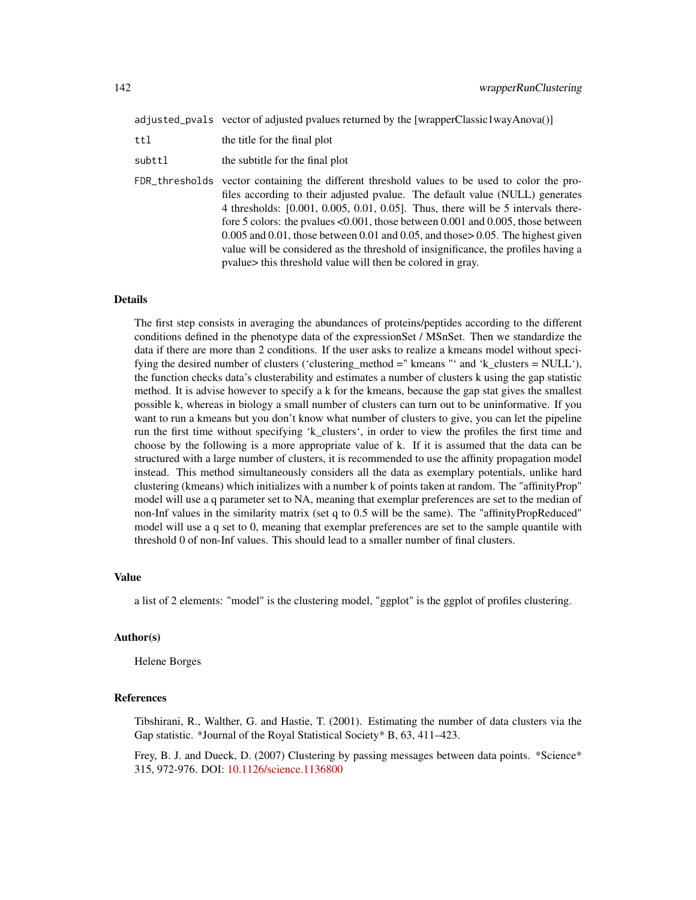| | |
|---|---|
| `adjusted_pvals` | vector of adjusted pvalues returned by the [wrapperClassic1wayAnova()] |
| `ttl` | the title for the final plot |
| `subttl` | the subtitle for the final plot |
| `FDR_thresholds` | vector containing the different threshold values to be used to color the profiles according to their adjusted pvalue. The default value (NULL) generates 4 thresholds: [0.001, 0.005, 0.01, 0.05]. Thus, there will be 5 intervals therefore 5 colors: the pvalues <0.001, those between 0.001 and 0.005, those between 0.005 and 0.01, those between 0.01 and 0.05, and those> 0.05. The highest given value will be considered as the threshold of insignificance, the profiles having a pvalue> this threshold value will then be colored in gray. |

## Details

The first step consists in averaging the abundances of proteins/peptides according to the different conditions defined in the phenotype data of the expressionSet / MSnSet. Then we standardize the data if there are more than 2 conditions. If the user asks to realize a kmeans model without specifying the desired number of clusters (‘clustering_method =" kmeans "‘ and ‘k_clusters = NULL‘), the function checks data’s clusterability and estimates a number of clusters k using the gap statistic method. It is advise however to specify a k for the kmeans, because the gap stat gives the smallest possible k, whereas in biology a small number of clusters can turn out to be uninformative. If you want to run a kmeans but you don’t know what number of clusters to give, you can let the pipeline run the first time without specifying ‘k_clusters‘, in order to view the profiles the first time and choose by the following is a more appropriate value of k. If it is assumed that the data can be structured with a large number of clusters, it is recommended to use the affinity propagation model instead. This method simultaneously considers all the data as exemplary potentials, unlike hard clustering (kmeans) which initializes with a number k of points taken at random. The "affinityProp" model will use a q parameter set to NA, meaning that exemplar preferences are set to the median of non-Inf values in the similarity matrix (set q to 0.5 will be the same). The "affinityPropReduced" model will use a q set to 0, meaning that exemplar preferences are set to the sample quantile with threshold 0 of non-Inf values. This should lead to a smaller number of final clusters.

## Value

a list of 2 elements: "model" is the clustering model, "ggplot" is the ggplot of profiles clustering.

## Author(s)

Helene Borges

## References

Tibshirani, R., Walther, G. and Hastie, T. (2001). Estimating the number of data clusters via the Gap statistic. *Journal of the Royal Statistical Society* B, 63, 411–423.

Frey, B. J. and Dueck, D. (2007) Clustering by passing messages between data points. *Science* 315, 972-976. DOI: 10.1126/science.1136800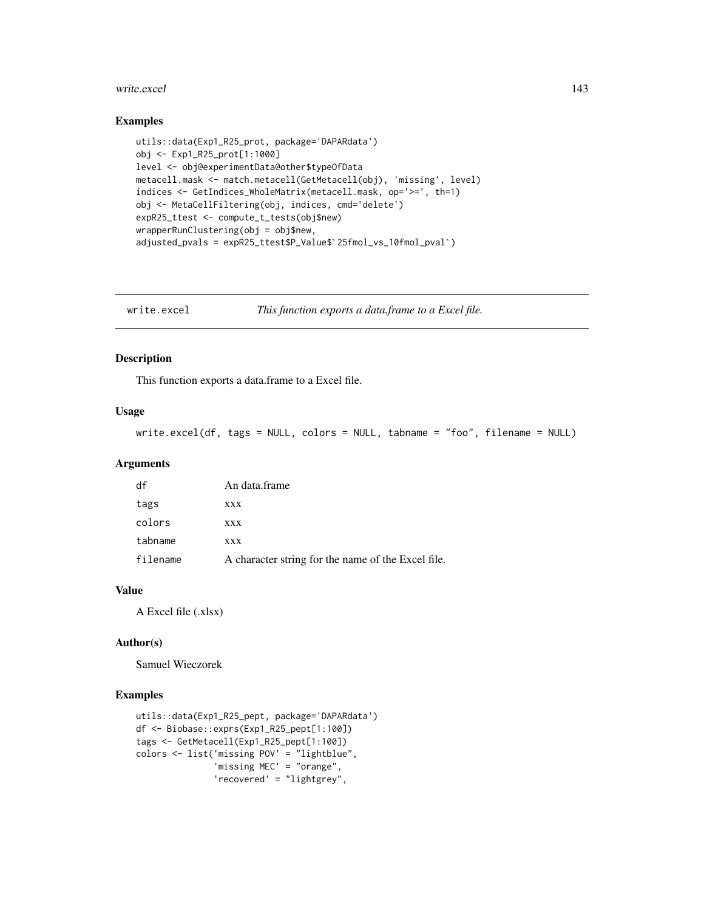### Examples

```
utils::data(Exp1_R25_prot, package='DAPARdata')
obj <- Exp1_R25_prot[1:1000]
level <- obj@experimentData@other$typeOfData
metacell.mask <- match.metacell(GetMetacell(obj), 'missing', level)
indices <- GetIndices_WholeMatrix(metacell.mask, op='>=', th=1)
obj <- MetaCellFiltering(obj, indices, cmd='delete')
expR25_ttest <- compute_t_tests(obj$new)
wrapperRunClustering(obj = obj$new,
adjusted_pvals = expR25_ttest$P_Value$`25fmol_vs_10fmol_pval`)
```

---

## write.excel *This function exports a data.frame to a Excel file.*

### Description

This function exports a data.frame to a Excel file.

### Usage

```
write.excel(df, tags = NULL, colors = NULL, tabname = "foo", filename = NULL)
```

### Arguments

| | |
|---|---|
| df | An data.frame |
| tags | xxx |
| colors | xxx |
| tabname | xxx |
| filename | A character string for the name of the Excel file. |

### Value

A Excel file (.xlsx)

### Author(s)

Samuel Wieczorek

### Examples

```
utils::data(Exp1_R25_pept, package='DAPARdata')
df <- Biobase::exprs(Exp1_R25_pept[1:100])
tags <- GetMetacell(Exp1_R25_pept[1:100])
colors <- list('missing POV' = "lightblue",
               'missing MEC' = "orange",
               'recovered' = "lightgrey",
```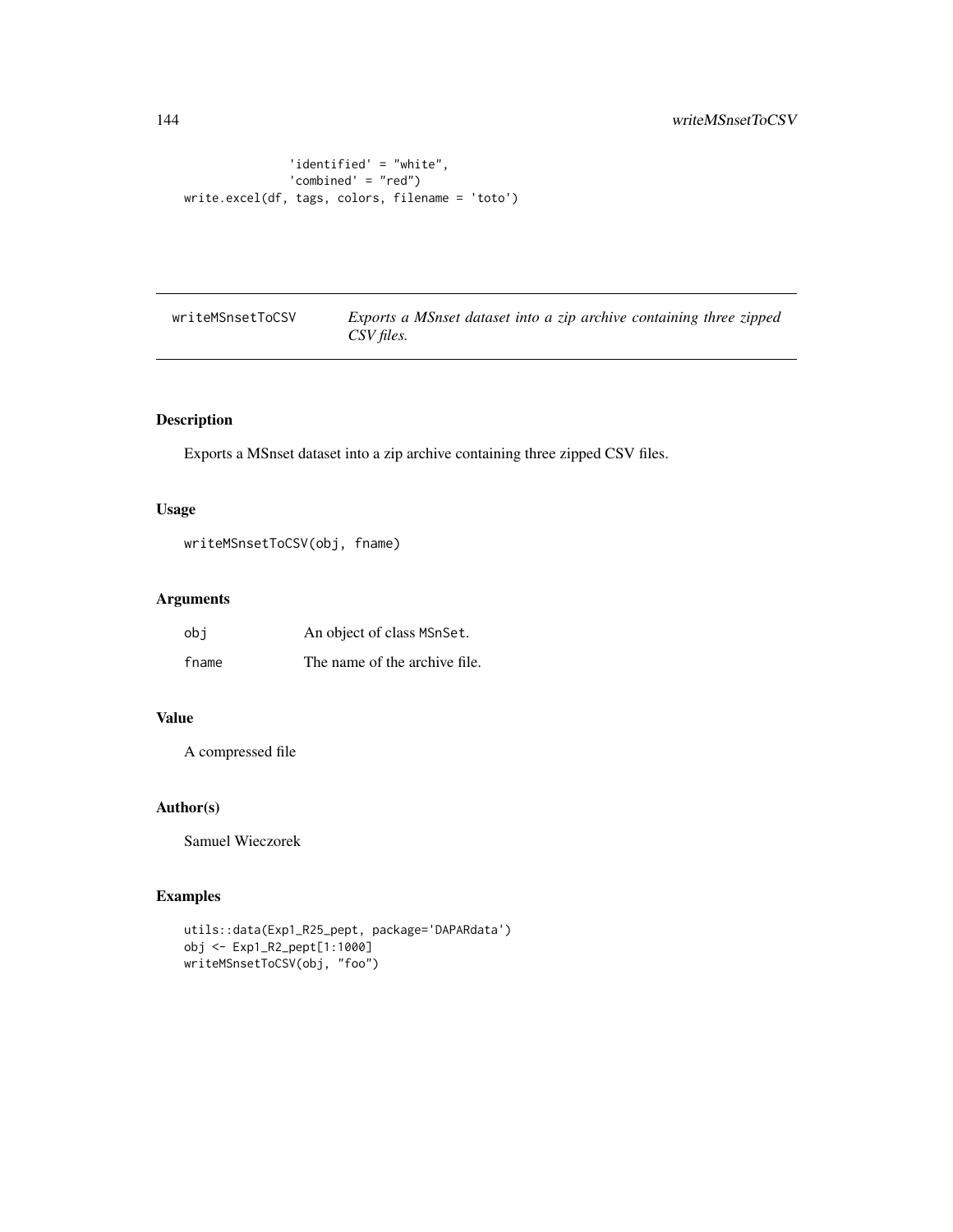```
                'identified' = "white",
                'combined' = "red")
write.excel(df, tags, colors, filename = 'toto')
```

## writeMSnsetToCSV

*Exports a MSnset dataset into a zip archive containing three zipped CSV files.*

### Description

Exports a MSnset dataset into a zip archive containing three zipped CSV files.

### Usage

```
writeMSnsetToCSV(obj, fname)
```

### Arguments

| | |
|---|---|
| obj | An object of class MSnSet. |
| fname | The name of the archive file. |

### Value

A compressed file

### Author(s)

Samuel Wieczorek

### Examples

```
utils::data(Exp1_R25_pept, package='DAPARdata')
obj <- Exp1_R2_pept[1:1000]
writeMSnsetToCSV(obj, "foo")
```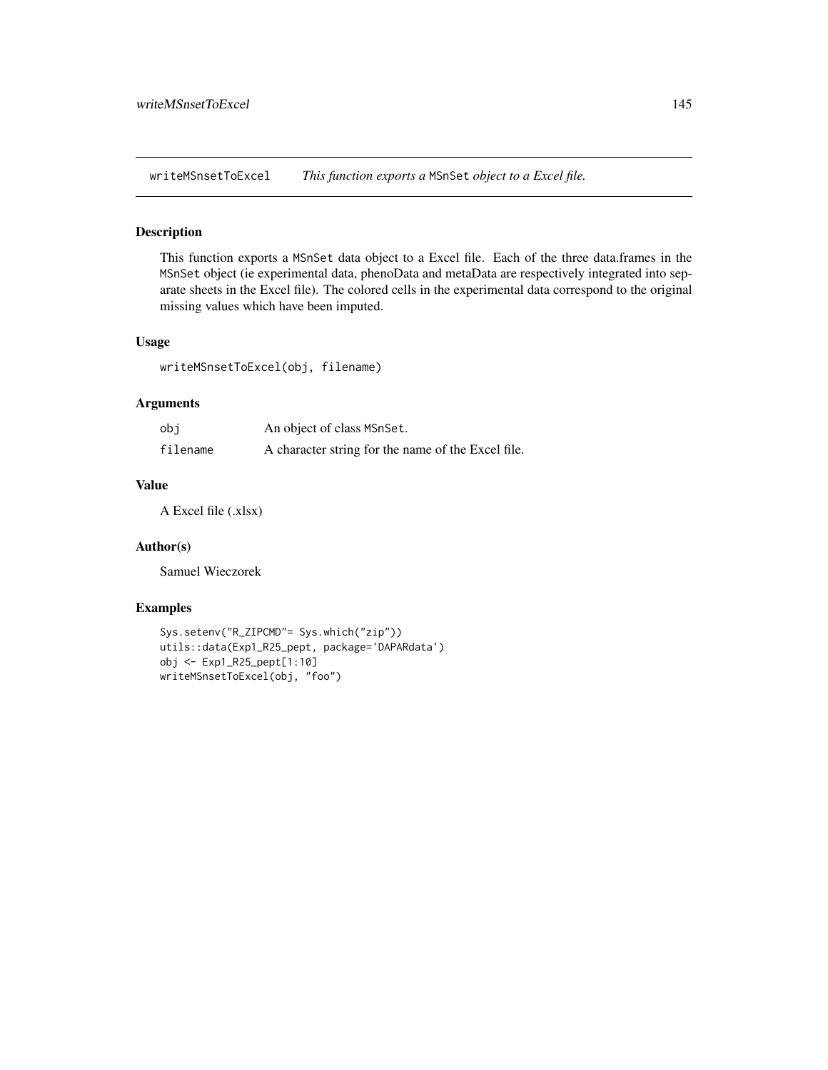## writeMSnsetToExcel *This function exports a* MSnSet *object to a Excel file.*

### Description

This function exports a MSnSet data object to a Excel file. Each of the three data.frames in the MSnSet object (ie experimental data, phenoData and metaData are respectively integrated into separate sheets in the Excel file). The colored cells in the experimental data correspond to the original missing values which have been imputed.

### Usage

```
writeMSnsetToExcel(obj, filename)
```

### Arguments

| | |
|---|---|
| obj | An object of class MSnSet. |
| filename | A character string for the name of the Excel file. |

### Value

A Excel file (.xlsx)

### Author(s)

Samuel Wieczorek

### Examples

```
Sys.setenv("R_ZIPCMD"= Sys.which("zip"))
utils::data(Exp1_R25_pept, package='DAPARdata')
obj <- Exp1_R25_pept[1:10]
writeMSnsetToExcel(obj, "foo")
```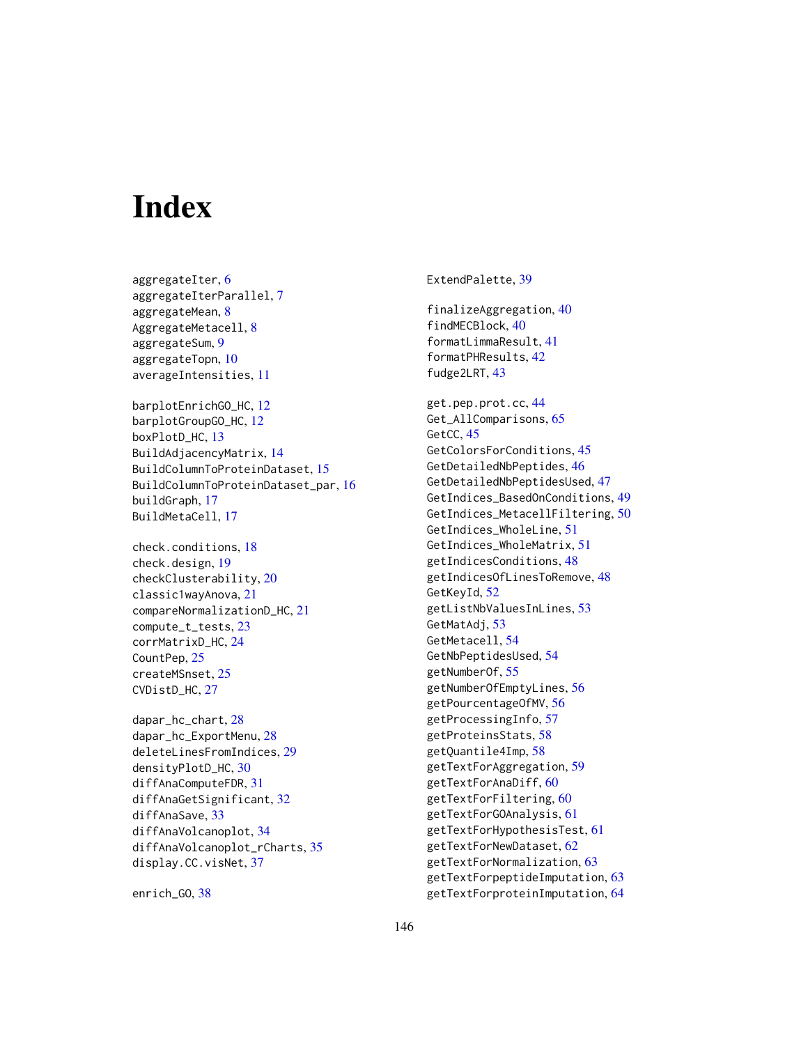# Index

aggregateIter, 6
aggregateIterParallel, 7
aggregateMean, 8
AggregateMetacell, 8
aggregateSum, 9
aggregateTopn, 10
averageIntensities, 11

barplotEnrichGO_HC, 12
barplotGroupGO_HC, 12
boxPlotD_HC, 13
BuildAdjacencyMatrix, 14
BuildColumnToProteinDataset, 15
BuildColumnToProteinDataset_par, 16
buildGraph, 17
BuildMetaCell, 17

check.conditions, 18
check.design, 19
checkClusterability, 20
classic1wayAnova, 21
compareNormalizationD_HC, 21
compute_t_tests, 23
corrMatrixD_HC, 24
CountPep, 25
createMSnset, 25
CVDistD_HC, 27

dapar_hc_chart, 28
dapar_hc_ExportMenu, 28
deleteLinesFromIndices, 29
densityPlotD_HC, 30
diffAnaComputeFDR, 31
diffAnaGetSignificant, 32
diffAnaSave, 33
diffAnaVolcanoplot, 34
diffAnaVolcanoplot_rCharts, 35
display.CC.visNet, 37

enrich_GO, 38

ExtendPalette, 39

finalizeAggregation, 40
findMECBlock, 40
formatLimmaResult, 41
formatPHResults, 42
fudge2LRT, 43

get.pep.prot.cc, 44
Get_AllComparisons, 65
GetCC, 45
GetColorsForConditions, 45
GetDetailedNbPeptides, 46
GetDetailedNbPeptidesUsed, 47
GetIndices_BasedOnConditions, 49
GetIndices_MetacellFiltering, 50
GetIndices_WholeLine, 51
GetIndices_WholeMatrix, 51
getIndicesConditions, 48
getIndicesOfLinesToRemove, 48
GetKeyId, 52
getListNbValuesInLines, 53
GetMatAdj, 53
GetMetacell, 54
GetNbPeptidesUsed, 54
getNumberOf, 55
getNumberOfEmptyLines, 56
getPourcentageOfMV, 56
getProcessingInfo, 57
getProteinsStats, 58
getQuantile4Imp, 58
getTextForAggregation, 59
getTextForAnaDiff, 60
getTextForFiltering, 60
getTextForGOAnalysis, 61
getTextForHypothesisTest, 61
getTextForNewDataset, 62
getTextForNormalization, 63
getTextForpeptideImputation, 63
getTextForproteinImputation, 64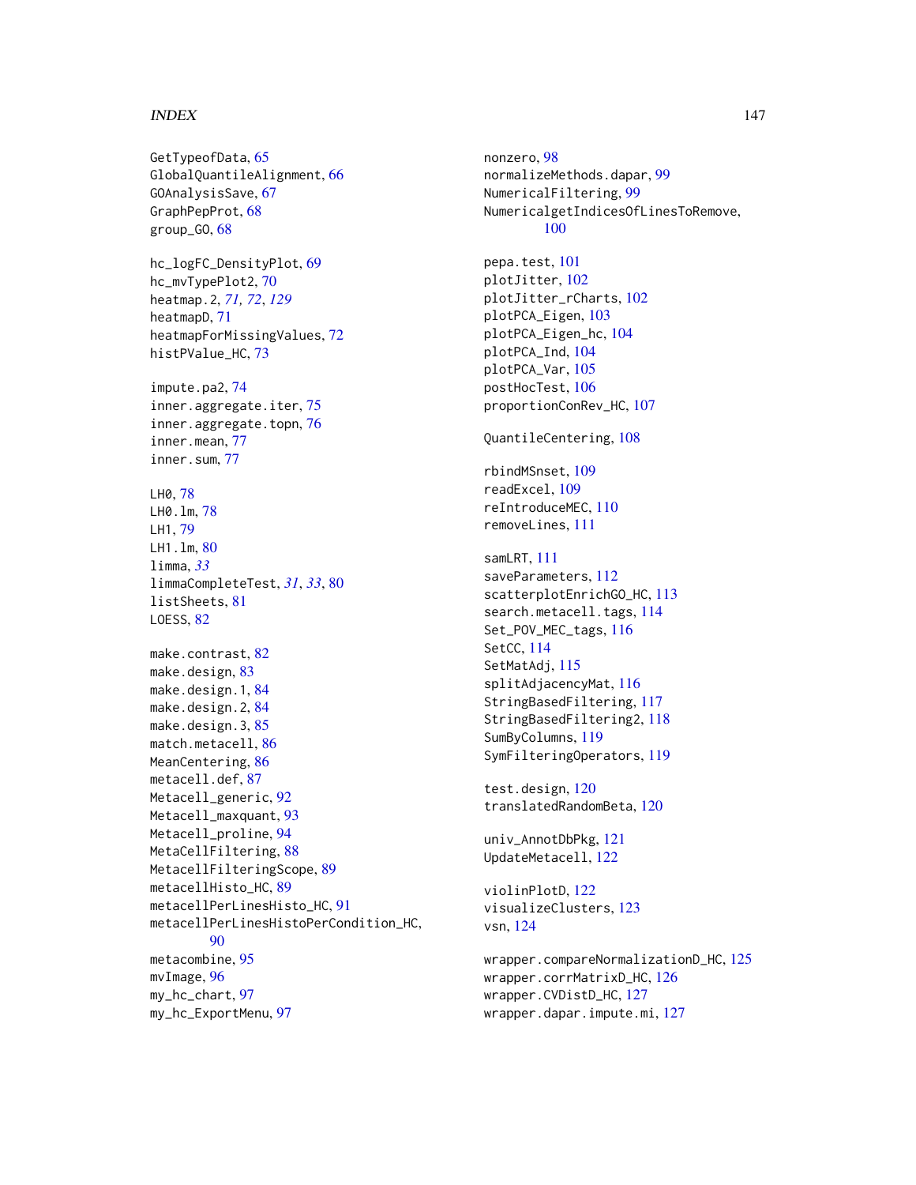GetTypeofData, 65
GlobalQuantileAlignment, 66
GOAnalysisSave, 67
GraphPepProt, 68
group_GO, 68

hc_logFC_DensityPlot, 69
hc_mvTypePlot2, 70
heatmap.2, *71, 72*, *129*
heatmapD, 71
heatmapForMissingValues, 72
histPValue_HC, 73

impute.pa2, 74
inner.aggregate.iter, 75
inner.aggregate.topn, 76
inner.mean, 77
inner.sum, 77

LH0, 78
LH0.lm, 78
LH1, 79
LH1.lm, 80
limma, *33*
limmaCompleteTest, *31*, *33*, 80
listSheets, 81
LOESS, 82

make.contrast, 82
make.design, 83
make.design.1, 84
make.design.2, 84
make.design.3, 85
match.metacell, 86
MeanCentering, 86
metacell.def, 87
Metacell_generic, 92
Metacell_maxquant, 93
Metacell_proline, 94
MetaCellFiltering, 88
MetacellFilteringScope, 89
metacellHisto_HC, 89
metacellPerLinesHisto_HC, 91
metacellPerLinesHistoPerCondition_HC, 90
metacombine, 95
mvImage, 96
my_hc_chart, 97
my_hc_ExportMenu, 97

nonzero, 98
normalizeMethods.dapar, 99
NumericalFiltering, 99
NumericalgetIndicesOfLinesToRemove, 100

pepa.test, 101
plotJitter, 102
plotJitter_rCharts, 102
plotPCA_Eigen, 103
plotPCA_Eigen_hc, 104
plotPCA_Ind, 104
plotPCA_Var, 105
postHocTest, 106
proportionConRev_HC, 107

QuantileCentering, 108

rbindMSnset, 109
readExcel, 109
reIntroduceMEC, 110
removeLines, 111

samLRT, 111
saveParameters, 112
scatterplotEnrichGO_HC, 113
search.metacell.tags, 114
Set_POV_MEC_tags, 116
SetCC, 114
SetMatAdj, 115
splitAdjacencyMat, 116
StringBasedFiltering, 117
StringBasedFiltering2, 118
SumByColumns, 119
SymFilteringOperators, 119

test.design, 120
translatedRandomBeta, 120

univ_AnnotDbPkg, 121
UpdateMetacell, 122

violinPlotD, 122
visualizeClusters, 123
vsn, 124

wrapper.compareNormalizationD_HC, 125
wrapper.corrMatrixD_HC, 126
wrapper.CVDistD_HC, 127
wrapper.dapar.impute.mi, 127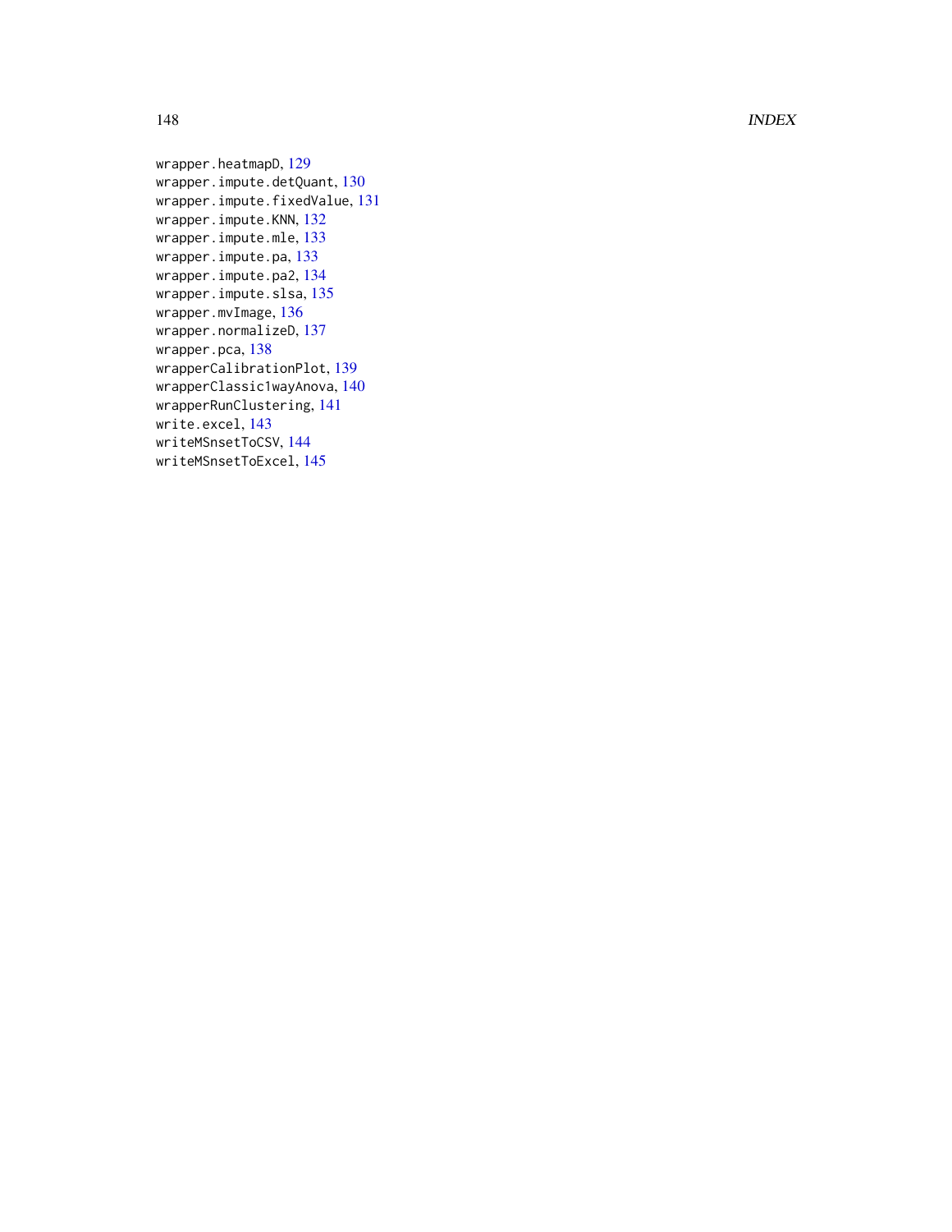wrapper.heatmapD, 129
wrapper.impute.detQuant, 130
wrapper.impute.fixedValue, 131
wrapper.impute.KNN, 132
wrapper.impute.mle, 133
wrapper.impute.pa, 133
wrapper.impute.pa2, 134
wrapper.impute.slsa, 135
wrapper.mvImage, 136
wrapper.normalizeD, 137
wrapper.pca, 138
wrapperCalibrationPlot, 139
wrapperClassic1wayAnova, 140
wrapperRunClustering, 141
write.excel, 143
writeMSnsetToCSV, 144
writeMSnsetToExcel, 145